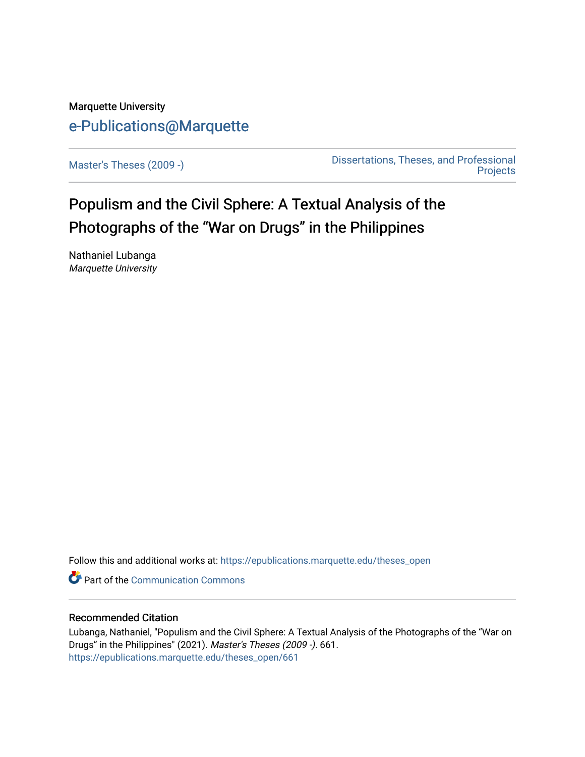Marquette University

e-Publications@Marquette

Master's Theses (2009 -)

Dissertations, Theses, and Professional Projects

# Populism and the Civil Sphere: A Textual Analysis of the Photographs of the "War on Drugs" in the Philippines

Nathaniel Lubanga
*Marquette University*

Follow this and additional works at: https://epublications.marquette.edu/theses_open

Part of the Communication Commons

## Recommended Citation

Lubanga, Nathaniel, "Populism and the Civil Sphere: A Textual Analysis of the Photographs of the "War on Drugs" in the Philippines" (2021). *Master's Theses (2009 -)*. 661.
https://epublications.marquette.edu/theses_open/661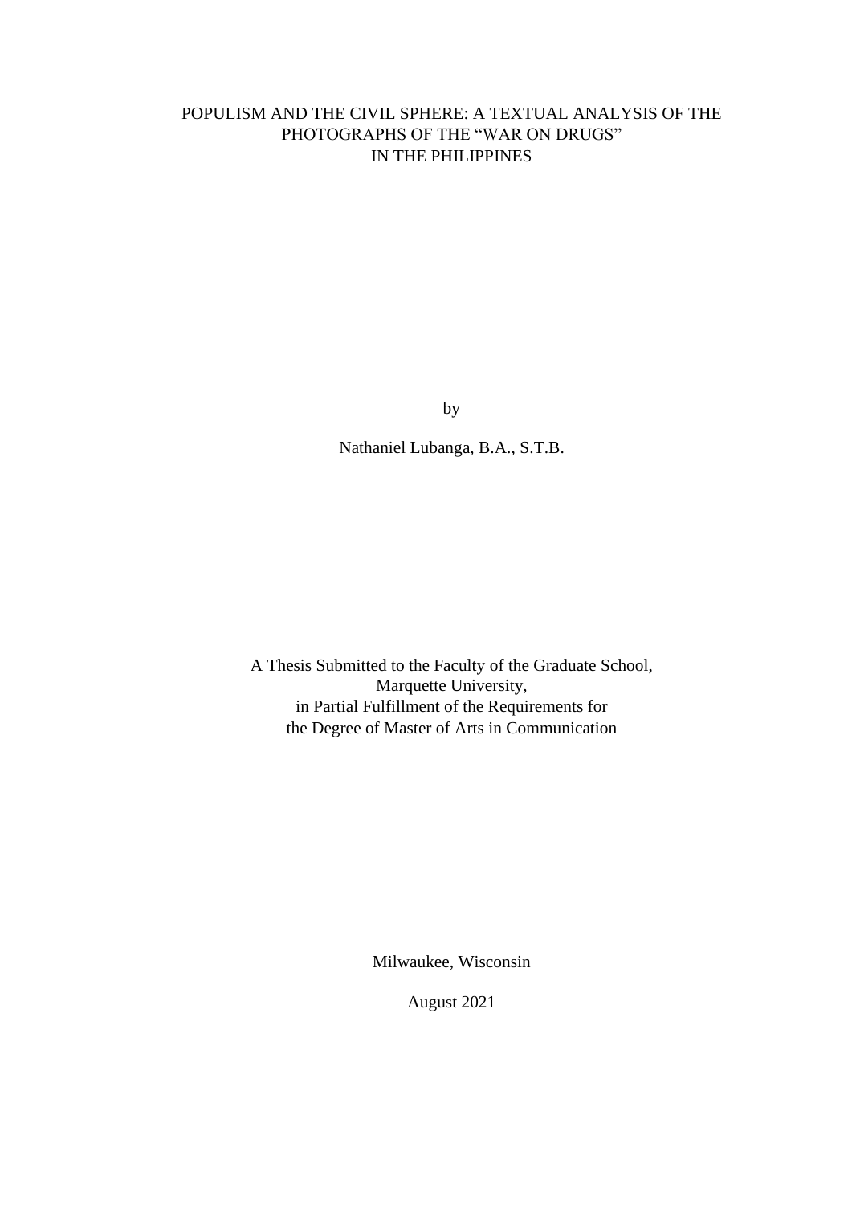POPULISM AND THE CIVIL SPHERE: A TEXTUAL ANALYSIS OF THE PHOTOGRAPHS OF THE “WAR ON DRUGS” IN THE PHILIPPINES

by

Nathaniel Lubanga, B.A., S.T.B.

A Thesis Submitted to the Faculty of the Graduate School,
Marquette University,
in Partial Fulfillment of the Requirements for
the Degree of Master of Arts in Communication

Milwaukee, Wisconsin

August 2021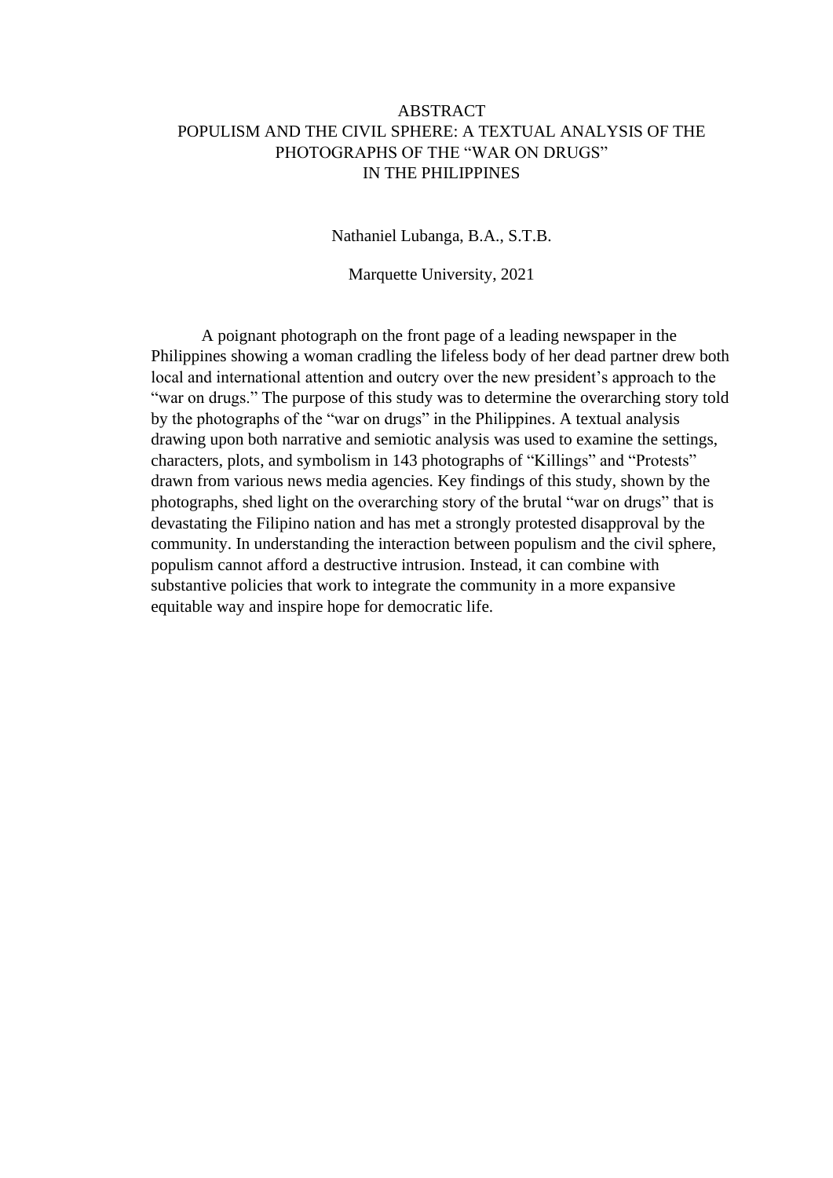# ABSTRACT

## POPULISM AND THE CIVIL SPHERE: A TEXTUAL ANALYSIS OF THE PHOTOGRAPHS OF THE "WAR ON DRUGS" IN THE PHILIPPINES

Nathaniel Lubanga, B.A., S.T.B.

Marquette University, 2021

A poignant photograph on the front page of a leading newspaper in the Philippines showing a woman cradling the lifeless body of her dead partner drew both local and international attention and outcry over the new president's approach to the "war on drugs." The purpose of this study was to determine the overarching story told by the photographs of the "war on drugs" in the Philippines. A textual analysis drawing upon both narrative and semiotic analysis was used to examine the settings, characters, plots, and symbolism in 143 photographs of "Killings" and "Protests" drawn from various news media agencies. Key findings of this study, shown by the photographs, shed light on the overarching story of the brutal "war on drugs" that is devastating the Filipino nation and has met a strongly protested disapproval by the community. In understanding the interaction between populism and the civil sphere, populism cannot afford a destructive intrusion. Instead, it can combine with substantive policies that work to integrate the community in a more expansive equitable way and inspire hope for democratic life.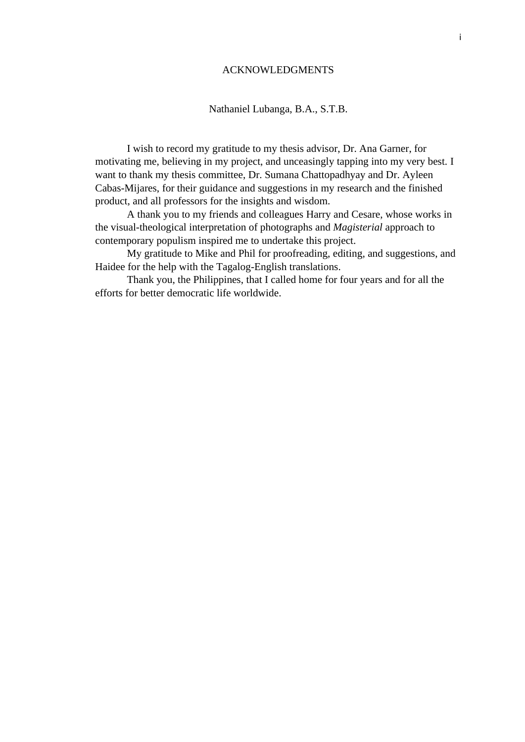# ACKNOWLEDGMENTS

Nathaniel Lubanga, B.A., S.T.B.

I wish to record my gratitude to my thesis advisor, Dr. Ana Garner, for motivating me, believing in my project, and unceasingly tapping into my very best. I want to thank my thesis committee, Dr. Sumana Chattopadhyay and Dr. Ayleen Cabas-Mijares, for their guidance and suggestions in my research and the finished product, and all professors for the insights and wisdom.

A thank you to my friends and colleagues Harry and Cesare, whose works in the visual-theological interpretation of photographs and *Magisterial* approach to contemporary populism inspired me to undertake this project.

My gratitude to Mike and Phil for proofreading, editing, and suggestions, and Haidee for the help with the Tagalog-English translations.

Thank you, the Philippines, that I called home for four years and for all the efforts for better democratic life worldwide.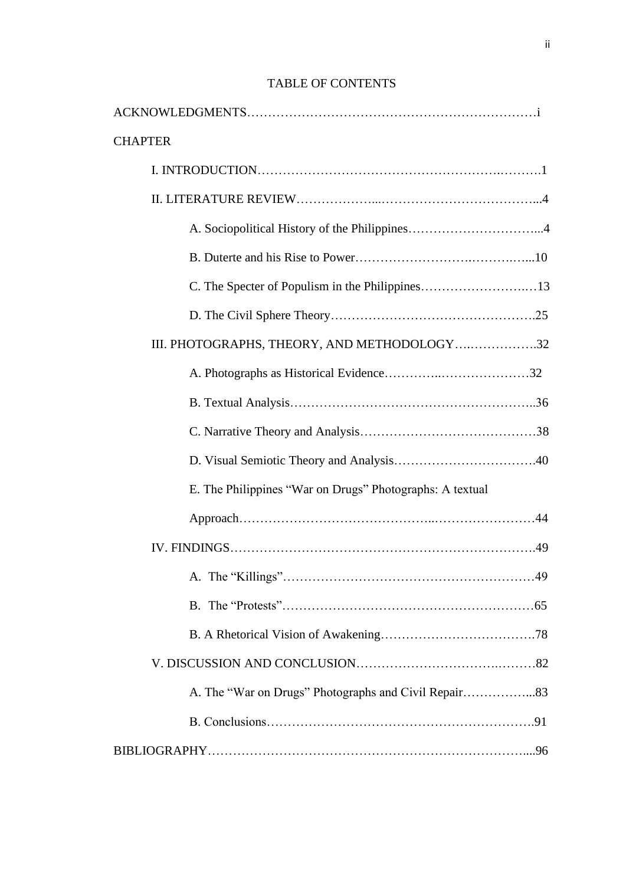# TABLE OF CONTENTS

ACKNOWLEDGMENTS……………………………………………………………i

CHAPTER

I. INTRODUCTION…………………………………………………….……….1

II. LITERATURE REVIEW………………...……………………………….....4

A. Sociopolitical History of the Philippines…………………………....4

B. Duterte and his Rise to Power…………………….……….…...10

C. The Specter of Populism in the Philippines…………………….…13

D. The Civil Sphere Theory……………………………………….25

III. PHOTOGRAPHS, THEORY, AND METHODOLOGY….…………….32

A. Photographs as Historical Evidence…………..…………………32

B. Textual Analysis………………………………………………..36

C. Narrative Theory and Analysis……………………………………38

D. Visual Semiotic Theory and Analysis…………………………….40

E. The Philippines "War on Drugs" Photographs: A textual Approach……………………………………..……………………44

IV. FINDINGS……………………………………………………………….49

A. The "Killings"……………………………………………………49

B. The "Protests"……………………………………………………65

B. A Rhetorical Vision of Awakening……………………………….78

V. DISCUSSION AND CONCLUSION…………………………….………82

A. The "War on Drugs" Photographs and Civil Repair……………...83

B. Conclusions……………………………………………………….91

BIBLIOGRAPHY……………………………………………………………....96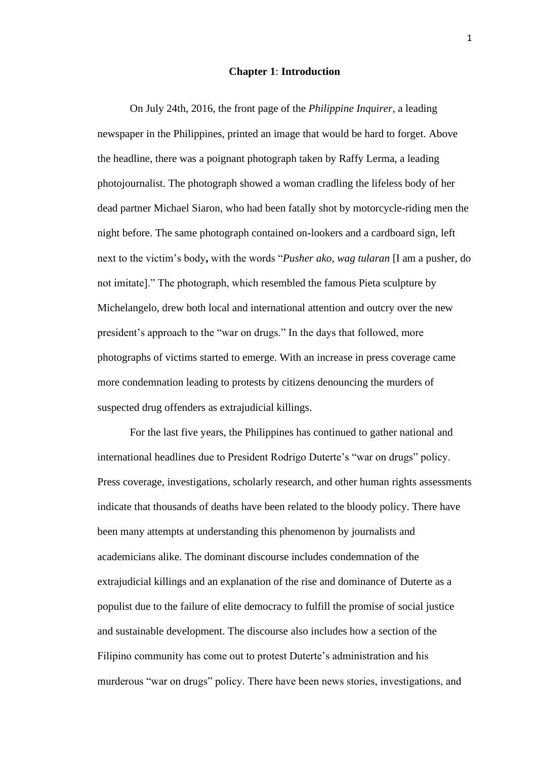# **Chapter 1**: **Introduction**

On July 24th, 2016, the front page of the *Philippine Inquirer*, a leading newspaper in the Philippines, printed an image that would be hard to forget. Above the headline, there was a poignant photograph taken by Raffy Lerma, a leading photojournalist. The photograph showed a woman cradling the lifeless body of her dead partner Michael Siaron, who had been fatally shot by motorcycle-riding men the night before. The same photograph contained on-lookers and a cardboard sign, left next to the victim's body**,** with the words "*Pusher ako, wag tularan* [I am a pusher, do not imitate]." The photograph, which resembled the famous Pieta sculpture by Michelangelo, drew both local and international attention and outcry over the new president's approach to the "war on drugs." In the days that followed, more photographs of victims started to emerge. With an increase in press coverage came more condemnation leading to protests by citizens denouncing the murders of suspected drug offenders as extrajudicial killings.

For the last five years, the Philippines has continued to gather national and international headlines due to President Rodrigo Duterte's "war on drugs" policy. Press coverage, investigations, scholarly research, and other human rights assessments indicate that thousands of deaths have been related to the bloody policy. There have been many attempts at understanding this phenomenon by journalists and academicians alike. The dominant discourse includes condemnation of the extrajudicial killings and an explanation of the rise and dominance of Duterte as a populist due to the failure of elite democracy to fulfill the promise of social justice and sustainable development. The discourse also includes how a section of the Filipino community has come out to protest Duterte's administration and his murderous "war on drugs" policy. There have been news stories, investigations, and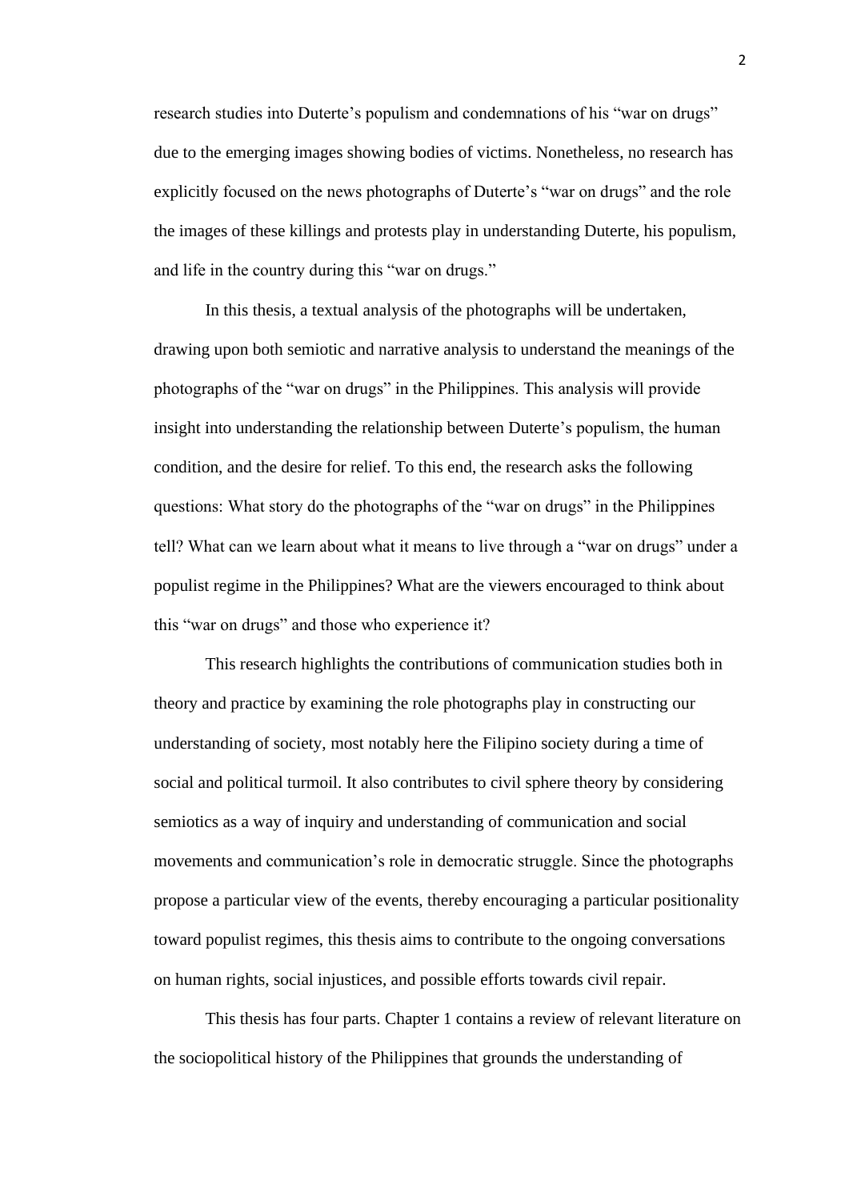research studies into Duterte's populism and condemnations of his "war on drugs" due to the emerging images showing bodies of victims. Nonetheless, no research has explicitly focused on the news photographs of Duterte's "war on drugs" and the role the images of these killings and protests play in understanding Duterte, his populism, and life in the country during this "war on drugs."

In this thesis, a textual analysis of the photographs will be undertaken, drawing upon both semiotic and narrative analysis to understand the meanings of the photographs of the "war on drugs" in the Philippines. This analysis will provide insight into understanding the relationship between Duterte's populism, the human condition, and the desire for relief. To this end, the research asks the following questions: What story do the photographs of the "war on drugs" in the Philippines tell? What can we learn about what it means to live through a "war on drugs" under a populist regime in the Philippines? What are the viewers encouraged to think about this "war on drugs" and those who experience it?

This research highlights the contributions of communication studies both in theory and practice by examining the role photographs play in constructing our understanding of society, most notably here the Filipino society during a time of social and political turmoil. It also contributes to civil sphere theory by considering semiotics as a way of inquiry and understanding of communication and social movements and communication's role in democratic struggle. Since the photographs propose a particular view of the events, thereby encouraging a particular positionality toward populist regimes, this thesis aims to contribute to the ongoing conversations on human rights, social injustices, and possible efforts towards civil repair.

This thesis has four parts. Chapter 1 contains a review of relevant literature on the sociopolitical history of the Philippines that grounds the understanding of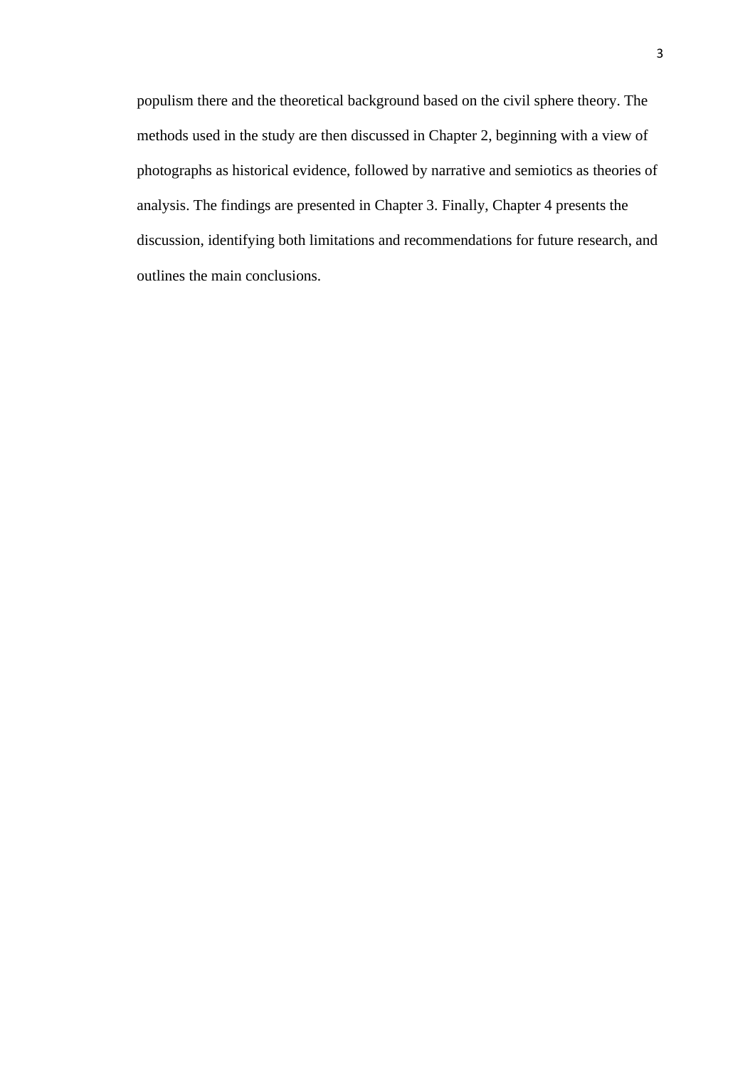populism there and the theoretical background based on the civil sphere theory. The methods used in the study are then discussed in Chapter 2, beginning with a view of photographs as historical evidence, followed by narrative and semiotics as theories of analysis. The findings are presented in Chapter 3. Finally, Chapter 4 presents the discussion, identifying both limitations and recommendations for future research, and outlines the main conclusions.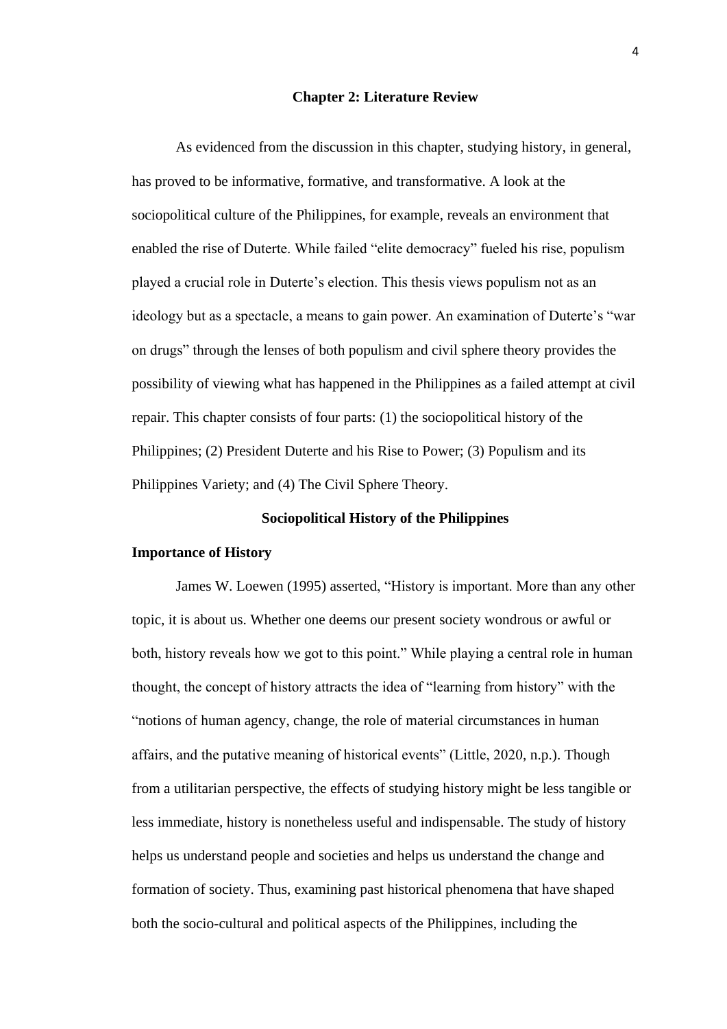# Chapter 2: Literature Review

As evidenced from the discussion in this chapter, studying history, in general, has proved to be informative, formative, and transformative. A look at the sociopolitical culture of the Philippines, for example, reveals an environment that enabled the rise of Duterte. While failed "elite democracy" fueled his rise, populism played a crucial role in Duterte's election. This thesis views populism not as an ideology but as a spectacle, a means to gain power. An examination of Duterte's "war on drugs" through the lenses of both populism and civil sphere theory provides the possibility of viewing what has happened in the Philippines as a failed attempt at civil repair. This chapter consists of four parts: (1) the sociopolitical history of the Philippines; (2) President Duterte and his Rise to Power; (3) Populism and its Philippines Variety; and (4) The Civil Sphere Theory.

## Sociopolitical History of the Philippines

### Importance of History

James W. Loewen (1995) asserted, "History is important. More than any other topic, it is about us. Whether one deems our present society wondrous or awful or both, history reveals how we got to this point." While playing a central role in human thought, the concept of history attracts the idea of "learning from history" with the "notions of human agency, change, the role of material circumstances in human affairs, and the putative meaning of historical events" (Little, 2020, n.p.). Though from a utilitarian perspective, the effects of studying history might be less tangible or less immediate, history is nonetheless useful and indispensable. The study of history helps us understand people and societies and helps us understand the change and formation of society. Thus, examining past historical phenomena that have shaped both the socio-cultural and political aspects of the Philippines, including the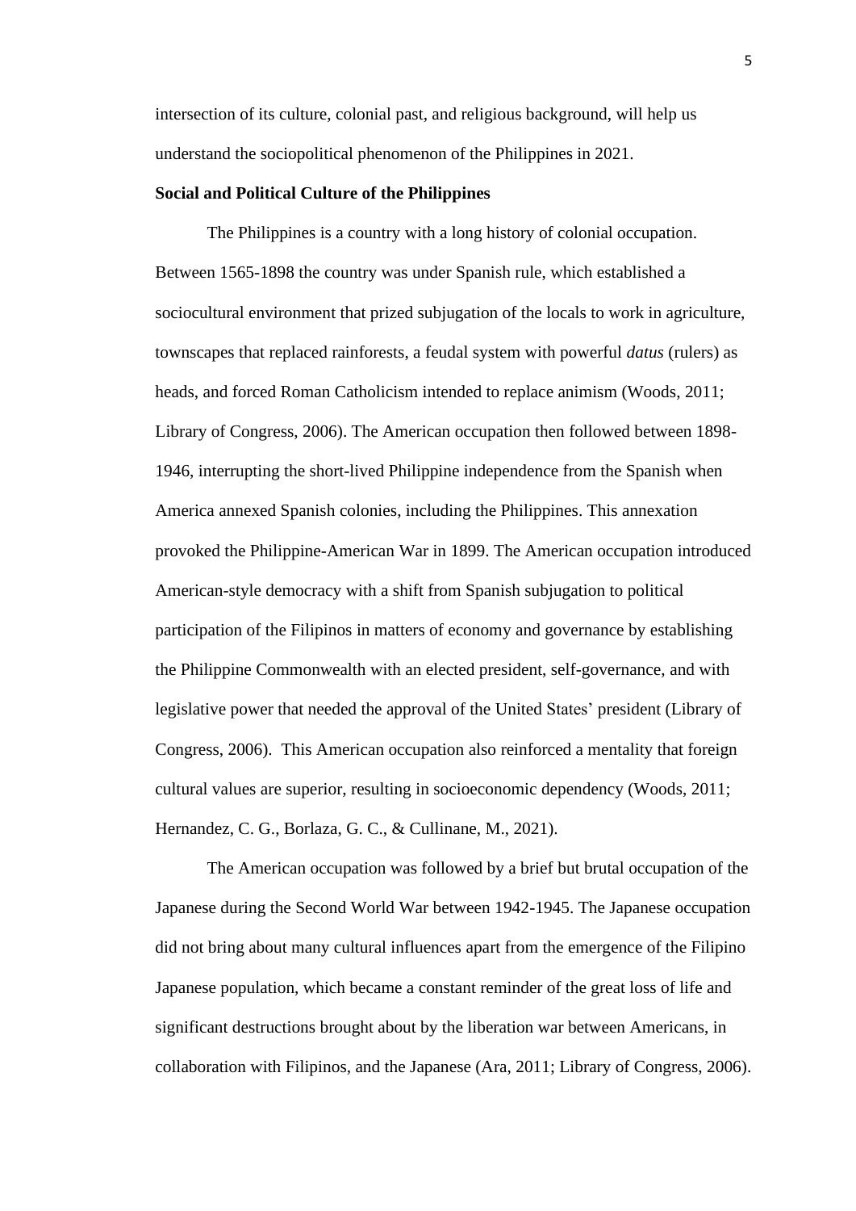intersection of its culture, colonial past, and religious background, will help us understand the sociopolitical phenomenon of the Philippines in 2021.

**Social and Political Culture of the Philippines**

The Philippines is a country with a long history of colonial occupation. Between 1565-1898 the country was under Spanish rule, which established a sociocultural environment that prized subjugation of the locals to work in agriculture, townscapes that replaced rainforests, a feudal system with powerful *datus* (rulers) as heads, and forced Roman Catholicism intended to replace animism (Woods, 2011; Library of Congress, 2006). The American occupation then followed between 1898-1946, interrupting the short-lived Philippine independence from the Spanish when America annexed Spanish colonies, including the Philippines. This annexation provoked the Philippine-American War in 1899. The American occupation introduced American-style democracy with a shift from Spanish subjugation to political participation of the Filipinos in matters of economy and governance by establishing the Philippine Commonwealth with an elected president, self-governance, and with legislative power that needed the approval of the United States' president (Library of Congress, 2006). This American occupation also reinforced a mentality that foreign cultural values are superior, resulting in socioeconomic dependency (Woods, 2011; Hernandez, C. G., Borlaza, G. C., & Cullinane, M., 2021).

The American occupation was followed by a brief but brutal occupation of the Japanese during the Second World War between 1942-1945. The Japanese occupation did not bring about many cultural influences apart from the emergence of the Filipino Japanese population, which became a constant reminder of the great loss of life and significant destructions brought about by the liberation war between Americans, in collaboration with Filipinos, and the Japanese (Ara, 2011; Library of Congress, 2006).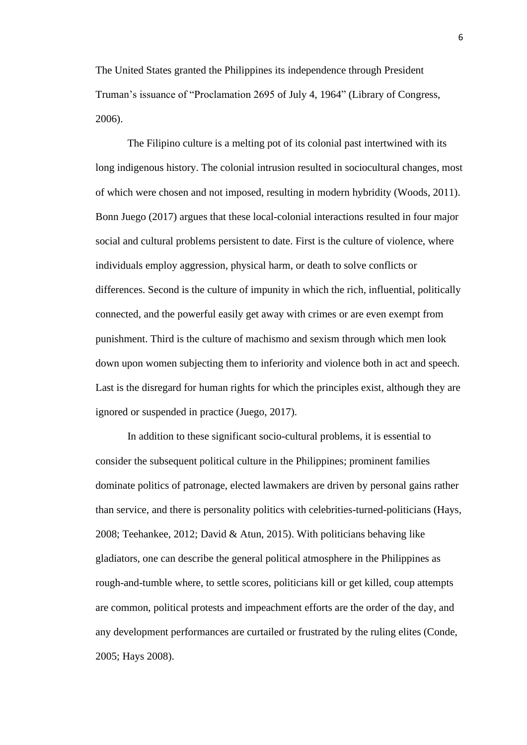The United States granted the Philippines its independence through President Truman's issuance of "Proclamation 2695 of July 4, 1964" (Library of Congress, 2006).

The Filipino culture is a melting pot of its colonial past intertwined with its long indigenous history. The colonial intrusion resulted in sociocultural changes, most of which were chosen and not imposed, resulting in modern hybridity (Woods, 2011). Bonn Juego (2017) argues that these local-colonial interactions resulted in four major social and cultural problems persistent to date. First is the culture of violence, where individuals employ aggression, physical harm, or death to solve conflicts or differences. Second is the culture of impunity in which the rich, influential, politically connected, and the powerful easily get away with crimes or are even exempt from punishment. Third is the culture of machismo and sexism through which men look down upon women subjecting them to inferiority and violence both in act and speech. Last is the disregard for human rights for which the principles exist, although they are ignored or suspended in practice (Juego, 2017).

In addition to these significant socio-cultural problems, it is essential to consider the subsequent political culture in the Philippines; prominent families dominate politics of patronage, elected lawmakers are driven by personal gains rather than service, and there is personality politics with celebrities-turned-politicians (Hays, 2008; Teehankee, 2012; David & Atun, 2015). With politicians behaving like gladiators, one can describe the general political atmosphere in the Philippines as rough-and-tumble where, to settle scores, politicians kill or get killed, coup attempts are common, political protests and impeachment efforts are the order of the day, and any development performances are curtailed or frustrated by the ruling elites (Conde, 2005; Hays 2008).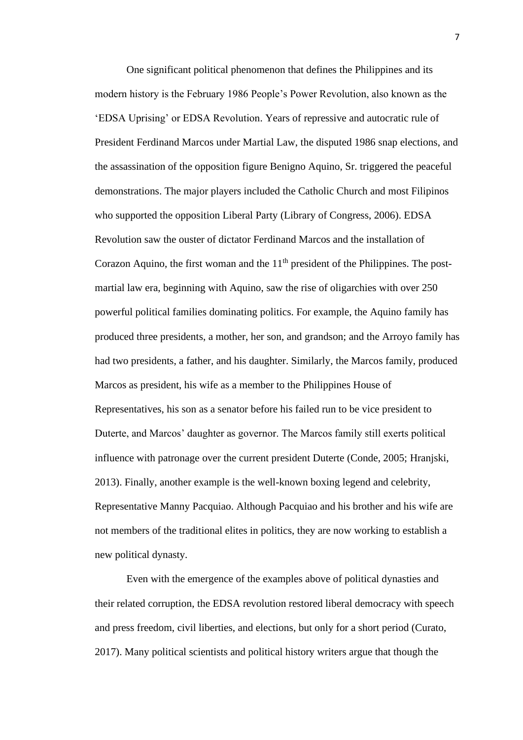One significant political phenomenon that defines the Philippines and its modern history is the February 1986 People's Power Revolution, also known as the 'EDSA Uprising' or EDSA Revolution. Years of repressive and autocratic rule of President Ferdinand Marcos under Martial Law, the disputed 1986 snap elections, and the assassination of the opposition figure Benigno Aquino, Sr. triggered the peaceful demonstrations. The major players included the Catholic Church and most Filipinos who supported the opposition Liberal Party (Library of Congress, 2006). EDSA Revolution saw the ouster of dictator Ferdinand Marcos and the installation of Corazon Aquino, the first woman and the 11th president of the Philippines. The post-martial law era, beginning with Aquino, saw the rise of oligarchies with over 250 powerful political families dominating politics. For example, the Aquino family has produced three presidents, a mother, her son, and grandson; and the Arroyo family has had two presidents, a father, and his daughter. Similarly, the Marcos family, produced Marcos as president, his wife as a member to the Philippines House of Representatives, his son as a senator before his failed run to be vice president to Duterte, and Marcos' daughter as governor. The Marcos family still exerts political influence with patronage over the current president Duterte (Conde, 2005; Hranjski, 2013). Finally, another example is the well-known boxing legend and celebrity, Representative Manny Pacquiao. Although Pacquiao and his brother and his wife are not members of the traditional elites in politics, they are now working to establish a new political dynasty.

Even with the emergence of the examples above of political dynasties and their related corruption, the EDSA revolution restored liberal democracy with speech and press freedom, civil liberties, and elections, but only for a short period (Curato, 2017). Many political scientists and political history writers argue that though the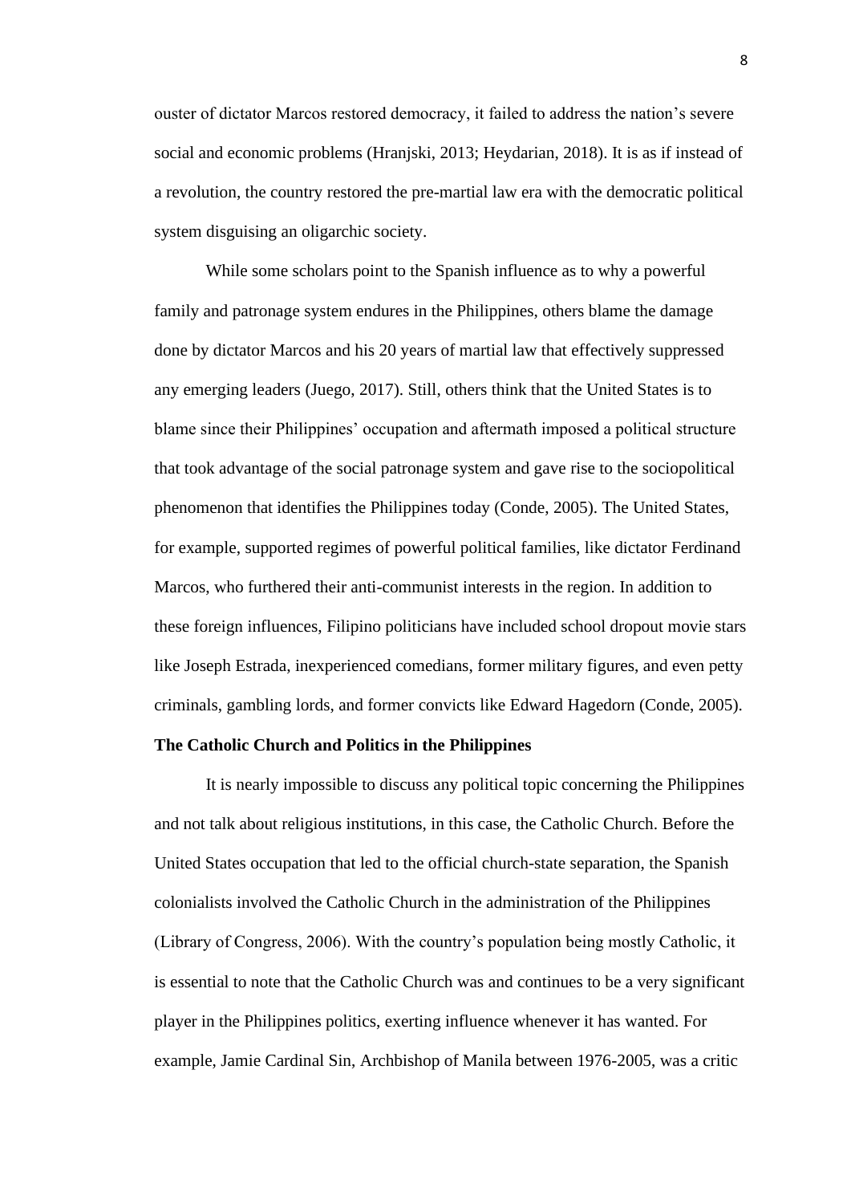ouster of dictator Marcos restored democracy, it failed to address the nation's severe social and economic problems (Hranjski, 2013; Heydarian, 2018). It is as if instead of a revolution, the country restored the pre-martial law era with the democratic political system disguising an oligarchic society.

While some scholars point to the Spanish influence as to why a powerful family and patronage system endures in the Philippines, others blame the damage done by dictator Marcos and his 20 years of martial law that effectively suppressed any emerging leaders (Juego, 2017). Still, others think that the United States is to blame since their Philippines' occupation and aftermath imposed a political structure that took advantage of the social patronage system and gave rise to the sociopolitical phenomenon that identifies the Philippines today (Conde, 2005). The United States, for example, supported regimes of powerful political families, like dictator Ferdinand Marcos, who furthered their anti-communist interests in the region. In addition to these foreign influences, Filipino politicians have included school dropout movie stars like Joseph Estrada, inexperienced comedians, former military figures, and even petty criminals, gambling lords, and former convicts like Edward Hagedorn (Conde, 2005).

**The Catholic Church and Politics in the Philippines**

It is nearly impossible to discuss any political topic concerning the Philippines and not talk about religious institutions, in this case, the Catholic Church. Before the United States occupation that led to the official church-state separation, the Spanish colonialists involved the Catholic Church in the administration of the Philippines (Library of Congress, 2006). With the country's population being mostly Catholic, it is essential to note that the Catholic Church was and continues to be a very significant player in the Philippines politics, exerting influence whenever it has wanted. For example, Jamie Cardinal Sin, Archbishop of Manila between 1976-2005, was a critic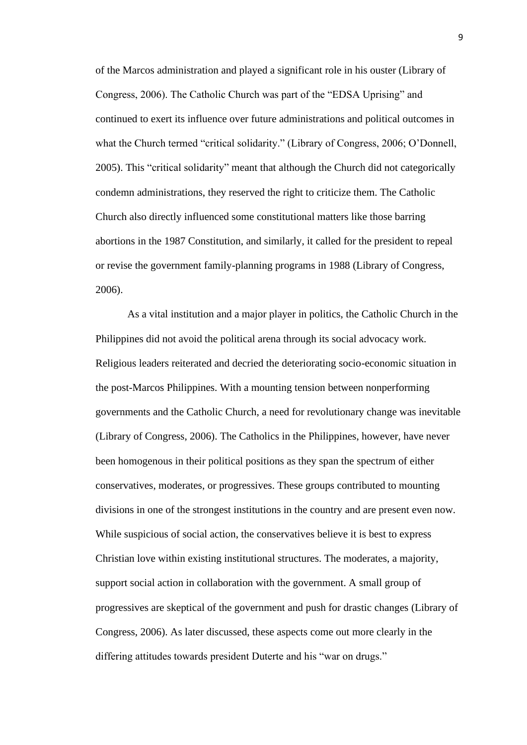of the Marcos administration and played a significant role in his ouster (Library of Congress, 2006). The Catholic Church was part of the "EDSA Uprising" and continued to exert its influence over future administrations and political outcomes in what the Church termed "critical solidarity." (Library of Congress, 2006; O'Donnell, 2005). This "critical solidarity" meant that although the Church did not categorically condemn administrations, they reserved the right to criticize them. The Catholic Church also directly influenced some constitutional matters like those barring abortions in the 1987 Constitution, and similarly, it called for the president to repeal or revise the government family-planning programs in 1988 (Library of Congress, 2006).

As a vital institution and a major player in politics, the Catholic Church in the Philippines did not avoid the political arena through its social advocacy work. Religious leaders reiterated and decried the deteriorating socio-economic situation in the post-Marcos Philippines. With a mounting tension between nonperforming governments and the Catholic Church, a need for revolutionary change was inevitable (Library of Congress, 2006). The Catholics in the Philippines, however, have never been homogenous in their political positions as they span the spectrum of either conservatives, moderates, or progressives. These groups contributed to mounting divisions in one of the strongest institutions in the country and are present even now. While suspicious of social action, the conservatives believe it is best to express Christian love within existing institutional structures. The moderates, a majority, support social action in collaboration with the government. A small group of progressives are skeptical of the government and push for drastic changes (Library of Congress, 2006). As later discussed, these aspects come out more clearly in the differing attitudes towards president Duterte and his "war on drugs."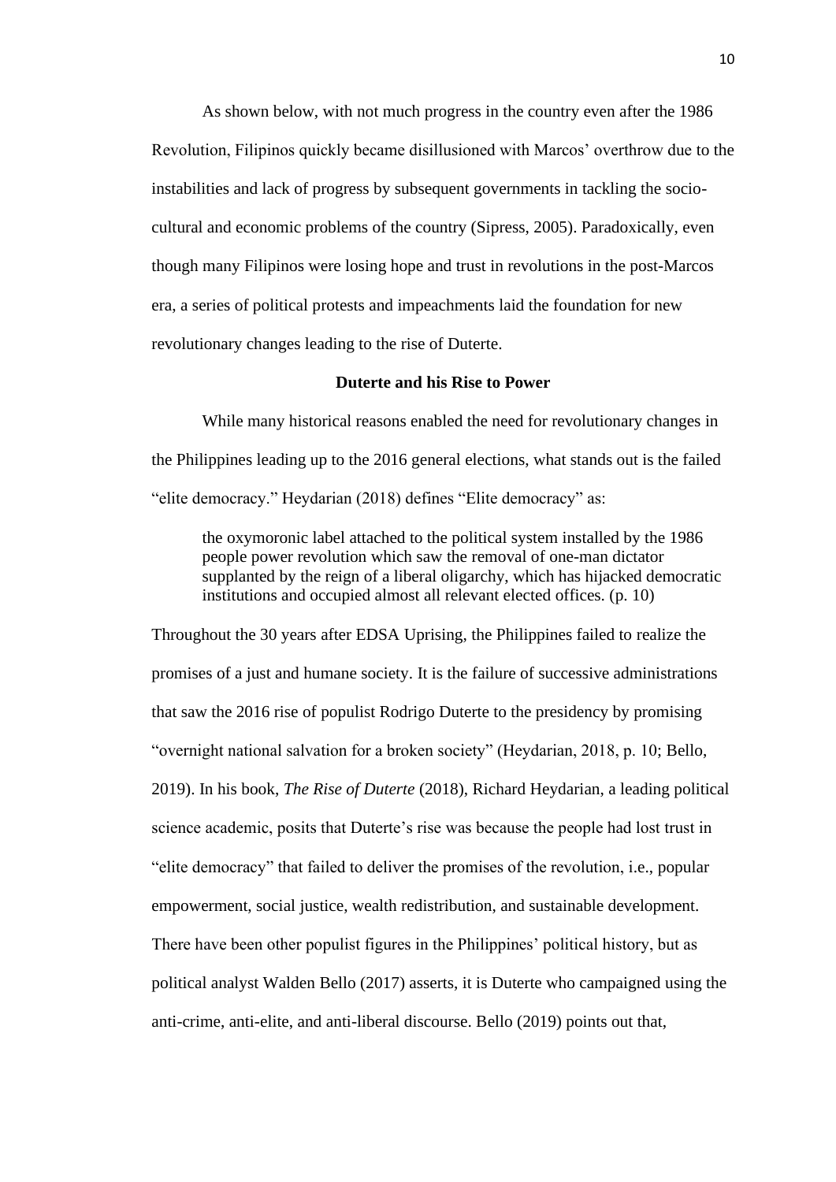As shown below, with not much progress in the country even after the 1986 Revolution, Filipinos quickly became disillusioned with Marcos' overthrow due to the instabilities and lack of progress by subsequent governments in tackling the socio-cultural and economic problems of the country (Sipress, 2005). Paradoxically, even though many Filipinos were losing hope and trust in revolutions in the post-Marcos era, a series of political protests and impeachments laid the foundation for new revolutionary changes leading to the rise of Duterte.

## Duterte and his Rise to Power

While many historical reasons enabled the need for revolutionary changes in the Philippines leading up to the 2016 general elections, what stands out is the failed "elite democracy." Heydarian (2018) defines "Elite democracy" as:

> the oxymoronic label attached to the political system installed by the 1986 people power revolution which saw the removal of one-man dictator supplanted by the reign of a liberal oligarchy, which has hijacked democratic institutions and occupied almost all relevant elected offices. (p. 10)

Throughout the 30 years after EDSA Uprising, the Philippines failed to realize the promises of a just and humane society. It is the failure of successive administrations that saw the 2016 rise of populist Rodrigo Duterte to the presidency by promising "overnight national salvation for a broken society" (Heydarian, 2018, p. 10; Bello, 2019). In his book, *The Rise of Duterte* (2018), Richard Heydarian, a leading political science academic, posits that Duterte's rise was because the people had lost trust in "elite democracy" that failed to deliver the promises of the revolution, i.e., popular empowerment, social justice, wealth redistribution, and sustainable development. There have been other populist figures in the Philippines' political history, but as political analyst Walden Bello (2017) asserts, it is Duterte who campaigned using the anti-crime, anti-elite, and anti-liberal discourse. Bello (2019) points out that,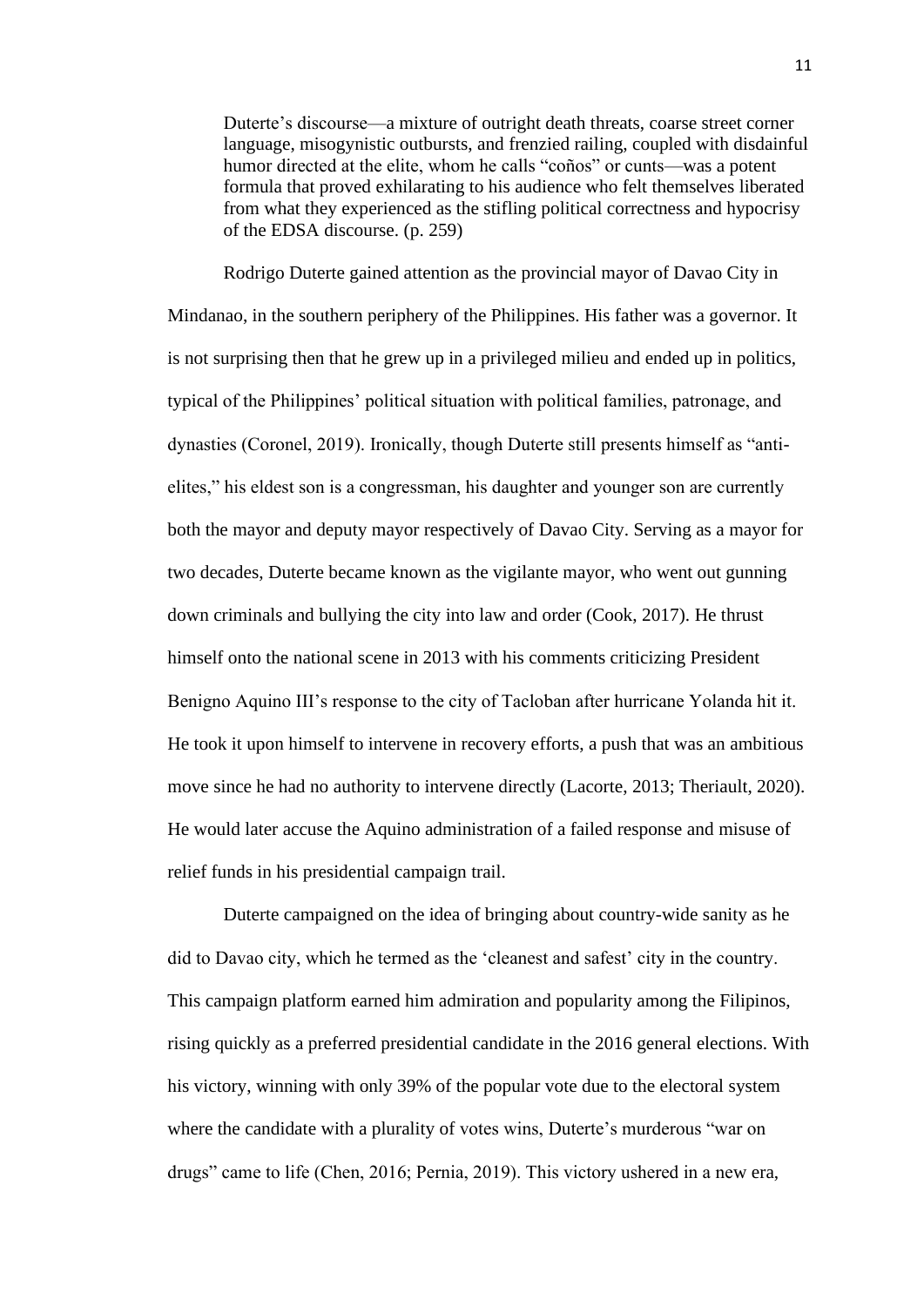> Duterte's discourse—a mixture of outright death threats, coarse street corner language, misogynistic outbursts, and frenzied railing, coupled with disdainful humor directed at the elite, whom he calls "coños" or cunts—was a potent formula that proved exhilarating to his audience who felt themselves liberated from what they experienced as the stifling political correctness and hypocrisy of the EDSA discourse. (p. 259)

Rodrigo Duterte gained attention as the provincial mayor of Davao City in Mindanao, in the southern periphery of the Philippines. His father was a governor. It is not surprising then that he grew up in a privileged milieu and ended up in politics, typical of the Philippines' political situation with political families, patronage, and dynasties (Coronel, 2019). Ironically, though Duterte still presents himself as "anti-elites," his eldest son is a congressman, his daughter and younger son are currently both the mayor and deputy mayor respectively of Davao City. Serving as a mayor for two decades, Duterte became known as the vigilante mayor, who went out gunning down criminals and bullying the city into law and order (Cook, 2017). He thrust himself onto the national scene in 2013 with his comments criticizing President Benigno Aquino III's response to the city of Tacloban after hurricane Yolanda hit it. He took it upon himself to intervene in recovery efforts, a push that was an ambitious move since he had no authority to intervene directly (Lacorte, 2013; Theriault, 2020). He would later accuse the Aquino administration of a failed response and misuse of relief funds in his presidential campaign trail.

Duterte campaigned on the idea of bringing about country-wide sanity as he did to Davao city, which he termed as the 'cleanest and safest' city in the country. This campaign platform earned him admiration and popularity among the Filipinos, rising quickly as a preferred presidential candidate in the 2016 general elections. With his victory, winning with only 39% of the popular vote due to the electoral system where the candidate with a plurality of votes wins, Duterte's murderous "war on drugs" came to life (Chen, 2016; Pernia, 2019). This victory ushered in a new era,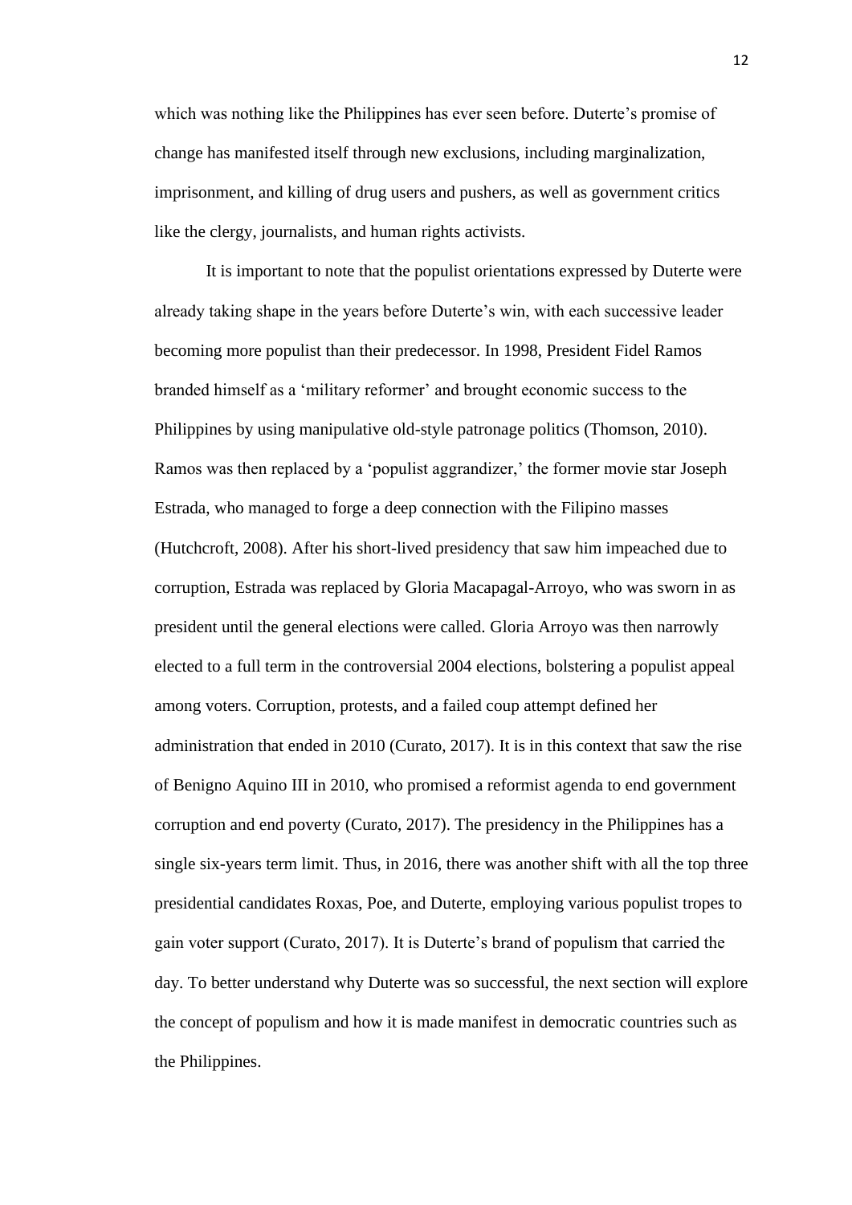which was nothing like the Philippines has ever seen before. Duterte's promise of change has manifested itself through new exclusions, including marginalization, imprisonment, and killing of drug users and pushers, as well as government critics like the clergy, journalists, and human rights activists.

It is important to note that the populist orientations expressed by Duterte were already taking shape in the years before Duterte's win, with each successive leader becoming more populist than their predecessor. In 1998, President Fidel Ramos branded himself as a 'military reformer' and brought economic success to the Philippines by using manipulative old-style patronage politics (Thomson, 2010). Ramos was then replaced by a 'populist aggrandizer,' the former movie star Joseph Estrada, who managed to forge a deep connection with the Filipino masses (Hutchcroft, 2008). After his short-lived presidency that saw him impeached due to corruption, Estrada was replaced by Gloria Macapagal-Arroyo, who was sworn in as president until the general elections were called. Gloria Arroyo was then narrowly elected to a full term in the controversial 2004 elections, bolstering a populist appeal among voters. Corruption, protests, and a failed coup attempt defined her administration that ended in 2010 (Curato, 2017). It is in this context that saw the rise of Benigno Aquino III in 2010, who promised a reformist agenda to end government corruption and end poverty (Curato, 2017). The presidency in the Philippines has a single six-years term limit. Thus, in 2016, there was another shift with all the top three presidential candidates Roxas, Poe, and Duterte, employing various populist tropes to gain voter support (Curato, 2017). It is Duterte's brand of populism that carried the day. To better understand why Duterte was so successful, the next section will explore the concept of populism and how it is made manifest in democratic countries such as the Philippines.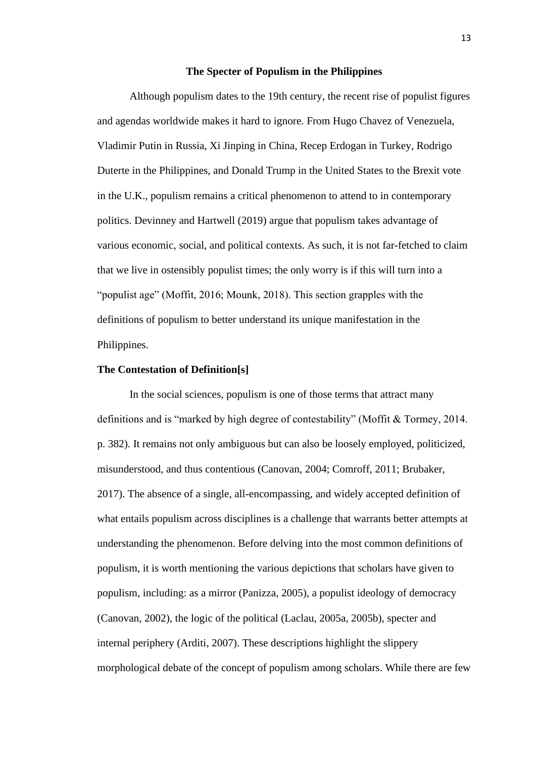## The Specter of Populism in the Philippines

Although populism dates to the 19th century, the recent rise of populist figures and agendas worldwide makes it hard to ignore. From Hugo Chavez of Venezuela, Vladimir Putin in Russia, Xi Jinping in China, Recep Erdogan in Turkey, Rodrigo Duterte in the Philippines, and Donald Trump in the United States to the Brexit vote in the U.K., populism remains a critical phenomenon to attend to in contemporary politics. Devinney and Hartwell (2019) argue that populism takes advantage of various economic, social, and political contexts. As such, it is not far-fetched to claim that we live in ostensibly populist times; the only worry is if this will turn into a "populist age" (Moffit, 2016; Mounk, 2018). This section grapples with the definitions of populism to better understand its unique manifestation in the Philippines.

### The Contestation of Definition[s]

In the social sciences, populism is one of those terms that attract many definitions and is "marked by high degree of contestability" (Moffit & Tormey, 2014. p. 382). It remains not only ambiguous but can also be loosely employed, politicized, misunderstood, and thus contentious (Canovan, 2004; Comroff, 2011; Brubaker, 2017). The absence of a single, all-encompassing, and widely accepted definition of what entails populism across disciplines is a challenge that warrants better attempts at understanding the phenomenon. Before delving into the most common definitions of populism, it is worth mentioning the various depictions that scholars have given to populism, including: as a mirror (Panizza, 2005), a populist ideology of democracy (Canovan, 2002), the logic of the political (Laclau, 2005a, 2005b), specter and internal periphery (Arditi, 2007). These descriptions highlight the slippery morphological debate of the concept of populism among scholars. While there are few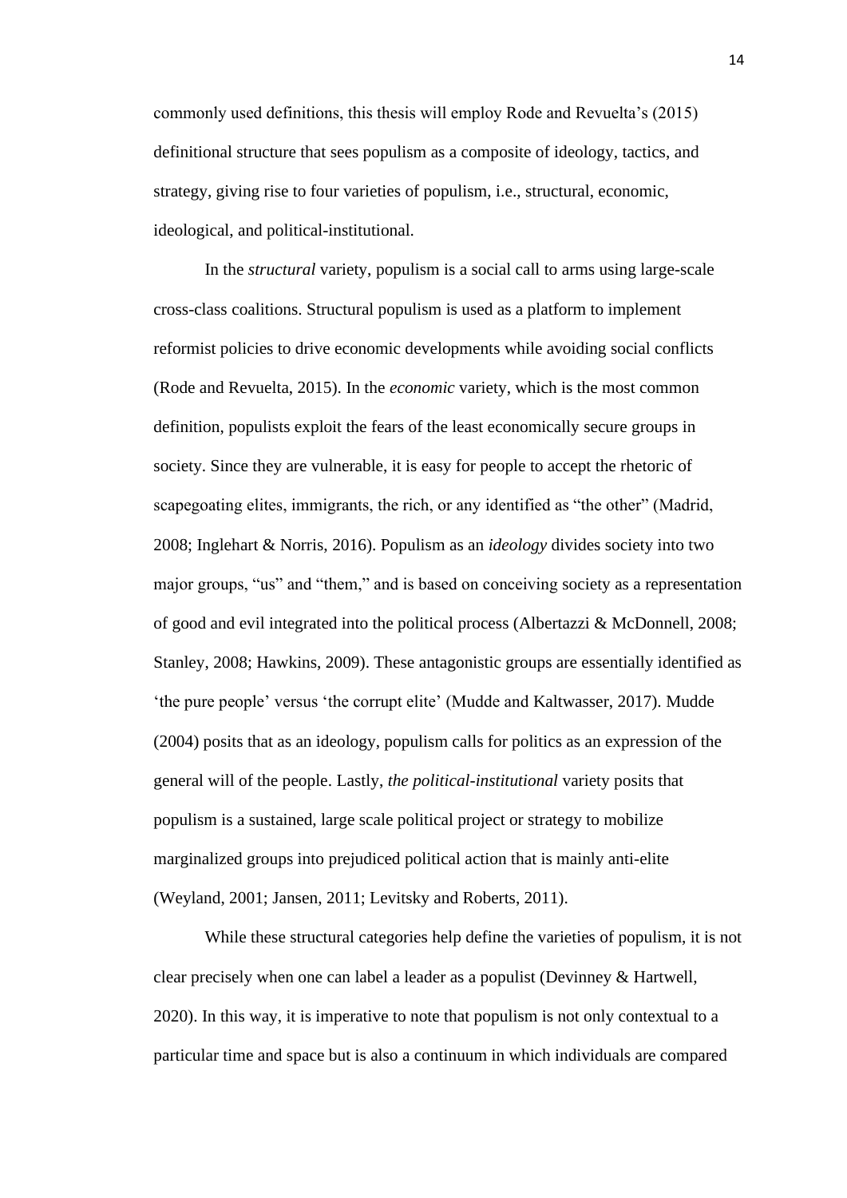commonly used definitions, this thesis will employ Rode and Revuelta's (2015) definitional structure that sees populism as a composite of ideology, tactics, and strategy, giving rise to four varieties of populism, i.e., structural, economic, ideological, and political-institutional.

In the *structural* variety, populism is a social call to arms using large-scale cross-class coalitions. Structural populism is used as a platform to implement reformist policies to drive economic developments while avoiding social conflicts (Rode and Revuelta, 2015). In the *economic* variety, which is the most common definition, populists exploit the fears of the least economically secure groups in society. Since they are vulnerable, it is easy for people to accept the rhetoric of scapegoating elites, immigrants, the rich, or any identified as "the other" (Madrid, 2008; Inglehart & Norris, 2016). Populism as an *ideology* divides society into two major groups, "us" and "them," and is based on conceiving society as a representation of good and evil integrated into the political process (Albertazzi & McDonnell, 2008; Stanley, 2008; Hawkins, 2009). These antagonistic groups are essentially identified as 'the pure people' versus 'the corrupt elite' (Mudde and Kaltwasser, 2017). Mudde (2004) posits that as an ideology, populism calls for politics as an expression of the general will of the people. Lastly, *the political-institutional* variety posits that populism is a sustained, large scale political project or strategy to mobilize marginalized groups into prejudiced political action that is mainly anti-elite (Weyland, 2001; Jansen, 2011; Levitsky and Roberts, 2011).

While these structural categories help define the varieties of populism, it is not clear precisely when one can label a leader as a populist (Devinney & Hartwell, 2020). In this way, it is imperative to note that populism is not only contextual to a particular time and space but is also a continuum in which individuals are compared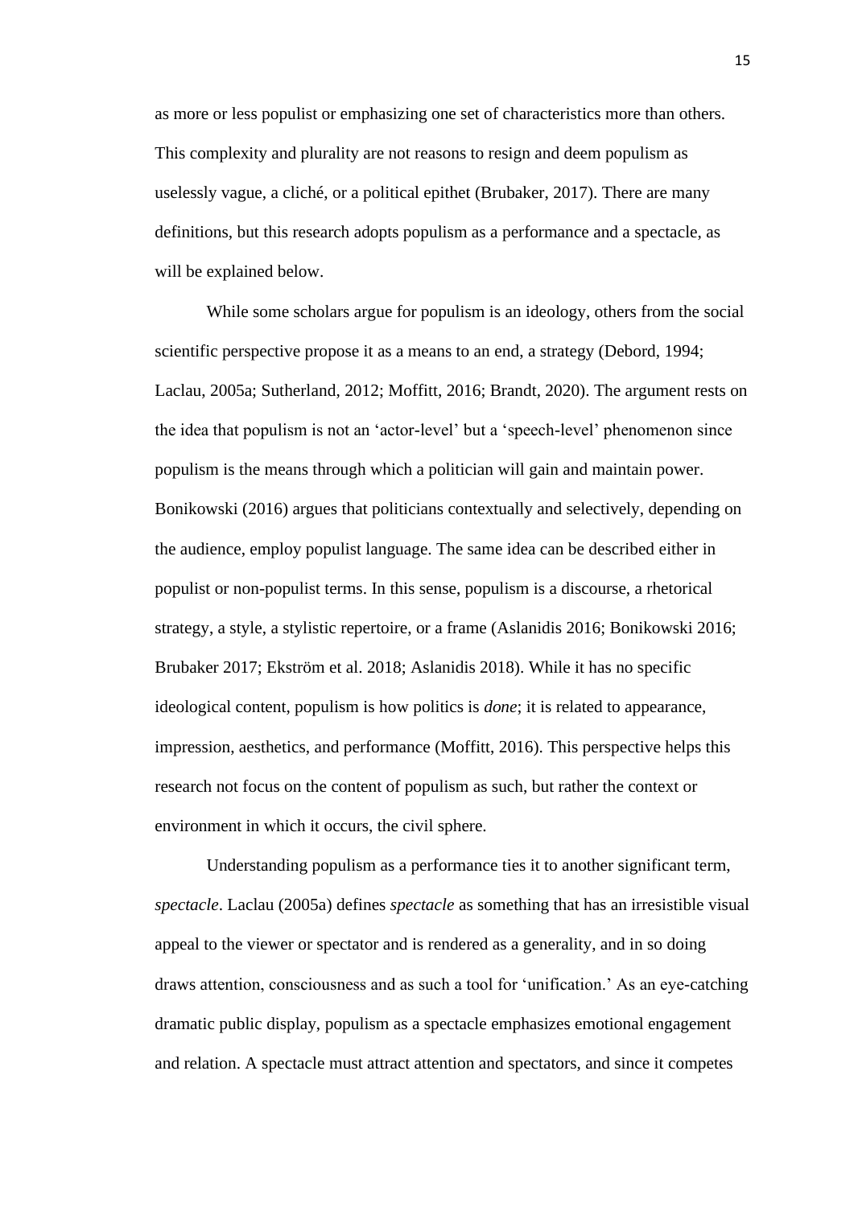as more or less populist or emphasizing one set of characteristics more than others. This complexity and plurality are not reasons to resign and deem populism as uselessly vague, a cliché, or a political epithet (Brubaker, 2017). There are many definitions, but this research adopts populism as a performance and a spectacle, as will be explained below.

While some scholars argue for populism is an ideology, others from the social scientific perspective propose it as a means to an end, a strategy (Debord, 1994; Laclau, 2005a; Sutherland, 2012; Moffitt, 2016; Brandt, 2020). The argument rests on the idea that populism is not an 'actor-level' but a 'speech-level' phenomenon since populism is the means through which a politician will gain and maintain power. Bonikowski (2016) argues that politicians contextually and selectively, depending on the audience, employ populist language. The same idea can be described either in populist or non-populist terms. In this sense, populism is a discourse, a rhetorical strategy, a style, a stylistic repertoire, or a frame (Aslanidis 2016; Bonikowski 2016; Brubaker 2017; Ekström et al. 2018; Aslanidis 2018). While it has no specific ideological content, populism is how politics is *done*; it is related to appearance, impression, aesthetics, and performance (Moffitt, 2016). This perspective helps this research not focus on the content of populism as such, but rather the context or environment in which it occurs, the civil sphere.

Understanding populism as a performance ties it to another significant term, *spectacle*. Laclau (2005a) defines *spectacle* as something that has an irresistible visual appeal to the viewer or spectator and is rendered as a generality, and in so doing draws attention, consciousness and as such a tool for 'unification.' As an eye-catching dramatic public display, populism as a spectacle emphasizes emotional engagement and relation. A spectacle must attract attention and spectators, and since it competes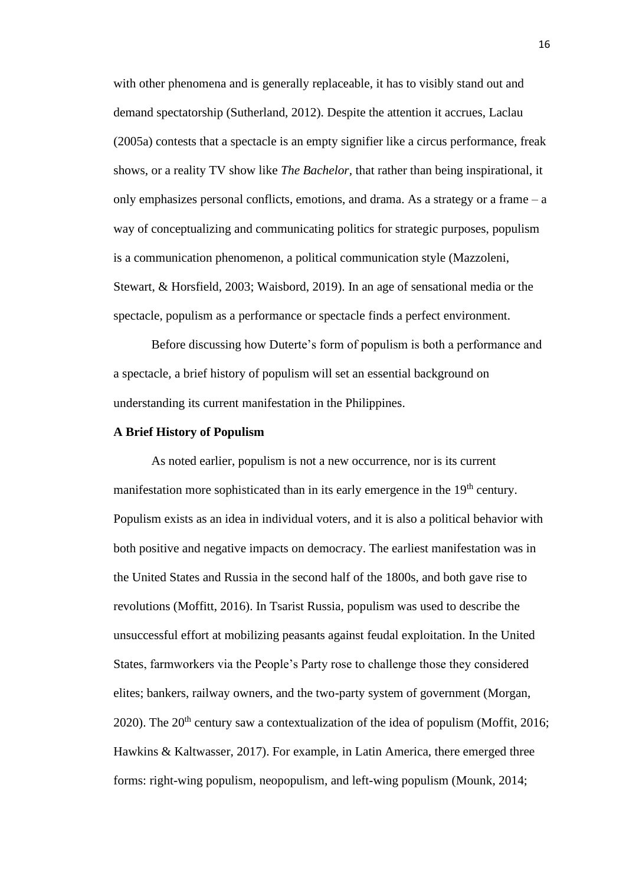with other phenomena and is generally replaceable, it has to visibly stand out and demand spectatorship (Sutherland, 2012). Despite the attention it accrues, Laclau (2005a) contests that a spectacle is an empty signifier like a circus performance, freak shows, or a reality TV show like *The Bachelor*, that rather than being inspirational, it only emphasizes personal conflicts, emotions, and drama. As a strategy or a frame – a way of conceptualizing and communicating politics for strategic purposes, populism is a communication phenomenon, a political communication style (Mazzoleni, Stewart, & Horsfield, 2003; Waisbord, 2019). In an age of sensational media or the spectacle, populism as a performance or spectacle finds a perfect environment.

Before discussing how Duterte's form of populism is both a performance and a spectacle, a brief history of populism will set an essential background on understanding its current manifestation in the Philippines.

**A Brief History of Populism**

As noted earlier, populism is not a new occurrence, nor is its current manifestation more sophisticated than in its early emergence in the 19th century. Populism exists as an idea in individual voters, and it is also a political behavior with both positive and negative impacts on democracy. The earliest manifestation was in the United States and Russia in the second half of the 1800s, and both gave rise to revolutions (Moffitt, 2016). In Tsarist Russia, populism was used to describe the unsuccessful effort at mobilizing peasants against feudal exploitation. In the United States, farmworkers via the People's Party rose to challenge those they considered elites; bankers, railway owners, and the two-party system of government (Morgan, 2020). The 20th century saw a contextualization of the idea of populism (Moffit, 2016; Hawkins & Kaltwasser, 2017). For example, in Latin America, there emerged three forms: right-wing populism, neopopulism, and left-wing populism (Mounk, 2014;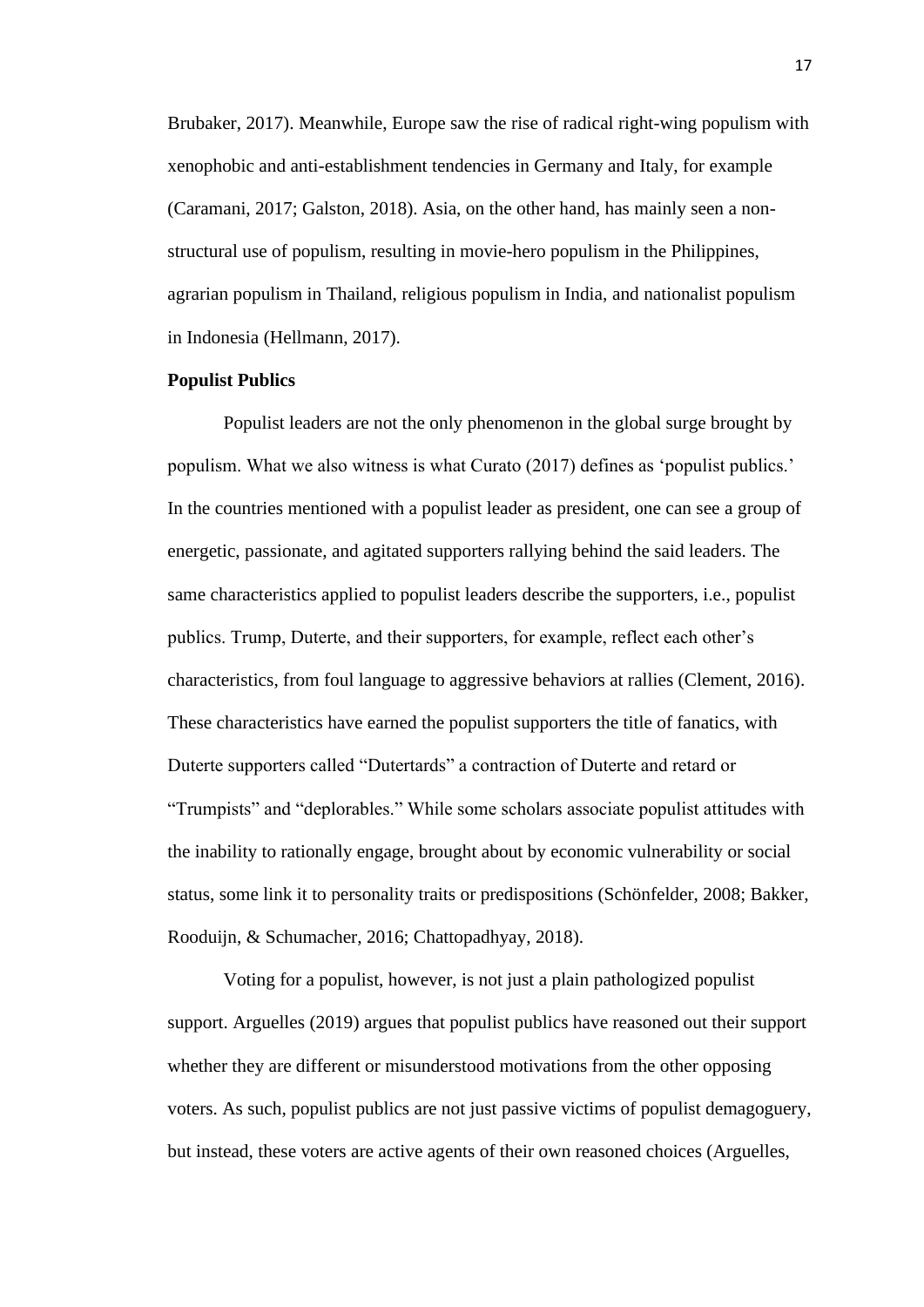Brubaker, 2017). Meanwhile, Europe saw the rise of radical right-wing populism with xenophobic and anti-establishment tendencies in Germany and Italy, for example (Caramani, 2017; Galston, 2018). Asia, on the other hand, has mainly seen a non-structural use of populism, resulting in movie-hero populism in the Philippines, agrarian populism in Thailand, religious populism in India, and nationalist populism in Indonesia (Hellmann, 2017).

**Populist Publics**

Populist leaders are not the only phenomenon in the global surge brought by populism. What we also witness is what Curato (2017) defines as 'populist publics.' In the countries mentioned with a populist leader as president, one can see a group of energetic, passionate, and agitated supporters rallying behind the said leaders. The same characteristics applied to populist leaders describe the supporters, i.e., populist publics. Trump, Duterte, and their supporters, for example, reflect each other's characteristics, from foul language to aggressive behaviors at rallies (Clement, 2016). These characteristics have earned the populist supporters the title of fanatics, with Duterte supporters called "Dutertards" a contraction of Duterte and retard or "Trumpists" and "deplorables." While some scholars associate populist attitudes with the inability to rationally engage, brought about by economic vulnerability or social status, some link it to personality traits or predispositions (Schönfelder, 2008; Bakker, Rooduijn, & Schumacher, 2016; Chattopadhyay, 2018).

Voting for a populist, however, is not just a plain pathologized populist support. Arguelles (2019) argues that populist publics have reasoned out their support whether they are different or misunderstood motivations from the other opposing voters. As such, populist publics are not just passive victims of populist demagoguery, but instead, these voters are active agents of their own reasoned choices (Arguelles,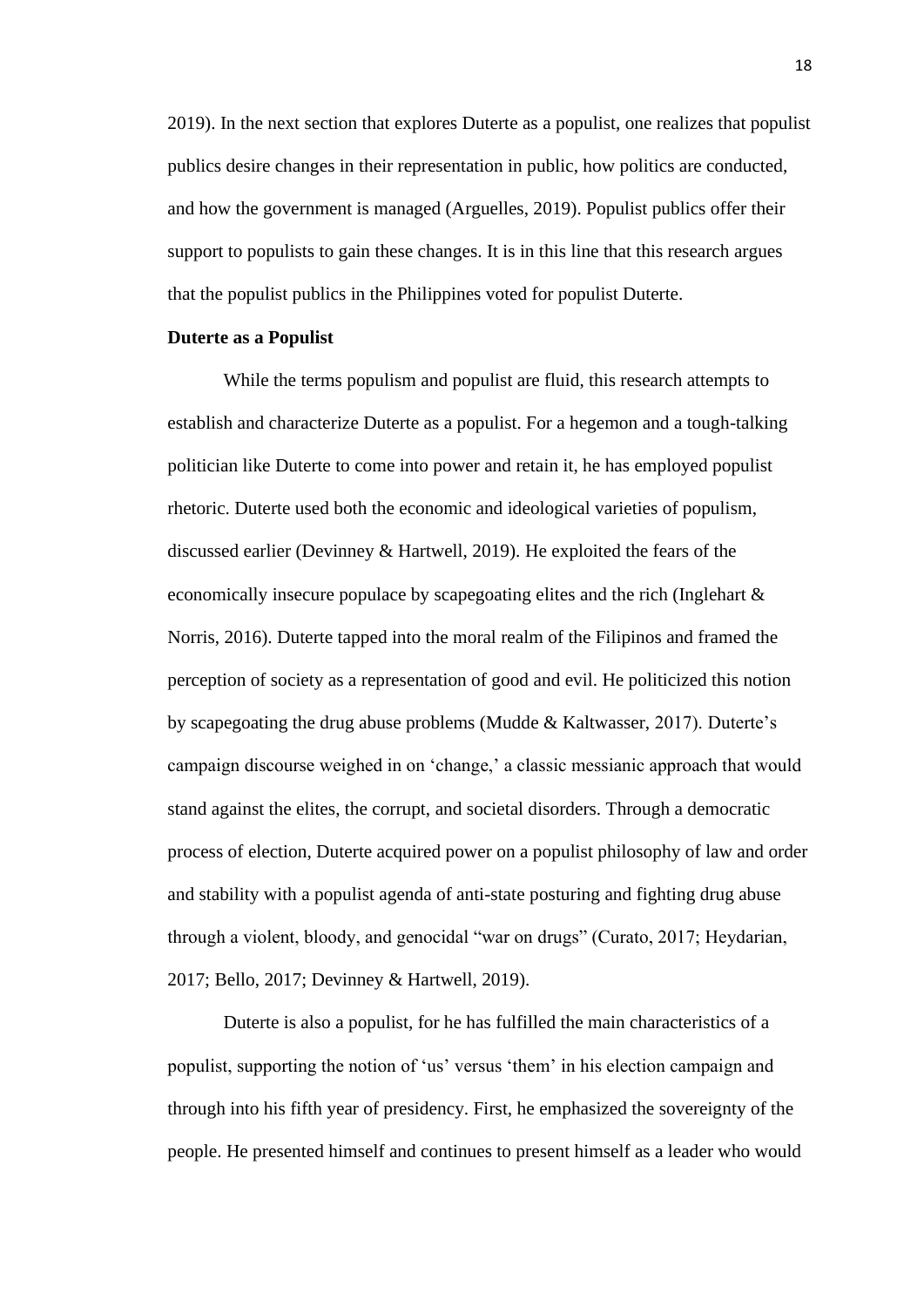2019). In the next section that explores Duterte as a populist, one realizes that populist publics desire changes in their representation in public, how politics are conducted, and how the government is managed (Arguelles, 2019). Populist publics offer their support to populists to gain these changes. It is in this line that this research argues that the populist publics in the Philippines voted for populist Duterte.

**Duterte as a Populist**

While the terms populism and populist are fluid, this research attempts to establish and characterize Duterte as a populist. For a hegemon and a tough-talking politician like Duterte to come into power and retain it, he has employed populist rhetoric. Duterte used both the economic and ideological varieties of populism, discussed earlier (Devinney & Hartwell, 2019). He exploited the fears of the economically insecure populace by scapegoating elites and the rich (Inglehart & Norris, 2016). Duterte tapped into the moral realm of the Filipinos and framed the perception of society as a representation of good and evil. He politicized this notion by scapegoating the drug abuse problems (Mudde & Kaltwasser, 2017). Duterte's campaign discourse weighed in on 'change,' a classic messianic approach that would stand against the elites, the corrupt, and societal disorders. Through a democratic process of election, Duterte acquired power on a populist philosophy of law and order and stability with a populist agenda of anti-state posturing and fighting drug abuse through a violent, bloody, and genocidal "war on drugs" (Curato, 2017; Heydarian, 2017; Bello, 2017; Devinney & Hartwell, 2019).

Duterte is also a populist, for he has fulfilled the main characteristics of a populist, supporting the notion of 'us' versus 'them' in his election campaign and through into his fifth year of presidency. First, he emphasized the sovereignty of the people. He presented himself and continues to present himself as a leader who would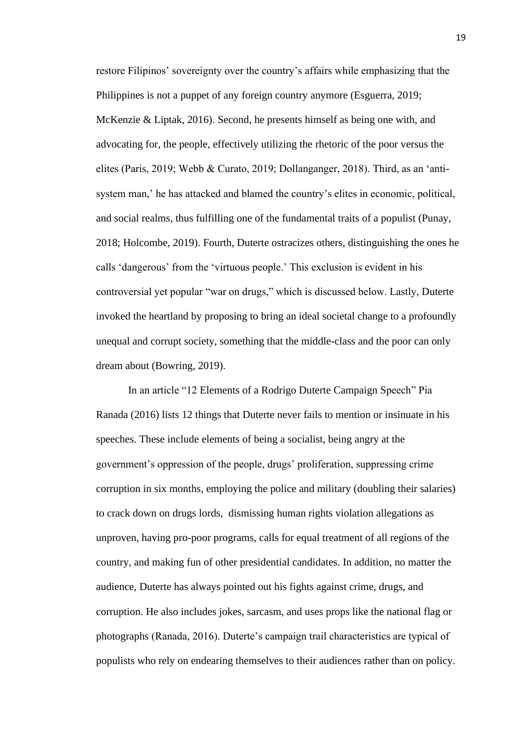restore Filipinos' sovereignty over the country's affairs while emphasizing that the Philippines is not a puppet of any foreign country anymore (Esguerra, 2019; McKenzie & Liptak, 2016). Second, he presents himself as being one with, and advocating for, the people, effectively utilizing the rhetoric of the poor versus the elites (Paris, 2019; Webb & Curato, 2019; Dollanganger, 2018). Third, as an 'anti-system man,' he has attacked and blamed the country's elites in economic, political, and social realms, thus fulfilling one of the fundamental traits of a populist (Punay, 2018; Holcombe, 2019). Fourth, Duterte ostracizes others, distinguishing the ones he calls 'dangerous' from the 'virtuous people.' This exclusion is evident in his controversial yet popular "war on drugs," which is discussed below. Lastly, Duterte invoked the heartland by proposing to bring an ideal societal change to a profoundly unequal and corrupt society, something that the middle-class and the poor can only dream about (Bowring, 2019).

In an article "12 Elements of a Rodrigo Duterte Campaign Speech" Pia Ranada (2016) lists 12 things that Duterte never fails to mention or insinuate in his speeches. These include elements of being a socialist, being angry at the government's oppression of the people, drugs' proliferation, suppressing crime corruption in six months, employing the police and military (doubling their salaries) to crack down on drugs lords, dismissing human rights violation allegations as unproven, having pro-poor programs, calls for equal treatment of all regions of the country, and making fun of other presidential candidates. In addition, no matter the audience, Duterte has always pointed out his fights against crime, drugs, and corruption. He also includes jokes, sarcasm, and uses props like the national flag or photographs (Ranada, 2016). Duterte's campaign trail characteristics are typical of populists who rely on endearing themselves to their audiences rather than on policy.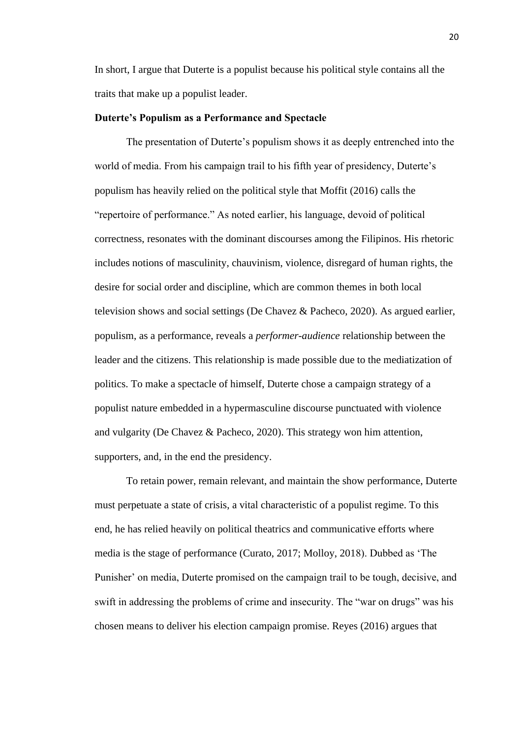In short, I argue that Duterte is a populist because his political style contains all the traits that make up a populist leader.

### Duterte's Populism as a Performance and Spectacle

The presentation of Duterte's populism shows it as deeply entrenched into the world of media. From his campaign trail to his fifth year of presidency, Duterte's populism has heavily relied on the political style that Moffit (2016) calls the "repertoire of performance." As noted earlier, his language, devoid of political correctness, resonates with the dominant discourses among the Filipinos. His rhetoric includes notions of masculinity, chauvinism, violence, disregard of human rights, the desire for social order and discipline, which are common themes in both local television shows and social settings (De Chavez & Pacheco, 2020). As argued earlier, populism, as a performance, reveals a *performer-audience* relationship between the leader and the citizens. This relationship is made possible due to the mediatization of politics. To make a spectacle of himself, Duterte chose a campaign strategy of a populist nature embedded in a hypermasculine discourse punctuated with violence and vulgarity (De Chavez & Pacheco, 2020). This strategy won him attention, supporters, and, in the end the presidency.

To retain power, remain relevant, and maintain the show performance, Duterte must perpetuate a state of crisis, a vital characteristic of a populist regime. To this end, he has relied heavily on political theatrics and communicative efforts where media is the stage of performance (Curato, 2017; Molloy, 2018). Dubbed as 'The Punisher' on media, Duterte promised on the campaign trail to be tough, decisive, and swift in addressing the problems of crime and insecurity. The "war on drugs" was his chosen means to deliver his election campaign promise. Reyes (2016) argues that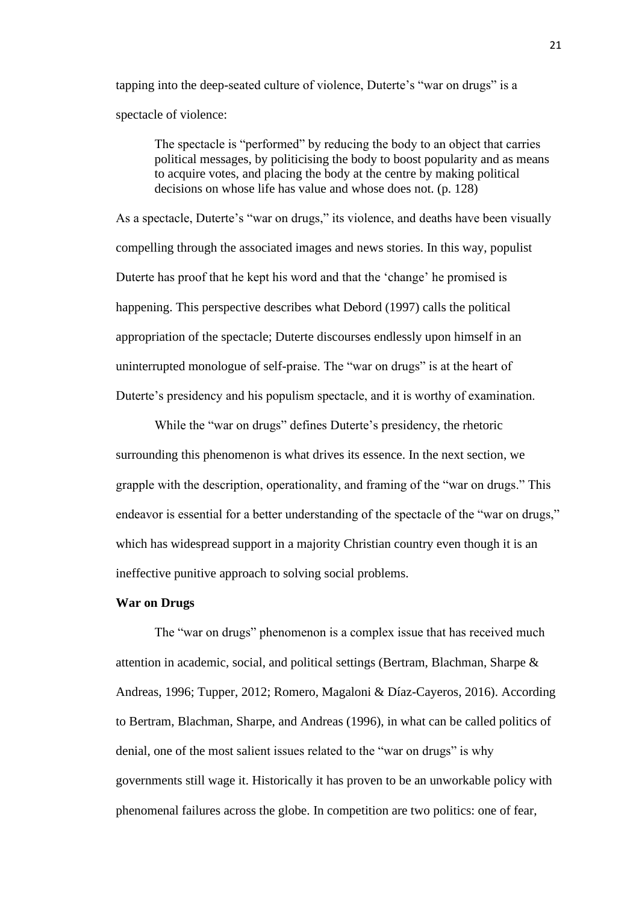tapping into the deep-seated culture of violence, Duterte's "war on drugs" is a spectacle of violence:

> The spectacle is "performed" by reducing the body to an object that carries political messages, by politicising the body to boost popularity and as means to acquire votes, and placing the body at the centre by making political decisions on whose life has value and whose does not. (p. 128)

As a spectacle, Duterte's "war on drugs," its violence, and deaths have been visually compelling through the associated images and news stories. In this way, populist Duterte has proof that he kept his word and that the 'change' he promised is happening. This perspective describes what Debord (1997) calls the political appropriation of the spectacle; Duterte discourses endlessly upon himself in an uninterrupted monologue of self-praise. The "war on drugs" is at the heart of Duterte's presidency and his populism spectacle, and it is worthy of examination.

While the "war on drugs" defines Duterte's presidency, the rhetoric surrounding this phenomenon is what drives its essence. In the next section, we grapple with the description, operationality, and framing of the "war on drugs." This endeavor is essential for a better understanding of the spectacle of the "war on drugs," which has widespread support in a majority Christian country even though it is an ineffective punitive approach to solving social problems.

**War on Drugs**

The "war on drugs" phenomenon is a complex issue that has received much attention in academic, social, and political settings (Bertram, Blachman, Sharpe & Andreas, 1996; Tupper, 2012; Romero, Magaloni & Díaz-Cayeros, 2016). According to Bertram, Blachman, Sharpe, and Andreas (1996), in what can be called politics of denial, one of the most salient issues related to the "war on drugs" is why governments still wage it. Historically it has proven to be an unworkable policy with phenomenal failures across the globe. In competition are two politics: one of fear,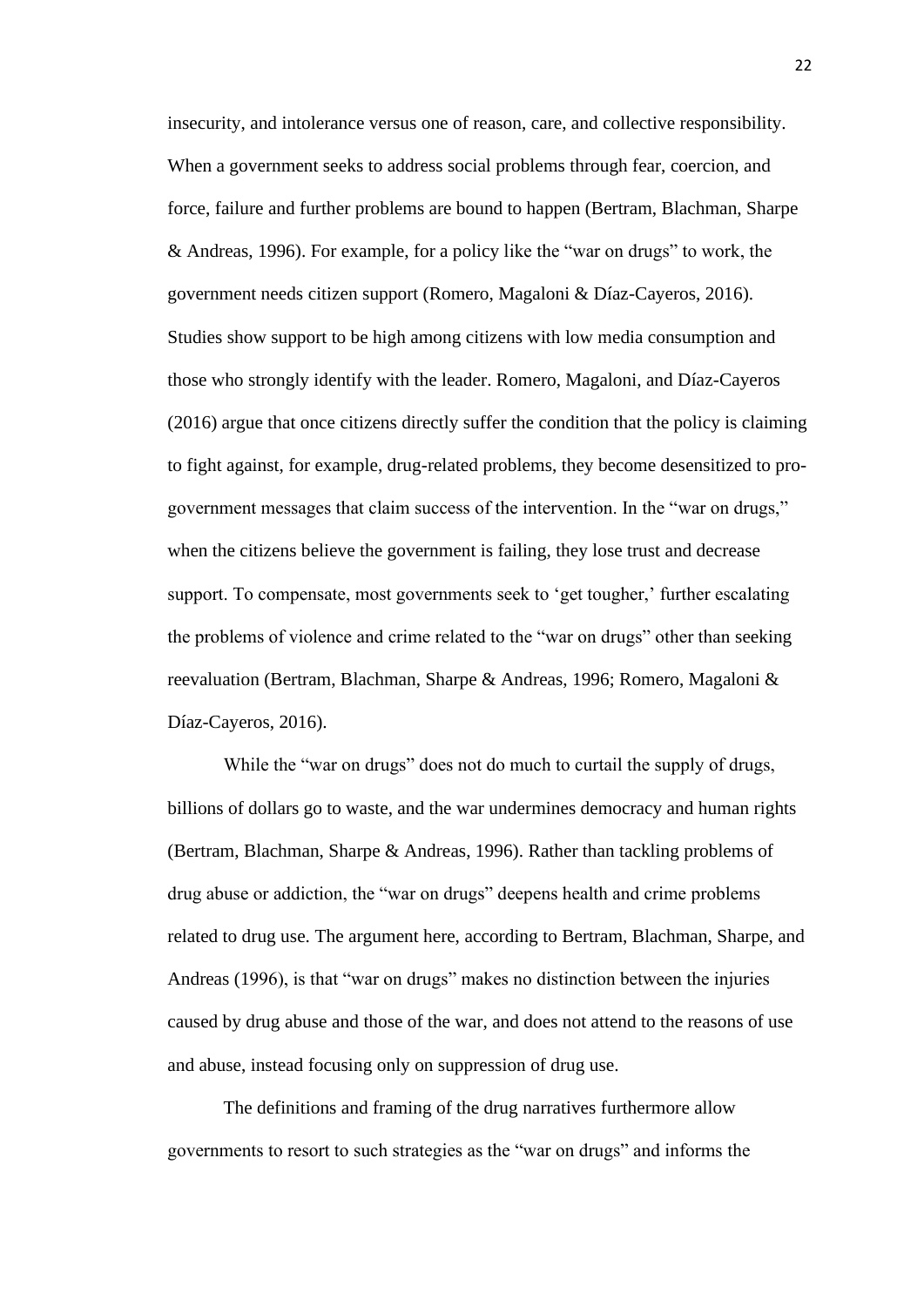insecurity, and intolerance versus one of reason, care, and collective responsibility. When a government seeks to address social problems through fear, coercion, and force, failure and further problems are bound to happen (Bertram, Blachman, Sharpe & Andreas, 1996). For example, for a policy like the "war on drugs" to work, the government needs citizen support (Romero, Magaloni & Díaz-Cayeros, 2016). Studies show support to be high among citizens with low media consumption and those who strongly identify with the leader. Romero, Magaloni, and Díaz-Cayeros (2016) argue that once citizens directly suffer the condition that the policy is claiming to fight against, for example, drug-related problems, they become desensitized to pro-government messages that claim success of the intervention. In the "war on drugs," when the citizens believe the government is failing, they lose trust and decrease support. To compensate, most governments seek to 'get tougher,' further escalating the problems of violence and crime related to the "war on drugs" other than seeking reevaluation (Bertram, Blachman, Sharpe & Andreas, 1996; Romero, Magaloni & Díaz-Cayeros, 2016).

While the "war on drugs" does not do much to curtail the supply of drugs, billions of dollars go to waste, and the war undermines democracy and human rights (Bertram, Blachman, Sharpe & Andreas, 1996). Rather than tackling problems of drug abuse or addiction, the "war on drugs" deepens health and crime problems related to drug use. The argument here, according to Bertram, Blachman, Sharpe, and Andreas (1996), is that "war on drugs" makes no distinction between the injuries caused by drug abuse and those of the war, and does not attend to the reasons of use and abuse, instead focusing only on suppression of drug use.

The definitions and framing of the drug narratives furthermore allow governments to resort to such strategies as the "war on drugs" and informs the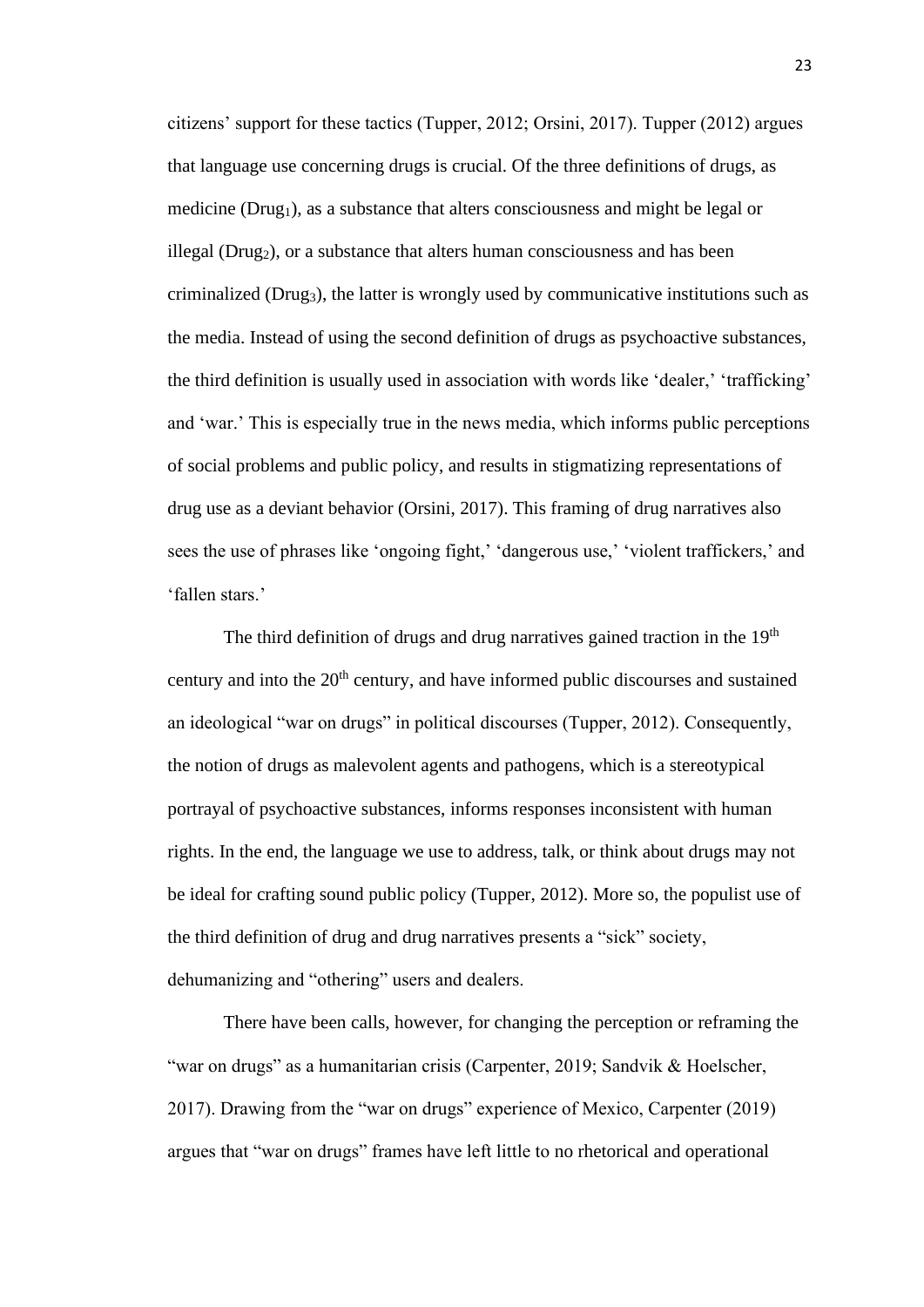citizens' support for these tactics (Tupper, 2012; Orsini, 2017). Tupper (2012) argues that language use concerning drugs is crucial. Of the three definitions of drugs, as medicine ($Drug_1$), as a substance that alters consciousness and might be legal or illegal ($Drug_2$), or a substance that alters human consciousness and has been criminalized ($Drug_3$), the latter is wrongly used by communicative institutions such as the media. Instead of using the second definition of drugs as psychoactive substances, the third definition is usually used in association with words like 'dealer,' 'trafficking' and 'war.' This is especially true in the news media, which informs public perceptions of social problems and public policy, and results in stigmatizing representations of drug use as a deviant behavior (Orsini, 2017). This framing of drug narratives also sees the use of phrases like 'ongoing fight,' 'dangerous use,' 'violent traffickers,' and 'fallen stars.'

The third definition of drugs and drug narratives gained traction in the 19th century and into the 20th century, and have informed public discourses and sustained an ideological "war on drugs" in political discourses (Tupper, 2012). Consequently, the notion of drugs as malevolent agents and pathogens, which is a stereotypical portrayal of psychoactive substances, informs responses inconsistent with human rights. In the end, the language we use to address, talk, or think about drugs may not be ideal for crafting sound public policy (Tupper, 2012). More so, the populist use of the third definition of drug and drug narratives presents a "sick" society, dehumanizing and "othering" users and dealers.

There have been calls, however, for changing the perception or reframing the "war on drugs" as a humanitarian crisis (Carpenter, 2019; Sandvik & Hoelscher, 2017). Drawing from the "war on drugs" experience of Mexico, Carpenter (2019) argues that "war on drugs" frames have left little to no rhetorical and operational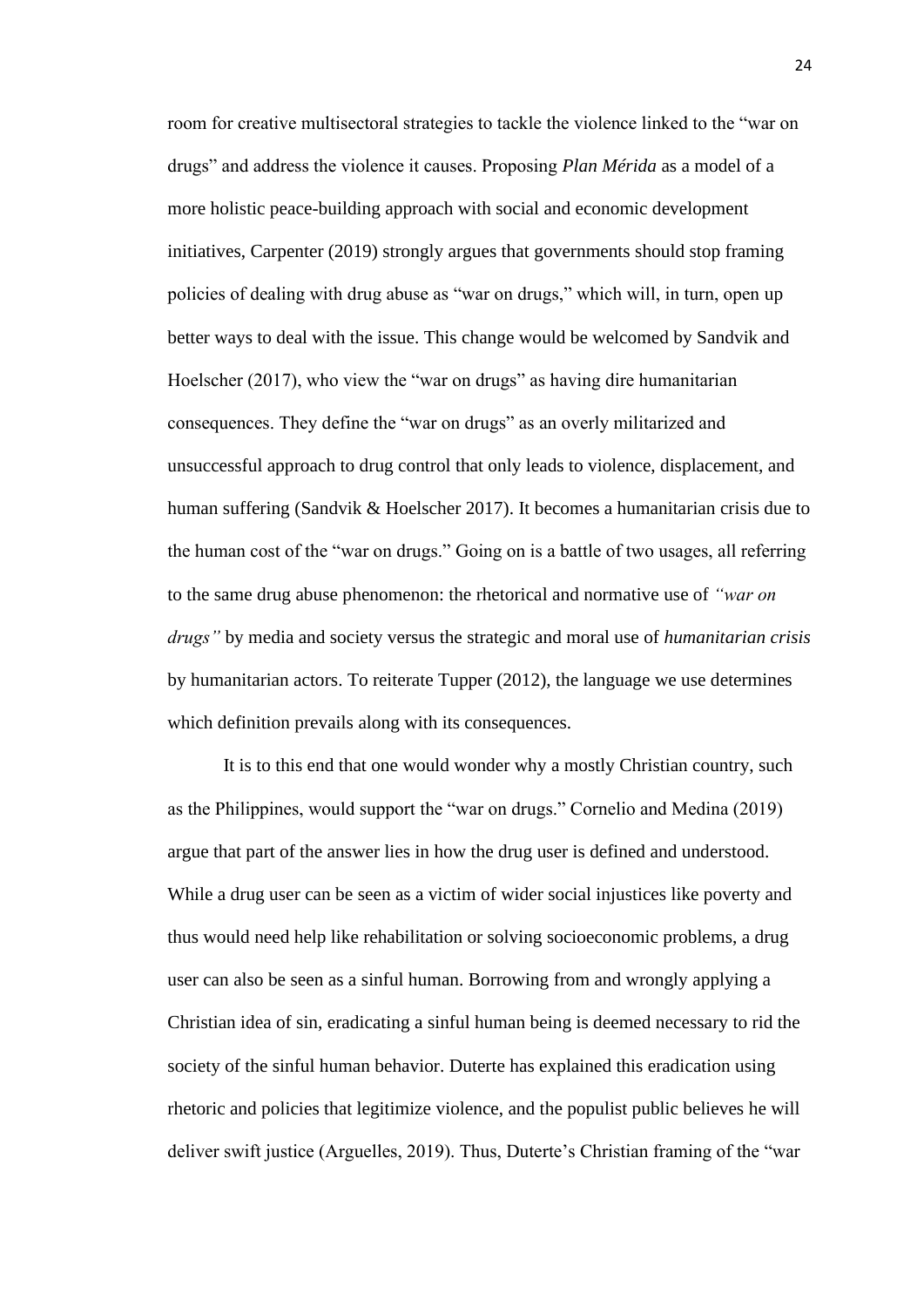room for creative multisectoral strategies to tackle the violence linked to the "war on drugs" and address the violence it causes. Proposing *Plan Mérida* as a model of a more holistic peace-building approach with social and economic development initiatives, Carpenter (2019) strongly argues that governments should stop framing policies of dealing with drug abuse as "war on drugs," which will, in turn, open up better ways to deal with the issue. This change would be welcomed by Sandvik and Hoelscher (2017), who view the "war on drugs" as having dire humanitarian consequences. They define the "war on drugs" as an overly militarized and unsuccessful approach to drug control that only leads to violence, displacement, and human suffering (Sandvik & Hoelscher 2017). It becomes a humanitarian crisis due to the human cost of the "war on drugs." Going on is a battle of two usages, all referring to the same drug abuse phenomenon: the rhetorical and normative use of *"war on drugs"* by media and society versus the strategic and moral use of *humanitarian crisis* by humanitarian actors. To reiterate Tupper (2012), the language we use determines which definition prevails along with its consequences.

It is to this end that one would wonder why a mostly Christian country, such as the Philippines, would support the "war on drugs." Cornelio and Medina (2019) argue that part of the answer lies in how the drug user is defined and understood. While a drug user can be seen as a victim of wider social injustices like poverty and thus would need help like rehabilitation or solving socioeconomic problems, a drug user can also be seen as a sinful human. Borrowing from and wrongly applying a Christian idea of sin, eradicating a sinful human being is deemed necessary to rid the society of the sinful human behavior. Duterte has explained this eradication using rhetoric and policies that legitimize violence, and the populist public believes he will deliver swift justice (Arguelles, 2019). Thus, Duterte's Christian framing of the "war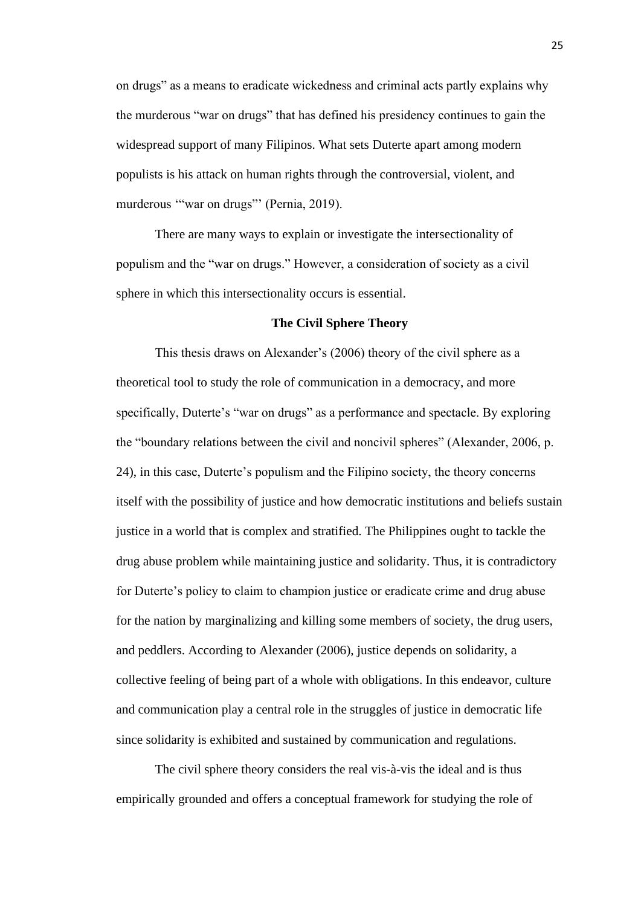on drugs" as a means to eradicate wickedness and criminal acts partly explains why the murderous "war on drugs" that has defined his presidency continues to gain the widespread support of many Filipinos. What sets Duterte apart among modern populists is his attack on human rights through the controversial, violent, and murderous '"war on drugs"' (Pernia, 2019).

There are many ways to explain or investigate the intersectionality of populism and the "war on drugs." However, a consideration of society as a civil sphere in which this intersectionality occurs is essential.

## The Civil Sphere Theory

This thesis draws on Alexander's (2006) theory of the civil sphere as a theoretical tool to study the role of communication in a democracy, and more specifically, Duterte's "war on drugs" as a performance and spectacle. By exploring the "boundary relations between the civil and noncivil spheres" (Alexander, 2006, p. 24), in this case, Duterte's populism and the Filipino society, the theory concerns itself with the possibility of justice and how democratic institutions and beliefs sustain justice in a world that is complex and stratified. The Philippines ought to tackle the drug abuse problem while maintaining justice and solidarity. Thus, it is contradictory for Duterte's policy to claim to champion justice or eradicate crime and drug abuse for the nation by marginalizing and killing some members of society, the drug users, and peddlers. According to Alexander (2006), justice depends on solidarity, a collective feeling of being part of a whole with obligations. In this endeavor, culture and communication play a central role in the struggles of justice in democratic life since solidarity is exhibited and sustained by communication and regulations.

The civil sphere theory considers the real vis-à-vis the ideal and is thus empirically grounded and offers a conceptual framework for studying the role of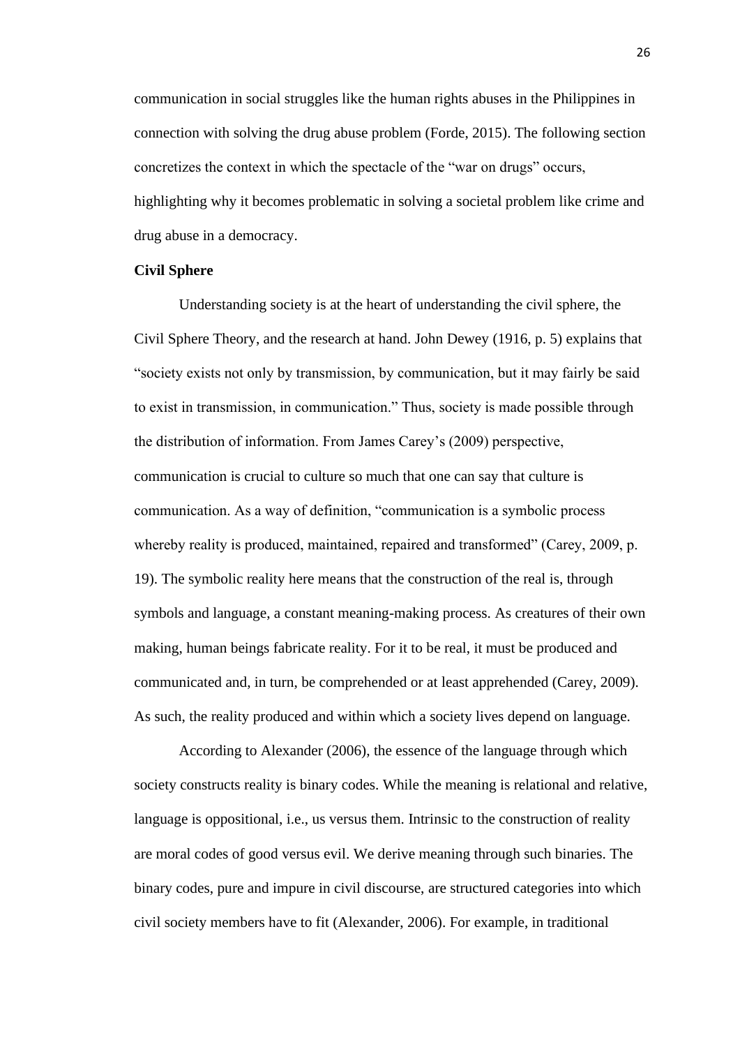communication in social struggles like the human rights abuses in the Philippines in connection with solving the drug abuse problem (Forde, 2015). The following section concretizes the context in which the spectacle of the "war on drugs" occurs, highlighting why it becomes problematic in solving a societal problem like crime and drug abuse in a democracy.

**Civil Sphere**

Understanding society is at the heart of understanding the civil sphere, the Civil Sphere Theory, and the research at hand. John Dewey (1916, p. 5) explains that "society exists not only by transmission, by communication, but it may fairly be said to exist in transmission, in communication." Thus, society is made possible through the distribution of information. From James Carey's (2009) perspective, communication is crucial to culture so much that one can say that culture is communication. As a way of definition, "communication is a symbolic process whereby reality is produced, maintained, repaired and transformed" (Carey, 2009, p. 19). The symbolic reality here means that the construction of the real is, through symbols and language, a constant meaning-making process. As creatures of their own making, human beings fabricate reality. For it to be real, it must be produced and communicated and, in turn, be comprehended or at least apprehended (Carey, 2009). As such, the reality produced and within which a society lives depend on language.

According to Alexander (2006), the essence of the language through which society constructs reality is binary codes. While the meaning is relational and relative, language is oppositional, i.e., us versus them. Intrinsic to the construction of reality are moral codes of good versus evil. We derive meaning through such binaries. The binary codes, pure and impure in civil discourse, are structured categories into which civil society members have to fit (Alexander, 2006). For example, in traditional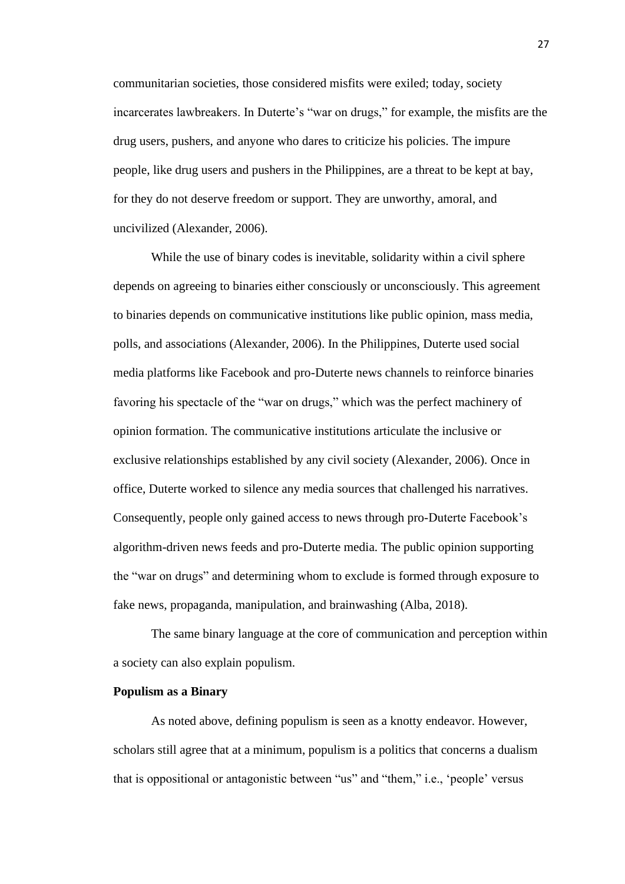communitarian societies, those considered misfits were exiled; today, society incarcerates lawbreakers. In Duterte's "war on drugs," for example, the misfits are the drug users, pushers, and anyone who dares to criticize his policies. The impure people, like drug users and pushers in the Philippines, are a threat to be kept at bay, for they do not deserve freedom or support. They are unworthy, amoral, and uncivilized (Alexander, 2006).

While the use of binary codes is inevitable, solidarity within a civil sphere depends on agreeing to binaries either consciously or unconsciously. This agreement to binaries depends on communicative institutions like public opinion, mass media, polls, and associations (Alexander, 2006). In the Philippines, Duterte used social media platforms like Facebook and pro-Duterte news channels to reinforce binaries favoring his spectacle of the "war on drugs," which was the perfect machinery of opinion formation. The communicative institutions articulate the inclusive or exclusive relationships established by any civil society (Alexander, 2006). Once in office, Duterte worked to silence any media sources that challenged his narratives. Consequently, people only gained access to news through pro-Duterte Facebook's algorithm-driven news feeds and pro-Duterte media. The public opinion supporting the "war on drugs" and determining whom to exclude is formed through exposure to fake news, propaganda, manipulation, and brainwashing (Alba, 2018).

The same binary language at the core of communication and perception within a society can also explain populism.

**Populism as a Binary**

As noted above, defining populism is seen as a knotty endeavor. However, scholars still agree that at a minimum, populism is a politics that concerns a dualism that is oppositional or antagonistic between "us" and "them," i.e., 'people' versus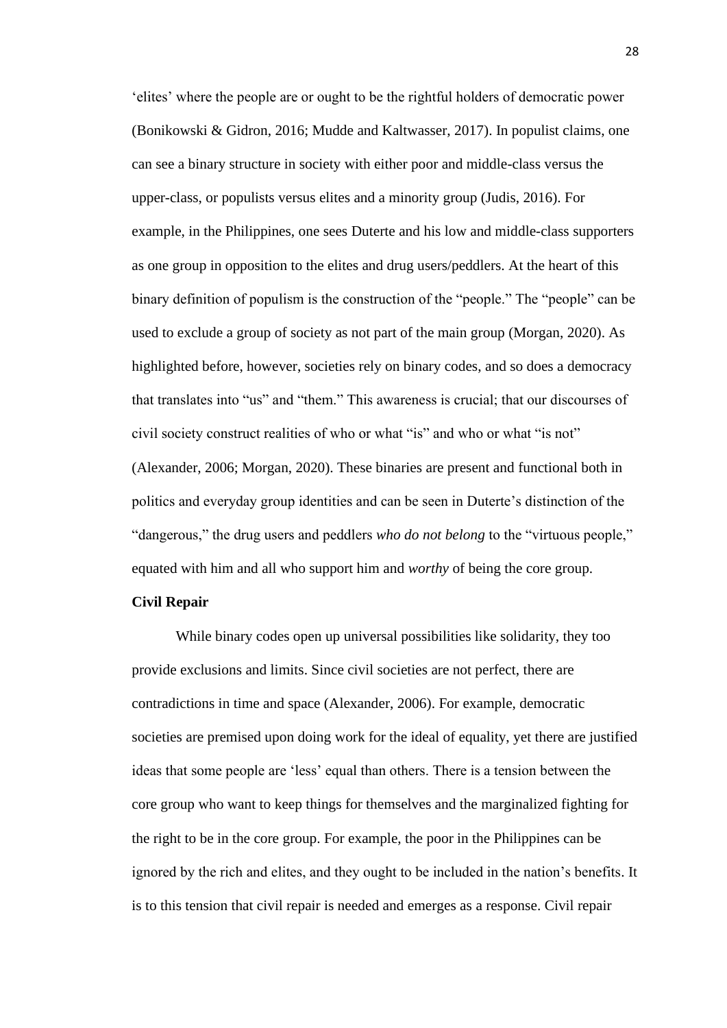'elites' where the people are or ought to be the rightful holders of democratic power (Bonikowski & Gidron, 2016; Mudde and Kaltwasser, 2017). In populist claims, one can see a binary structure in society with either poor and middle-class versus the upper-class, or populists versus elites and a minority group (Judis, 2016). For example, in the Philippines, one sees Duterte and his low and middle-class supporters as one group in opposition to the elites and drug users/peddlers. At the heart of this binary definition of populism is the construction of the "people." The "people" can be used to exclude a group of society as not part of the main group (Morgan, 2020). As highlighted before, however, societies rely on binary codes, and so does a democracy that translates into "us" and "them." This awareness is crucial; that our discourses of civil society construct realities of who or what "is" and who or what "is not" (Alexander, 2006; Morgan, 2020). These binaries are present and functional both in politics and everyday group identities and can be seen in Duterte's distinction of the "dangerous," the drug users and peddlers *who do not belong* to the "virtuous people," equated with him and all who support him and *worthy* of being the core group.

**Civil Repair**

While binary codes open up universal possibilities like solidarity, they too provide exclusions and limits. Since civil societies are not perfect, there are contradictions in time and space (Alexander, 2006). For example, democratic societies are premised upon doing work for the ideal of equality, yet there are justified ideas that some people are 'less' equal than others. There is a tension between the core group who want to keep things for themselves and the marginalized fighting for the right to be in the core group. For example, the poor in the Philippines can be ignored by the rich and elites, and they ought to be included in the nation's benefits. It is to this tension that civil repair is needed and emerges as a response. Civil repair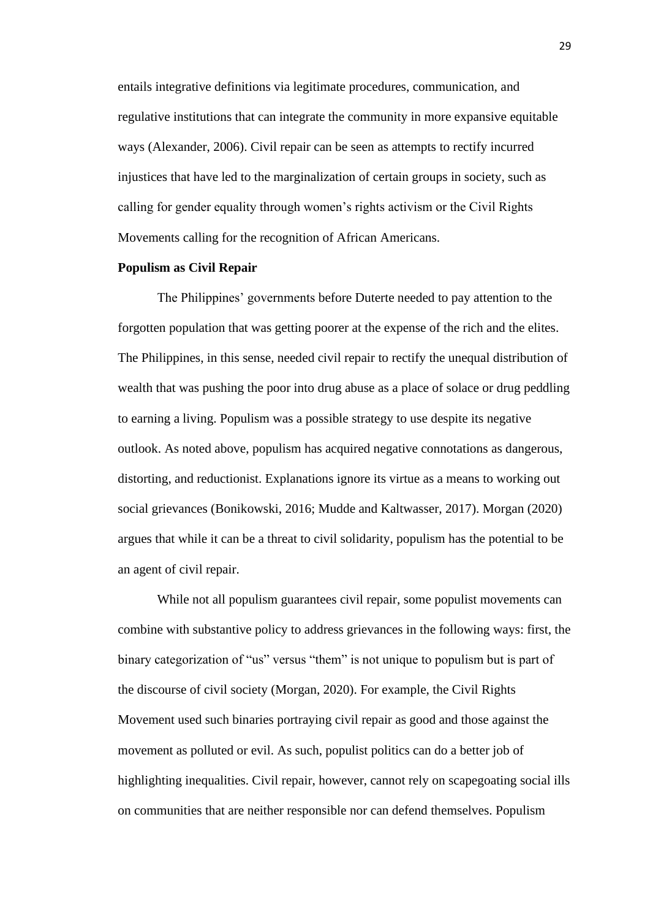entails integrative definitions via legitimate procedures, communication, and regulative institutions that can integrate the community in more expansive equitable ways (Alexander, 2006). Civil repair can be seen as attempts to rectify incurred injustices that have led to the marginalization of certain groups in society, such as calling for gender equality through women's rights activism or the Civil Rights Movements calling for the recognition of African Americans.

**Populism as Civil Repair**

The Philippines' governments before Duterte needed to pay attention to the forgotten population that was getting poorer at the expense of the rich and the elites. The Philippines, in this sense, needed civil repair to rectify the unequal distribution of wealth that was pushing the poor into drug abuse as a place of solace or drug peddling to earning a living. Populism was a possible strategy to use despite its negative outlook. As noted above, populism has acquired negative connotations as dangerous, distorting, and reductionist. Explanations ignore its virtue as a means to working out social grievances (Bonikowski, 2016; Mudde and Kaltwasser, 2017). Morgan (2020) argues that while it can be a threat to civil solidarity, populism has the potential to be an agent of civil repair.

While not all populism guarantees civil repair, some populist movements can combine with substantive policy to address grievances in the following ways: first, the binary categorization of "us" versus "them" is not unique to populism but is part of the discourse of civil society (Morgan, 2020). For example, the Civil Rights Movement used such binaries portraying civil repair as good and those against the movement as polluted or evil. As such, populist politics can do a better job of highlighting inequalities. Civil repair, however, cannot rely on scapegoating social ills on communities that are neither responsible nor can defend themselves. Populism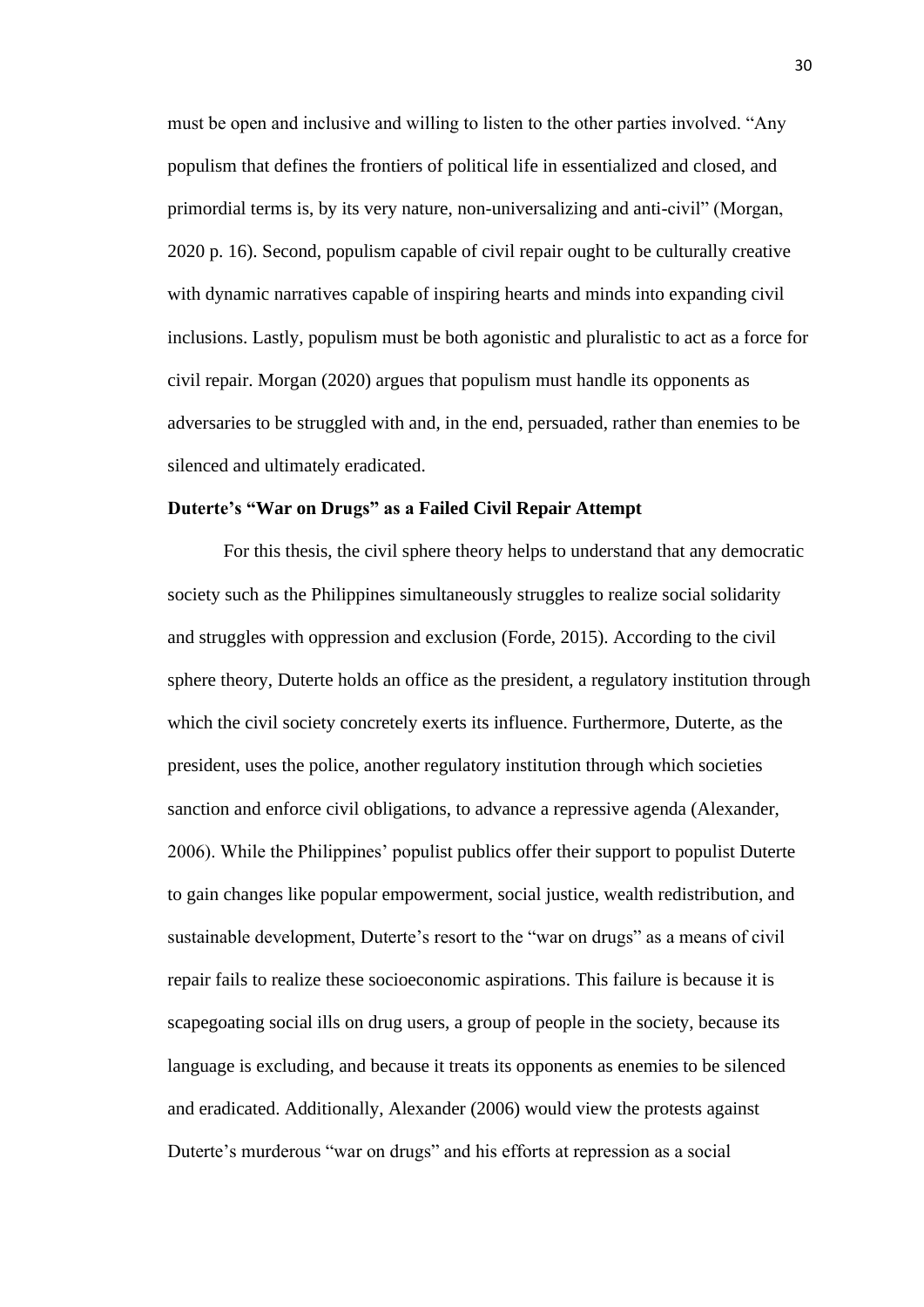must be open and inclusive and willing to listen to the other parties involved. "Any populism that defines the frontiers of political life in essentialized and closed, and primordial terms is, by its very nature, non-universalizing and anti-civil" (Morgan, 2020 p. 16). Second, populism capable of civil repair ought to be culturally creative with dynamic narratives capable of inspiring hearts and minds into expanding civil inclusions. Lastly, populism must be both agonistic and pluralistic to act as a force for civil repair. Morgan (2020) argues that populism must handle its opponents as adversaries to be struggled with and, in the end, persuaded, rather than enemies to be silenced and ultimately eradicated.

**Duterte's "War on Drugs" as a Failed Civil Repair Attempt**

For this thesis, the civil sphere theory helps to understand that any democratic society such as the Philippines simultaneously struggles to realize social solidarity and struggles with oppression and exclusion (Forde, 2015). According to the civil sphere theory, Duterte holds an office as the president, a regulatory institution through which the civil society concretely exerts its influence. Furthermore, Duterte, as the president, uses the police, another regulatory institution through which societies sanction and enforce civil obligations, to advance a repressive agenda (Alexander, 2006). While the Philippines' populist publics offer their support to populist Duterte to gain changes like popular empowerment, social justice, wealth redistribution, and sustainable development, Duterte's resort to the "war on drugs" as a means of civil repair fails to realize these socioeconomic aspirations. This failure is because it is scapegoating social ills on drug users, a group of people in the society, because its language is excluding, and because it treats its opponents as enemies to be silenced and eradicated. Additionally, Alexander (2006) would view the protests against Duterte's murderous "war on drugs" and his efforts at repression as a social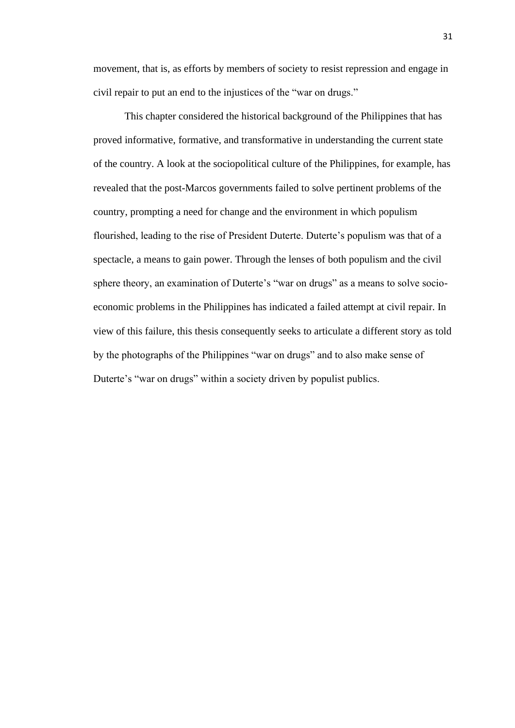movement, that is, as efforts by members of society to resist repression and engage in civil repair to put an end to the injustices of the "war on drugs."

This chapter considered the historical background of the Philippines that has proved informative, formative, and transformative in understanding the current state of the country. A look at the sociopolitical culture of the Philippines, for example, has revealed that the post-Marcos governments failed to solve pertinent problems of the country, prompting a need for change and the environment in which populism flourished, leading to the rise of President Duterte. Duterte's populism was that of a spectacle, a means to gain power. Through the lenses of both populism and the civil sphere theory, an examination of Duterte's "war on drugs" as a means to solve socio-economic problems in the Philippines has indicated a failed attempt at civil repair. In view of this failure, this thesis consequently seeks to articulate a different story as told by the photographs of the Philippines "war on drugs" and to also make sense of Duterte's "war on drugs" within a society driven by populist publics.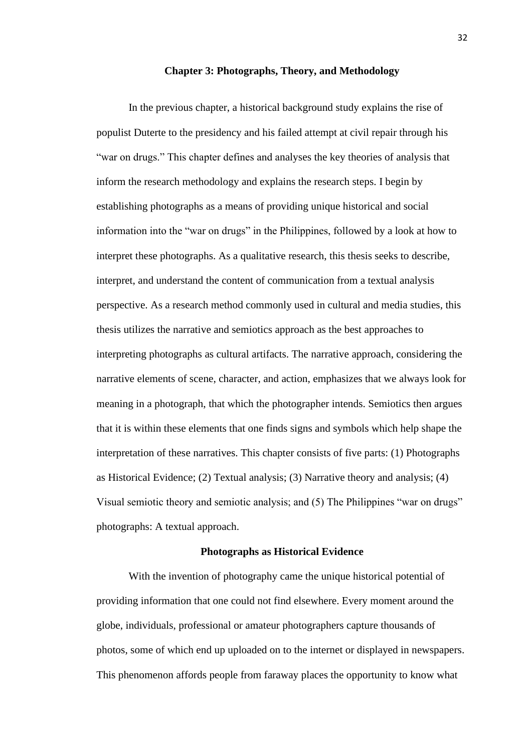## Chapter 3: Photographs, Theory, and Methodology

In the previous chapter, a historical background study explains the rise of populist Duterte to the presidency and his failed attempt at civil repair through his "war on drugs." This chapter defines and analyses the key theories of analysis that inform the research methodology and explains the research steps. I begin by establishing photographs as a means of providing unique historical and social information into the "war on drugs" in the Philippines, followed by a look at how to interpret these photographs. As a qualitative research, this thesis seeks to describe, interpret, and understand the content of communication from a textual analysis perspective. As a research method commonly used in cultural and media studies, this thesis utilizes the narrative and semiotics approach as the best approaches to interpreting photographs as cultural artifacts. The narrative approach, considering the narrative elements of scene, character, and action, emphasizes that we always look for meaning in a photograph, that which the photographer intends. Semiotics then argues that it is within these elements that one finds signs and symbols which help shape the interpretation of these narratives. This chapter consists of five parts: (1) Photographs as Historical Evidence; (2) Textual analysis; (3) Narrative theory and analysis; (4) Visual semiotic theory and semiotic analysis; and (5) The Philippines "war on drugs" photographs: A textual approach.

### Photographs as Historical Evidence

With the invention of photography came the unique historical potential of providing information that one could not find elsewhere. Every moment around the globe, individuals, professional or amateur photographers capture thousands of photos, some of which end up uploaded on to the internet or displayed in newspapers. This phenomenon affords people from faraway places the opportunity to know what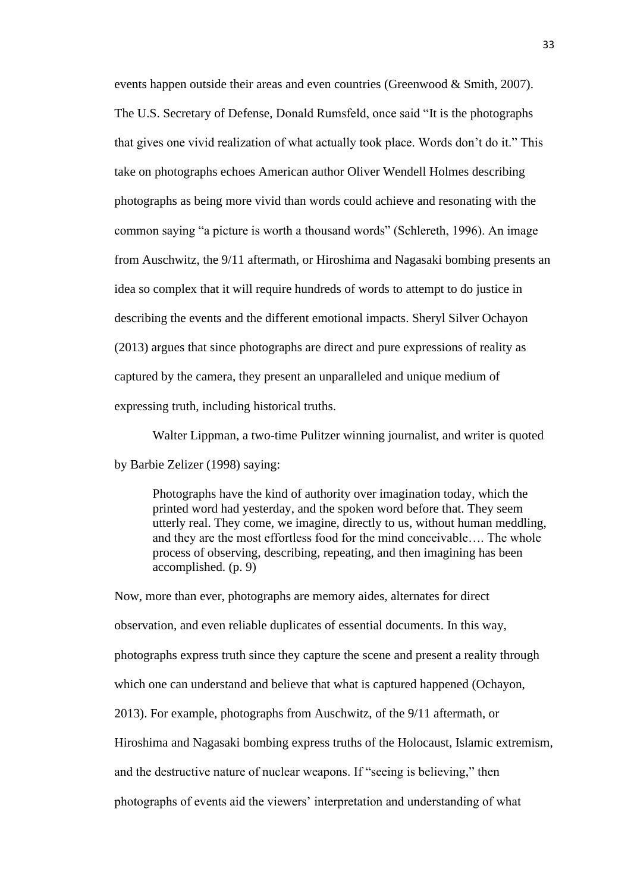events happen outside their areas and even countries (Greenwood & Smith, 2007). The U.S. Secretary of Defense, Donald Rumsfeld, once said "It is the photographs that gives one vivid realization of what actually took place. Words don't do it." This take on photographs echoes American author Oliver Wendell Holmes describing photographs as being more vivid than words could achieve and resonating with the common saying "a picture is worth a thousand words" (Schlereth, 1996). An image from Auschwitz, the 9/11 aftermath, or Hiroshima and Nagasaki bombing presents an idea so complex that it will require hundreds of words to attempt to do justice in describing the events and the different emotional impacts. Sheryl Silver Ochayon (2013) argues that since photographs are direct and pure expressions of reality as captured by the camera, they present an unparalleled and unique medium of expressing truth, including historical truths.

Walter Lippman, a two-time Pulitzer winning journalist, and writer is quoted by Barbie Zelizer (1998) saying:

> Photographs have the kind of authority over imagination today, which the printed word had yesterday, and the spoken word before that. They seem utterly real. They come, we imagine, directly to us, without human meddling, and they are the most effortless food for the mind conceivable…. The whole process of observing, describing, repeating, and then imagining has been accomplished. (p. 9)

Now, more than ever, photographs are memory aides, alternates for direct observation, and even reliable duplicates of essential documents. In this way, photographs express truth since they capture the scene and present a reality through which one can understand and believe that what is captured happened (Ochayon, 2013). For example, photographs from Auschwitz, of the 9/11 aftermath, or Hiroshima and Nagasaki bombing express truths of the Holocaust, Islamic extremism, and the destructive nature of nuclear weapons. If "seeing is believing," then photographs of events aid the viewers' interpretation and understanding of what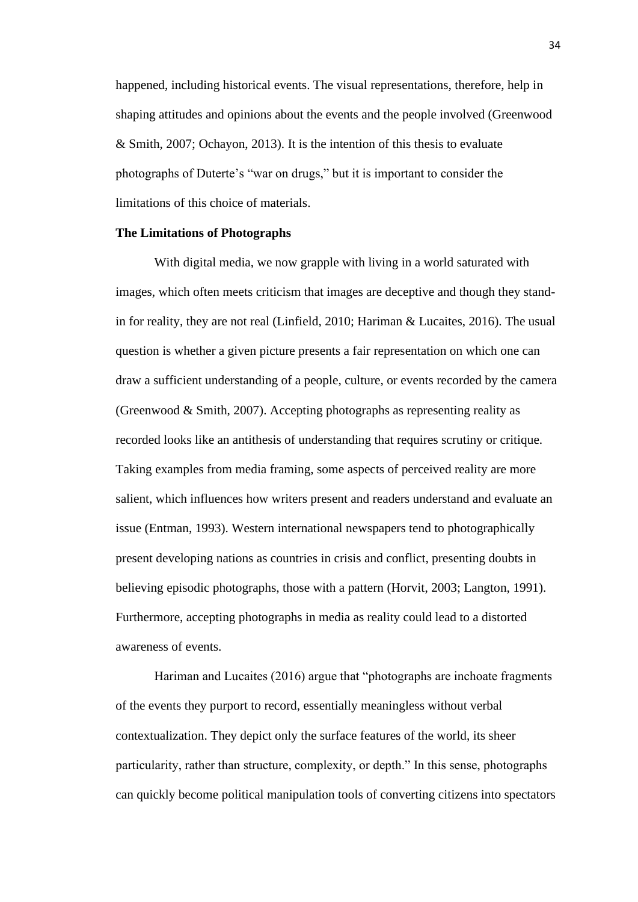happened, including historical events. The visual representations, therefore, help in shaping attitudes and opinions about the events and the people involved (Greenwood & Smith, 2007; Ochayon, 2013). It is the intention of this thesis to evaluate photographs of Duterte's "war on drugs," but it is important to consider the limitations of this choice of materials.

**The Limitations of Photographs**

With digital media, we now grapple with living in a world saturated with images, which often meets criticism that images are deceptive and though they stand-in for reality, they are not real (Linfield, 2010; Hariman & Lucaites, 2016). The usual question is whether a given picture presents a fair representation on which one can draw a sufficient understanding of a people, culture, or events recorded by the camera (Greenwood & Smith, 2007). Accepting photographs as representing reality as recorded looks like an antithesis of understanding that requires scrutiny or critique. Taking examples from media framing, some aspects of perceived reality are more salient, which influences how writers present and readers understand and evaluate an issue (Entman, 1993). Western international newspapers tend to photographically present developing nations as countries in crisis and conflict, presenting doubts in believing episodic photographs, those with a pattern (Horvit, 2003; Langton, 1991). Furthermore, accepting photographs in media as reality could lead to a distorted awareness of events.

Hariman and Lucaites (2016) argue that "photographs are inchoate fragments of the events they purport to record, essentially meaningless without verbal contextualization. They depict only the surface features of the world, its sheer particularity, rather than structure, complexity, or depth." In this sense, photographs can quickly become political manipulation tools of converting citizens into spectators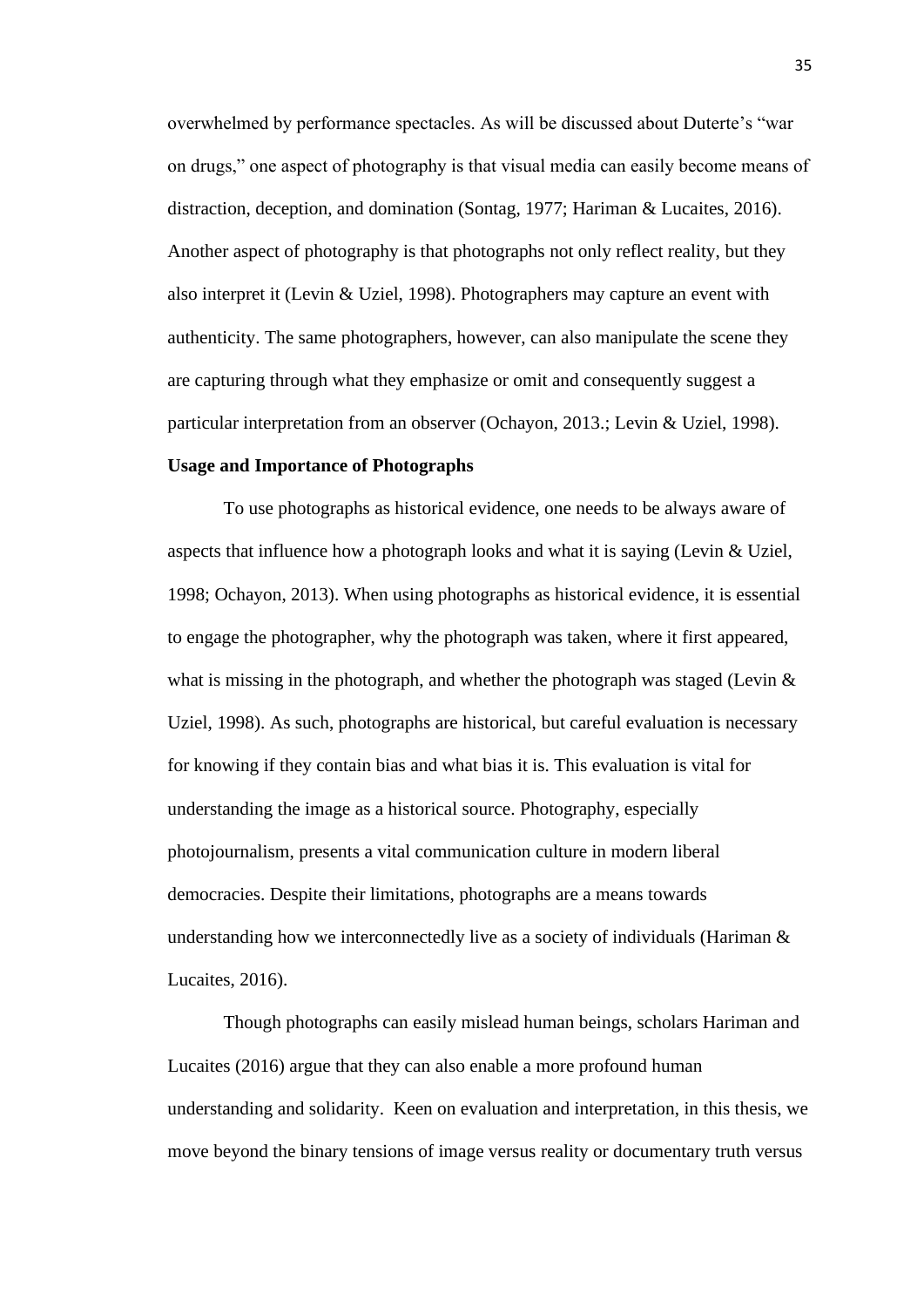overwhelmed by performance spectacles. As will be discussed about Duterte's "war on drugs," one aspect of photography is that visual media can easily become means of distraction, deception, and domination (Sontag, 1977; Hariman & Lucaites, 2016). Another aspect of photography is that photographs not only reflect reality, but they also interpret it (Levin & Uziel, 1998). Photographers may capture an event with authenticity. The same photographers, however, can also manipulate the scene they are capturing through what they emphasize or omit and consequently suggest a particular interpretation from an observer (Ochayon, 2013.; Levin & Uziel, 1998).

**Usage and Importance of Photographs**

To use photographs as historical evidence, one needs to be always aware of aspects that influence how a photograph looks and what it is saying (Levin & Uziel, 1998; Ochayon, 2013). When using photographs as historical evidence, it is essential to engage the photographer, why the photograph was taken, where it first appeared, what is missing in the photograph, and whether the photograph was staged (Levin & Uziel, 1998). As such, photographs are historical, but careful evaluation is necessary for knowing if they contain bias and what bias it is. This evaluation is vital for understanding the image as a historical source. Photography, especially photojournalism, presents a vital communication culture in modern liberal democracies. Despite their limitations, photographs are a means towards understanding how we interconnectedly live as a society of individuals (Hariman & Lucaites, 2016).

Though photographs can easily mislead human beings, scholars Hariman and Lucaites (2016) argue that they can also enable a more profound human understanding and solidarity. Keen on evaluation and interpretation, in this thesis, we move beyond the binary tensions of image versus reality or documentary truth versus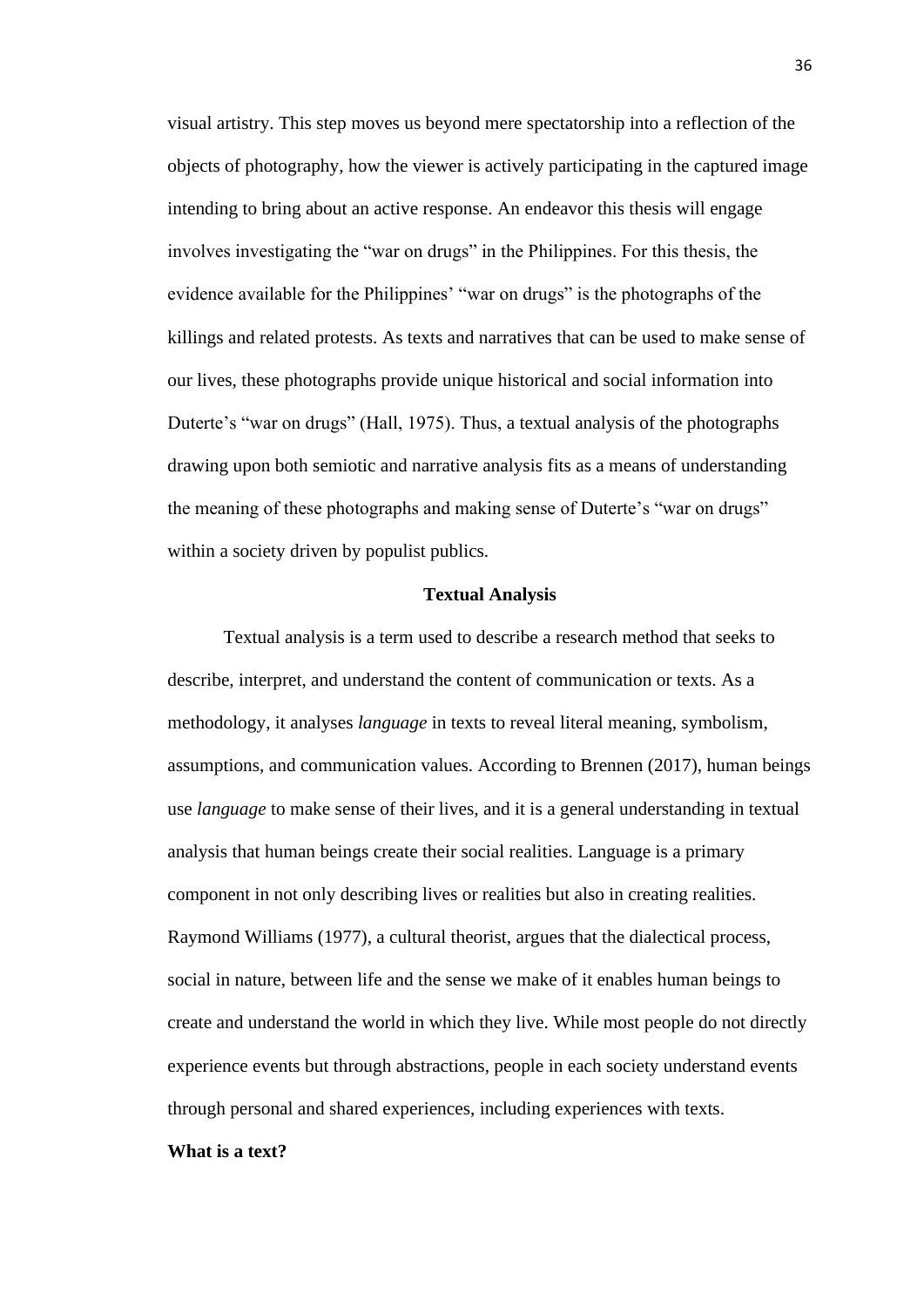visual artistry. This step moves us beyond mere spectatorship into a reflection of the objects of photography, how the viewer is actively participating in the captured image intending to bring about an active response. An endeavor this thesis will engage involves investigating the "war on drugs" in the Philippines. For this thesis, the evidence available for the Philippines' "war on drugs" is the photographs of the killings and related protests. As texts and narratives that can be used to make sense of our lives, these photographs provide unique historical and social information into Duterte's "war on drugs" (Hall, 1975). Thus, a textual analysis of the photographs drawing upon both semiotic and narrative analysis fits as a means of understanding the meaning of these photographs and making sense of Duterte's "war on drugs" within a society driven by populist publics.

## Textual Analysis

Textual analysis is a term used to describe a research method that seeks to describe, interpret, and understand the content of communication or texts. As a methodology, it analyses *language* in texts to reveal literal meaning, symbolism, assumptions, and communication values. According to Brennen (2017), human beings use *language* to make sense of their lives, and it is a general understanding in textual analysis that human beings create their social realities. Language is a primary component in not only describing lives or realities but also in creating realities. Raymond Williams (1977), a cultural theorist, argues that the dialectical process, social in nature, between life and the sense we make of it enables human beings to create and understand the world in which they live. While most people do not directly experience events but through abstractions, people in each society understand events through personal and shared experiences, including experiences with texts.

### What is a text?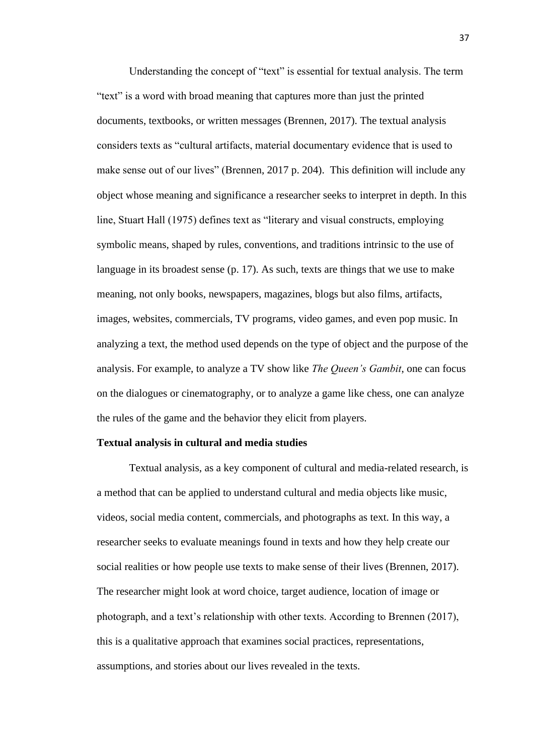Understanding the concept of "text" is essential for textual analysis. The term "text" is a word with broad meaning that captures more than just the printed documents, textbooks, or written messages (Brennen, 2017). The textual analysis considers texts as "cultural artifacts, material documentary evidence that is used to make sense out of our lives" (Brennen, 2017 p. 204). This definition will include any object whose meaning and significance a researcher seeks to interpret in depth. In this line, Stuart Hall (1975) defines text as "literary and visual constructs, employing symbolic means, shaped by rules, conventions, and traditions intrinsic to the use of language in its broadest sense (p. 17). As such, texts are things that we use to make meaning, not only books, newspapers, magazines, blogs but also films, artifacts, images, websites, commercials, TV programs, video games, and even pop music. In analyzing a text, the method used depends on the type of object and the purpose of the analysis. For example, to analyze a TV show like *The Queen's Gambit*, one can focus on the dialogues or cinematography, or to analyze a game like chess, one can analyze the rules of the game and the behavior they elicit from players.

**Textual analysis in cultural and media studies**

Textual analysis, as a key component of cultural and media-related research, is a method that can be applied to understand cultural and media objects like music, videos, social media content, commercials, and photographs as text. In this way, a researcher seeks to evaluate meanings found in texts and how they help create our social realities or how people use texts to make sense of their lives (Brennen, 2017). The researcher might look at word choice, target audience, location of image or photograph, and a text's relationship with other texts. According to Brennen (2017), this is a qualitative approach that examines social practices, representations, assumptions, and stories about our lives revealed in the texts.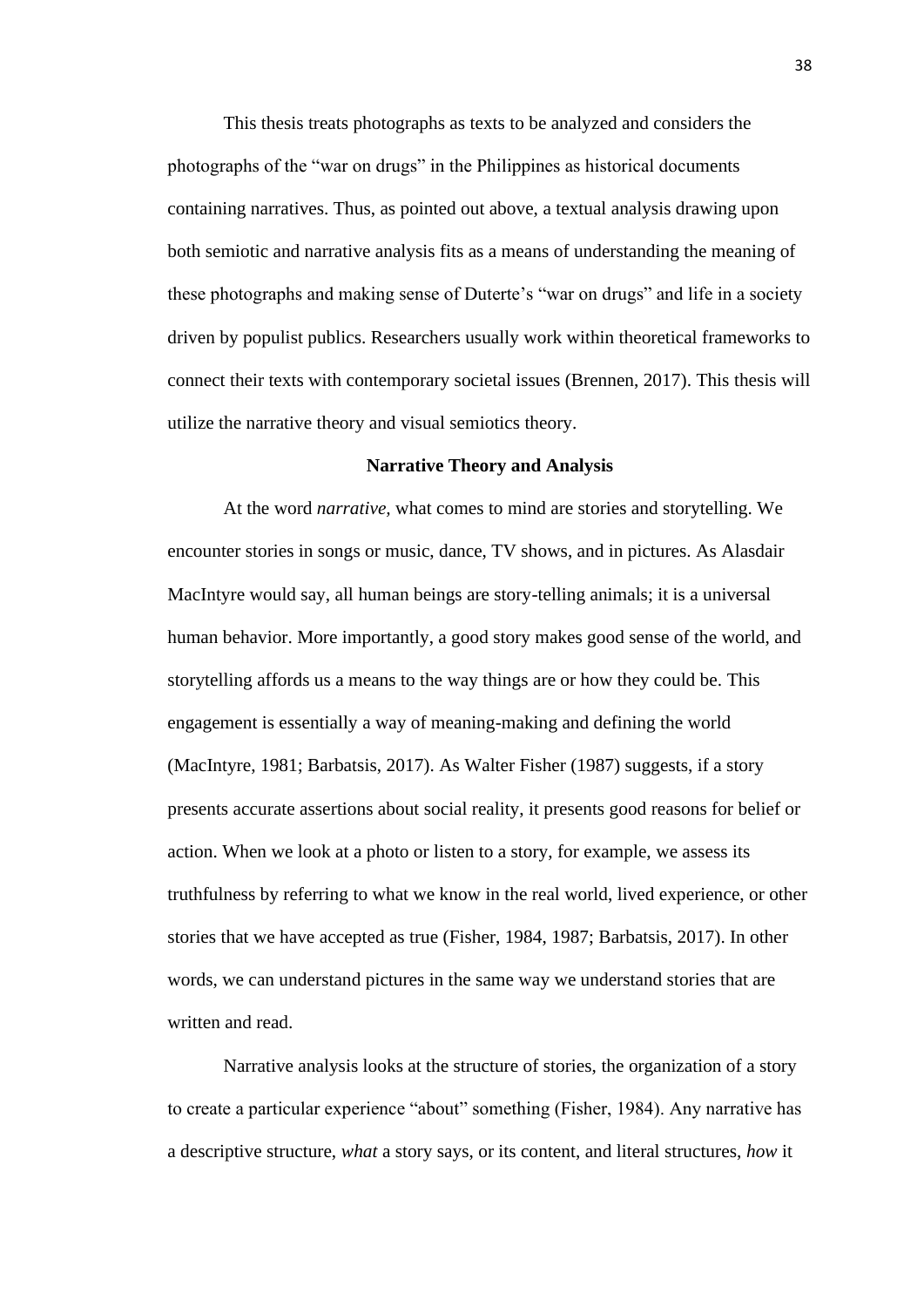This thesis treats photographs as texts to be analyzed and considers the photographs of the "war on drugs" in the Philippines as historical documents containing narratives. Thus, as pointed out above, a textual analysis drawing upon both semiotic and narrative analysis fits as a means of understanding the meaning of these photographs and making sense of Duterte's "war on drugs" and life in a society driven by populist publics. Researchers usually work within theoretical frameworks to connect their texts with contemporary societal issues (Brennen, 2017). This thesis will utilize the narrative theory and visual semiotics theory.

## Narrative Theory and Analysis

At the word *narrative*, what comes to mind are stories and storytelling. We encounter stories in songs or music, dance, TV shows, and in pictures. As Alasdair MacIntyre would say, all human beings are story-telling animals; it is a universal human behavior. More importantly, a good story makes good sense of the world, and storytelling affords us a means to the way things are or how they could be. This engagement is essentially a way of meaning-making and defining the world (MacIntyre, 1981; Barbatsis, 2017). As Walter Fisher (1987) suggests, if a story presents accurate assertions about social reality, it presents good reasons for belief or action. When we look at a photo or listen to a story, for example, we assess its truthfulness by referring to what we know in the real world, lived experience, or other stories that we have accepted as true (Fisher, 1984, 1987; Barbatsis, 2017). In other words, we can understand pictures in the same way we understand stories that are written and read.

Narrative analysis looks at the structure of stories, the organization of a story to create a particular experience "about" something (Fisher, 1984). Any narrative has a descriptive structure, *what* a story says, or its content, and literal structures, *how* it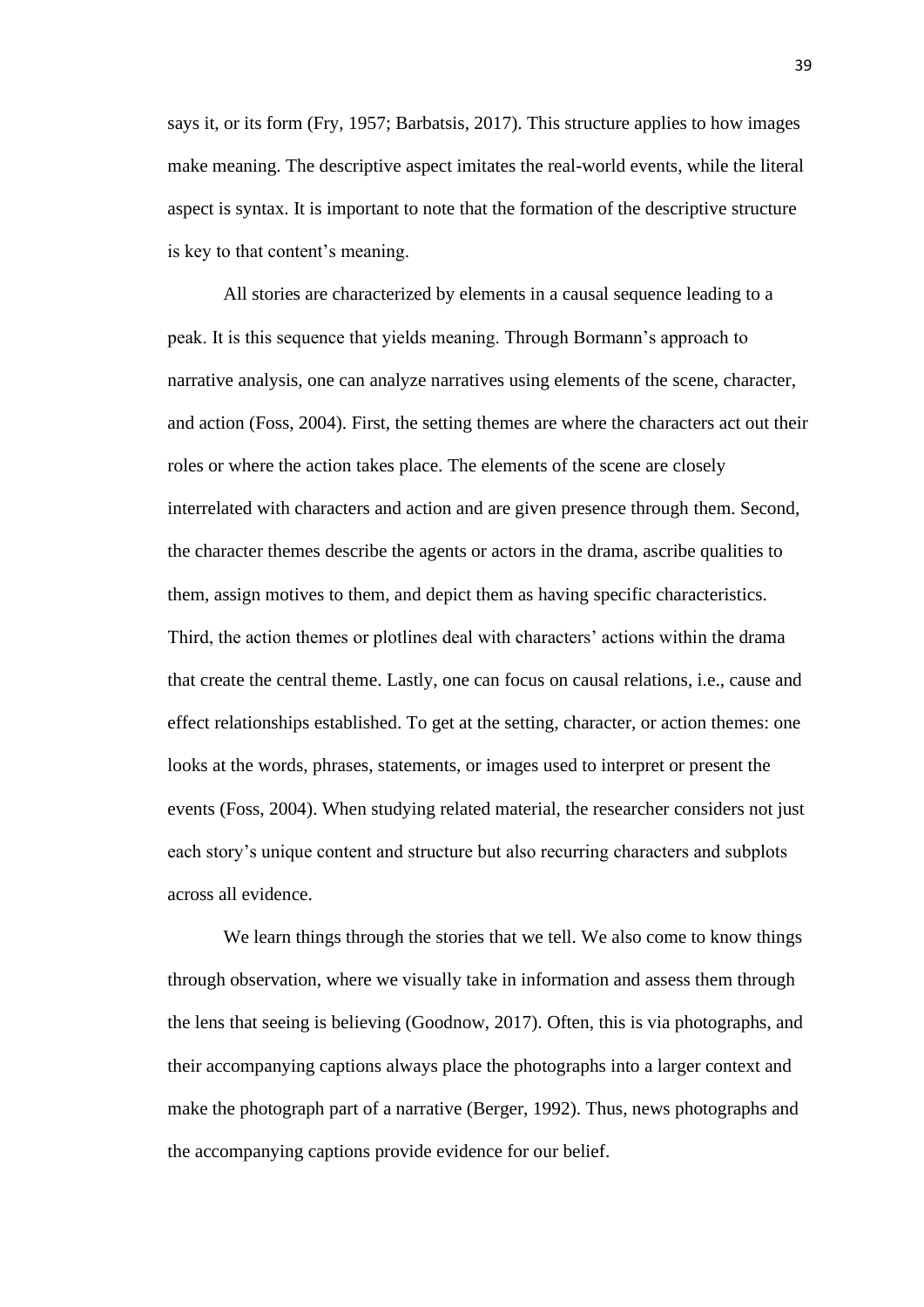says it, or its form (Fry, 1957; Barbatsis, 2017). This structure applies to how images make meaning. The descriptive aspect imitates the real-world events, while the literal aspect is syntax. It is important to note that the formation of the descriptive structure is key to that content's meaning.

All stories are characterized by elements in a causal sequence leading to a peak. It is this sequence that yields meaning. Through Bormann's approach to narrative analysis, one can analyze narratives using elements of the scene, character, and action (Foss, 2004). First, the setting themes are where the characters act out their roles or where the action takes place. The elements of the scene are closely interrelated with characters and action and are given presence through them. Second, the character themes describe the agents or actors in the drama, ascribe qualities to them, assign motives to them, and depict them as having specific characteristics. Third, the action themes or plotlines deal with characters' actions within the drama that create the central theme. Lastly, one can focus on causal relations, i.e., cause and effect relationships established. To get at the setting, character, or action themes: one looks at the words, phrases, statements, or images used to interpret or present the events (Foss, 2004). When studying related material, the researcher considers not just each story's unique content and structure but also recurring characters and subplots across all evidence.

We learn things through the stories that we tell. We also come to know things through observation, where we visually take in information and assess them through the lens that seeing is believing (Goodnow, 2017). Often, this is via photographs, and their accompanying captions always place the photographs into a larger context and make the photograph part of a narrative (Berger, 1992). Thus, news photographs and the accompanying captions provide evidence for our belief.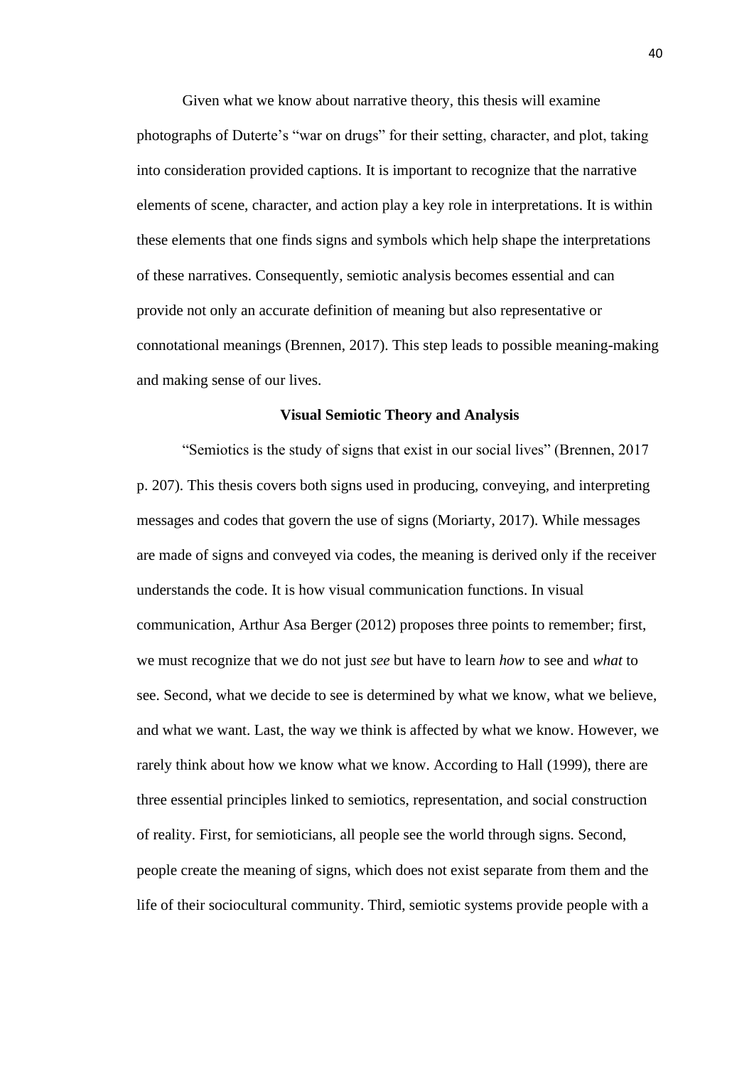Given what we know about narrative theory, this thesis will examine photographs of Duterte's "war on drugs" for their setting, character, and plot, taking into consideration provided captions. It is important to recognize that the narrative elements of scene, character, and action play a key role in interpretations. It is within these elements that one finds signs and symbols which help shape the interpretations of these narratives. Consequently, semiotic analysis becomes essential and can provide not only an accurate definition of meaning but also representative or connotational meanings (Brennen, 2017). This step leads to possible meaning-making and making sense of our lives.

## Visual Semiotic Theory and Analysis

"Semiotics is the study of signs that exist in our social lives" (Brennen, 2017 p. 207). This thesis covers both signs used in producing, conveying, and interpreting messages and codes that govern the use of signs (Moriarty, 2017). While messages are made of signs and conveyed via codes, the meaning is derived only if the receiver understands the code. It is how visual communication functions. In visual communication, Arthur Asa Berger (2012) proposes three points to remember; first, we must recognize that we do not just *see* but have to learn *how* to see and *what* to see. Second, what we decide to see is determined by what we know, what we believe, and what we want. Last, the way we think is affected by what we know. However, we rarely think about how we know what we know. According to Hall (1999), there are three essential principles linked to semiotics, representation, and social construction of reality. First, for semioticians, all people see the world through signs. Second, people create the meaning of signs, which does not exist separate from them and the life of their sociocultural community. Third, semiotic systems provide people with a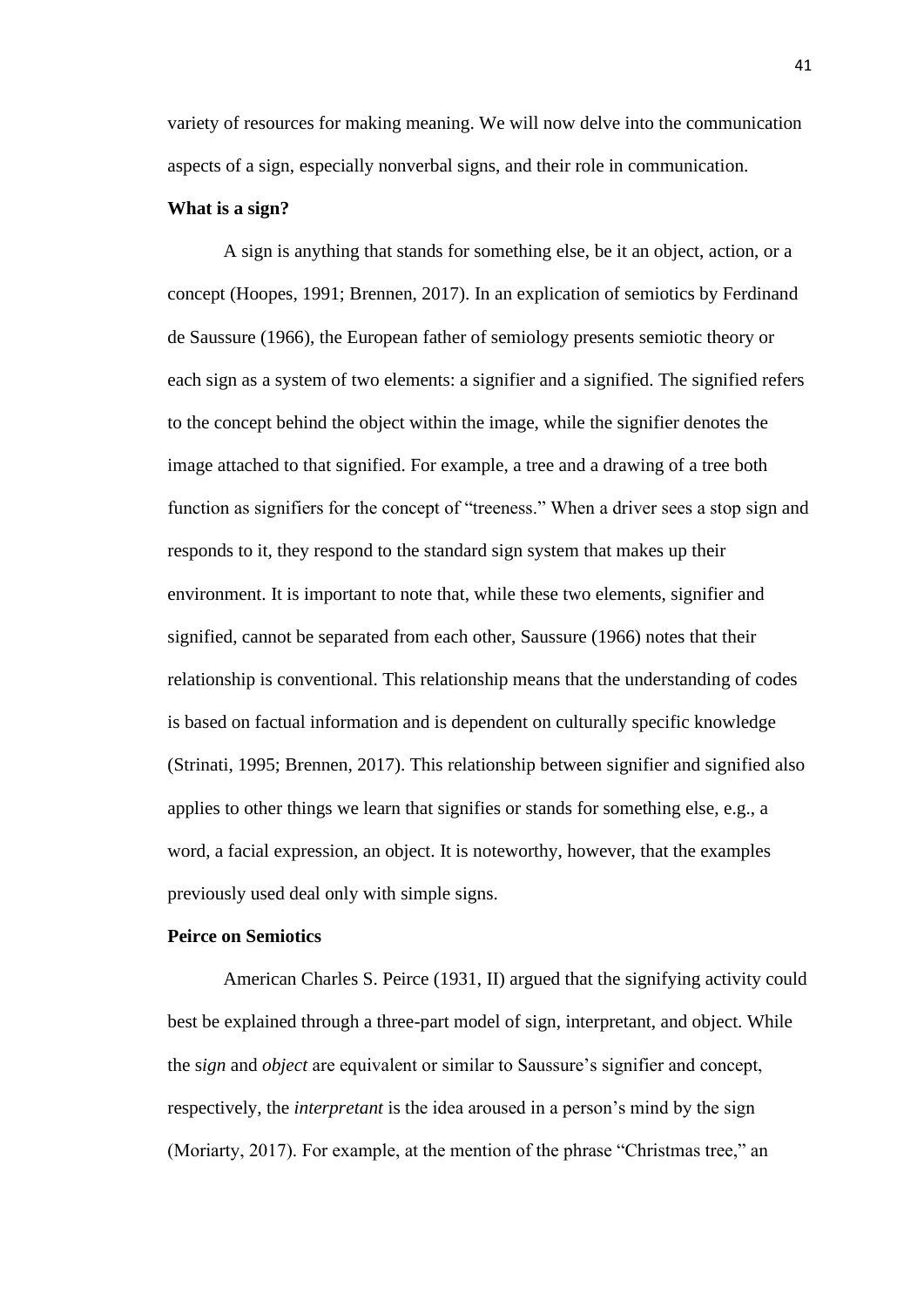variety of resources for making meaning. We will now delve into the communication aspects of a sign, especially nonverbal signs, and their role in communication.

**What is a sign?**

A sign is anything that stands for something else, be it an object, action, or a concept (Hoopes, 1991; Brennen, 2017). In an explication of semiotics by Ferdinand de Saussure (1966), the European father of semiology presents semiotic theory or each sign as a system of two elements: a signifier and a signified. The signified refers to the concept behind the object within the image, while the signifier denotes the image attached to that signified. For example, a tree and a drawing of a tree both function as signifiers for the concept of "treeness." When a driver sees a stop sign and responds to it, they respond to the standard sign system that makes up their environment. It is important to note that, while these two elements, signifier and signified, cannot be separated from each other, Saussure (1966) notes that their relationship is conventional. This relationship means that the understanding of codes is based on factual information and is dependent on culturally specific knowledge (Strinati, 1995; Brennen, 2017). This relationship between signifier and signified also applies to other things we learn that signifies or stands for something else, e.g., a word, a facial expression, an object. It is noteworthy, however, that the examples previously used deal only with simple signs.

**Peirce on Semiotics**

American Charles S. Peirce (1931, II) argued that the signifying activity could best be explained through a three-part model of sign, interpretant, and object. While the s*ign* and *object* are equivalent or similar to Saussure's signifier and concept, respectively, the *interpretant* is the idea aroused in a person's mind by the sign (Moriarty, 2017). For example, at the mention of the phrase "Christmas tree," an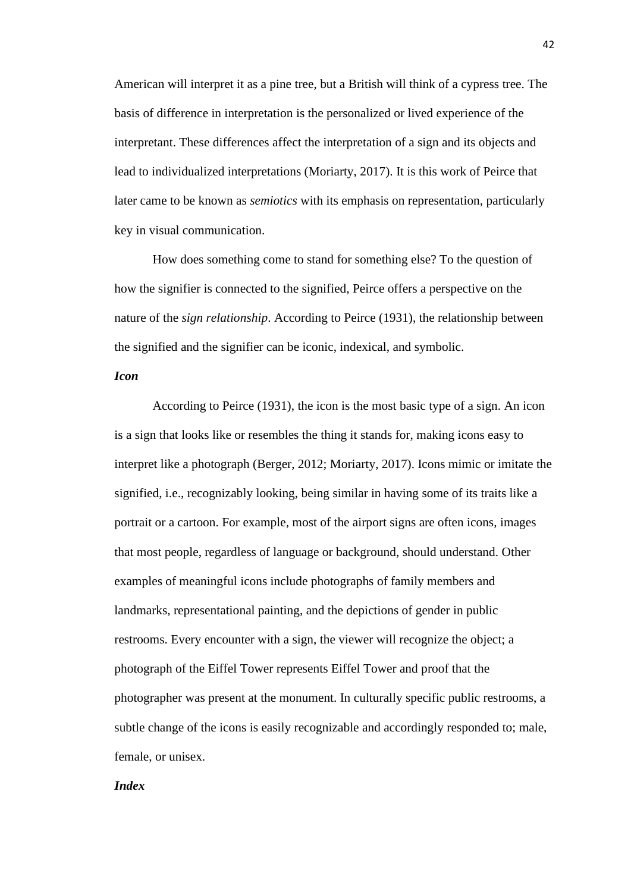American will interpret it as a pine tree, but a British will think of a cypress tree. The basis of difference in interpretation is the personalized or lived experience of the interpretant. These differences affect the interpretation of a sign and its objects and lead to individualized interpretations (Moriarty, 2017). It is this work of Peirce that later came to be known as *semiotics* with its emphasis on representation, particularly key in visual communication.

How does something come to stand for something else? To the question of how the signifier is connected to the signified, Peirce offers a perspective on the nature of the *sign relationship*. According to Peirce (1931), the relationship between the signified and the signifier can be iconic, indexical, and symbolic.

### *Icon*

According to Peirce (1931), the icon is the most basic type of a sign. An icon is a sign that looks like or resembles the thing it stands for, making icons easy to interpret like a photograph (Berger, 2012; Moriarty, 2017). Icons mimic or imitate the signified, i.e., recognizably looking, being similar in having some of its traits like a portrait or a cartoon. For example, most of the airport signs are often icons, images that most people, regardless of language or background, should understand. Other examples of meaningful icons include photographs of family members and landmarks, representational painting, and the depictions of gender in public restrooms. Every encounter with a sign, the viewer will recognize the object; a photograph of the Eiffel Tower represents Eiffel Tower and proof that the photographer was present at the monument. In culturally specific public restrooms, a subtle change of the icons is easily recognizable and accordingly responded to; male, female, or unisex.

### *Index*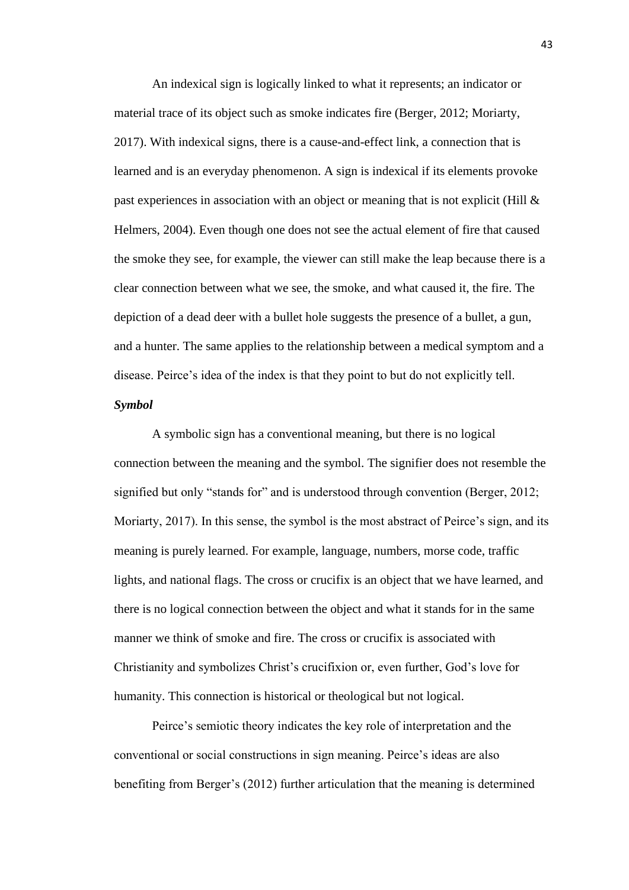An indexical sign is logically linked to what it represents; an indicator or material trace of its object such as smoke indicates fire (Berger, 2012; Moriarty, 2017). With indexical signs, there is a cause-and-effect link, a connection that is learned and is an everyday phenomenon. A sign is indexical if its elements provoke past experiences in association with an object or meaning that is not explicit (Hill & Helmers, 2004). Even though one does not see the actual element of fire that caused the smoke they see, for example, the viewer can still make the leap because there is a clear connection between what we see, the smoke, and what caused it, the fire. The depiction of a dead deer with a bullet hole suggests the presence of a bullet, a gun, and a hunter. The same applies to the relationship between a medical symptom and a disease. Peirce's idea of the index is that they point to but do not explicitly tell.

***Symbol***

A symbolic sign has a conventional meaning, but there is no logical connection between the meaning and the symbol. The signifier does not resemble the signified but only "stands for" and is understood through convention (Berger, 2012; Moriarty, 2017). In this sense, the symbol is the most abstract of Peirce's sign, and its meaning is purely learned. For example, language, numbers, morse code, traffic lights, and national flags. The cross or crucifix is an object that we have learned, and there is no logical connection between the object and what it stands for in the same manner we think of smoke and fire. The cross or crucifix is associated with Christianity and symbolizes Christ's crucifixion or, even further, God's love for humanity. This connection is historical or theological but not logical.

Peirce's semiotic theory indicates the key role of interpretation and the conventional or social constructions in sign meaning. Peirce's ideas are also benefiting from Berger's (2012) further articulation that the meaning is determined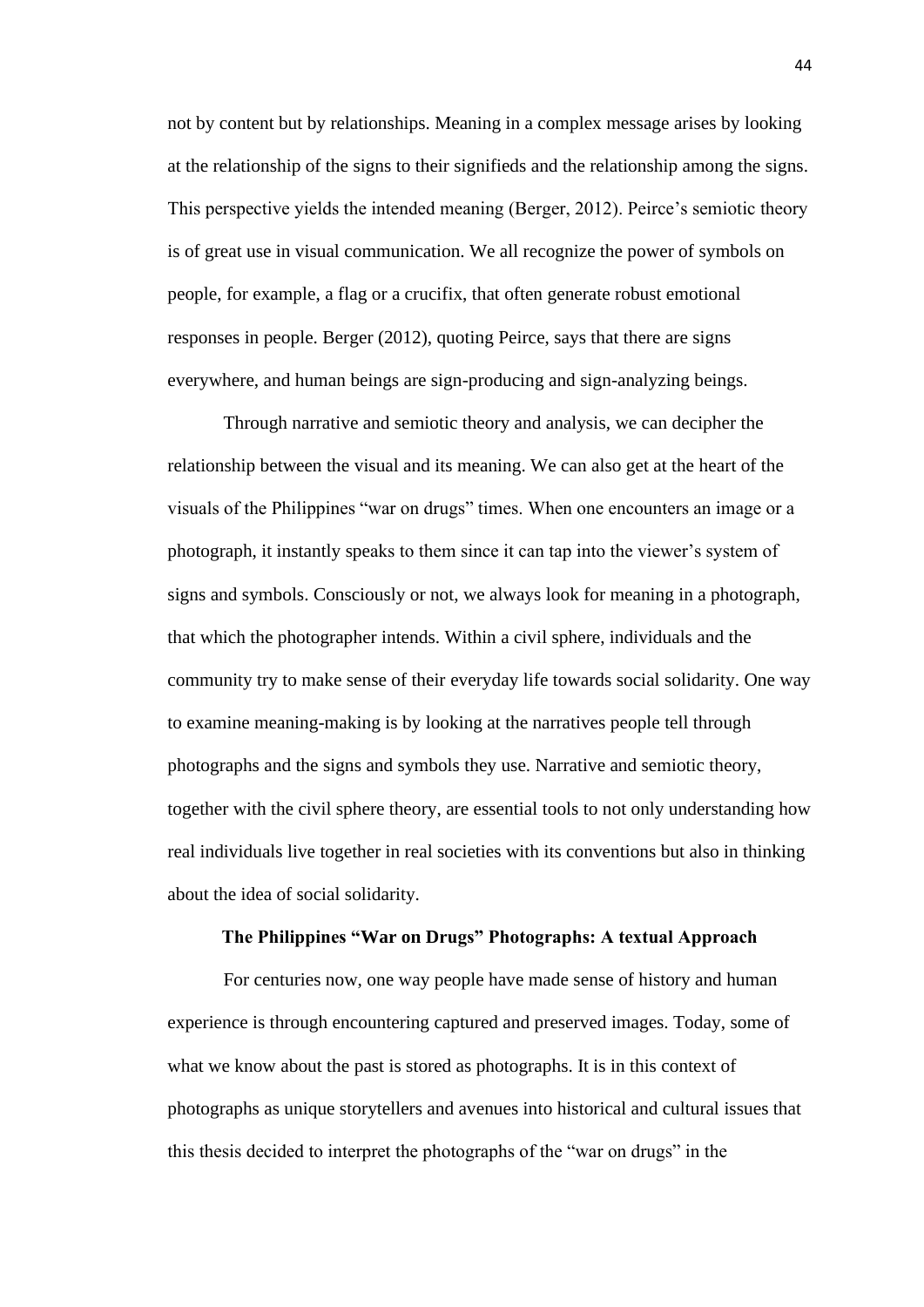not by content but by relationships. Meaning in a complex message arises by looking at the relationship of the signs to their signifieds and the relationship among the signs. This perspective yields the intended meaning (Berger, 2012). Peirce's semiotic theory is of great use in visual communication. We all recognize the power of symbols on people, for example, a flag or a crucifix, that often generate robust emotional responses in people. Berger (2012), quoting Peirce, says that there are signs everywhere, and human beings are sign-producing and sign-analyzing beings.

Through narrative and semiotic theory and analysis, we can decipher the relationship between the visual and its meaning. We can also get at the heart of the visuals of the Philippines "war on drugs" times. When one encounters an image or a photograph, it instantly speaks to them since it can tap into the viewer's system of signs and symbols. Consciously or not, we always look for meaning in a photograph, that which the photographer intends. Within a civil sphere, individuals and the community try to make sense of their everyday life towards social solidarity. One way to examine meaning-making is by looking at the narratives people tell through photographs and the signs and symbols they use. Narrative and semiotic theory, together with the civil sphere theory, are essential tools to not only understanding how real individuals live together in real societies with its conventions but also in thinking about the idea of social solidarity.

## The Philippines "War on Drugs" Photographs: A textual Approach

For centuries now, one way people have made sense of history and human experience is through encountering captured and preserved images. Today, some of what we know about the past is stored as photographs. It is in this context of photographs as unique storytellers and avenues into historical and cultural issues that this thesis decided to interpret the photographs of the "war on drugs" in the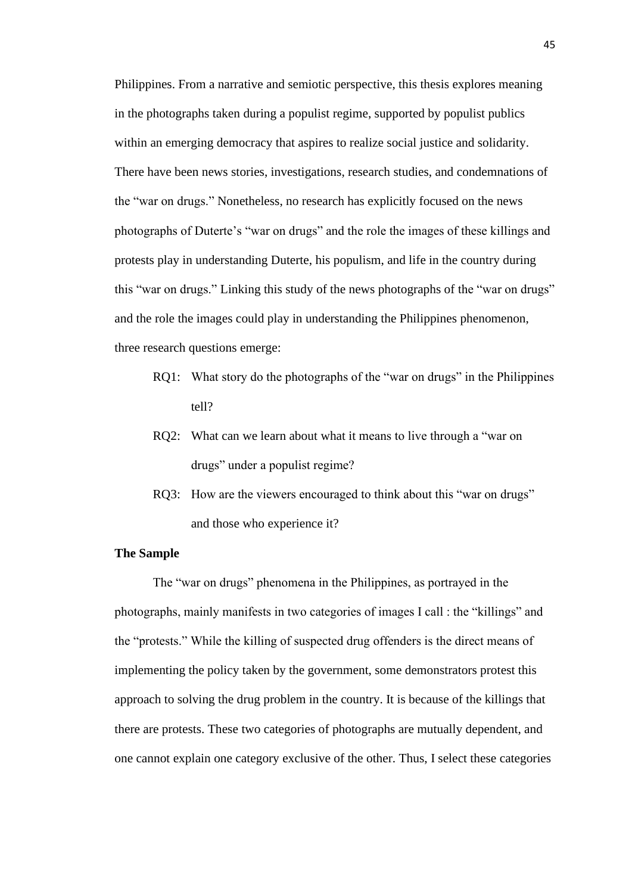Philippines. From a narrative and semiotic perspective, this thesis explores meaning in the photographs taken during a populist regime, supported by populist publics within an emerging democracy that aspires to realize social justice and solidarity. There have been news stories, investigations, research studies, and condemnations of the "war on drugs." Nonetheless, no research has explicitly focused on the news photographs of Duterte's "war on drugs" and the role the images of these killings and protests play in understanding Duterte, his populism, and life in the country during this "war on drugs." Linking this study of the news photographs of the "war on drugs" and the role the images could play in understanding the Philippines phenomenon, three research questions emerge:

- RQ1: What story do the photographs of the "war on drugs" in the Philippines tell?
- RQ2: What can we learn about what it means to live through a "war on drugs" under a populist regime?
- RQ3: How are the viewers encouraged to think about this "war on drugs" and those who experience it?

**The Sample**

The "war on drugs" phenomena in the Philippines, as portrayed in the photographs, mainly manifests in two categories of images I call : the "killings" and the "protests." While the killing of suspected drug offenders is the direct means of implementing the policy taken by the government, some demonstrators protest this approach to solving the drug problem in the country. It is because of the killings that there are protests. These two categories of photographs are mutually dependent, and one cannot explain one category exclusive of the other. Thus, I select these categories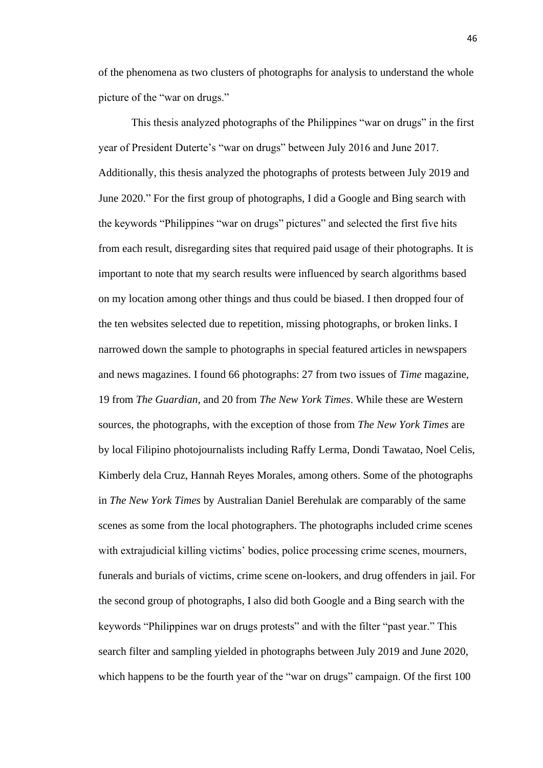of the phenomena as two clusters of photographs for analysis to understand the whole picture of the "war on drugs."

This thesis analyzed photographs of the Philippines "war on drugs" in the first year of President Duterte's "war on drugs" between July 2016 and June 2017. Additionally, this thesis analyzed the photographs of protests between July 2019 and June 2020." For the first group of photographs, I did a Google and Bing search with the keywords "Philippines "war on drugs" pictures" and selected the first five hits from each result, disregarding sites that required paid usage of their photographs. It is important to note that my search results were influenced by search algorithms based on my location among other things and thus could be biased. I then dropped four of the ten websites selected due to repetition, missing photographs, or broken links. I narrowed down the sample to photographs in special featured articles in newspapers and news magazines. I found 66 photographs: 27 from two issues of *Time* magazine, 19 from *The Guardian*, and 20 from *The New York Times*. While these are Western sources, the photographs, with the exception of those from *The New York Times* are by local Filipino photojournalists including Raffy Lerma, Dondi Tawatao, Noel Celis, Kimberly dela Cruz, Hannah Reyes Morales, among others. Some of the photographs in *The New York Times* by Australian Daniel Berehulak are comparably of the same scenes as some from the local photographers. The photographs included crime scenes with extrajudicial killing victims' bodies, police processing crime scenes, mourners, funerals and burials of victims, crime scene on-lookers, and drug offenders in jail. For the second group of photographs, I also did both Google and a Bing search with the keywords "Philippines war on drugs protests" and with the filter "past year." This search filter and sampling yielded in photographs between July 2019 and June 2020, which happens to be the fourth year of the "war on drugs" campaign. Of the first 100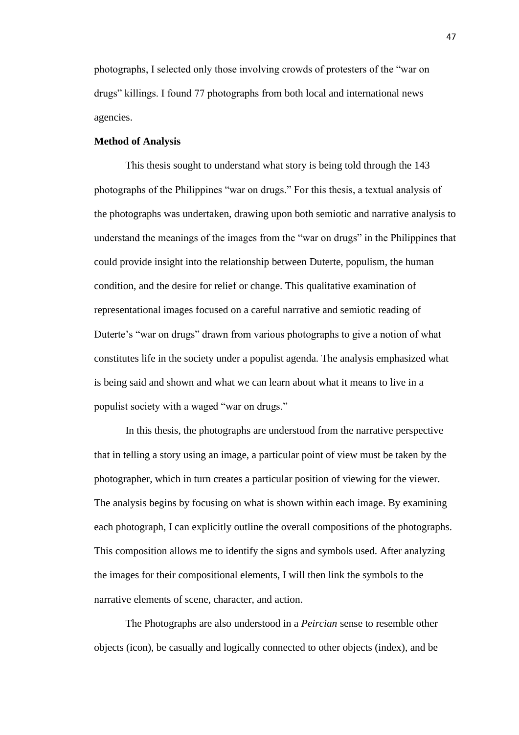photographs, I selected only those involving crowds of protesters of the “war on drugs” killings. I found 77 photographs from both local and international news agencies.

**Method of Analysis**

This thesis sought to understand what story is being told through the 143 photographs of the Philippines “war on drugs.” For this thesis, a textual analysis of the photographs was undertaken, drawing upon both semiotic and narrative analysis to understand the meanings of the images from the “war on drugs” in the Philippines that could provide insight into the relationship between Duterte, populism, the human condition, and the desire for relief or change. This qualitative examination of representational images focused on a careful narrative and semiotic reading of Duterte’s “war on drugs” drawn from various photographs to give a notion of what constitutes life in the society under a populist agenda. The analysis emphasized what is being said and shown and what we can learn about what it means to live in a populist society with a waged “war on drugs.”

In this thesis, the photographs are understood from the narrative perspective that in telling a story using an image, a particular point of view must be taken by the photographer, which in turn creates a particular position of viewing for the viewer. The analysis begins by focusing on what is shown within each image. By examining each photograph, I can explicitly outline the overall compositions of the photographs. This composition allows me to identify the signs and symbols used. After analyzing the images for their compositional elements, I will then link the symbols to the narrative elements of scene, character, and action.

The Photographs are also understood in a *Peircian* sense to resemble other objects (icon), be casually and logically connected to other objects (index), and be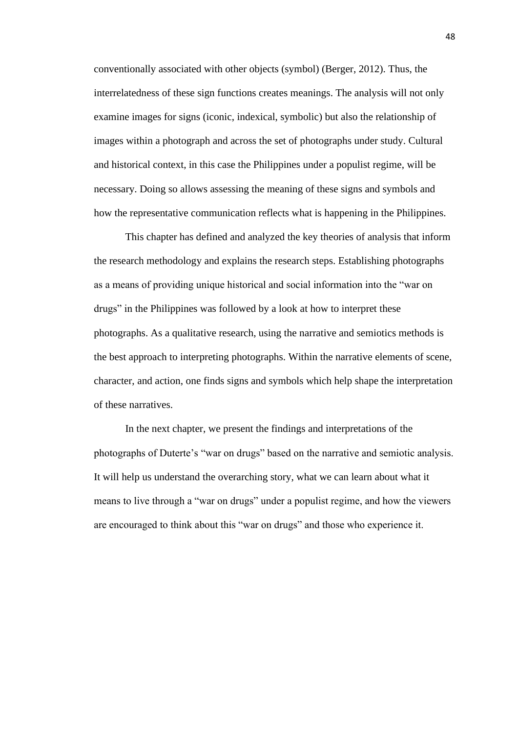conventionally associated with other objects (symbol) (Berger, 2012). Thus, the interrelatedness of these sign functions creates meanings. The analysis will not only examine images for signs (iconic, indexical, symbolic) but also the relationship of images within a photograph and across the set of photographs under study. Cultural and historical context, in this case the Philippines under a populist regime, will be necessary. Doing so allows assessing the meaning of these signs and symbols and how the representative communication reflects what is happening in the Philippines.

This chapter has defined and analyzed the key theories of analysis that inform the research methodology and explains the research steps. Establishing photographs as a means of providing unique historical and social information into the "war on drugs" in the Philippines was followed by a look at how to interpret these photographs. As a qualitative research, using the narrative and semiotics methods is the best approach to interpreting photographs. Within the narrative elements of scene, character, and action, one finds signs and symbols which help shape the interpretation of these narratives.

In the next chapter, we present the findings and interpretations of the photographs of Duterte's "war on drugs" based on the narrative and semiotic analysis. It will help us understand the overarching story, what we can learn about what it means to live through a "war on drugs" under a populist regime, and how the viewers are encouraged to think about this "war on drugs" and those who experience it.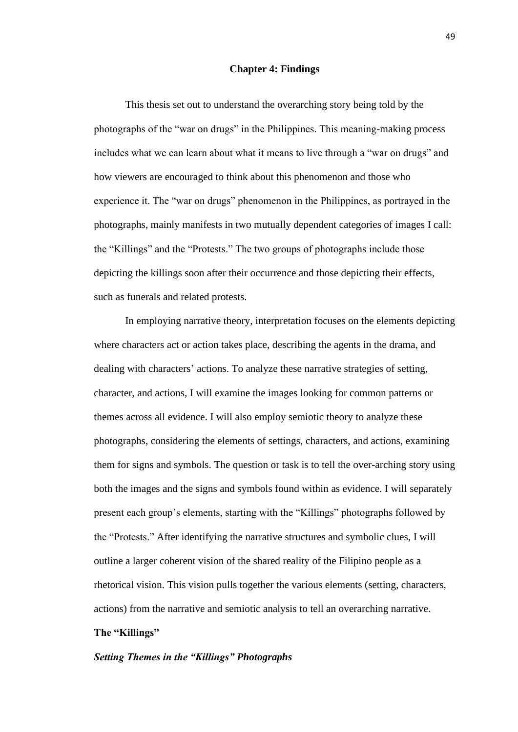# Chapter 4: Findings

This thesis set out to understand the overarching story being told by the photographs of the "war on drugs" in the Philippines. This meaning-making process includes what we can learn about what it means to live through a "war on drugs" and how viewers are encouraged to think about this phenomenon and those who experience it. The "war on drugs" phenomenon in the Philippines, as portrayed in the photographs, mainly manifests in two mutually dependent categories of images I call: the "Killings" and the "Protests." The two groups of photographs include those depicting the killings soon after their occurrence and those depicting their effects, such as funerals and related protests.

In employing narrative theory, interpretation focuses on the elements depicting where characters act or action takes place, describing the agents in the drama, and dealing with characters' actions. To analyze these narrative strategies of setting, character, and actions, I will examine the images looking for common patterns or themes across all evidence. I will also employ semiotic theory to analyze these photographs, considering the elements of settings, characters, and actions, examining them for signs and symbols. The question or task is to tell the over-arching story using both the images and the signs and symbols found within as evidence. I will separately present each group's elements, starting with the "Killings" photographs followed by the "Protests." After identifying the narrative structures and symbolic clues, I will outline a larger coherent vision of the shared reality of the Filipino people as a rhetorical vision. This vision pulls together the various elements (setting, characters, actions) from the narrative and semiotic analysis to tell an overarching narrative.

## The "Killings"

### *Setting Themes in the "Killings" Photographs*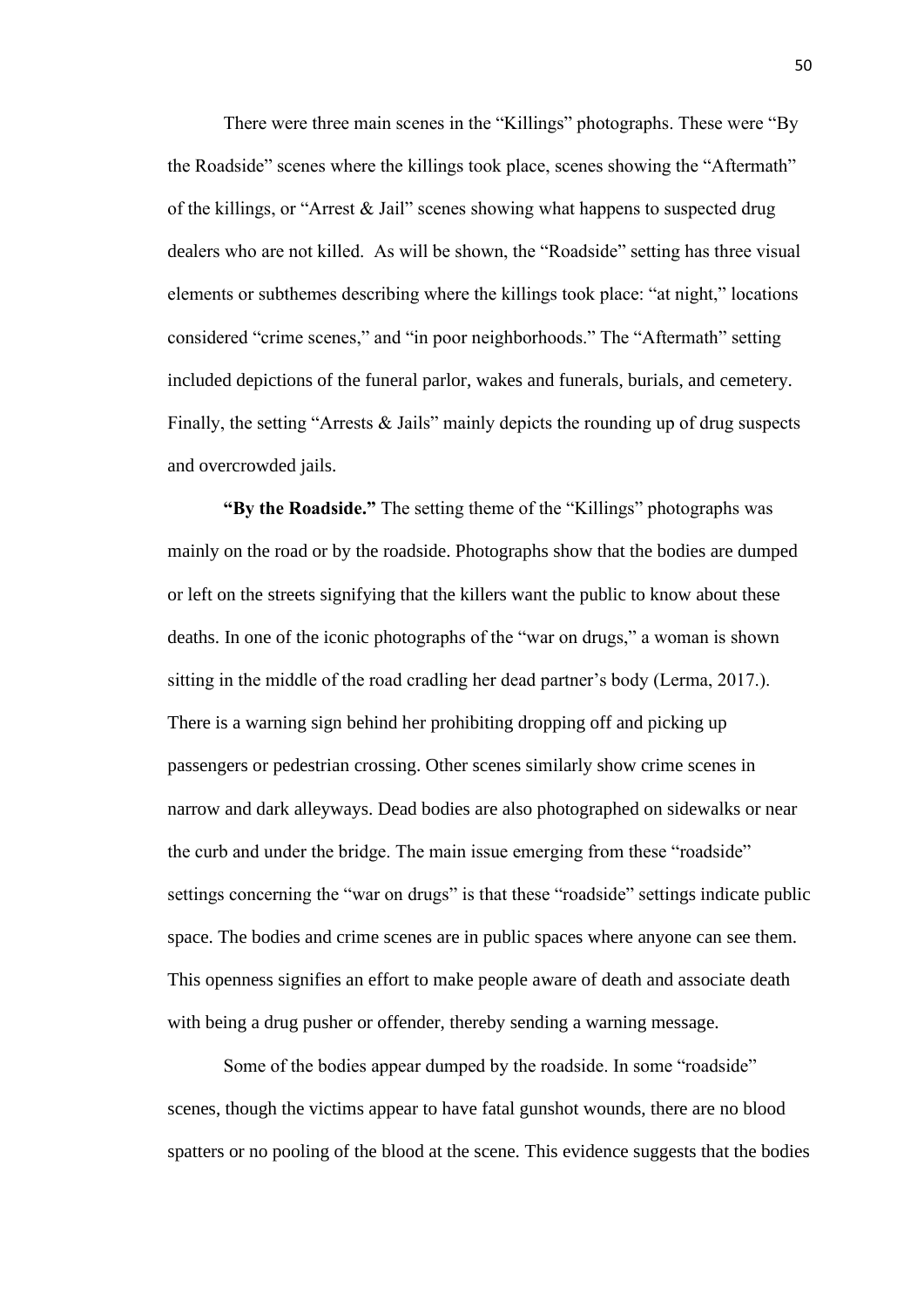There were three main scenes in the "Killings" photographs. These were "By the Roadside" scenes where the killings took place, scenes showing the "Aftermath" of the killings, or "Arrest & Jail" scenes showing what happens to suspected drug dealers who are not killed. As will be shown, the "Roadside" setting has three visual elements or subthemes describing where the killings took place: "at night," locations considered "crime scenes," and "in poor neighborhoods." The "Aftermath" setting included depictions of the funeral parlor, wakes and funerals, burials, and cemetery. Finally, the setting "Arrests & Jails" mainly depicts the rounding up of drug suspects and overcrowded jails.

**"By the Roadside."** The setting theme of the "Killings" photographs was mainly on the road or by the roadside. Photographs show that the bodies are dumped or left on the streets signifying that the killers want the public to know about these deaths. In one of the iconic photographs of the "war on drugs," a woman is shown sitting in the middle of the road cradling her dead partner's body (Lerma, 2017.). There is a warning sign behind her prohibiting dropping off and picking up passengers or pedestrian crossing. Other scenes similarly show crime scenes in narrow and dark alleyways. Dead bodies are also photographed on sidewalks or near the curb and under the bridge. The main issue emerging from these "roadside" settings concerning the "war on drugs" is that these "roadside" settings indicate public space. The bodies and crime scenes are in public spaces where anyone can see them. This openness signifies an effort to make people aware of death and associate death with being a drug pusher or offender, thereby sending a warning message.

Some of the bodies appear dumped by the roadside. In some "roadside" scenes, though the victims appear to have fatal gunshot wounds, there are no blood spatters or no pooling of the blood at the scene. This evidence suggests that the bodies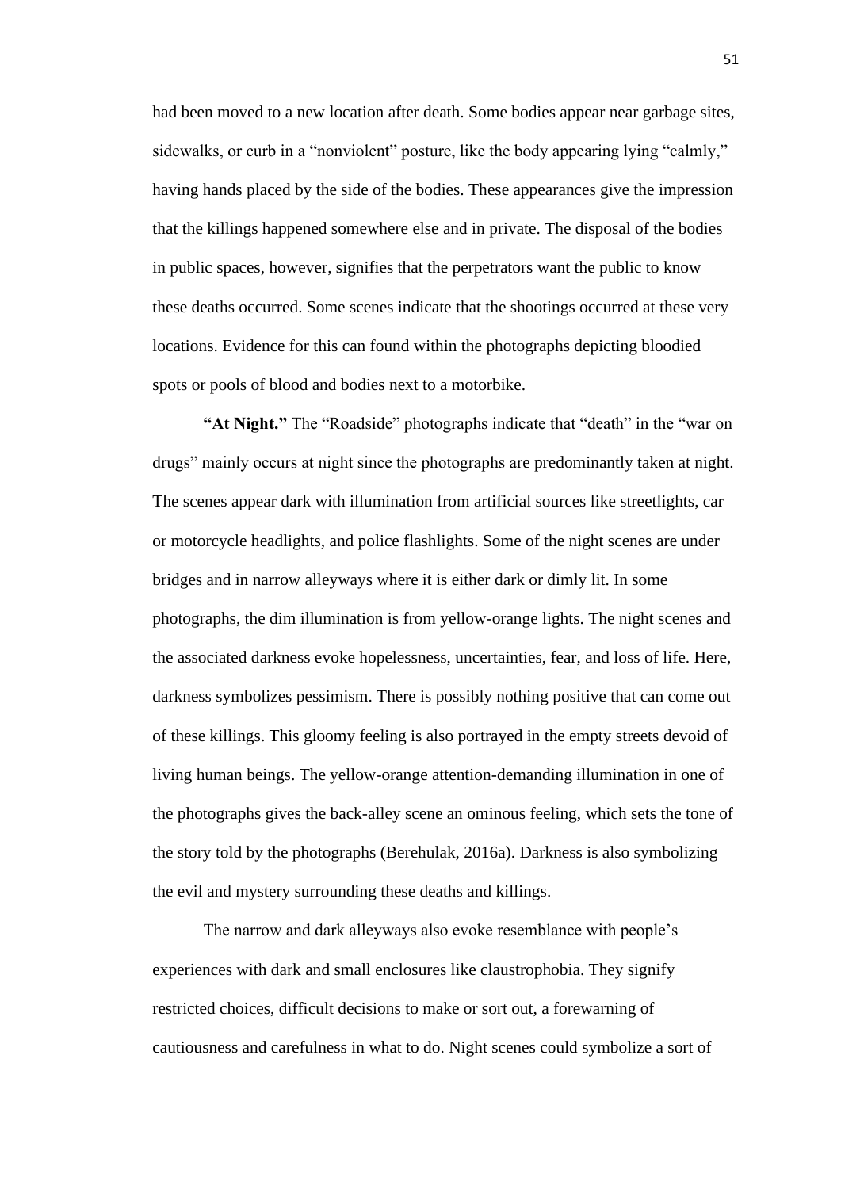had been moved to a new location after death. Some bodies appear near garbage sites, sidewalks, or curb in a "nonviolent" posture, like the body appearing lying "calmly," having hands placed by the side of the bodies. These appearances give the impression that the killings happened somewhere else and in private. The disposal of the bodies in public spaces, however, signifies that the perpetrators want the public to know these deaths occurred. Some scenes indicate that the shootings occurred at these very locations. Evidence for this can found within the photographs depicting bloodied spots or pools of blood and bodies next to a motorbike.

**"At Night."** The "Roadside" photographs indicate that "death" in the "war on drugs" mainly occurs at night since the photographs are predominantly taken at night. The scenes appear dark with illumination from artificial sources like streetlights, car or motorcycle headlights, and police flashlights. Some of the night scenes are under bridges and in narrow alleyways where it is either dark or dimly lit. In some photographs, the dim illumination is from yellow-orange lights. The night scenes and the associated darkness evoke hopelessness, uncertainties, fear, and loss of life. Here, darkness symbolizes pessimism. There is possibly nothing positive that can come out of these killings. This gloomy feeling is also portrayed in the empty streets devoid of living human beings. The yellow-orange attention-demanding illumination in one of the photographs gives the back-alley scene an ominous feeling, which sets the tone of the story told by the photographs (Berehulak, 2016a). Darkness is also symbolizing the evil and mystery surrounding these deaths and killings.

The narrow and dark alleyways also evoke resemblance with people's experiences with dark and small enclosures like claustrophobia. They signify restricted choices, difficult decisions to make or sort out, a forewarning of cautiousness and carefulness in what to do. Night scenes could symbolize a sort of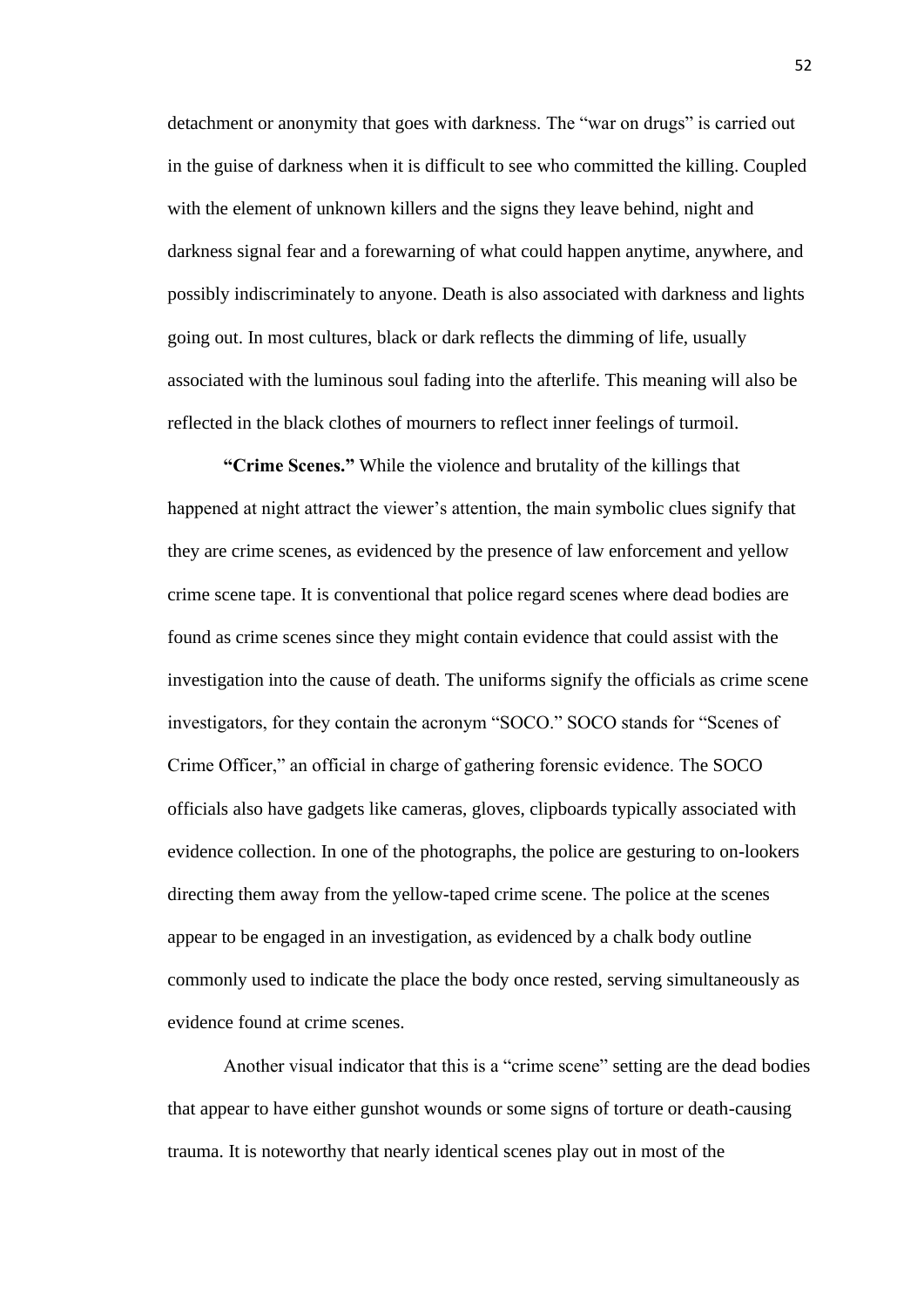detachment or anonymity that goes with darkness. The "war on drugs" is carried out in the guise of darkness when it is difficult to see who committed the killing. Coupled with the element of unknown killers and the signs they leave behind, night and darkness signal fear and a forewarning of what could happen anytime, anywhere, and possibly indiscriminately to anyone. Death is also associated with darkness and lights going out. In most cultures, black or dark reflects the dimming of life, usually associated with the luminous soul fading into the afterlife. This meaning will also be reflected in the black clothes of mourners to reflect inner feelings of turmoil.

**"Crime Scenes."** While the violence and brutality of the killings that happened at night attract the viewer's attention, the main symbolic clues signify that they are crime scenes, as evidenced by the presence of law enforcement and yellow crime scene tape. It is conventional that police regard scenes where dead bodies are found as crime scenes since they might contain evidence that could assist with the investigation into the cause of death. The uniforms signify the officials as crime scene investigators, for they contain the acronym "SOCO." SOCO stands for "Scenes of Crime Officer," an official in charge of gathering forensic evidence. The SOCO officials also have gadgets like cameras, gloves, clipboards typically associated with evidence collection. In one of the photographs, the police are gesturing to on-lookers directing them away from the yellow-taped crime scene. The police at the scenes appear to be engaged in an investigation, as evidenced by a chalk body outline commonly used to indicate the place the body once rested, serving simultaneously as evidence found at crime scenes.

Another visual indicator that this is a "crime scene" setting are the dead bodies that appear to have either gunshot wounds or some signs of torture or death-causing trauma. It is noteworthy that nearly identical scenes play out in most of the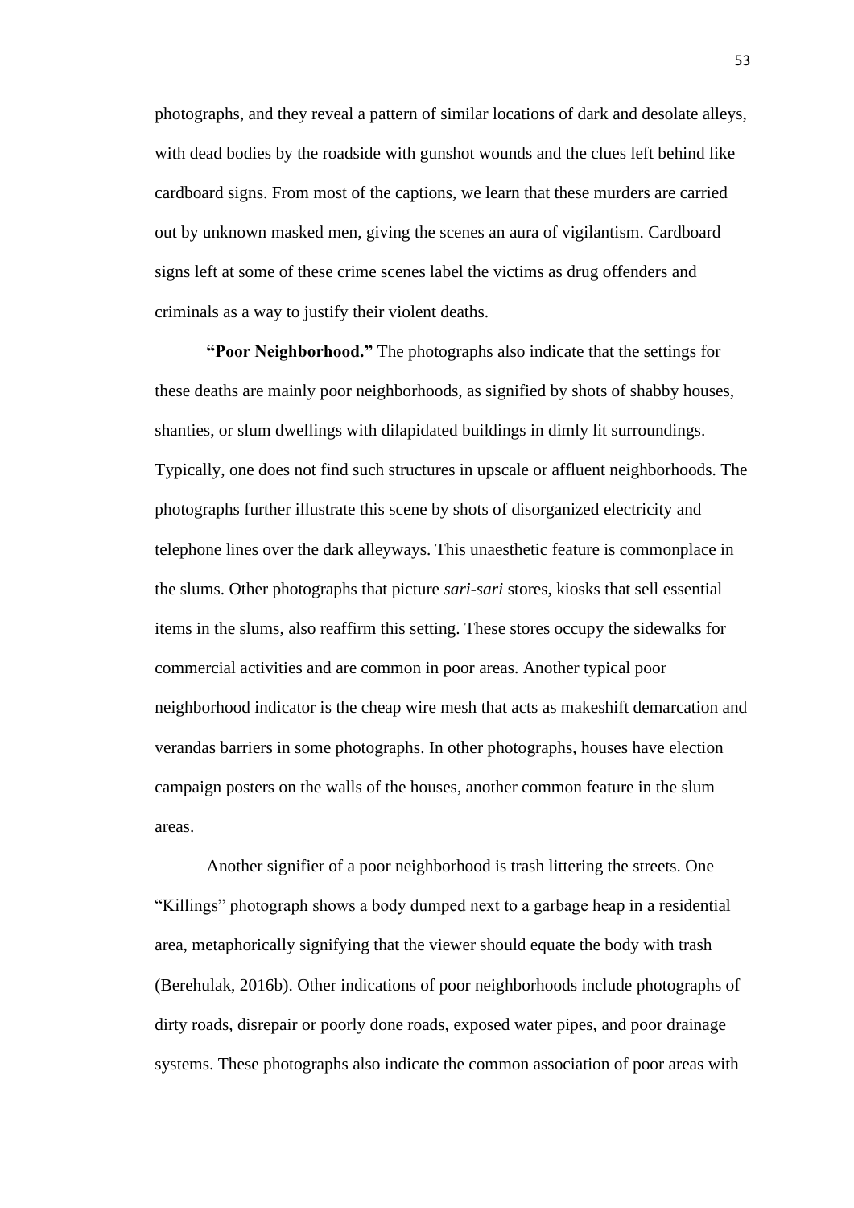photographs, and they reveal a pattern of similar locations of dark and desolate alleys, with dead bodies by the roadside with gunshot wounds and the clues left behind like cardboard signs. From most of the captions, we learn that these murders are carried out by unknown masked men, giving the scenes an aura of vigilantism. Cardboard signs left at some of these crime scenes label the victims as drug offenders and criminals as a way to justify their violent deaths.

**"Poor Neighborhood."** The photographs also indicate that the settings for these deaths are mainly poor neighborhoods, as signified by shots of shabby houses, shanties, or slum dwellings with dilapidated buildings in dimly lit surroundings. Typically, one does not find such structures in upscale or affluent neighborhoods. The photographs further illustrate this scene by shots of disorganized electricity and telephone lines over the dark alleyways. This unaesthetic feature is commonplace in the slums. Other photographs that picture *sari-sari* stores, kiosks that sell essential items in the slums, also reaffirm this setting. These stores occupy the sidewalks for commercial activities and are common in poor areas. Another typical poor neighborhood indicator is the cheap wire mesh that acts as makeshift demarcation and verandas barriers in some photographs. In other photographs, houses have election campaign posters on the walls of the houses, another common feature in the slum areas.

Another signifier of a poor neighborhood is trash littering the streets. One "Killings" photograph shows a body dumped next to a garbage heap in a residential area, metaphorically signifying that the viewer should equate the body with trash (Berehulak, 2016b). Other indications of poor neighborhoods include photographs of dirty roads, disrepair or poorly done roads, exposed water pipes, and poor drainage systems. These photographs also indicate the common association of poor areas with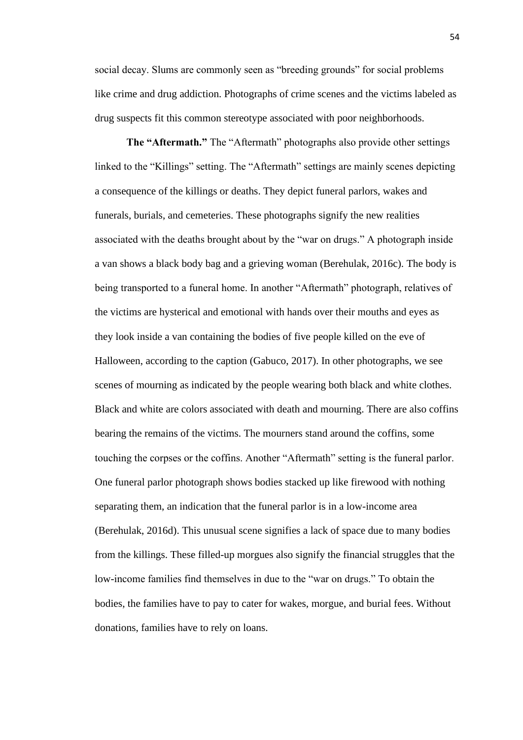social decay. Slums are commonly seen as "breeding grounds" for social problems like crime and drug addiction. Photographs of crime scenes and the victims labeled as drug suspects fit this common stereotype associated with poor neighborhoods.

**The "Aftermath."** The "Aftermath" photographs also provide other settings linked to the "Killings" setting. The "Aftermath" settings are mainly scenes depicting a consequence of the killings or deaths. They depict funeral parlors, wakes and funerals, burials, and cemeteries. These photographs signify the new realities associated with the deaths brought about by the "war on drugs." A photograph inside a van shows a black body bag and a grieving woman (Berehulak, 2016c). The body is being transported to a funeral home. In another "Aftermath" photograph, relatives of the victims are hysterical and emotional with hands over their mouths and eyes as they look inside a van containing the bodies of five people killed on the eve of Halloween, according to the caption (Gabuco, 2017). In other photographs, we see scenes of mourning as indicated by the people wearing both black and white clothes. Black and white are colors associated with death and mourning. There are also coffins bearing the remains of the victims. The mourners stand around the coffins, some touching the corpses or the coffins. Another "Aftermath" setting is the funeral parlor. One funeral parlor photograph shows bodies stacked up like firewood with nothing separating them, an indication that the funeral parlor is in a low-income area (Berehulak, 2016d). This unusual scene signifies a lack of space due to many bodies from the killings. These filled-up morgues also signify the financial struggles that the low-income families find themselves in due to the "war on drugs." To obtain the bodies, the families have to pay to cater for wakes, morgue, and burial fees. Without donations, families have to rely on loans.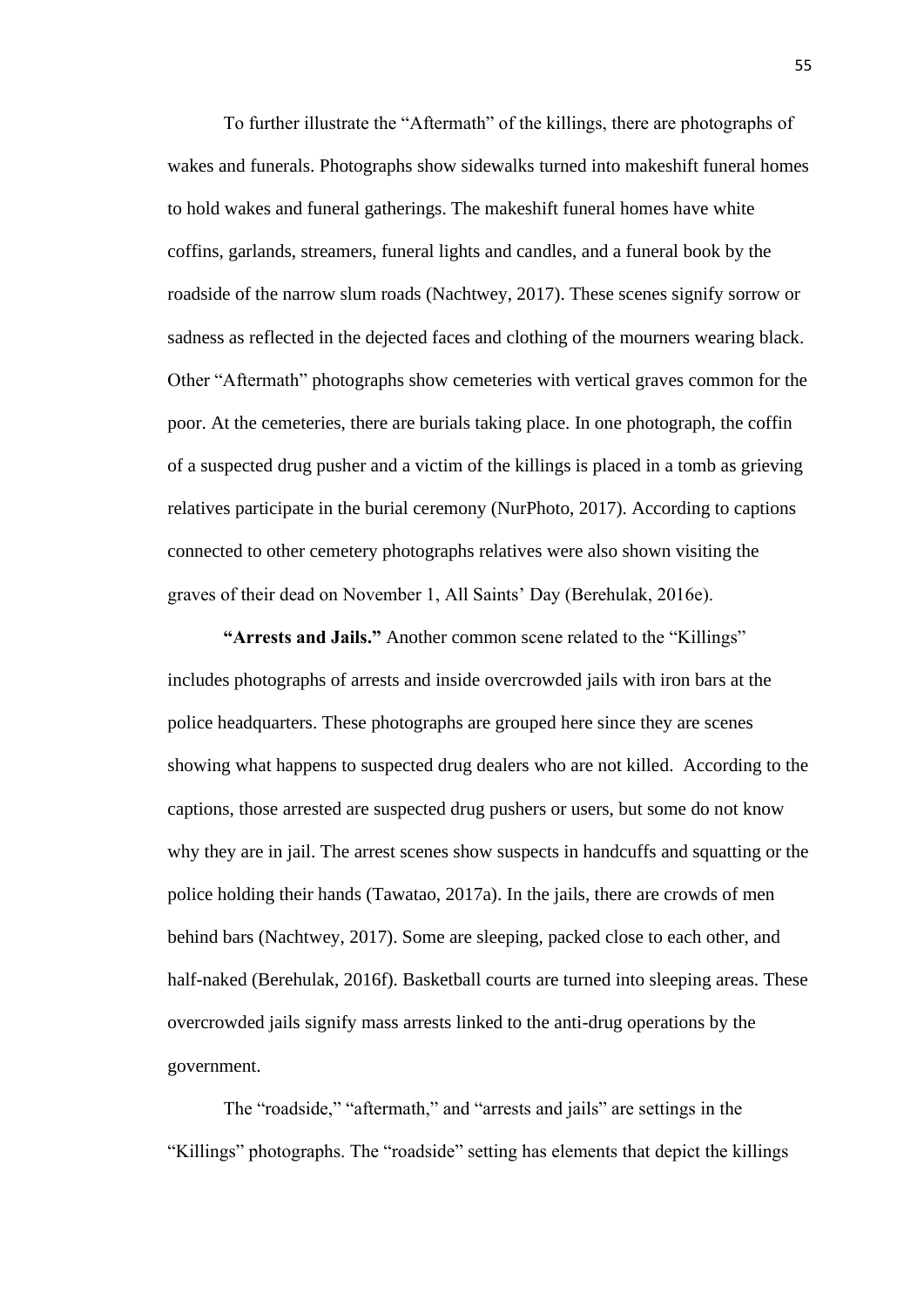To further illustrate the "Aftermath" of the killings, there are photographs of wakes and funerals. Photographs show sidewalks turned into makeshift funeral homes to hold wakes and funeral gatherings. The makeshift funeral homes have white coffins, garlands, streamers, funeral lights and candles, and a funeral book by the roadside of the narrow slum roads (Nachtwey, 2017). These scenes signify sorrow or sadness as reflected in the dejected faces and clothing of the mourners wearing black. Other "Aftermath" photographs show cemeteries with vertical graves common for the poor. At the cemeteries, there are burials taking place. In one photograph, the coffin of a suspected drug pusher and a victim of the killings is placed in a tomb as grieving relatives participate in the burial ceremony (NurPhoto, 2017). According to captions connected to other cemetery photographs relatives were also shown visiting the graves of their dead on November 1, All Saints' Day (Berehulak, 2016e).

**"Arrests and Jails."** Another common scene related to the "Killings" includes photographs of arrests and inside overcrowded jails with iron bars at the police headquarters. These photographs are grouped here since they are scenes showing what happens to suspected drug dealers who are not killed. According to the captions, those arrested are suspected drug pushers or users, but some do not know why they are in jail. The arrest scenes show suspects in handcuffs and squatting or the police holding their hands (Tawatao, 2017a). In the jails, there are crowds of men behind bars (Nachtwey, 2017). Some are sleeping, packed close to each other, and half-naked (Berehulak, 2016f). Basketball courts are turned into sleeping areas. These overcrowded jails signify mass arrests linked to the anti-drug operations by the government.

The "roadside," "aftermath," and "arrests and jails" are settings in the "Killings" photographs. The "roadside" setting has elements that depict the killings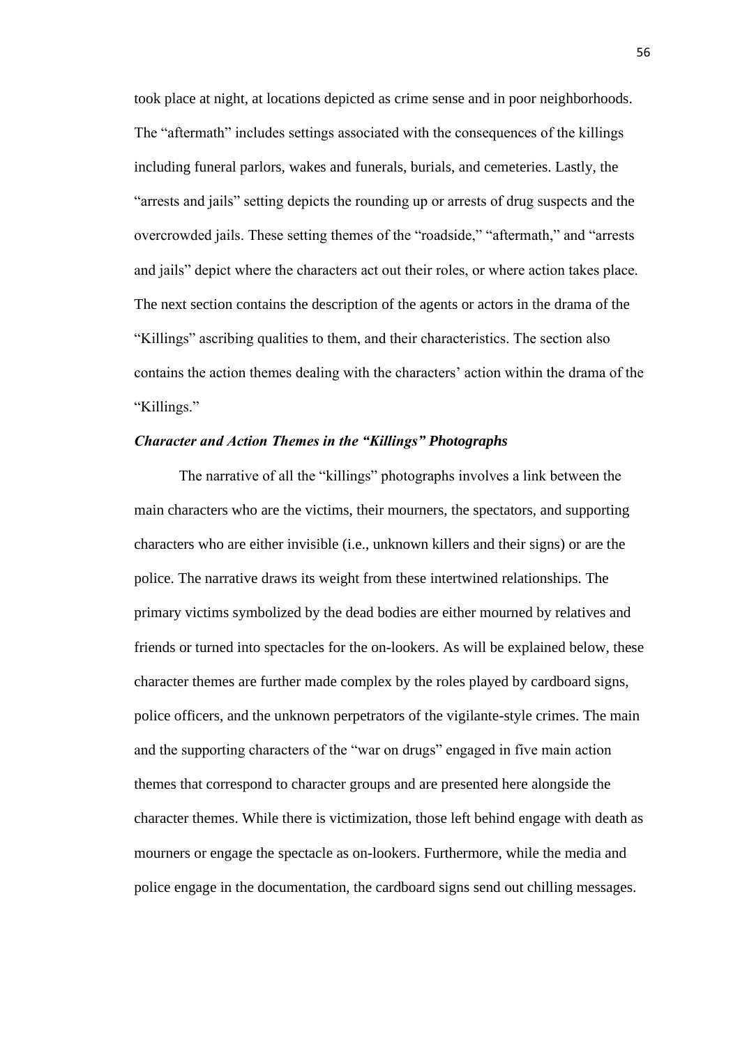took place at night, at locations depicted as crime sense and in poor neighborhoods. The "aftermath" includes settings associated with the consequences of the killings including funeral parlors, wakes and funerals, burials, and cemeteries. Lastly, the "arrests and jails" setting depicts the rounding up or arrests of drug suspects and the overcrowded jails. These setting themes of the "roadside," "aftermath," and "arrests and jails" depict where the characters act out their roles, or where action takes place. The next section contains the description of the agents or actors in the drama of the "Killings" ascribing qualities to them, and their characteristics. The section also contains the action themes dealing with the characters' action within the drama of the "Killings."

### *Character and Action Themes in the "Killings" Photographs*

The narrative of all the "killings" photographs involves a link between the main characters who are the victims, their mourners, the spectators, and supporting characters who are either invisible (i.e., unknown killers and their signs) or are the police. The narrative draws its weight from these intertwined relationships. The primary victims symbolized by the dead bodies are either mourned by relatives and friends or turned into spectacles for the on-lookers. As will be explained below, these character themes are further made complex by the roles played by cardboard signs, police officers, and the unknown perpetrators of the vigilante-style crimes. The main and the supporting characters of the "war on drugs" engaged in five main action themes that correspond to character groups and are presented here alongside the character themes. While there is victimization, those left behind engage with death as mourners or engage the spectacle as on-lookers. Furthermore, while the media and police engage in the documentation, the cardboard signs send out chilling messages.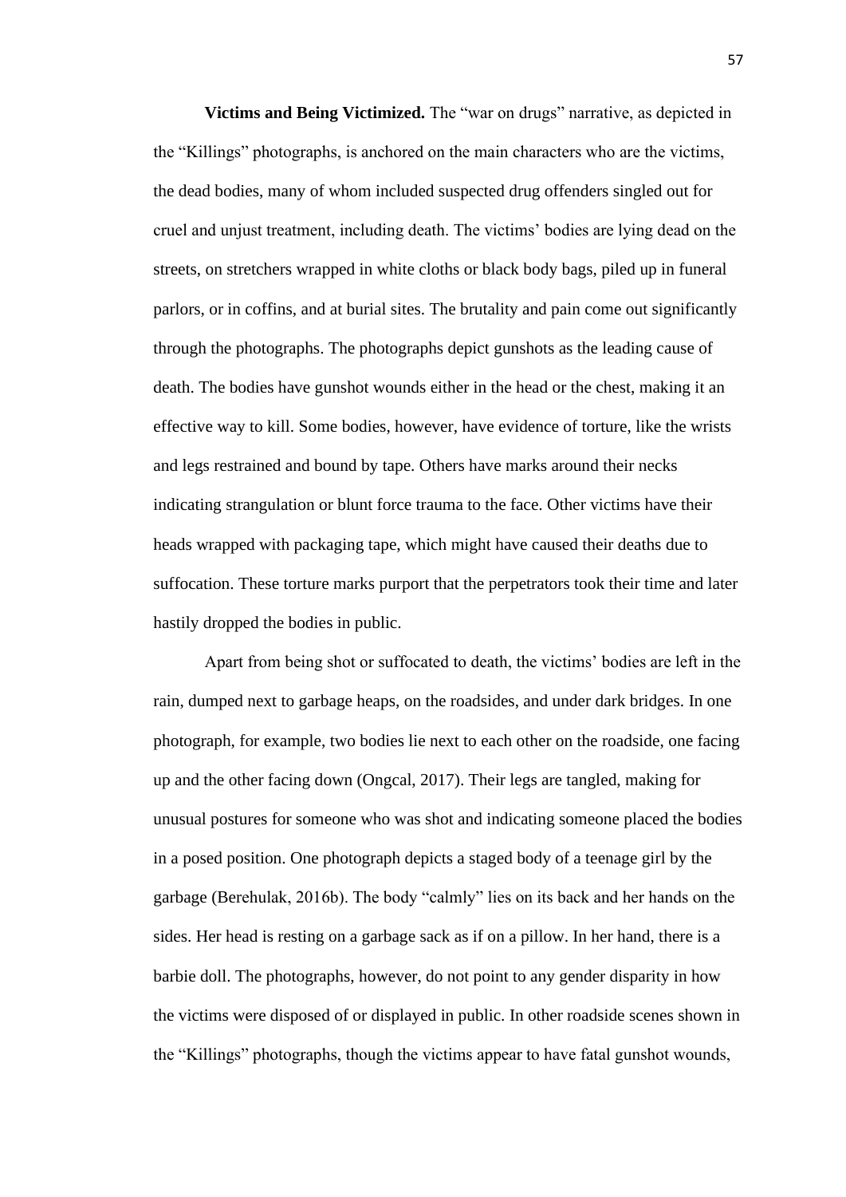**Victims and Being Victimized.** The "war on drugs" narrative, as depicted in the "Killings" photographs, is anchored on the main characters who are the victims, the dead bodies, many of whom included suspected drug offenders singled out for cruel and unjust treatment, including death. The victims' bodies are lying dead on the streets, on stretchers wrapped in white cloths or black body bags, piled up in funeral parlors, or in coffins, and at burial sites. The brutality and pain come out significantly through the photographs. The photographs depict gunshots as the leading cause of death. The bodies have gunshot wounds either in the head or the chest, making it an effective way to kill. Some bodies, however, have evidence of torture, like the wrists and legs restrained and bound by tape. Others have marks around their necks indicating strangulation or blunt force trauma to the face. Other victims have their heads wrapped with packaging tape, which might have caused their deaths due to suffocation. These torture marks purport that the perpetrators took their time and later hastily dropped the bodies in public.

Apart from being shot or suffocated to death, the victims' bodies are left in the rain, dumped next to garbage heaps, on the roadsides, and under dark bridges. In one photograph, for example, two bodies lie next to each other on the roadside, one facing up and the other facing down (Ongcal, 2017). Their legs are tangled, making for unusual postures for someone who was shot and indicating someone placed the bodies in a posed position. One photograph depicts a staged body of a teenage girl by the garbage (Berehulak, 2016b). The body "calmly" lies on its back and her hands on the sides. Her head is resting on a garbage sack as if on a pillow. In her hand, there is a barbie doll. The photographs, however, do not point to any gender disparity in how the victims were disposed of or displayed in public. In other roadside scenes shown in the "Killings" photographs, though the victims appear to have fatal gunshot wounds,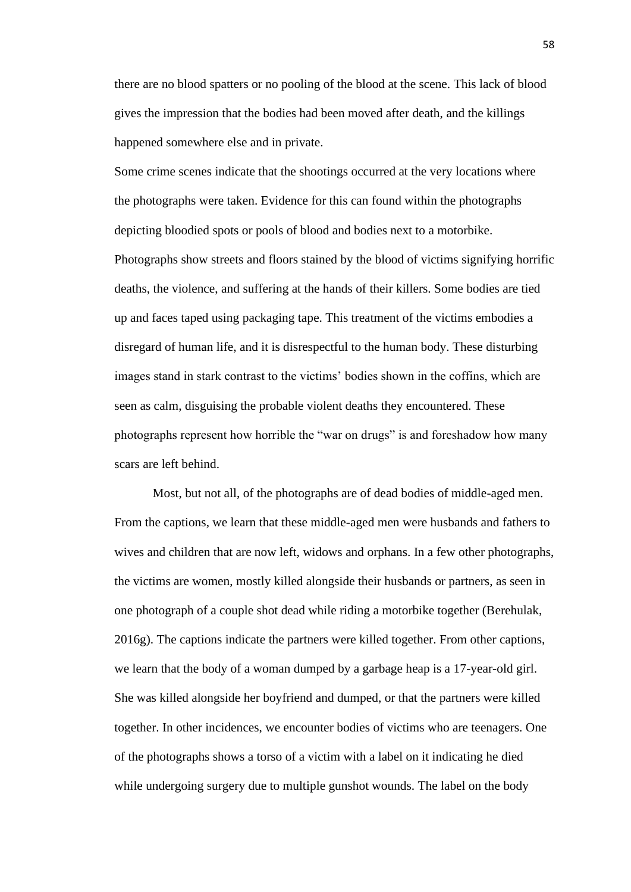there are no blood spatters or no pooling of the blood at the scene. This lack of blood gives the impression that the bodies had been moved after death, and the killings happened somewhere else and in private.

Some crime scenes indicate that the shootings occurred at the very locations where the photographs were taken. Evidence for this can found within the photographs depicting bloodied spots or pools of blood and bodies next to a motorbike. Photographs show streets and floors stained by the blood of victims signifying horrific deaths, the violence, and suffering at the hands of their killers. Some bodies are tied up and faces taped using packaging tape. This treatment of the victims embodies a disregard of human life, and it is disrespectful to the human body. These disturbing images stand in stark contrast to the victims' bodies shown in the coffins, which are seen as calm, disguising the probable violent deaths they encountered. These photographs represent how horrible the "war on drugs" is and foreshadow how many scars are left behind.

Most, but not all, of the photographs are of dead bodies of middle-aged men. From the captions, we learn that these middle-aged men were husbands and fathers to wives and children that are now left, widows and orphans. In a few other photographs, the victims are women, mostly killed alongside their husbands or partners, as seen in one photograph of a couple shot dead while riding a motorbike together (Berehulak, 2016g). The captions indicate the partners were killed together. From other captions, we learn that the body of a woman dumped by a garbage heap is a 17-year-old girl. She was killed alongside her boyfriend and dumped, or that the partners were killed together. In other incidences, we encounter bodies of victims who are teenagers. One of the photographs shows a torso of a victim with a label on it indicating he died while undergoing surgery due to multiple gunshot wounds. The label on the body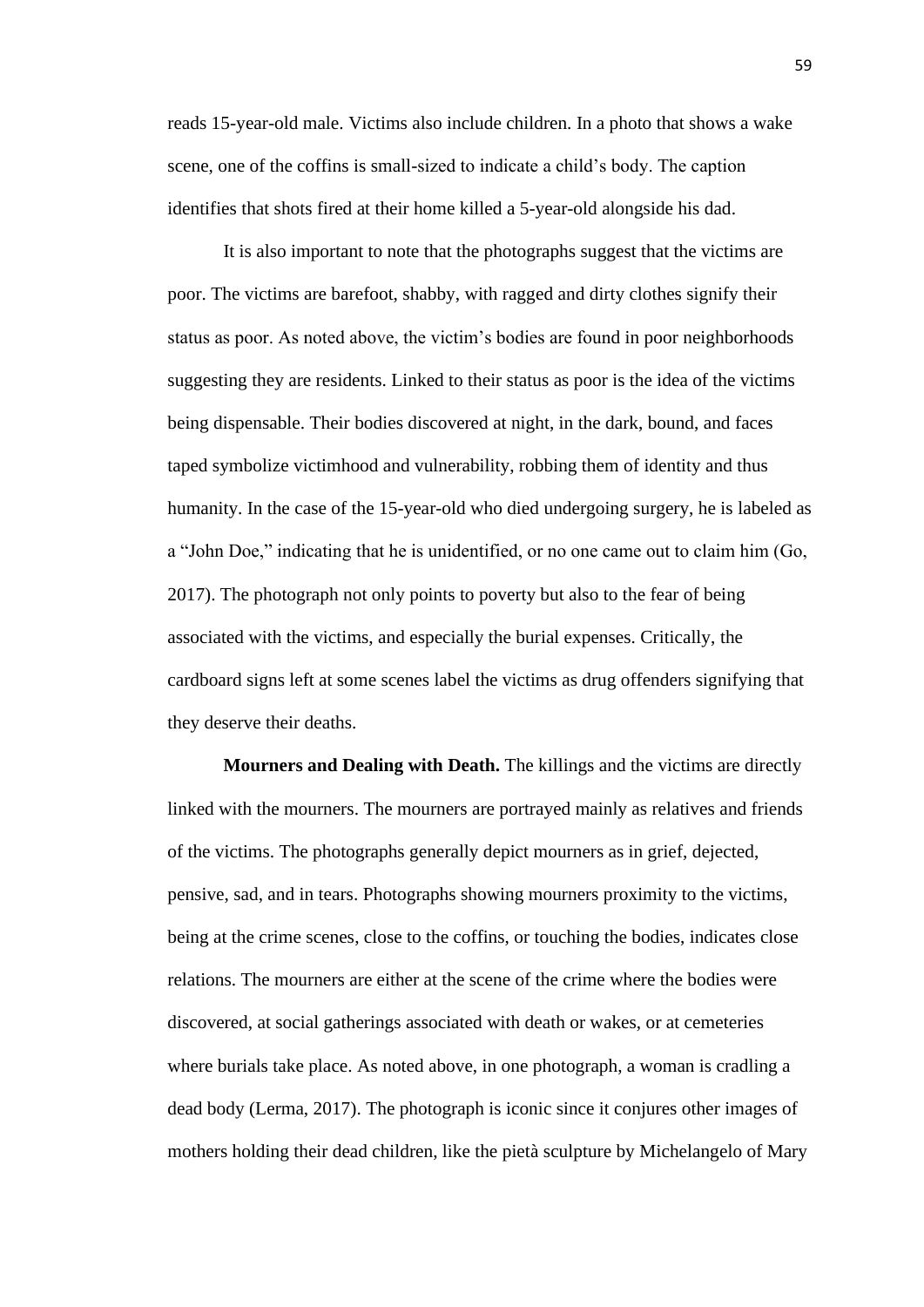reads 15-year-old male. Victims also include children. In a photo that shows a wake scene, one of the coffins is small-sized to indicate a child's body. The caption identifies that shots fired at their home killed a 5-year-old alongside his dad.

It is also important to note that the photographs suggest that the victims are poor. The victims are barefoot, shabby, with ragged and dirty clothes signify their status as poor. As noted above, the victim's bodies are found in poor neighborhoods suggesting they are residents. Linked to their status as poor is the idea of the victims being dispensable. Their bodies discovered at night, in the dark, bound, and faces taped symbolize victimhood and vulnerability, robbing them of identity and thus humanity. In the case of the 15-year-old who died undergoing surgery, he is labeled as a "John Doe," indicating that he is unidentified, or no one came out to claim him (Go, 2017). The photograph not only points to poverty but also to the fear of being associated with the victims, and especially the burial expenses. Critically, the cardboard signs left at some scenes label the victims as drug offenders signifying that they deserve their deaths.

**Mourners and Dealing with Death.** The killings and the victims are directly linked with the mourners. The mourners are portrayed mainly as relatives and friends of the victims. The photographs generally depict mourners as in grief, dejected, pensive, sad, and in tears. Photographs showing mourners proximity to the victims, being at the crime scenes, close to the coffins, or touching the bodies, indicates close relations. The mourners are either at the scene of the crime where the bodies were discovered, at social gatherings associated with death or wakes, or at cemeteries where burials take place. As noted above, in one photograph, a woman is cradling a dead body (Lerma, 2017). The photograph is iconic since it conjures other images of mothers holding their dead children, like the pietà sculpture by Michelangelo of Mary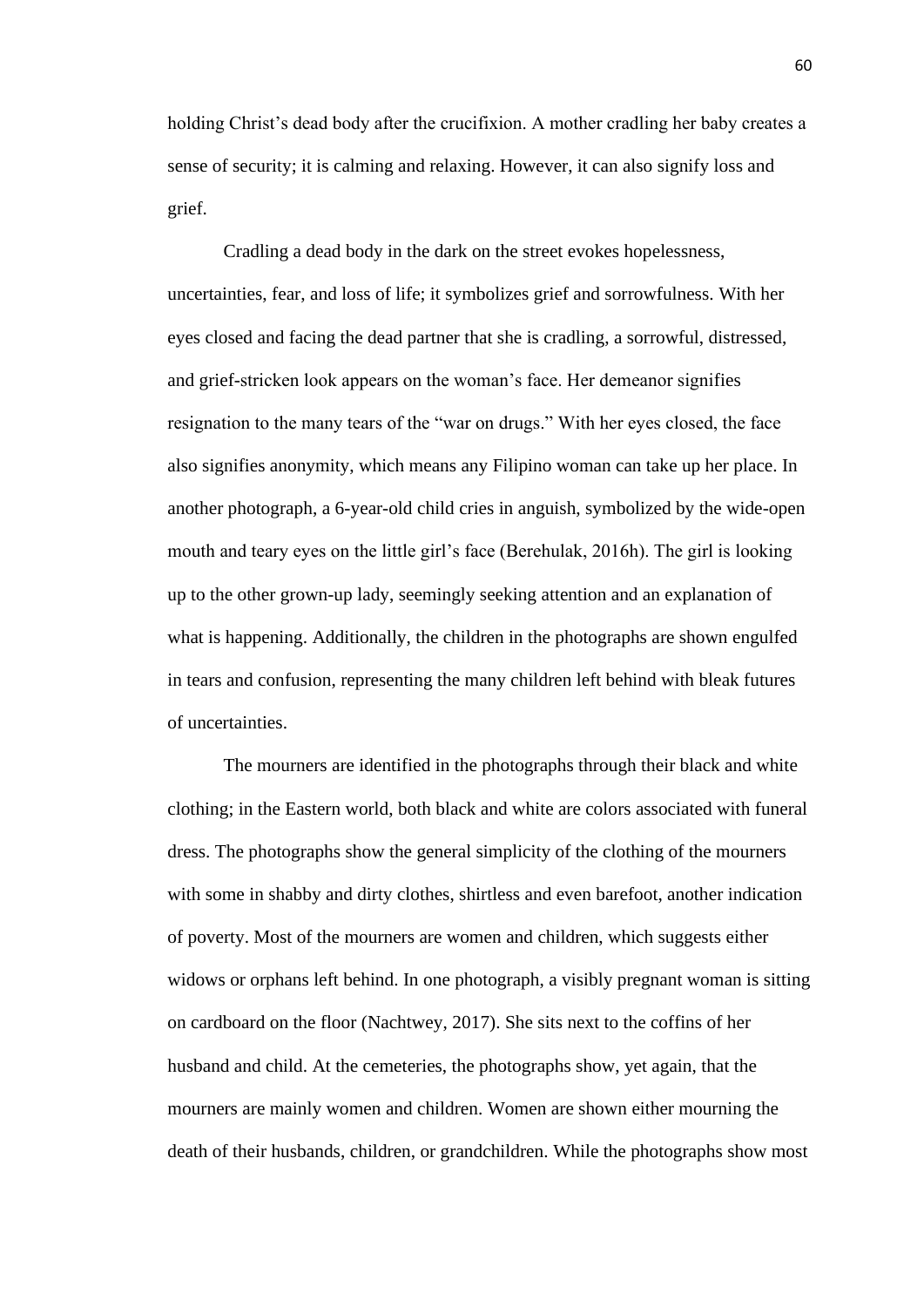holding Christ's dead body after the crucifixion. A mother cradling her baby creates a sense of security; it is calming and relaxing. However, it can also signify loss and grief.

Cradling a dead body in the dark on the street evokes hopelessness, uncertainties, fear, and loss of life; it symbolizes grief and sorrowfulness. With her eyes closed and facing the dead partner that she is cradling, a sorrowful, distressed, and grief-stricken look appears on the woman's face. Her demeanor signifies resignation to the many tears of the "war on drugs." With her eyes closed, the face also signifies anonymity, which means any Filipino woman can take up her place. In another photograph, a 6-year-old child cries in anguish, symbolized by the wide-open mouth and teary eyes on the little girl's face (Berehulak, 2016h). The girl is looking up to the other grown-up lady, seemingly seeking attention and an explanation of what is happening. Additionally, the children in the photographs are shown engulfed in tears and confusion, representing the many children left behind with bleak futures of uncertainties.

The mourners are identified in the photographs through their black and white clothing; in the Eastern world, both black and white are colors associated with funeral dress. The photographs show the general simplicity of the clothing of the mourners with some in shabby and dirty clothes, shirtless and even barefoot, another indication of poverty. Most of the mourners are women and children, which suggests either widows or orphans left behind. In one photograph, a visibly pregnant woman is sitting on cardboard on the floor (Nachtwey, 2017). She sits next to the coffins of her husband and child. At the cemeteries, the photographs show, yet again, that the mourners are mainly women and children. Women are shown either mourning the death of their husbands, children, or grandchildren. While the photographs show most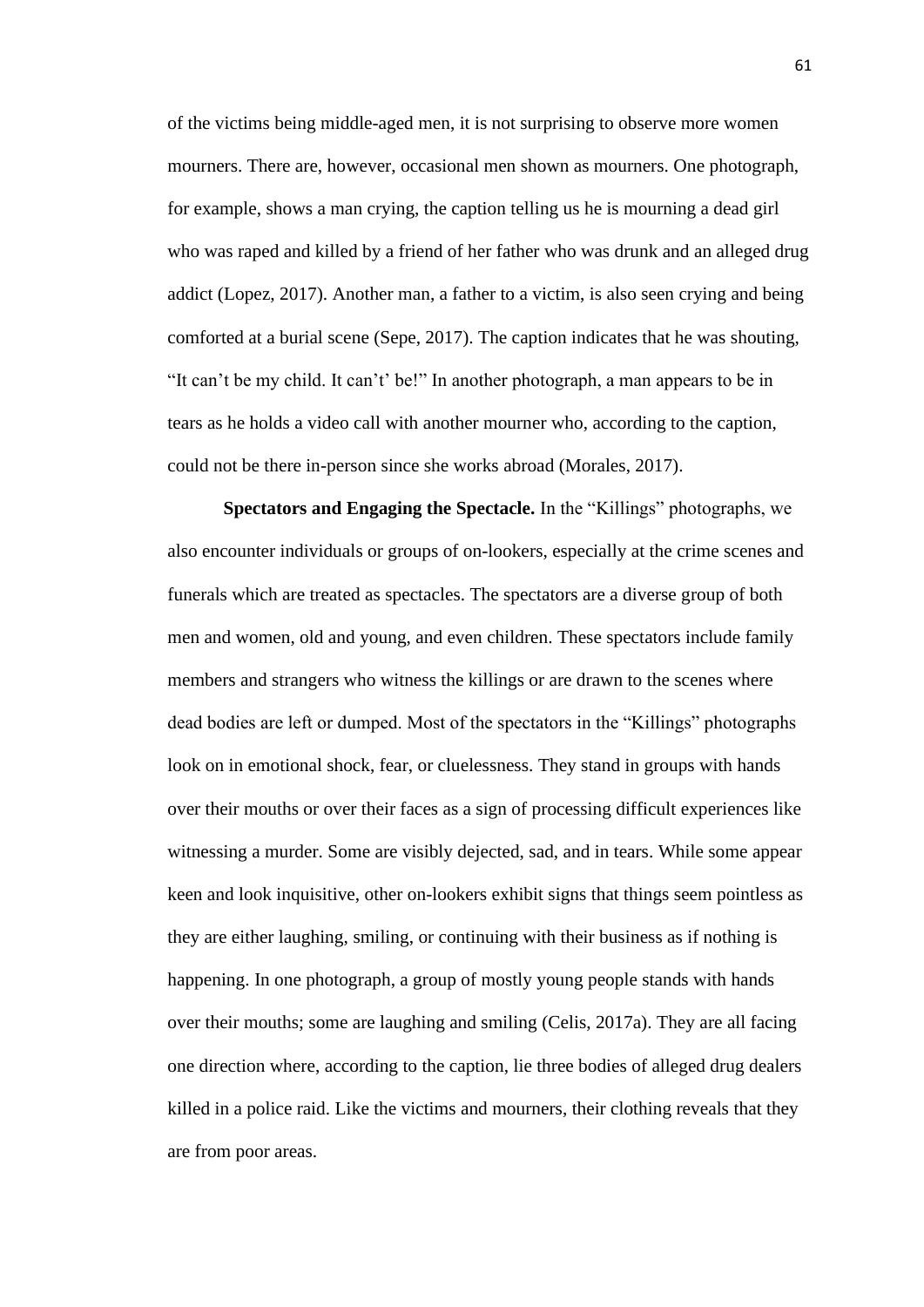of the victims being middle-aged men, it is not surprising to observe more women mourners. There are, however, occasional men shown as mourners. One photograph, for example, shows a man crying, the caption telling us he is mourning a dead girl who was raped and killed by a friend of her father who was drunk and an alleged drug addict (Lopez, 2017). Another man, a father to a victim, is also seen crying and being comforted at a burial scene (Sepe, 2017). The caption indicates that he was shouting, "It can't be my child. It can't' be!" In another photograph, a man appears to be in tears as he holds a video call with another mourner who, according to the caption, could not be there in-person since she works abroad (Morales, 2017).

**Spectators and Engaging the Spectacle.** In the "Killings" photographs, we also encounter individuals or groups of on-lookers, especially at the crime scenes and funerals which are treated as spectacles. The spectators are a diverse group of both men and women, old and young, and even children. These spectators include family members and strangers who witness the killings or are drawn to the scenes where dead bodies are left or dumped. Most of the spectators in the "Killings" photographs look on in emotional shock, fear, or cluelessness. They stand in groups with hands over their mouths or over their faces as a sign of processing difficult experiences like witnessing a murder. Some are visibly dejected, sad, and in tears. While some appear keen and look inquisitive, other on-lookers exhibit signs that things seem pointless as they are either laughing, smiling, or continuing with their business as if nothing is happening. In one photograph, a group of mostly young people stands with hands over their mouths; some are laughing and smiling (Celis, 2017a). They are all facing one direction where, according to the caption, lie three bodies of alleged drug dealers killed in a police raid. Like the victims and mourners, their clothing reveals that they are from poor areas.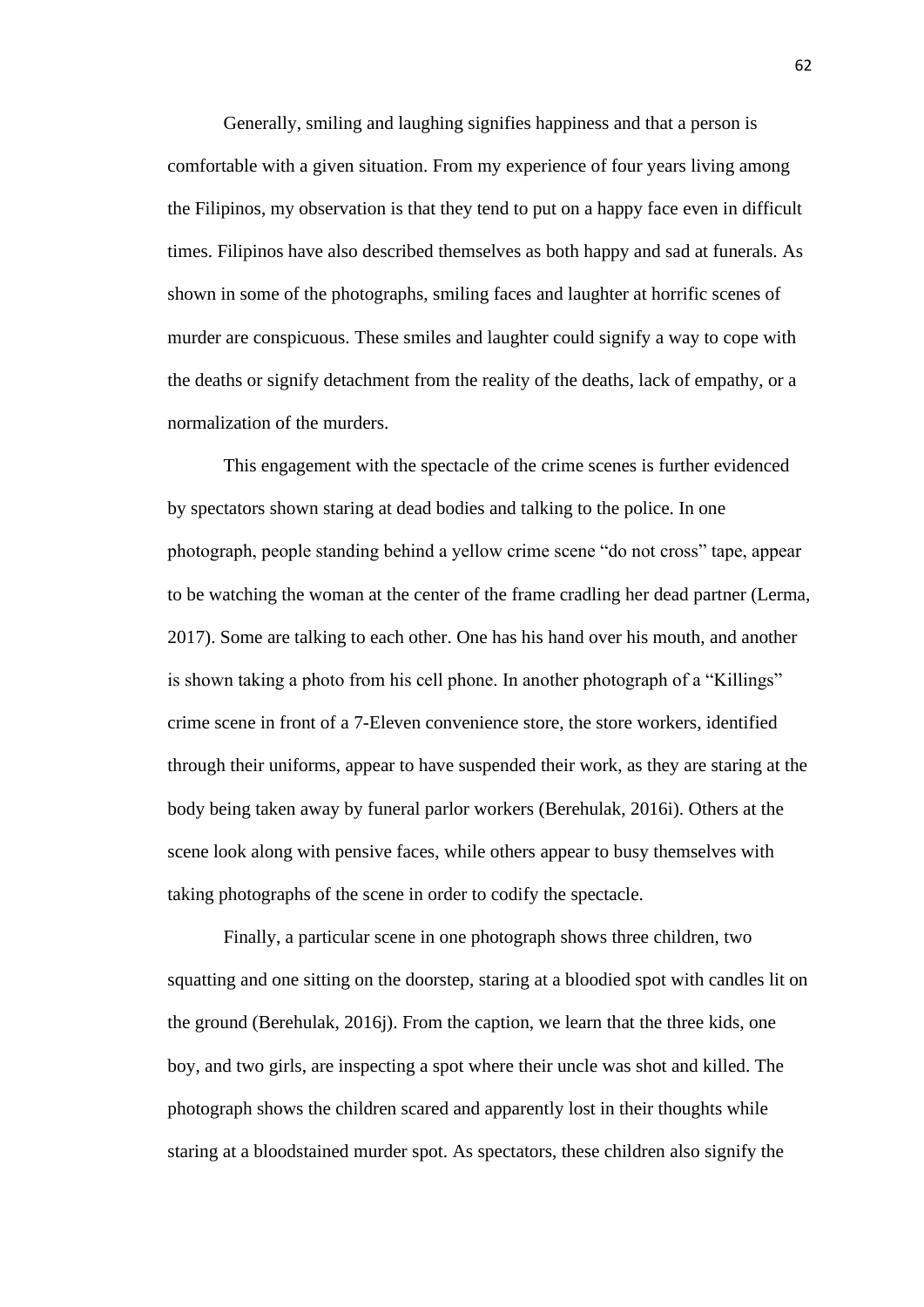Generally, smiling and laughing signifies happiness and that a person is comfortable with a given situation. From my experience of four years living among the Filipinos, my observation is that they tend to put on a happy face even in difficult times. Filipinos have also described themselves as both happy and sad at funerals. As shown in some of the photographs, smiling faces and laughter at horrific scenes of murder are conspicuous. These smiles and laughter could signify a way to cope with the deaths or signify detachment from the reality of the deaths, lack of empathy, or a normalization of the murders.

This engagement with the spectacle of the crime scenes is further evidenced by spectators shown staring at dead bodies and talking to the police. In one photograph, people standing behind a yellow crime scene "do not cross" tape, appear to be watching the woman at the center of the frame cradling her dead partner (Lerma, 2017). Some are talking to each other. One has his hand over his mouth, and another is shown taking a photo from his cell phone. In another photograph of a "Killings" crime scene in front of a 7-Eleven convenience store, the store workers, identified through their uniforms, appear to have suspended their work, as they are staring at the body being taken away by funeral parlor workers (Berehulak, 2016i). Others at the scene look along with pensive faces, while others appear to busy themselves with taking photographs of the scene in order to codify the spectacle.

Finally, a particular scene in one photograph shows three children, two squatting and one sitting on the doorstep, staring at a bloodied spot with candles lit on the ground (Berehulak, 2016j). From the caption, we learn that the three kids, one boy, and two girls, are inspecting a spot where their uncle was shot and killed. The photograph shows the children scared and apparently lost in their thoughts while staring at a bloodstained murder spot. As spectators, these children also signify the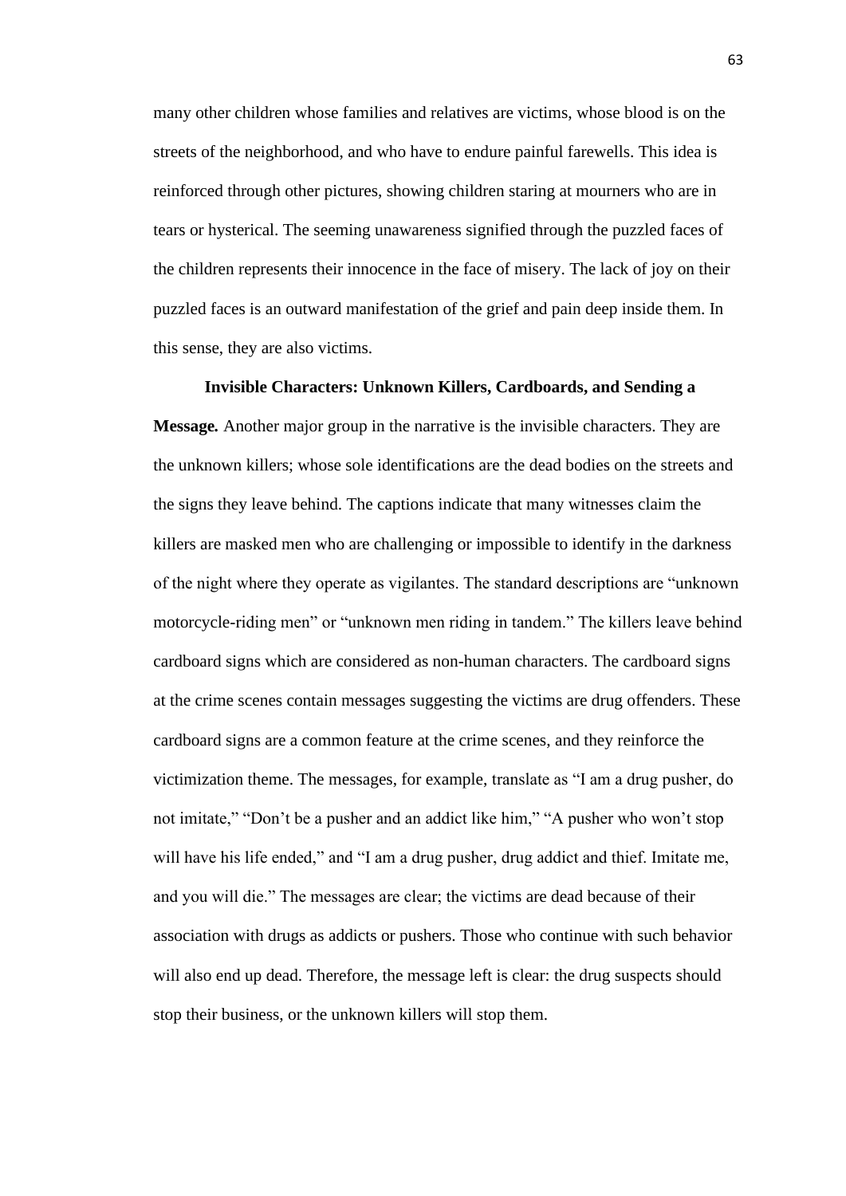many other children whose families and relatives are victims, whose blood is on the streets of the neighborhood, and who have to endure painful farewells. This idea is reinforced through other pictures, showing children staring at mourners who are in tears or hysterical. The seeming unawareness signified through the puzzled faces of the children represents their innocence in the face of misery. The lack of joy on their puzzled faces is an outward manifestation of the grief and pain deep inside them. In this sense, they are also victims.

**Invisible Characters: Unknown Killers, Cardboards, and Sending a Message.** Another major group in the narrative is the invisible characters. They are the unknown killers; whose sole identifications are the dead bodies on the streets and the signs they leave behind. The captions indicate that many witnesses claim the killers are masked men who are challenging or impossible to identify in the darkness of the night where they operate as vigilantes. The standard descriptions are "unknown motorcycle-riding men" or "unknown men riding in tandem." The killers leave behind cardboard signs which are considered as non-human characters. The cardboard signs at the crime scenes contain messages suggesting the victims are drug offenders. These cardboard signs are a common feature at the crime scenes, and they reinforce the victimization theme. The messages, for example, translate as "I am a drug pusher, do not imitate," "Don't be a pusher and an addict like him," "A pusher who won't stop will have his life ended," and "I am a drug pusher, drug addict and thief. Imitate me, and you will die." The messages are clear; the victims are dead because of their association with drugs as addicts or pushers. Those who continue with such behavior will also end up dead. Therefore, the message left is clear: the drug suspects should stop their business, or the unknown killers will stop them.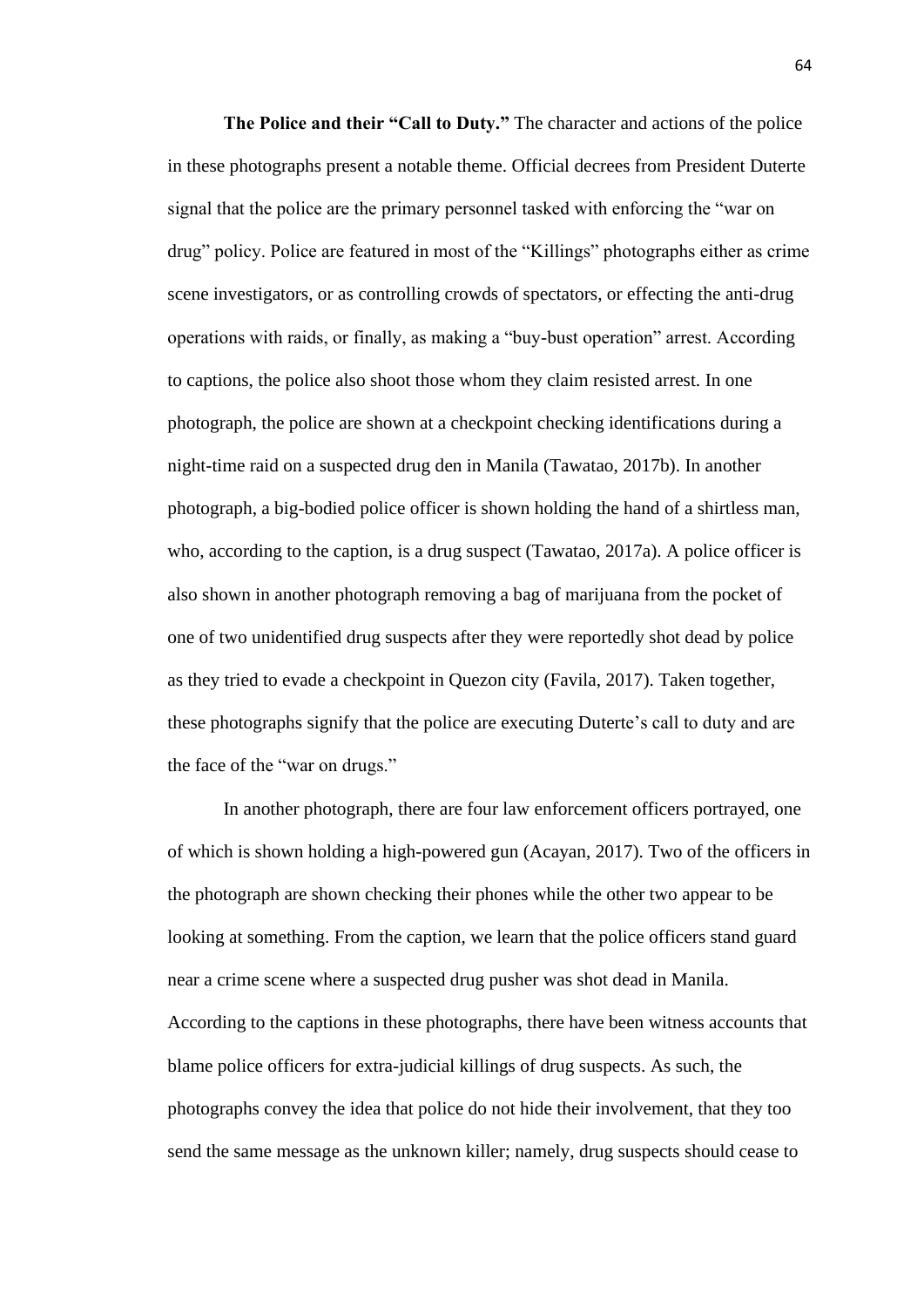**The Police and their "Call to Duty."** The character and actions of the police in these photographs present a notable theme. Official decrees from President Duterte signal that the police are the primary personnel tasked with enforcing the "war on drug" policy. Police are featured in most of the "Killings" photographs either as crime scene investigators, or as controlling crowds of spectators, or effecting the anti-drug operations with raids, or finally, as making a "buy-bust operation" arrest. According to captions, the police also shoot those whom they claim resisted arrest. In one photograph, the police are shown at a checkpoint checking identifications during a night-time raid on a suspected drug den in Manila (Tawatao, 2017b). In another photograph, a big-bodied police officer is shown holding the hand of a shirtless man, who, according to the caption, is a drug suspect (Tawatao, 2017a). A police officer is also shown in another photograph removing a bag of marijuana from the pocket of one of two unidentified drug suspects after they were reportedly shot dead by police as they tried to evade a checkpoint in Quezon city (Favila, 2017). Taken together, these photographs signify that the police are executing Duterte's call to duty and are the face of the "war on drugs."

In another photograph, there are four law enforcement officers portrayed, one of which is shown holding a high-powered gun (Acayan, 2017). Two of the officers in the photograph are shown checking their phones while the other two appear to be looking at something. From the caption, we learn that the police officers stand guard near a crime scene where a suspected drug pusher was shot dead in Manila. According to the captions in these photographs, there have been witness accounts that blame police officers for extra-judicial killings of drug suspects. As such, the photographs convey the idea that police do not hide their involvement, that they too send the same message as the unknown killer; namely, drug suspects should cease to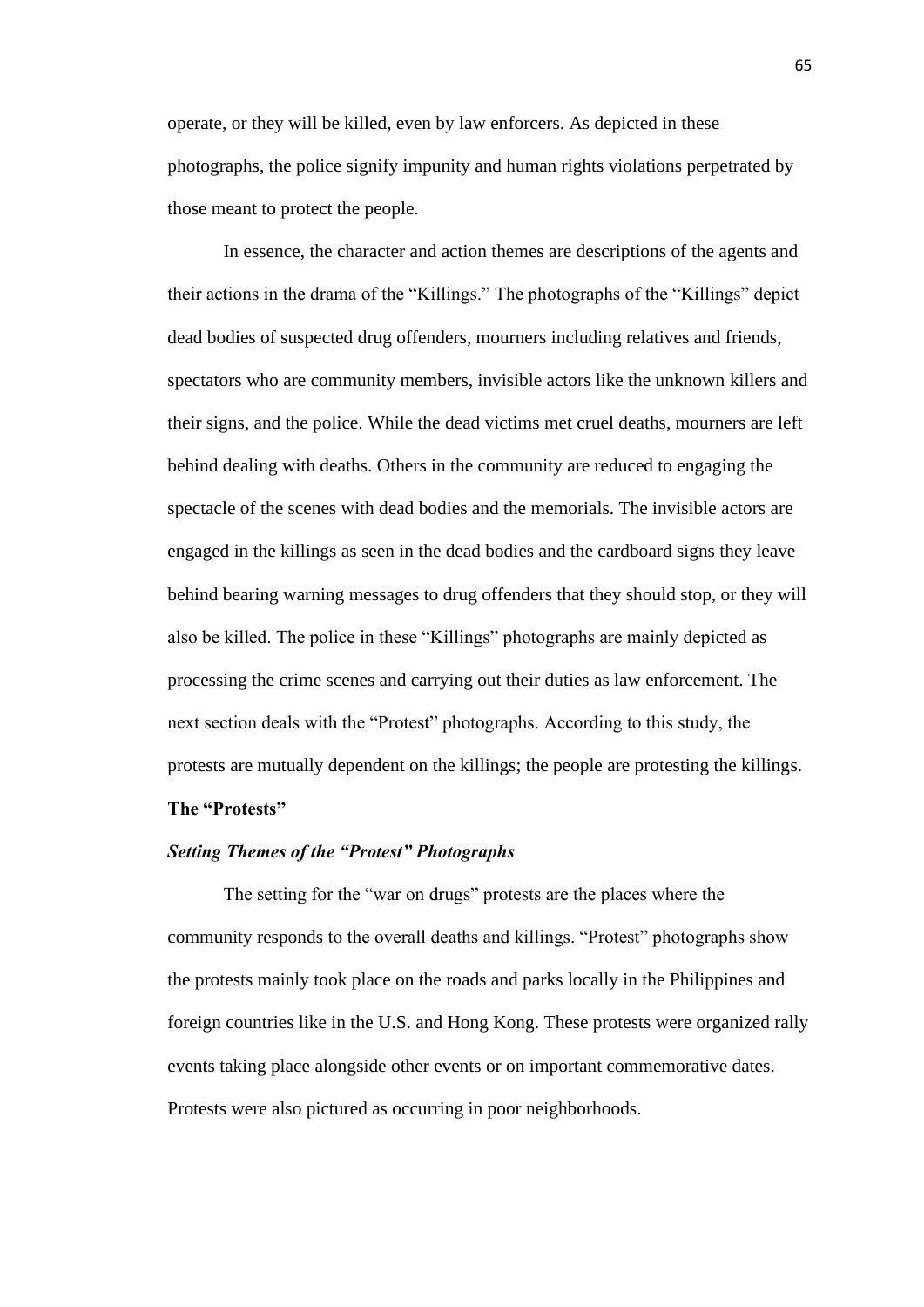operate, or they will be killed, even by law enforcers. As depicted in these photographs, the police signify impunity and human rights violations perpetrated by those meant to protect the people.

In essence, the character and action themes are descriptions of the agents and their actions in the drama of the "Killings." The photographs of the "Killings" depict dead bodies of suspected drug offenders, mourners including relatives and friends, spectators who are community members, invisible actors like the unknown killers and their signs, and the police. While the dead victims met cruel deaths, mourners are left behind dealing with deaths. Others in the community are reduced to engaging the spectacle of the scenes with dead bodies and the memorials. The invisible actors are engaged in the killings as seen in the dead bodies and the cardboard signs they leave behind bearing warning messages to drug offenders that they should stop, or they will also be killed. The police in these "Killings" photographs are mainly depicted as processing the crime scenes and carrying out their duties as law enforcement. The next section deals with the "Protest" photographs. According to this study, the protests are mutually dependent on the killings; the people are protesting the killings.

## The "Protests"

### *Setting Themes of the "Protest" Photographs*

The setting for the "war on drugs" protests are the places where the community responds to the overall deaths and killings. "Protest" photographs show the protests mainly took place on the roads and parks locally in the Philippines and foreign countries like in the U.S. and Hong Kong. These protests were organized rally events taking place alongside other events or on important commemorative dates. Protests were also pictured as occurring in poor neighborhoods.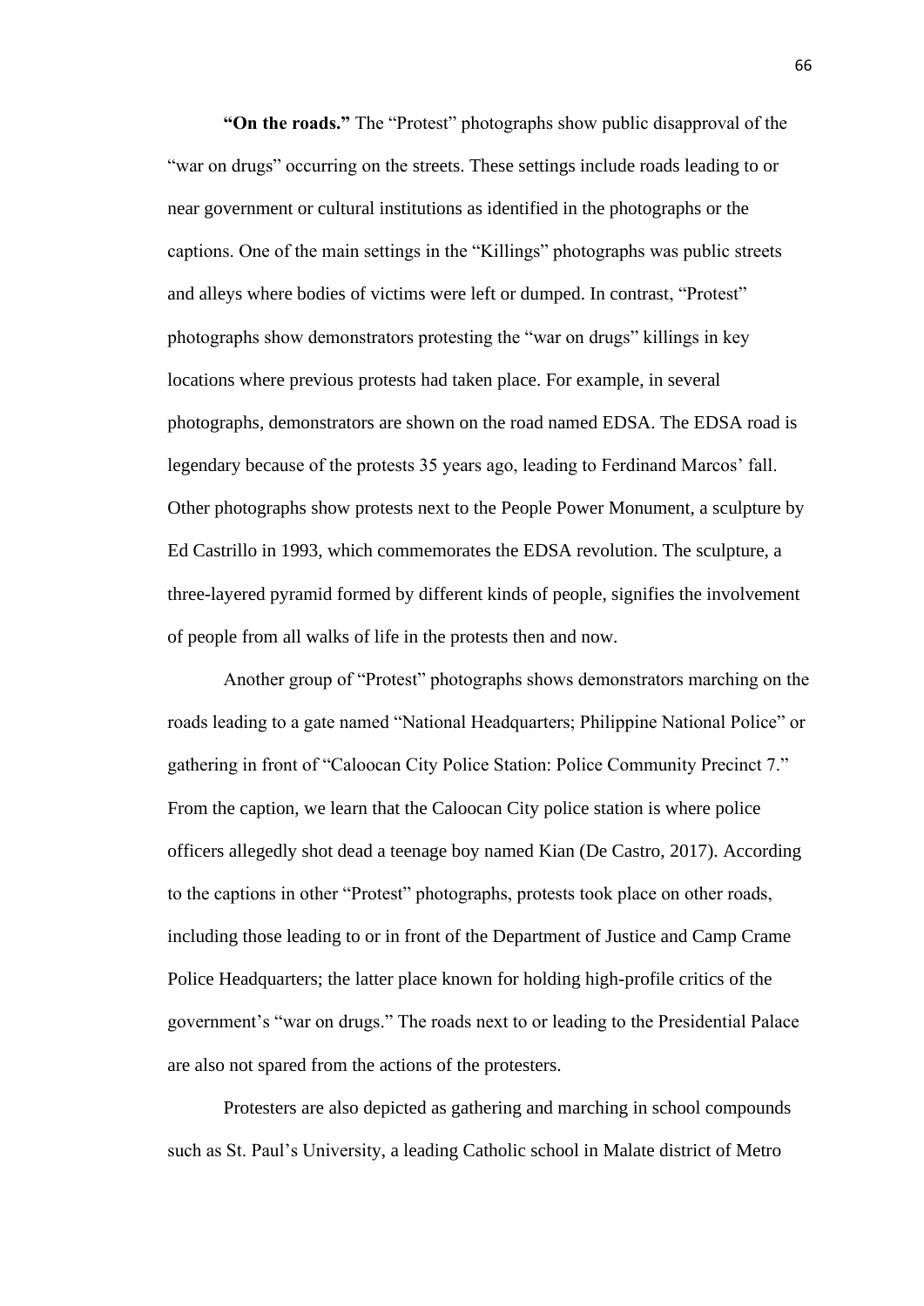**"On the roads."** The "Protest" photographs show public disapproval of the "war on drugs" occurring on the streets. These settings include roads leading to or near government or cultural institutions as identified in the photographs or the captions. One of the main settings in the "Killings" photographs was public streets and alleys where bodies of victims were left or dumped. In contrast, "Protest" photographs show demonstrators protesting the "war on drugs" killings in key locations where previous protests had taken place. For example, in several photographs, demonstrators are shown on the road named EDSA. The EDSA road is legendary because of the protests 35 years ago, leading to Ferdinand Marcos' fall. Other photographs show protests next to the People Power Monument, a sculpture by Ed Castrillo in 1993, which commemorates the EDSA revolution. The sculpture, a three-layered pyramid formed by different kinds of people, signifies the involvement of people from all walks of life in the protests then and now.

Another group of "Protest" photographs shows demonstrators marching on the roads leading to a gate named "National Headquarters; Philippine National Police" or gathering in front of "Caloocan City Police Station: Police Community Precinct 7." From the caption, we learn that the Caloocan City police station is where police officers allegedly shot dead a teenage boy named Kian (De Castro, 2017). According to the captions in other "Protest" photographs, protests took place on other roads, including those leading to or in front of the Department of Justice and Camp Crame Police Headquarters; the latter place known for holding high-profile critics of the government's "war on drugs." The roads next to or leading to the Presidential Palace are also not spared from the actions of the protesters.

Protesters are also depicted as gathering and marching in school compounds such as St. Paul's University, a leading Catholic school in Malate district of Metro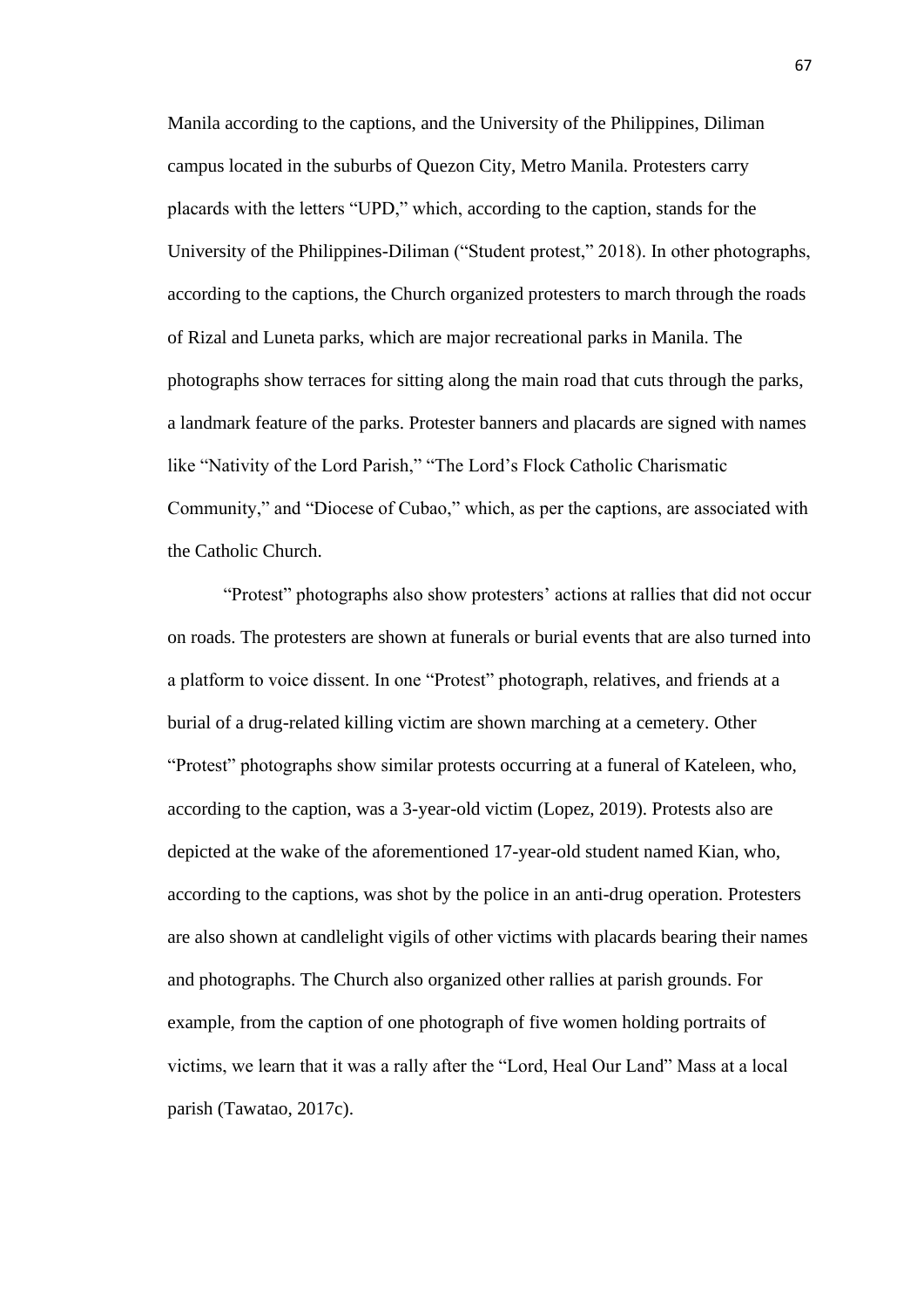Manila according to the captions, and the University of the Philippines, Diliman campus located in the suburbs of Quezon City, Metro Manila. Protesters carry placards with the letters "UPD," which, according to the caption, stands for the University of the Philippines-Diliman ("Student protest," 2018). In other photographs, according to the captions, the Church organized protesters to march through the roads of Rizal and Luneta parks, which are major recreational parks in Manila. The photographs show terraces for sitting along the main road that cuts through the parks, a landmark feature of the parks. Protester banners and placards are signed with names like "Nativity of the Lord Parish," "The Lord's Flock Catholic Charismatic Community," and "Diocese of Cubao," which, as per the captions, are associated with the Catholic Church.

"Protest" photographs also show protesters' actions at rallies that did not occur on roads. The protesters are shown at funerals or burial events that are also turned into a platform to voice dissent. In one "Protest" photograph, relatives, and friends at a burial of a drug-related killing victim are shown marching at a cemetery. Other "Protest" photographs show similar protests occurring at a funeral of Kateleen, who, according to the caption, was a 3-year-old victim (Lopez, 2019). Protests also are depicted at the wake of the aforementioned 17-year-old student named Kian, who, according to the captions, was shot by the police in an anti-drug operation. Protesters are also shown at candlelight vigils of other victims with placards bearing their names and photographs. The Church also organized other rallies at parish grounds. For example, from the caption of one photograph of five women holding portraits of victims, we learn that it was a rally after the "Lord, Heal Our Land" Mass at a local parish (Tawatao, 2017c).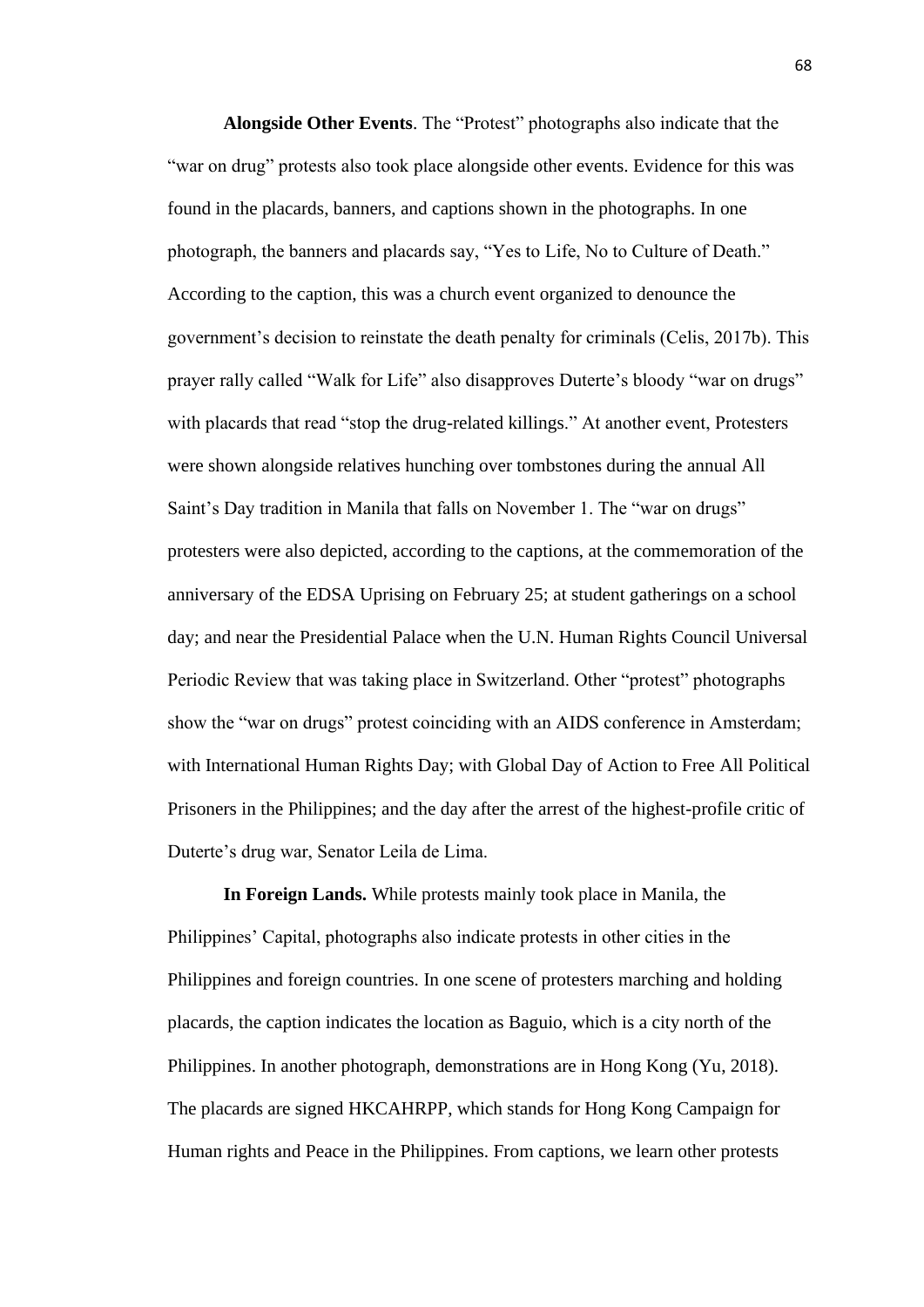**Alongside Other Events**. The "Protest" photographs also indicate that the "war on drug" protests also took place alongside other events. Evidence for this was found in the placards, banners, and captions shown in the photographs. In one photograph, the banners and placards say, "Yes to Life, No to Culture of Death." According to the caption, this was a church event organized to denounce the government's decision to reinstate the death penalty for criminals (Celis, 2017b). This prayer rally called "Walk for Life" also disapproves Duterte's bloody "war on drugs" with placards that read "stop the drug-related killings." At another event, Protesters were shown alongside relatives hunching over tombstones during the annual All Saint's Day tradition in Manila that falls on November 1. The "war on drugs" protesters were also depicted, according to the captions, at the commemoration of the anniversary of the EDSA Uprising on February 25; at student gatherings on a school day; and near the Presidential Palace when the U.N. Human Rights Council Universal Periodic Review that was taking place in Switzerland. Other "protest" photographs show the "war on drugs" protest coinciding with an AIDS conference in Amsterdam; with International Human Rights Day; with Global Day of Action to Free All Political Prisoners in the Philippines; and the day after the arrest of the highest-profile critic of Duterte's drug war, Senator Leila de Lima.

**In Foreign Lands.** While protests mainly took place in Manila, the Philippines' Capital, photographs also indicate protests in other cities in the Philippines and foreign countries. In one scene of protesters marching and holding placards, the caption indicates the location as Baguio, which is a city north of the Philippines. In another photograph, demonstrations are in Hong Kong (Yu, 2018). The placards are signed HKCAHRPP, which stands for Hong Kong Campaign for Human rights and Peace in the Philippines. From captions, we learn other protests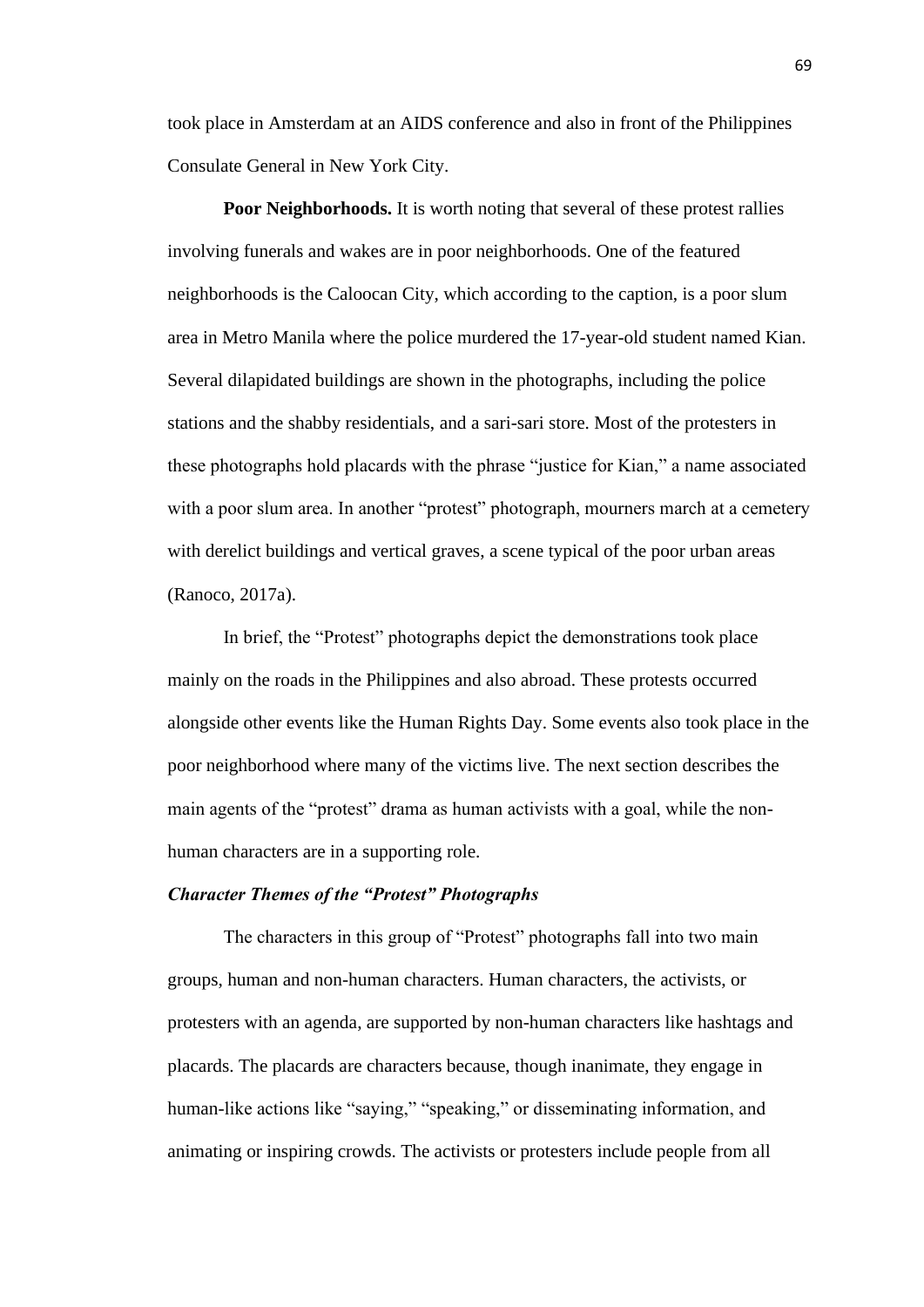took place in Amsterdam at an AIDS conference and also in front of the Philippines Consulate General in New York City.

**Poor Neighborhoods.** It is worth noting that several of these protest rallies involving funerals and wakes are in poor neighborhoods. One of the featured neighborhoods is the Caloocan City, which according to the caption, is a poor slum area in Metro Manila where the police murdered the 17-year-old student named Kian. Several dilapidated buildings are shown in the photographs, including the police stations and the shabby residentials, and a sari-sari store. Most of the protesters in these photographs hold placards with the phrase "justice for Kian," a name associated with a poor slum area. In another "protest" photograph, mourners march at a cemetery with derelict buildings and vertical graves, a scene typical of the poor urban areas (Ranoco, 2017a).

In brief, the "Protest" photographs depict the demonstrations took place mainly on the roads in the Philippines and also abroad. These protests occurred alongside other events like the Human Rights Day. Some events also took place in the poor neighborhood where many of the victims live. The next section describes the main agents of the "protest" drama as human activists with a goal, while the non-human characters are in a supporting role.

***Character Themes of the "Protest" Photographs***

The characters in this group of "Protest" photographs fall into two main groups, human and non-human characters. Human characters, the activists, or protesters with an agenda, are supported by non-human characters like hashtags and placards. The placards are characters because, though inanimate, they engage in human-like actions like "saying," "speaking," or disseminating information, and animating or inspiring crowds. The activists or protesters include people from all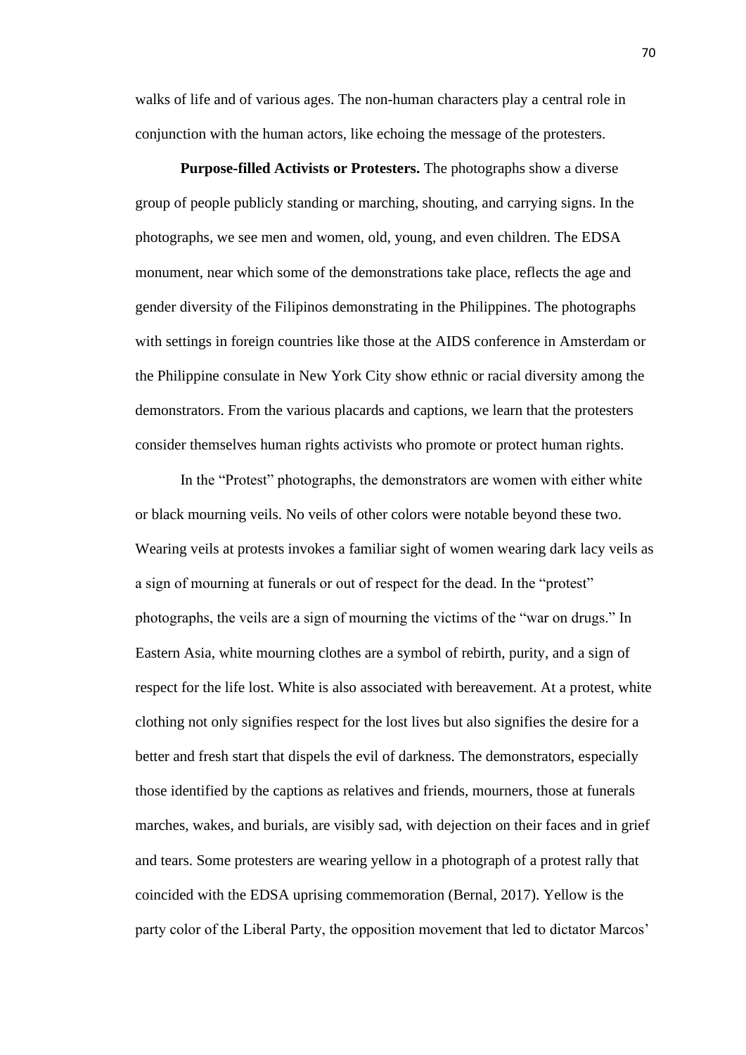walks of life and of various ages. The non-human characters play a central role in conjunction with the human actors, like echoing the message of the protesters.

**Purpose-filled Activists or Protesters.** The photographs show a diverse group of people publicly standing or marching, shouting, and carrying signs. In the photographs, we see men and women, old, young, and even children. The EDSA monument, near which some of the demonstrations take place, reflects the age and gender diversity of the Filipinos demonstrating in the Philippines. The photographs with settings in foreign countries like those at the AIDS conference in Amsterdam or the Philippine consulate in New York City show ethnic or racial diversity among the demonstrators. From the various placards and captions, we learn that the protesters consider themselves human rights activists who promote or protect human rights.

In the "Protest" photographs, the demonstrators are women with either white or black mourning veils. No veils of other colors were notable beyond these two. Wearing veils at protests invokes a familiar sight of women wearing dark lacy veils as a sign of mourning at funerals or out of respect for the dead. In the "protest" photographs, the veils are a sign of mourning the victims of the "war on drugs." In Eastern Asia, white mourning clothes are a symbol of rebirth, purity, and a sign of respect for the life lost. White is also associated with bereavement. At a protest, white clothing not only signifies respect for the lost lives but also signifies the desire for a better and fresh start that dispels the evil of darkness. The demonstrators, especially those identified by the captions as relatives and friends, mourners, those at funerals marches, wakes, and burials, are visibly sad, with dejection on their faces and in grief and tears. Some protesters are wearing yellow in a photograph of a protest rally that coincided with the EDSA uprising commemoration (Bernal, 2017). Yellow is the party color of the Liberal Party, the opposition movement that led to dictator Marcos'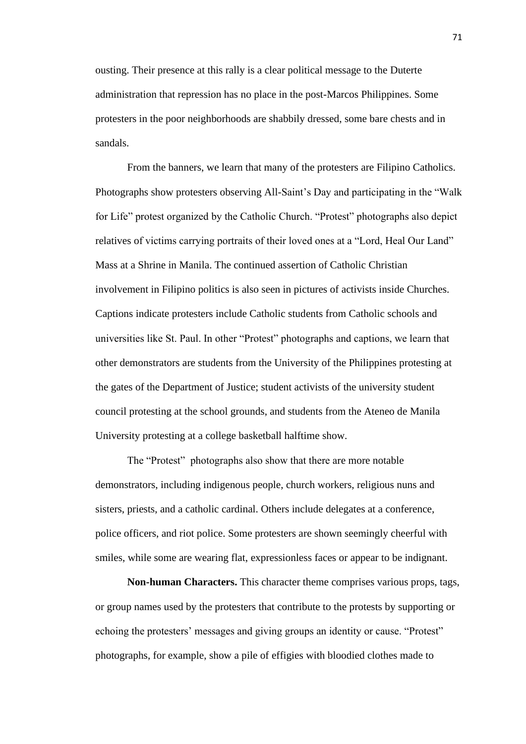ousting. Their presence at this rally is a clear political message to the Duterte administration that repression has no place in the post-Marcos Philippines. Some protesters in the poor neighborhoods are shabbily dressed, some bare chests and in sandals.

From the banners, we learn that many of the protesters are Filipino Catholics. Photographs show protesters observing All-Saint's Day and participating in the "Walk for Life" protest organized by the Catholic Church. "Protest" photographs also depict relatives of victims carrying portraits of their loved ones at a "Lord, Heal Our Land" Mass at a Shrine in Manila. The continued assertion of Catholic Christian involvement in Filipino politics is also seen in pictures of activists inside Churches. Captions indicate protesters include Catholic students from Catholic schools and universities like St. Paul. In other "Protest" photographs and captions, we learn that other demonstrators are students from the University of the Philippines protesting at the gates of the Department of Justice; student activists of the university student council protesting at the school grounds, and students from the Ateneo de Manila University protesting at a college basketball halftime show.

The "Protest" photographs also show that there are more notable demonstrators, including indigenous people, church workers, religious nuns and sisters, priests, and a catholic cardinal. Others include delegates at a conference, police officers, and riot police. Some protesters are shown seemingly cheerful with smiles, while some are wearing flat, expressionless faces or appear to be indignant.

**Non-human Characters.** This character theme comprises various props, tags, or group names used by the protesters that contribute to the protests by supporting or echoing the protesters' messages and giving groups an identity or cause. "Protest" photographs, for example, show a pile of effigies with bloodied clothes made to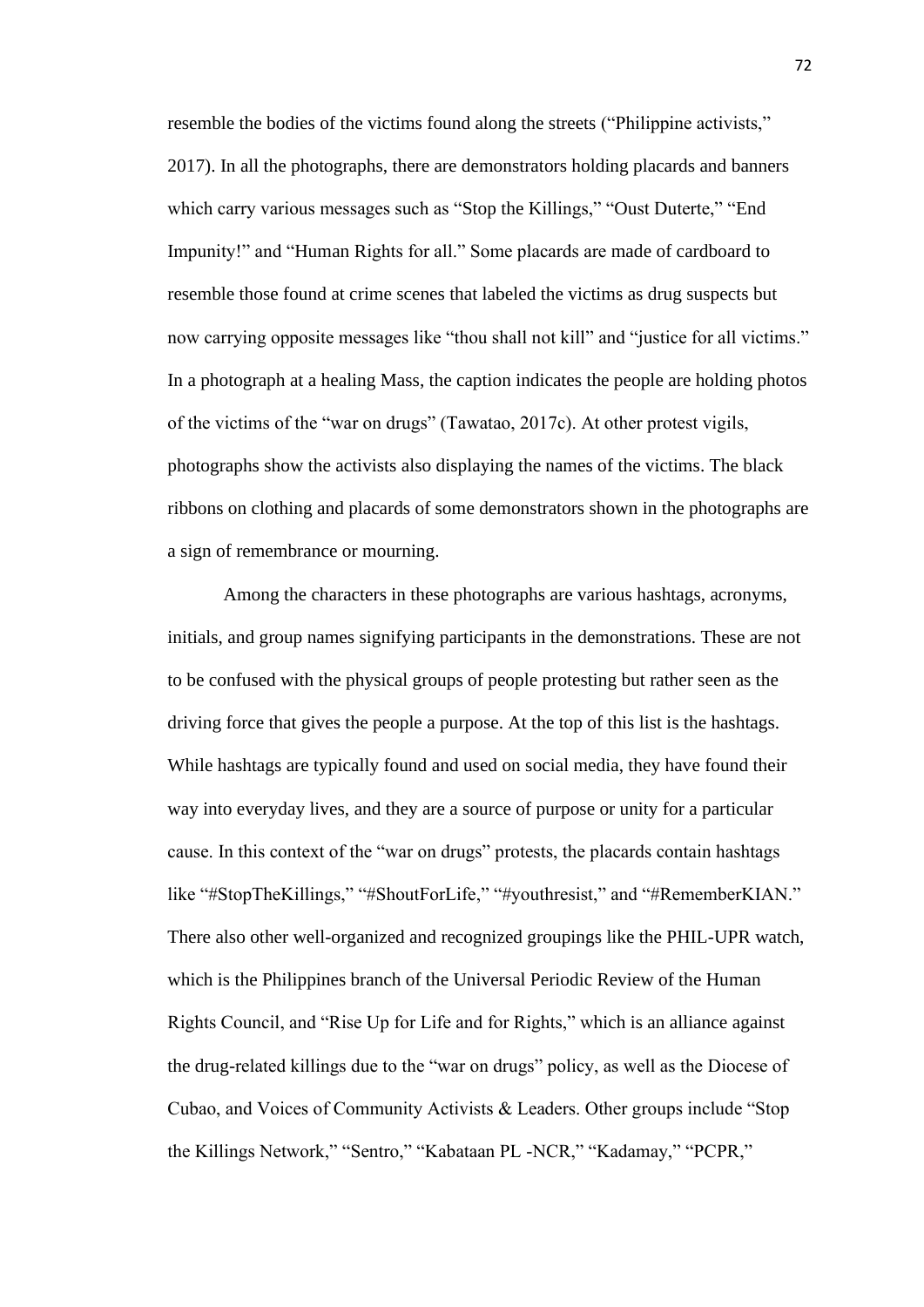resemble the bodies of the victims found along the streets ("Philippine activists," 2017). In all the photographs, there are demonstrators holding placards and banners which carry various messages such as "Stop the Killings," "Oust Duterte," "End Impunity!" and "Human Rights for all." Some placards are made of cardboard to resemble those found at crime scenes that labeled the victims as drug suspects but now carrying opposite messages like "thou shall not kill" and "justice for all victims." In a photograph at a healing Mass, the caption indicates the people are holding photos of the victims of the "war on drugs" (Tawatao, 2017c). At other protest vigils, photographs show the activists also displaying the names of the victims. The black ribbons on clothing and placards of some demonstrators shown in the photographs are a sign of remembrance or mourning.

Among the characters in these photographs are various hashtags, acronyms, initials, and group names signifying participants in the demonstrations. These are not to be confused with the physical groups of people protesting but rather seen as the driving force that gives the people a purpose. At the top of this list is the hashtags. While hashtags are typically found and used on social media, they have found their way into everyday lives, and they are a source of purpose or unity for a particular cause. In this context of the "war on drugs" protests, the placards contain hashtags like "#StopTheKillings," "#ShoutForLife," "#youthresist," and "#RememberKIAN." There also other well-organized and recognized groupings like the PHIL-UPR watch, which is the Philippines branch of the Universal Periodic Review of the Human Rights Council, and "Rise Up for Life and for Rights," which is an alliance against the drug-related killings due to the "war on drugs" policy, as well as the Diocese of Cubao, and Voices of Community Activists & Leaders. Other groups include "Stop the Killings Network," "Sentro," "Kabataan PL -NCR," "Kadamay," "PCPR,"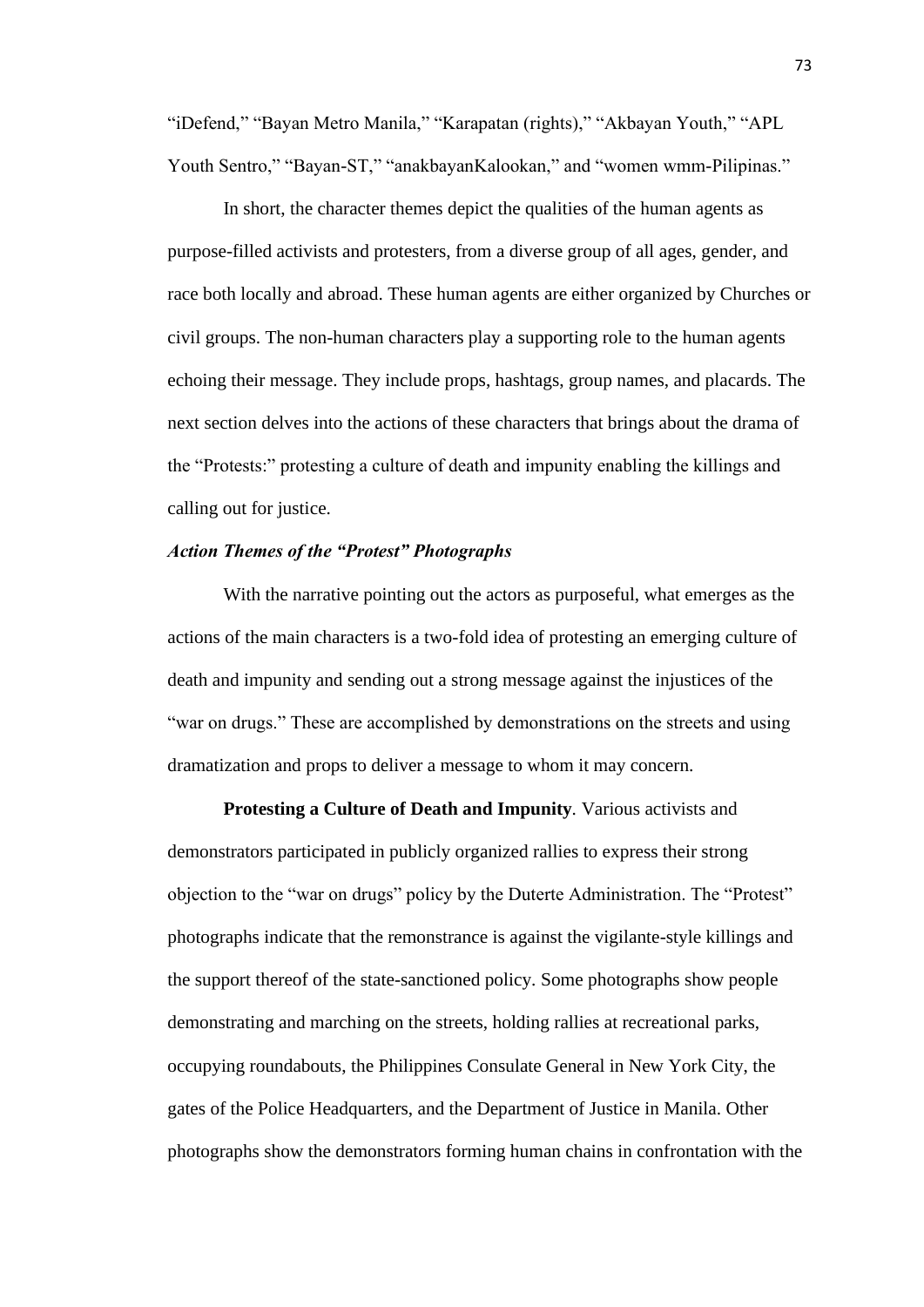“iDefend,” “Bayan Metro Manila,” “Karapatan (rights),” “Akbayan Youth,” “APL Youth Sentro,” “Bayan-ST,” “anakbayanKalookan,” and “women wmm-Pilipinas.”

In short, the character themes depict the qualities of the human agents as purpose-filled activists and protesters, from a diverse group of all ages, gender, and race both locally and abroad. These human agents are either organized by Churches or civil groups. The non-human characters play a supporting role to the human agents echoing their message. They include props, hashtags, group names, and placards. The next section delves into the actions of these characters that brings about the drama of the “Protests:” protesting a culture of death and impunity enabling the killings and calling out for justice.

### *Action Themes of the “Protest” Photographs*

With the narrative pointing out the actors as purposeful, what emerges as the actions of the main characters is a two-fold idea of protesting an emerging culture of death and impunity and sending out a strong message against the injustices of the “war on drugs.” These are accomplished by demonstrations on the streets and using dramatization and props to deliver a message to whom it may concern.

**Protesting a Culture of Death and Impunity**. Various activists and demonstrators participated in publicly organized rallies to express their strong objection to the “war on drugs” policy by the Duterte Administration. The “Protest” photographs indicate that the remonstrance is against the vigilante-style killings and the support thereof of the state-sanctioned policy. Some photographs show people demonstrating and marching on the streets, holding rallies at recreational parks, occupying roundabouts, the Philippines Consulate General in New York City, the gates of the Police Headquarters, and the Department of Justice in Manila. Other photographs show the demonstrators forming human chains in confrontation with the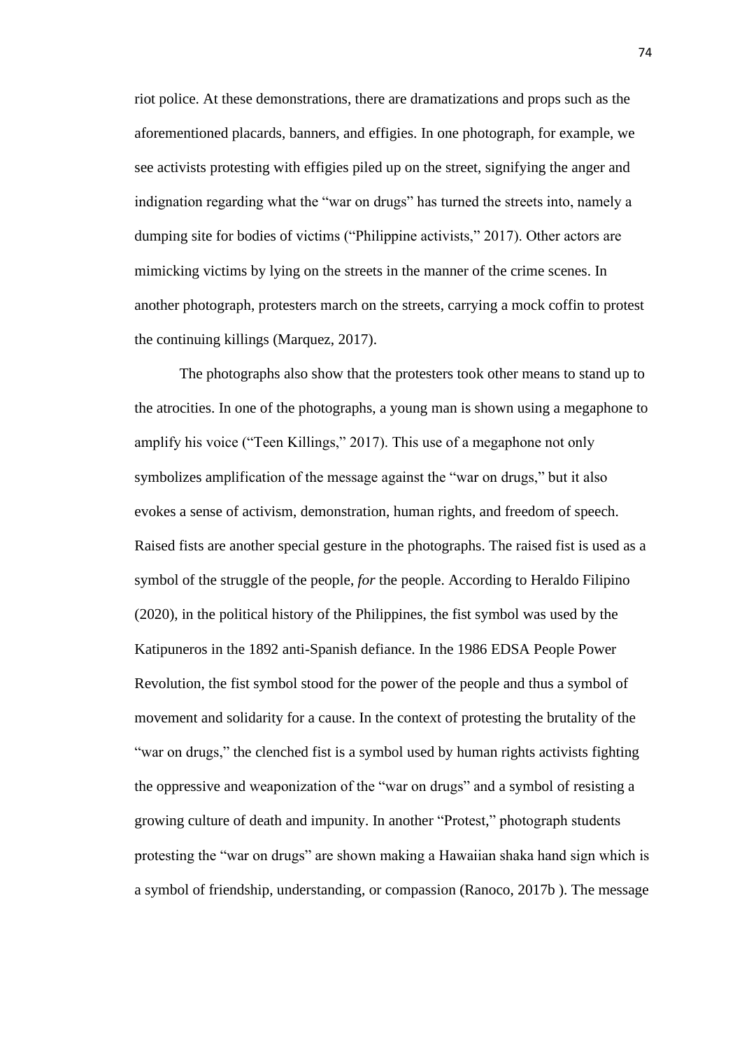riot police. At these demonstrations, there are dramatizations and props such as the aforementioned placards, banners, and effigies. In one photograph, for example, we see activists protesting with effigies piled up on the street, signifying the anger and indignation regarding what the "war on drugs" has turned the streets into, namely a dumping site for bodies of victims ("Philippine activists," 2017). Other actors are mimicking victims by lying on the streets in the manner of the crime scenes. In another photograph, protesters march on the streets, carrying a mock coffin to protest the continuing killings (Marquez, 2017).

The photographs also show that the protesters took other means to stand up to the atrocities. In one of the photographs, a young man is shown using a megaphone to amplify his voice ("Teen Killings," 2017). This use of a megaphone not only symbolizes amplification of the message against the "war on drugs," but it also evokes a sense of activism, demonstration, human rights, and freedom of speech. Raised fists are another special gesture in the photographs. The raised fist is used as a symbol of the struggle of the people, *for* the people. According to Heraldo Filipino (2020), in the political history of the Philippines, the fist symbol was used by the Katipuneros in the 1892 anti-Spanish defiance. In the 1986 EDSA People Power Revolution, the fist symbol stood for the power of the people and thus a symbol of movement and solidarity for a cause. In the context of protesting the brutality of the "war on drugs," the clenched fist is a symbol used by human rights activists fighting the oppressive and weaponization of the "war on drugs" and a symbol of resisting a growing culture of death and impunity. In another "Protest," photograph students protesting the "war on drugs" are shown making a Hawaiian shaka hand sign which is a symbol of friendship, understanding, or compassion (Ranoco, 2017b ). The message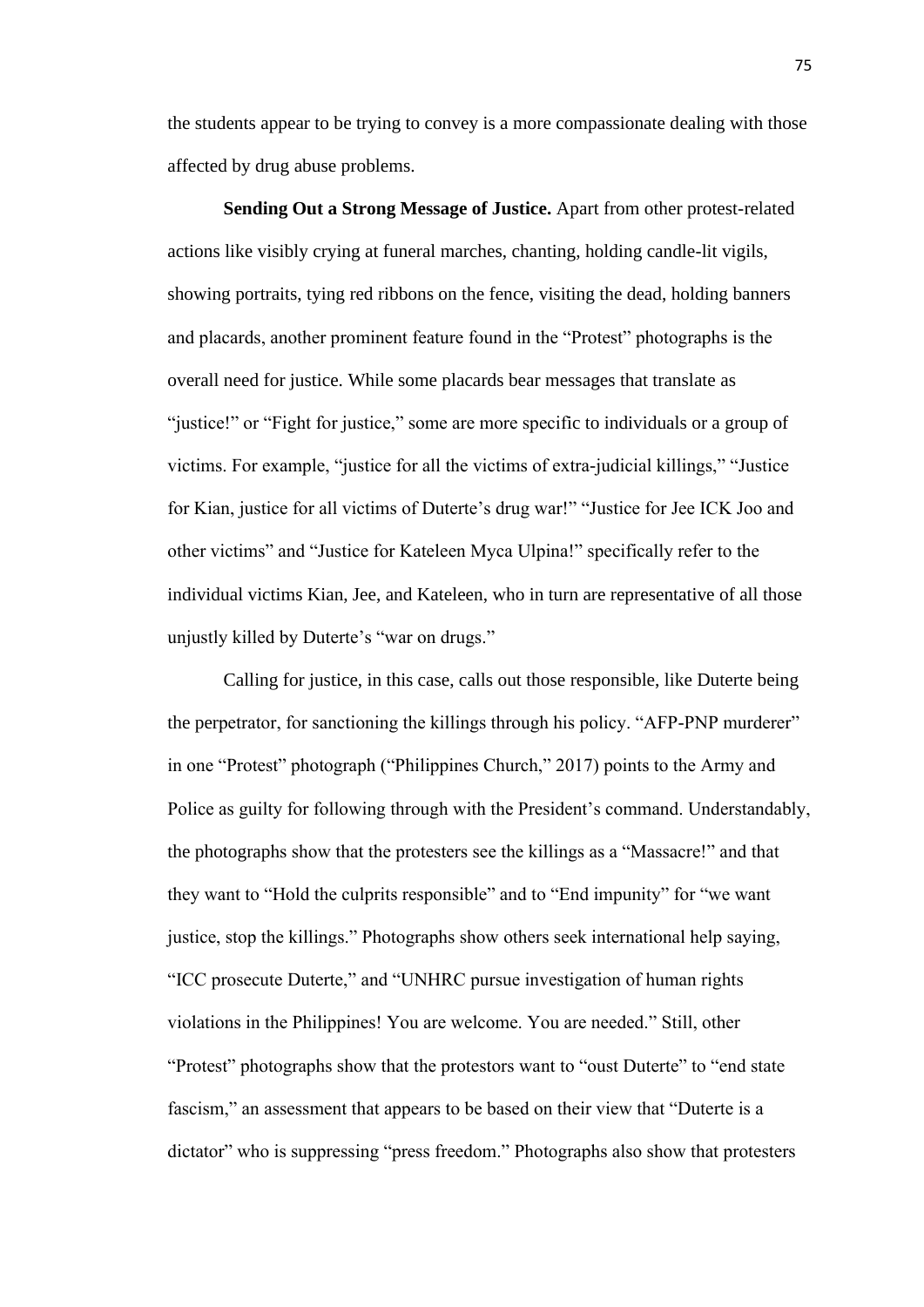the students appear to be trying to convey is a more compassionate dealing with those affected by drug abuse problems.

**Sending Out a Strong Message of Justice.** Apart from other protest-related actions like visibly crying at funeral marches, chanting, holding candle-lit vigils, showing portraits, tying red ribbons on the fence, visiting the dead, holding banners and placards, another prominent feature found in the "Protest" photographs is the overall need for justice. While some placards bear messages that translate as "justice!" or "Fight for justice," some are more specific to individuals or a group of victims. For example, "justice for all the victims of extra-judicial killings," "Justice for Kian, justice for all victims of Duterte's drug war!" "Justice for Jee ICK Joo and other victims" and "Justice for Kateleen Myca Ulpina!" specifically refer to the individual victims Kian, Jee, and Kateleen, who in turn are representative of all those unjustly killed by Duterte's "war on drugs."

Calling for justice, in this case, calls out those responsible, like Duterte being the perpetrator, for sanctioning the killings through his policy. "AFP-PNP murderer" in one "Protest" photograph ("Philippines Church," 2017) points to the Army and Police as guilty for following through with the President's command. Understandably, the photographs show that the protesters see the killings as a "Massacre!" and that they want to "Hold the culprits responsible" and to "End impunity" for "we want justice, stop the killings." Photographs show others seek international help saying, "ICC prosecute Duterte," and "UNHRC pursue investigation of human rights violations in the Philippines! You are welcome. You are needed." Still, other "Protest" photographs show that the protestors want to "oust Duterte" to "end state fascism," an assessment that appears to be based on their view that "Duterte is a dictator" who is suppressing "press freedom." Photographs also show that protesters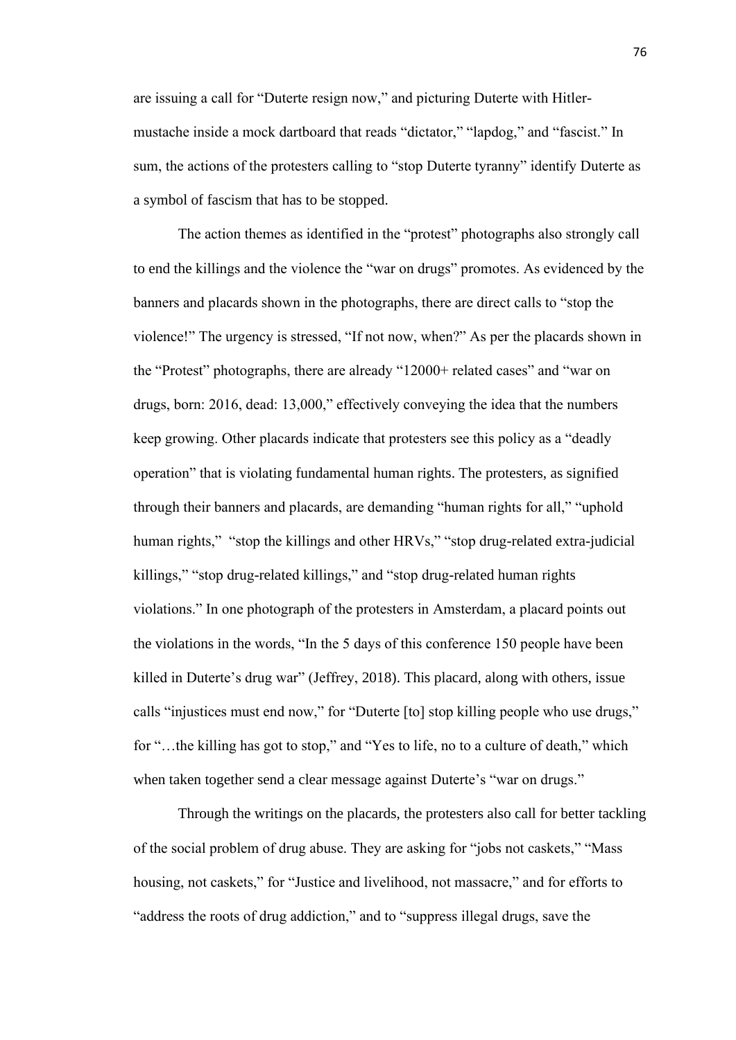are issuing a call for "Duterte resign now," and picturing Duterte with Hitler-mustache inside a mock dartboard that reads "dictator," "lapdog," and "fascist." In sum, the actions of the protesters calling to "stop Duterte tyranny" identify Duterte as a symbol of fascism that has to be stopped.

The action themes as identified in the "protest" photographs also strongly call to end the killings and the violence the "war on drugs" promotes. As evidenced by the banners and placards shown in the photographs, there are direct calls to "stop the violence!" The urgency is stressed, "If not now, when?" As per the placards shown in the "Protest" photographs, there are already "12000+ related cases" and "war on drugs, born: 2016, dead: 13,000," effectively conveying the idea that the numbers keep growing. Other placards indicate that protesters see this policy as a "deadly operation" that is violating fundamental human rights. The protesters, as signified through their banners and placards, are demanding "human rights for all," "uphold human rights," "stop the killings and other HRVs," "stop drug-related extra-judicial killings," "stop drug-related killings," and "stop drug-related human rights violations." In one photograph of the protesters in Amsterdam, a placard points out the violations in the words, "In the 5 days of this conference 150 people have been killed in Duterte's drug war" (Jeffrey, 2018). This placard, along with others, issue calls "injustices must end now," for "Duterte [to] stop killing people who use drugs," for "…the killing has got to stop," and "Yes to life, no to a culture of death," which when taken together send a clear message against Duterte's "war on drugs."

Through the writings on the placards, the protesters also call for better tackling of the social problem of drug abuse. They are asking for "jobs not caskets," "Mass housing, not caskets," for "Justice and livelihood, not massacre," and for efforts to "address the roots of drug addiction," and to "suppress illegal drugs, save the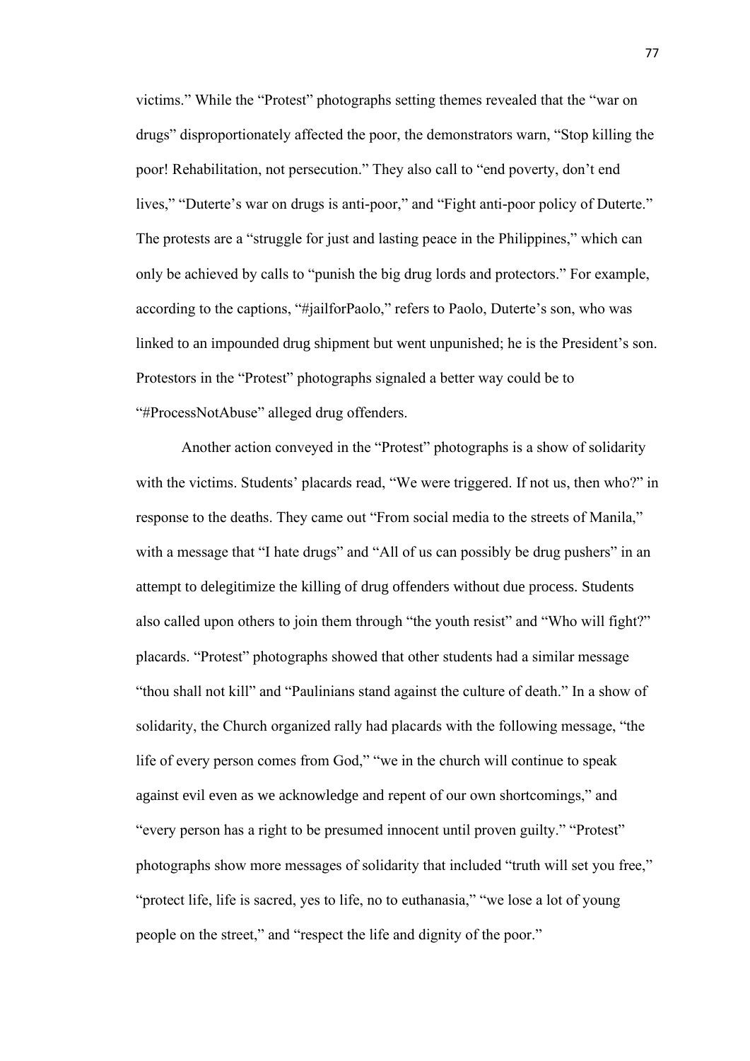victims." While the "Protest" photographs setting themes revealed that the "war on drugs" disproportionately affected the poor, the demonstrators warn, "Stop killing the poor! Rehabilitation, not persecution." They also call to "end poverty, don't end lives," "Duterte's war on drugs is anti-poor," and "Fight anti-poor policy of Duterte." The protests are a "struggle for just and lasting peace in the Philippines," which can only be achieved by calls to "punish the big drug lords and protectors." For example, according to the captions, "#jailforPaolo," refers to Paolo, Duterte's son, who was linked to an impounded drug shipment but went unpunished; he is the President's son. Protestors in the "Protest" photographs signaled a better way could be to "#ProcessNotAbuse" alleged drug offenders.

Another action conveyed in the "Protest" photographs is a show of solidarity with the victims. Students' placards read, "We were triggered. If not us, then who?" in response to the deaths. They came out "From social media to the streets of Manila," with a message that "I hate drugs" and "All of us can possibly be drug pushers" in an attempt to delegitimize the killing of drug offenders without due process. Students also called upon others to join them through "the youth resist" and "Who will fight?" placards. "Protest" photographs showed that other students had a similar message "thou shall not kill" and "Paulinians stand against the culture of death." In a show of solidarity, the Church organized rally had placards with the following message, "the life of every person comes from God," "we in the church will continue to speak against evil even as we acknowledge and repent of our own shortcomings," and "every person has a right to be presumed innocent until proven guilty." "Protest" photographs show more messages of solidarity that included "truth will set you free," "protect life, life is sacred, yes to life, no to euthanasia," "we lose a lot of young people on the street," and "respect the life and dignity of the poor."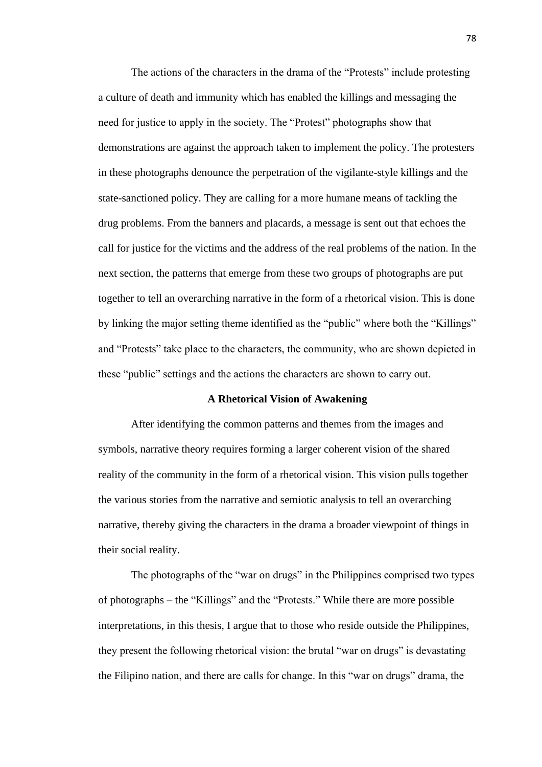The actions of the characters in the drama of the "Protests" include protesting a culture of death and immunity which has enabled the killings and messaging the need for justice to apply in the society. The "Protest" photographs show that demonstrations are against the approach taken to implement the policy. The protesters in these photographs denounce the perpetration of the vigilante-style killings and the state-sanctioned policy. They are calling for a more humane means of tackling the drug problems. From the banners and placards, a message is sent out that echoes the call for justice for the victims and the address of the real problems of the nation. In the next section, the patterns that emerge from these two groups of photographs are put together to tell an overarching narrative in the form of a rhetorical vision. This is done by linking the major setting theme identified as the "public" where both the "Killings" and "Protests" take place to the characters, the community, who are shown depicted in these "public" settings and the actions the characters are shown to carry out.

## A Rhetorical Vision of Awakening

After identifying the common patterns and themes from the images and symbols, narrative theory requires forming a larger coherent vision of the shared reality of the community in the form of a rhetorical vision. This vision pulls together the various stories from the narrative and semiotic analysis to tell an overarching narrative, thereby giving the characters in the drama a broader viewpoint of things in their social reality.

The photographs of the "war on drugs" in the Philippines comprised two types of photographs – the "Killings" and the "Protests." While there are more possible interpretations, in this thesis, I argue that to those who reside outside the Philippines, they present the following rhetorical vision: the brutal "war on drugs" is devastating the Filipino nation, and there are calls for change. In this "war on drugs" drama, the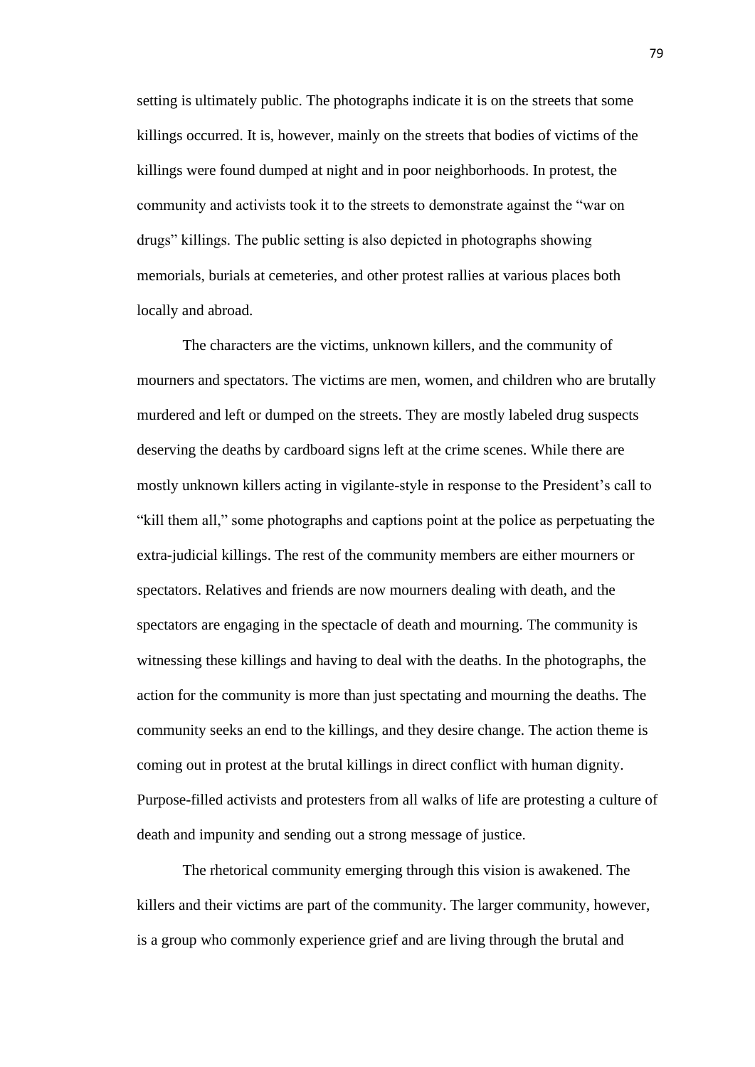setting is ultimately public. The photographs indicate it is on the streets that some killings occurred. It is, however, mainly on the streets that bodies of victims of the killings were found dumped at night and in poor neighborhoods. In protest, the community and activists took it to the streets to demonstrate against the "war on drugs" killings. The public setting is also depicted in photographs showing memorials, burials at cemeteries, and other protest rallies at various places both locally and abroad.

The characters are the victims, unknown killers, and the community of mourners and spectators. The victims are men, women, and children who are brutally murdered and left or dumped on the streets. They are mostly labeled drug suspects deserving the deaths by cardboard signs left at the crime scenes. While there are mostly unknown killers acting in vigilante-style in response to the President's call to "kill them all," some photographs and captions point at the police as perpetuating the extra-judicial killings. The rest of the community members are either mourners or spectators. Relatives and friends are now mourners dealing with death, and the spectators are engaging in the spectacle of death and mourning. The community is witnessing these killings and having to deal with the deaths. In the photographs, the action for the community is more than just spectating and mourning the deaths. The community seeks an end to the killings, and they desire change. The action theme is coming out in protest at the brutal killings in direct conflict with human dignity. Purpose-filled activists and protesters from all walks of life are protesting a culture of death and impunity and sending out a strong message of justice.

The rhetorical community emerging through this vision is awakened. The killers and their victims are part of the community. The larger community, however, is a group who commonly experience grief and are living through the brutal and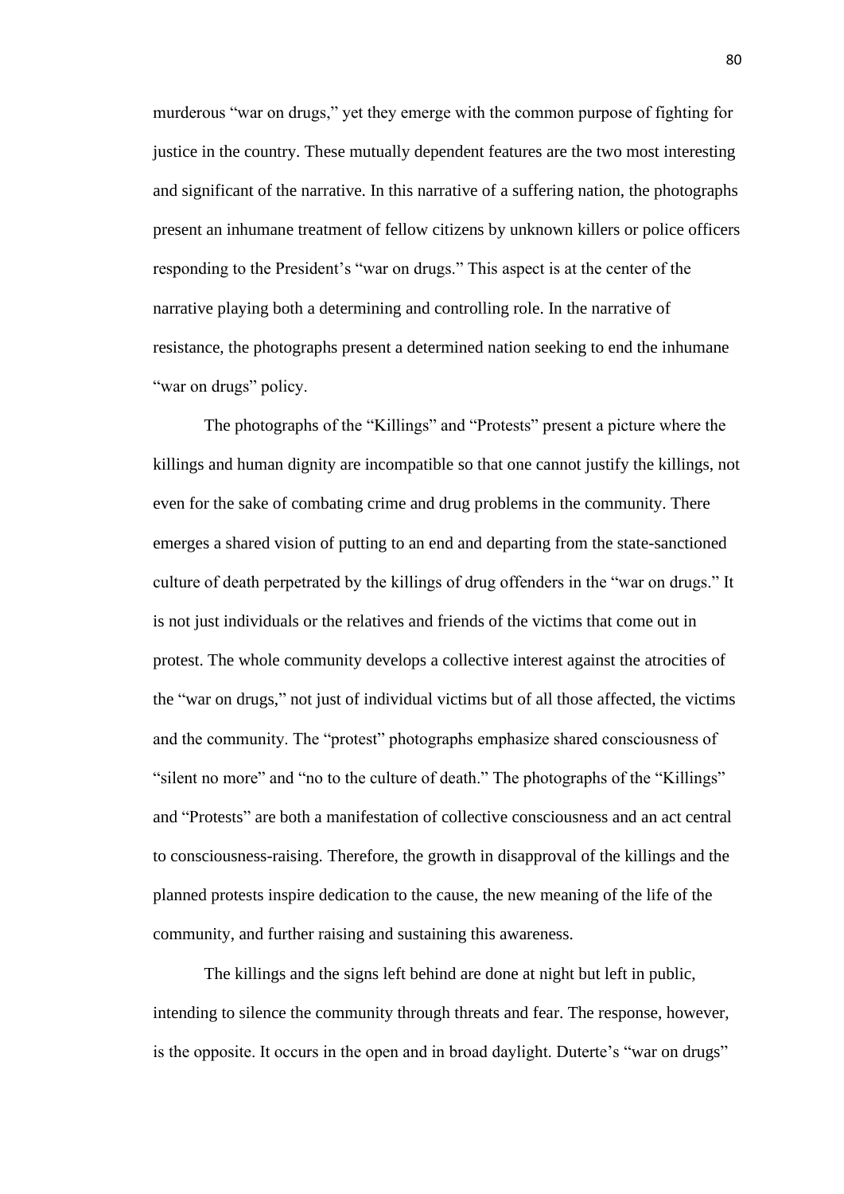murderous “war on drugs,” yet they emerge with the common purpose of fighting for justice in the country. These mutually dependent features are the two most interesting and significant of the narrative. In this narrative of a suffering nation, the photographs present an inhumane treatment of fellow citizens by unknown killers or police officers responding to the President’s “war on drugs.” This aspect is at the center of the narrative playing both a determining and controlling role. In the narrative of resistance, the photographs present a determined nation seeking to end the inhumane “war on drugs” policy.

The photographs of the “Killings” and “Protests” present a picture where the killings and human dignity are incompatible so that one cannot justify the killings, not even for the sake of combating crime and drug problems in the community. There emerges a shared vision of putting to an end and departing from the state-sanctioned culture of death perpetrated by the killings of drug offenders in the “war on drugs.” It is not just individuals or the relatives and friends of the victims that come out in protest. The whole community develops a collective interest against the atrocities of the “war on drugs,” not just of individual victims but of all those affected, the victims and the community. The “protest” photographs emphasize shared consciousness of “silent no more” and “no to the culture of death.” The photographs of the “Killings” and “Protests” are both a manifestation of collective consciousness and an act central to consciousness-raising. Therefore, the growth in disapproval of the killings and the planned protests inspire dedication to the cause, the new meaning of the life of the community, and further raising and sustaining this awareness.

The killings and the signs left behind are done at night but left in public, intending to silence the community through threats and fear. The response, however, is the opposite. It occurs in the open and in broad daylight. Duterte’s “war on drugs”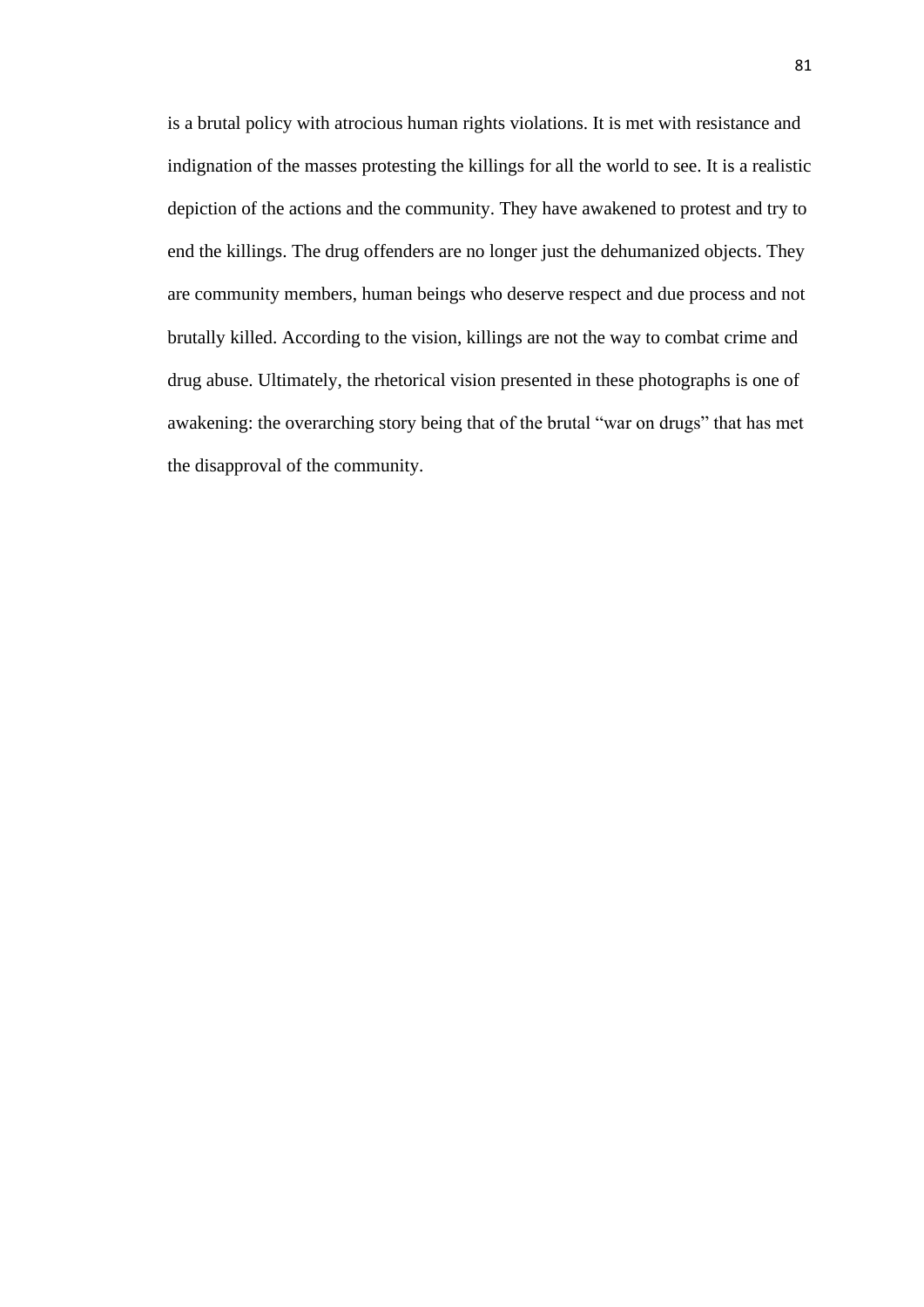is a brutal policy with atrocious human rights violations. It is met with resistance and indignation of the masses protesting the killings for all the world to see. It is a realistic depiction of the actions and the community. They have awakened to protest and try to end the killings. The drug offenders are no longer just the dehumanized objects. They are community members, human beings who deserve respect and due process and not brutally killed. According to the vision, killings are not the way to combat crime and drug abuse. Ultimately, the rhetorical vision presented in these photographs is one of awakening: the overarching story being that of the brutal "war on drugs" that has met the disapproval of the community.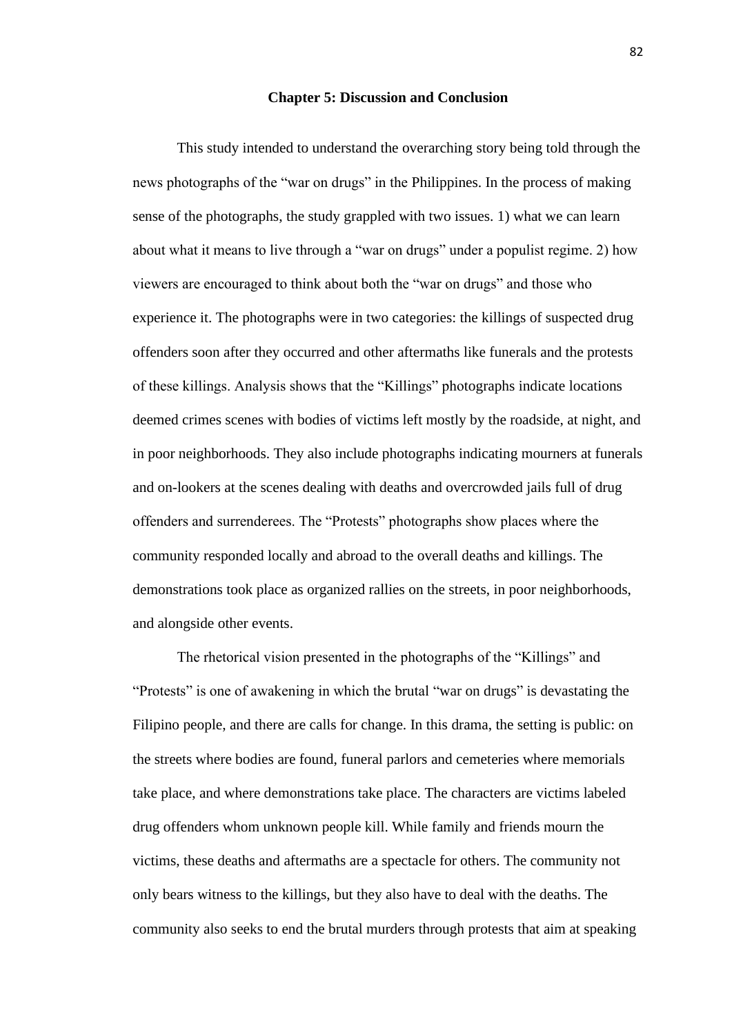## Chapter 5: Discussion and Conclusion

This study intended to understand the overarching story being told through the news photographs of the "war on drugs" in the Philippines. In the process of making sense of the photographs, the study grappled with two issues. 1) what we can learn about what it means to live through a "war on drugs" under a populist regime. 2) how viewers are encouraged to think about both the "war on drugs" and those who experience it. The photographs were in two categories: the killings of suspected drug offenders soon after they occurred and other aftermaths like funerals and the protests of these killings. Analysis shows that the "Killings" photographs indicate locations deemed crimes scenes with bodies of victims left mostly by the roadside, at night, and in poor neighborhoods. They also include photographs indicating mourners at funerals and on-lookers at the scenes dealing with deaths and overcrowded jails full of drug offenders and surrenderees. The "Protests" photographs show places where the community responded locally and abroad to the overall deaths and killings. The demonstrations took place as organized rallies on the streets, in poor neighborhoods, and alongside other events.

The rhetorical vision presented in the photographs of the "Killings" and "Protests" is one of awakening in which the brutal "war on drugs" is devastating the Filipino people, and there are calls for change. In this drama, the setting is public: on the streets where bodies are found, funeral parlors and cemeteries where memorials take place, and where demonstrations take place. The characters are victims labeled drug offenders whom unknown people kill. While family and friends mourn the victims, these deaths and aftermaths are a spectacle for others. The community not only bears witness to the killings, but they also have to deal with the deaths. The community also seeks to end the brutal murders through protests that aim at speaking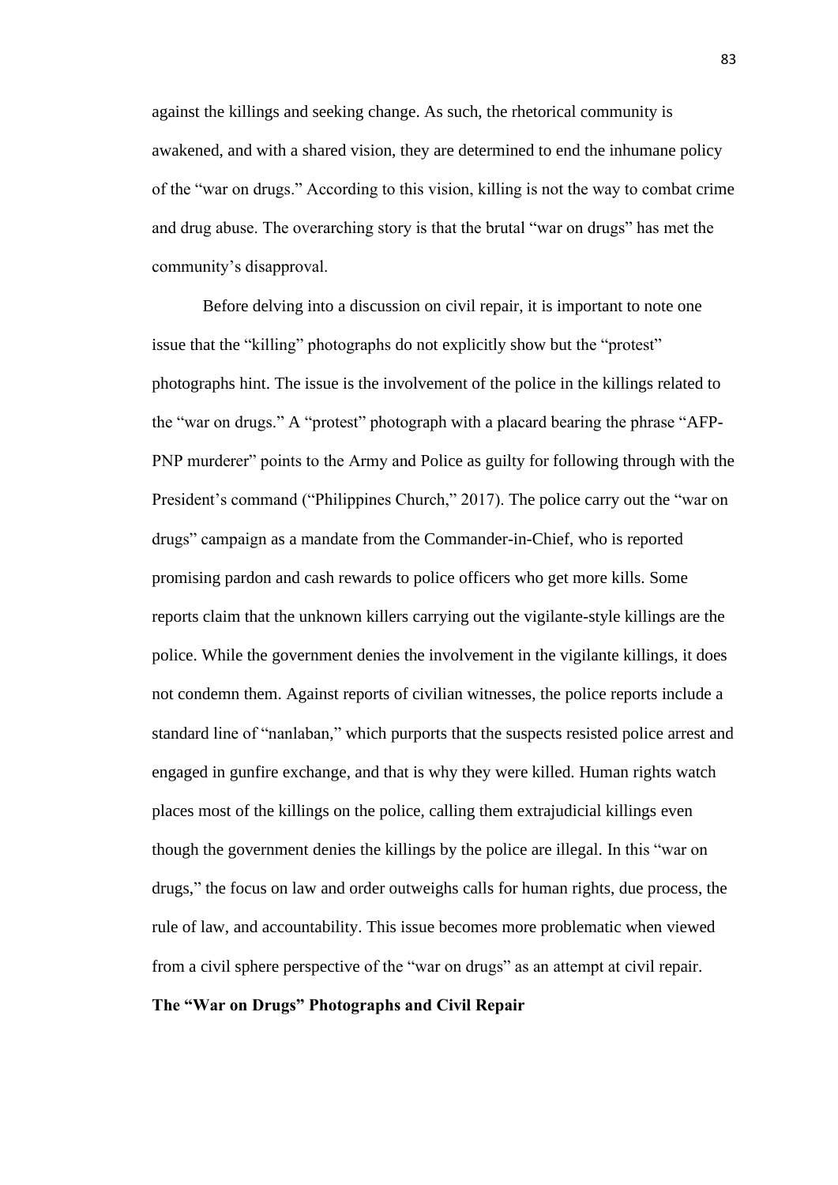against the killings and seeking change. As such, the rhetorical community is awakened, and with a shared vision, they are determined to end the inhumane policy of the "war on drugs." According to this vision, killing is not the way to combat crime and drug abuse. The overarching story is that the brutal "war on drugs" has met the community's disapproval.

Before delving into a discussion on civil repair, it is important to note one issue that the "killing" photographs do not explicitly show but the "protest" photographs hint. The issue is the involvement of the police in the killings related to the "war on drugs." A "protest" photograph with a placard bearing the phrase "AFP-PNP murderer" points to the Army and Police as guilty for following through with the President's command ("Philippines Church," 2017). The police carry out the "war on drugs" campaign as a mandate from the Commander-in-Chief, who is reported promising pardon and cash rewards to police officers who get more kills. Some reports claim that the unknown killers carrying out the vigilante-style killings are the police. While the government denies the involvement in the vigilante killings, it does not condemn them. Against reports of civilian witnesses, the police reports include a standard line of "nanlaban," which purports that the suspects resisted police arrest and engaged in gunfire exchange, and that is why they were killed. Human rights watch places most of the killings on the police, calling them extrajudicial killings even though the government denies the killings by the police are illegal. In this "war on drugs," the focus on law and order outweighs calls for human rights, due process, the rule of law, and accountability. This issue becomes more problematic when viewed from a civil sphere perspective of the "war on drugs" as an attempt at civil repair.

**The "War on Drugs" Photographs and Civil Repair**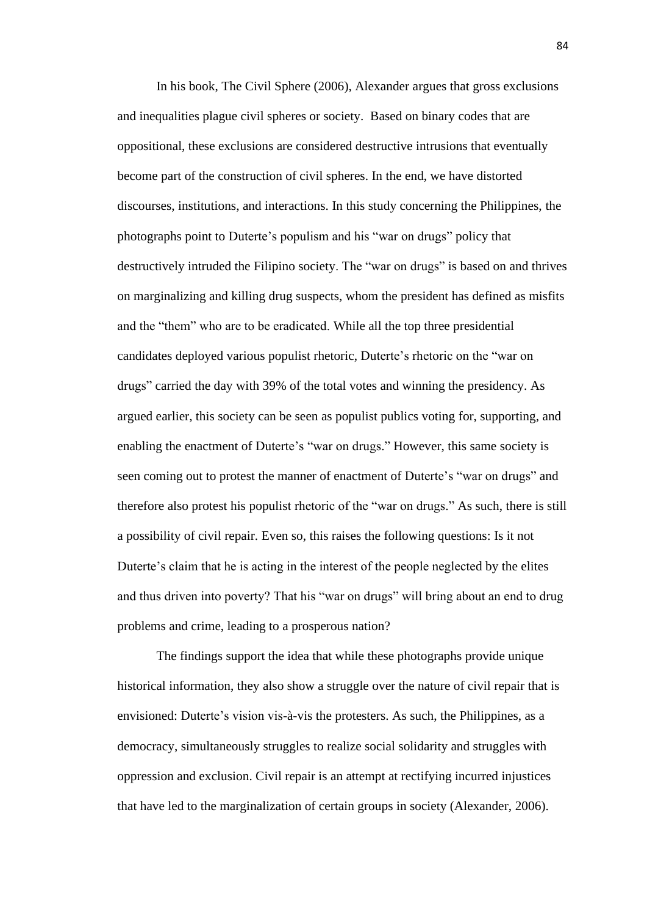In his book, The Civil Sphere (2006), Alexander argues that gross exclusions and inequalities plague civil spheres or society. Based on binary codes that are oppositional, these exclusions are considered destructive intrusions that eventually become part of the construction of civil spheres. In the end, we have distorted discourses, institutions, and interactions. In this study concerning the Philippines, the photographs point to Duterte's populism and his "war on drugs" policy that destructively intruded the Filipino society. The "war on drugs" is based on and thrives on marginalizing and killing drug suspects, whom the president has defined as misfits and the "them" who are to be eradicated. While all the top three presidential candidates deployed various populist rhetoric, Duterte's rhetoric on the "war on drugs" carried the day with 39% of the total votes and winning the presidency. As argued earlier, this society can be seen as populist publics voting for, supporting, and enabling the enactment of Duterte's "war on drugs." However, this same society is seen coming out to protest the manner of enactment of Duterte's "war on drugs" and therefore also protest his populist rhetoric of the "war on drugs." As such, there is still a possibility of civil repair. Even so, this raises the following questions: Is it not Duterte's claim that he is acting in the interest of the people neglected by the elites and thus driven into poverty? That his "war on drugs" will bring about an end to drug problems and crime, leading to a prosperous nation?

The findings support the idea that while these photographs provide unique historical information, they also show a struggle over the nature of civil repair that is envisioned: Duterte's vision vis-à-vis the protesters. As such, the Philippines, as a democracy, simultaneously struggles to realize social solidarity and struggles with oppression and exclusion. Civil repair is an attempt at rectifying incurred injustices that have led to the marginalization of certain groups in society (Alexander, 2006).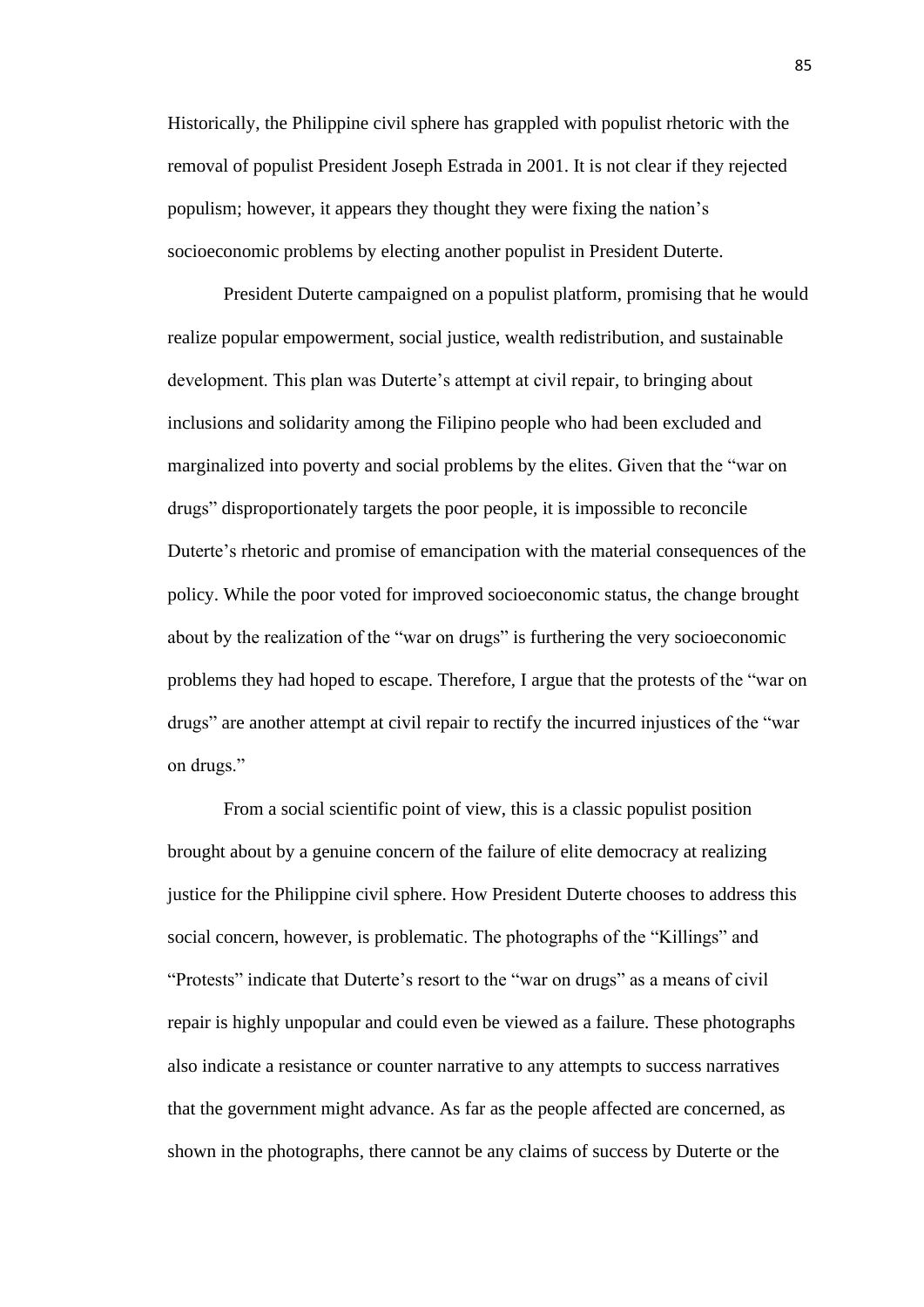Historically, the Philippine civil sphere has grappled with populist rhetoric with the removal of populist President Joseph Estrada in 2001. It is not clear if they rejected populism; however, it appears they thought they were fixing the nation's socioeconomic problems by electing another populist in President Duterte.

President Duterte campaigned on a populist platform, promising that he would realize popular empowerment, social justice, wealth redistribution, and sustainable development. This plan was Duterte's attempt at civil repair, to bringing about inclusions and solidarity among the Filipino people who had been excluded and marginalized into poverty and social problems by the elites. Given that the "war on drugs" disproportionately targets the poor people, it is impossible to reconcile Duterte's rhetoric and promise of emancipation with the material consequences of the policy. While the poor voted for improved socioeconomic status, the change brought about by the realization of the "war on drugs" is furthering the very socioeconomic problems they had hoped to escape. Therefore, I argue that the protests of the "war on drugs" are another attempt at civil repair to rectify the incurred injustices of the "war on drugs."

From a social scientific point of view, this is a classic populist position brought about by a genuine concern of the failure of elite democracy at realizing justice for the Philippine civil sphere. How President Duterte chooses to address this social concern, however, is problematic. The photographs of the "Killings" and "Protests" indicate that Duterte's resort to the "war on drugs" as a means of civil repair is highly unpopular and could even be viewed as a failure. These photographs also indicate a resistance or counter narrative to any attempts to success narratives that the government might advance. As far as the people affected are concerned, as shown in the photographs, there cannot be any claims of success by Duterte or the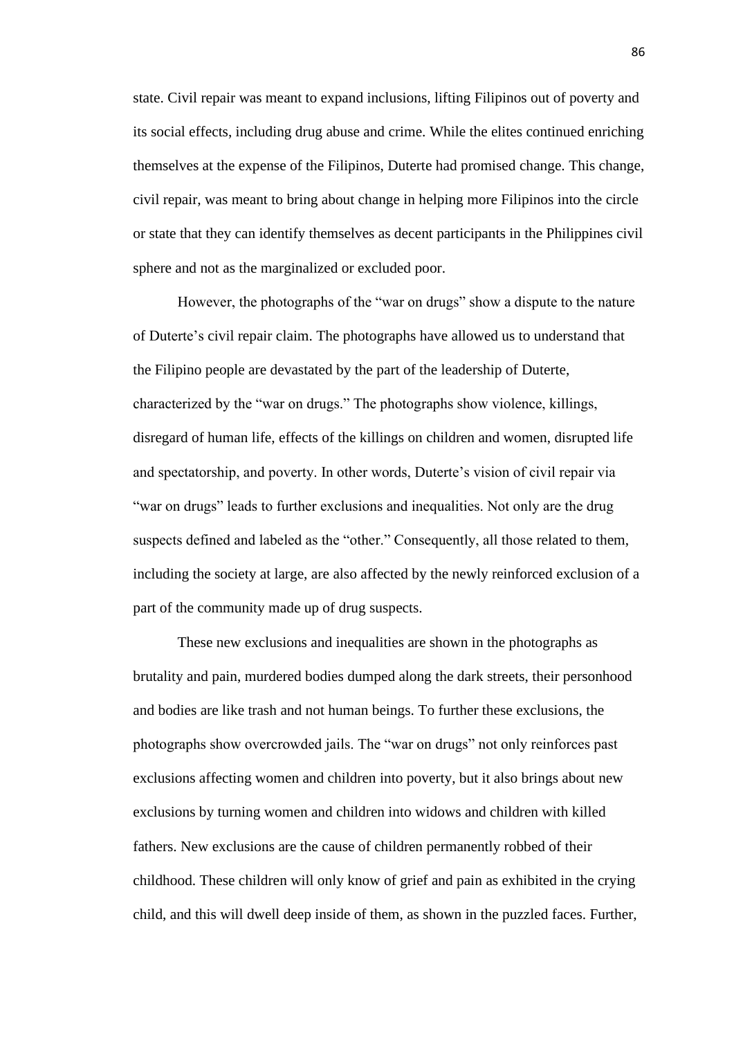state. Civil repair was meant to expand inclusions, lifting Filipinos out of poverty and its social effects, including drug abuse and crime. While the elites continued enriching themselves at the expense of the Filipinos, Duterte had promised change. This change, civil repair, was meant to bring about change in helping more Filipinos into the circle or state that they can identify themselves as decent participants in the Philippines civil sphere and not as the marginalized or excluded poor.

However, the photographs of the "war on drugs" show a dispute to the nature of Duterte's civil repair claim. The photographs have allowed us to understand that the Filipino people are devastated by the part of the leadership of Duterte, characterized by the "war on drugs." The photographs show violence, killings, disregard of human life, effects of the killings on children and women, disrupted life and spectatorship, and poverty. In other words, Duterte's vision of civil repair via "war on drugs" leads to further exclusions and inequalities. Not only are the drug suspects defined and labeled as the "other." Consequently, all those related to them, including the society at large, are also affected by the newly reinforced exclusion of a part of the community made up of drug suspects.

These new exclusions and inequalities are shown in the photographs as brutality and pain, murdered bodies dumped along the dark streets, their personhood and bodies are like trash and not human beings. To further these exclusions, the photographs show overcrowded jails. The "war on drugs" not only reinforces past exclusions affecting women and children into poverty, but it also brings about new exclusions by turning women and children into widows and children with killed fathers. New exclusions are the cause of children permanently robbed of their childhood. These children will only know of grief and pain as exhibited in the crying child, and this will dwell deep inside of them, as shown in the puzzled faces. Further,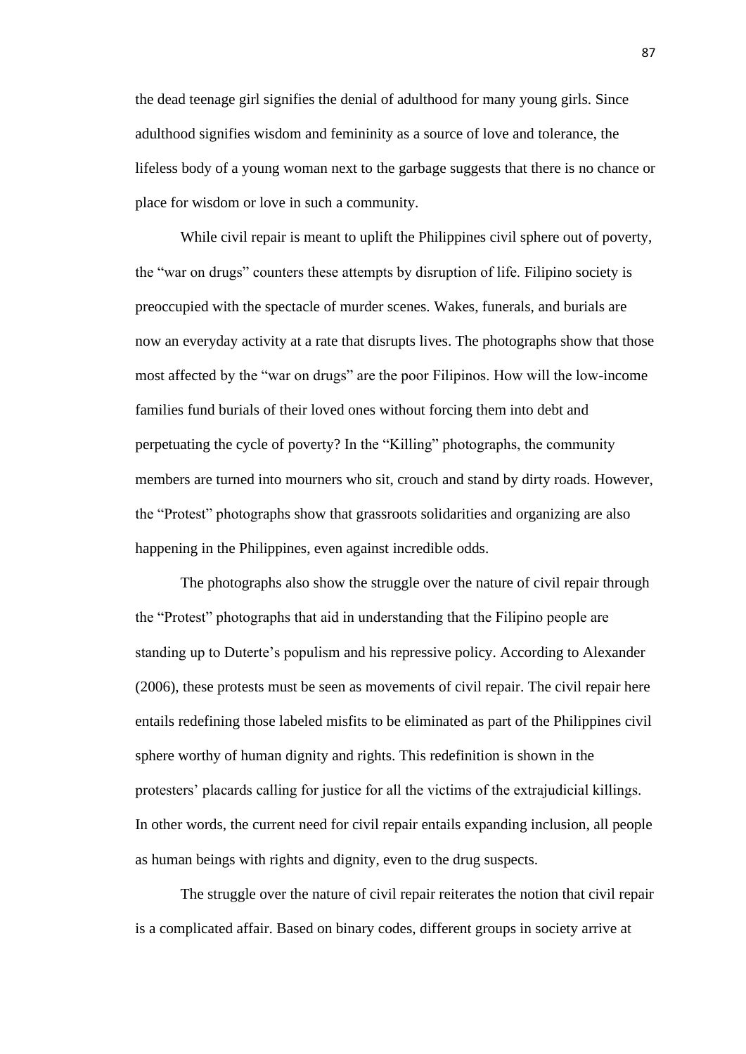the dead teenage girl signifies the denial of adulthood for many young girls. Since adulthood signifies wisdom and femininity as a source of love and tolerance, the lifeless body of a young woman next to the garbage suggests that there is no chance or place for wisdom or love in such a community.

While civil repair is meant to uplift the Philippines civil sphere out of poverty, the "war on drugs" counters these attempts by disruption of life. Filipino society is preoccupied with the spectacle of murder scenes. Wakes, funerals, and burials are now an everyday activity at a rate that disrupts lives. The photographs show that those most affected by the "war on drugs" are the poor Filipinos. How will the low-income families fund burials of their loved ones without forcing them into debt and perpetuating the cycle of poverty? In the "Killing" photographs, the community members are turned into mourners who sit, crouch and stand by dirty roads. However, the "Protest" photographs show that grassroots solidarities and organizing are also happening in the Philippines, even against incredible odds.

The photographs also show the struggle over the nature of civil repair through the "Protest" photographs that aid in understanding that the Filipino people are standing up to Duterte's populism and his repressive policy. According to Alexander (2006), these protests must be seen as movements of civil repair. The civil repair here entails redefining those labeled misfits to be eliminated as part of the Philippines civil sphere worthy of human dignity and rights. This redefinition is shown in the protesters' placards calling for justice for all the victims of the extrajudicial killings. In other words, the current need for civil repair entails expanding inclusion, all people as human beings with rights and dignity, even to the drug suspects.

The struggle over the nature of civil repair reiterates the notion that civil repair is a complicated affair. Based on binary codes, different groups in society arrive at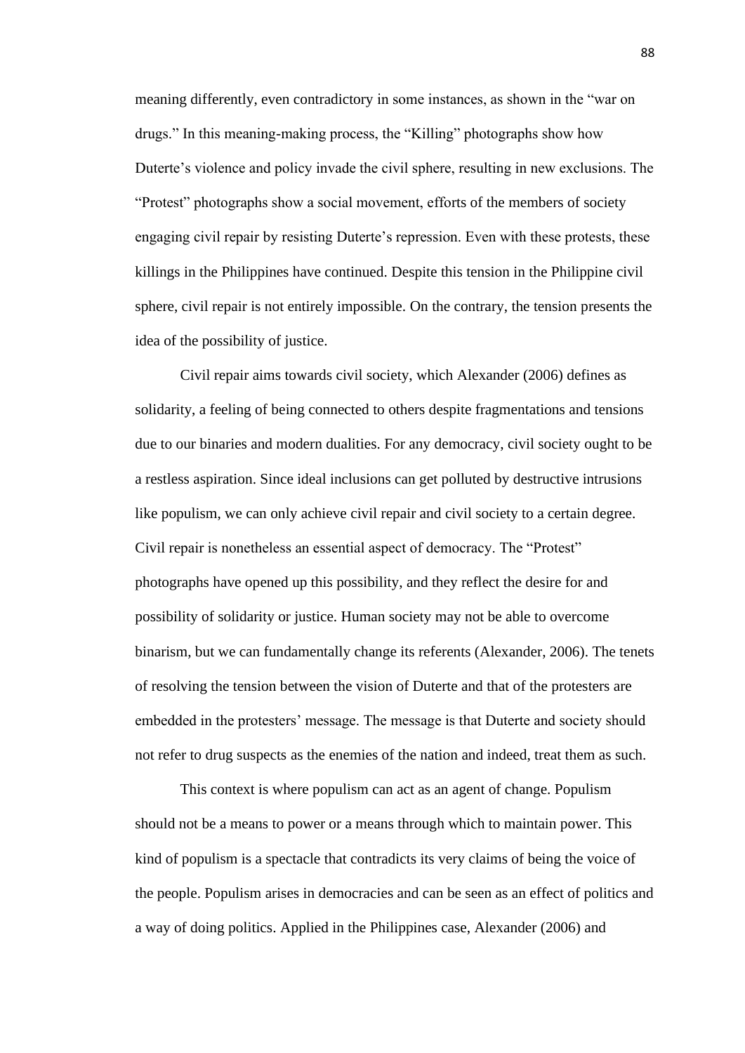meaning differently, even contradictory in some instances, as shown in the "war on drugs." In this meaning-making process, the "Killing" photographs show how Duterte's violence and policy invade the civil sphere, resulting in new exclusions. The "Protest" photographs show a social movement, efforts of the members of society engaging civil repair by resisting Duterte's repression. Even with these protests, these killings in the Philippines have continued. Despite this tension in the Philippine civil sphere, civil repair is not entirely impossible. On the contrary, the tension presents the idea of the possibility of justice.

Civil repair aims towards civil society, which Alexander (2006) defines as solidarity, a feeling of being connected to others despite fragmentations and tensions due to our binaries and modern dualities. For any democracy, civil society ought to be a restless aspiration. Since ideal inclusions can get polluted by destructive intrusions like populism, we can only achieve civil repair and civil society to a certain degree. Civil repair is nonetheless an essential aspect of democracy. The "Protest" photographs have opened up this possibility, and they reflect the desire for and possibility of solidarity or justice. Human society may not be able to overcome binarism, but we can fundamentally change its referents (Alexander, 2006). The tenets of resolving the tension between the vision of Duterte and that of the protesters are embedded in the protesters' message. The message is that Duterte and society should not refer to drug suspects as the enemies of the nation and indeed, treat them as such.

This context is where populism can act as an agent of change. Populism should not be a means to power or a means through which to maintain power. This kind of populism is a spectacle that contradicts its very claims of being the voice of the people. Populism arises in democracies and can be seen as an effect of politics and a way of doing politics. Applied in the Philippines case, Alexander (2006) and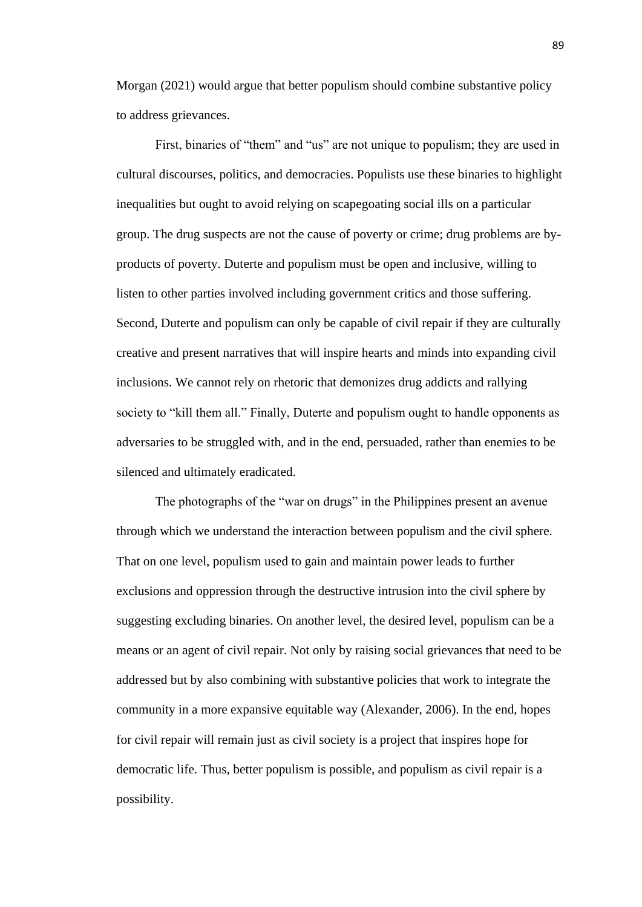Morgan (2021) would argue that better populism should combine substantive policy to address grievances.

First, binaries of "them" and "us" are not unique to populism; they are used in cultural discourses, politics, and democracies. Populists use these binaries to highlight inequalities but ought to avoid relying on scapegoating social ills on a particular group. The drug suspects are not the cause of poverty or crime; drug problems are by-products of poverty. Duterte and populism must be open and inclusive, willing to listen to other parties involved including government critics and those suffering. Second, Duterte and populism can only be capable of civil repair if they are culturally creative and present narratives that will inspire hearts and minds into expanding civil inclusions. We cannot rely on rhetoric that demonizes drug addicts and rallying society to "kill them all." Finally, Duterte and populism ought to handle opponents as adversaries to be struggled with, and in the end, persuaded, rather than enemies to be silenced and ultimately eradicated.

The photographs of the "war on drugs" in the Philippines present an avenue through which we understand the interaction between populism and the civil sphere. That on one level, populism used to gain and maintain power leads to further exclusions and oppression through the destructive intrusion into the civil sphere by suggesting excluding binaries. On another level, the desired level, populism can be a means or an agent of civil repair. Not only by raising social grievances that need to be addressed but by also combining with substantive policies that work to integrate the community in a more expansive equitable way (Alexander, 2006). In the end, hopes for civil repair will remain just as civil society is a project that inspires hope for democratic life. Thus, better populism is possible, and populism as civil repair is a possibility.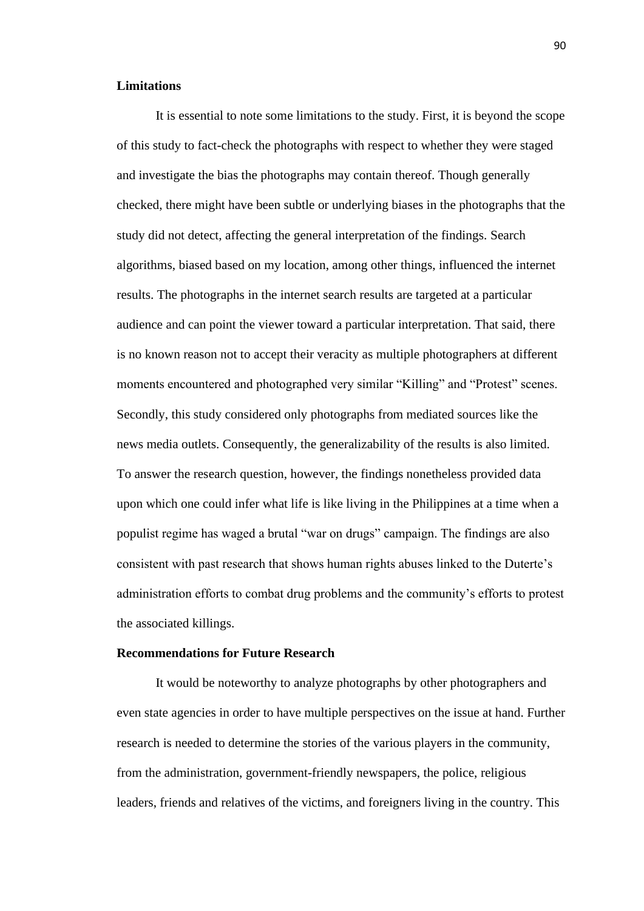**Limitations**

It is essential to note some limitations to the study. First, it is beyond the scope of this study to fact-check the photographs with respect to whether they were staged and investigate the bias the photographs may contain thereof. Though generally checked, there might have been subtle or underlying biases in the photographs that the study did not detect, affecting the general interpretation of the findings. Search algorithms, biased based on my location, among other things, influenced the internet results. The photographs in the internet search results are targeted at a particular audience and can point the viewer toward a particular interpretation. That said, there is no known reason not to accept their veracity as multiple photographers at different moments encountered and photographed very similar "Killing" and "Protest" scenes. Secondly, this study considered only photographs from mediated sources like the news media outlets. Consequently, the generalizability of the results is also limited. To answer the research question, however, the findings nonetheless provided data upon which one could infer what life is like living in the Philippines at a time when a populist regime has waged a brutal "war on drugs" campaign. The findings are also consistent with past research that shows human rights abuses linked to the Duterte's administration efforts to combat drug problems and the community's efforts to protest the associated killings.

**Recommendations for Future Research**

It would be noteworthy to analyze photographs by other photographers and even state agencies in order to have multiple perspectives on the issue at hand. Further research is needed to determine the stories of the various players in the community, from the administration, government-friendly newspapers, the police, religious leaders, friends and relatives of the victims, and foreigners living in the country. This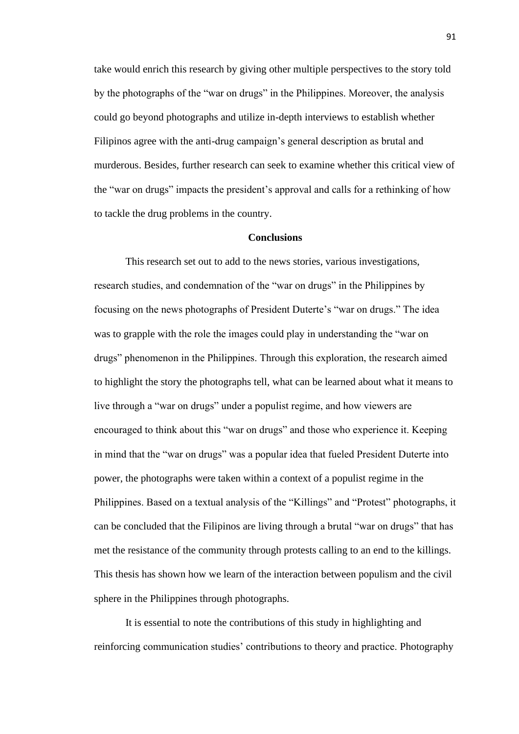take would enrich this research by giving other multiple perspectives to the story told by the photographs of the "war on drugs" in the Philippines. Moreover, the analysis could go beyond photographs and utilize in-depth interviews to establish whether Filipinos agree with the anti-drug campaign's general description as brutal and murderous. Besides, further research can seek to examine whether this critical view of the "war on drugs" impacts the president's approval and calls for a rethinking of how to tackle the drug problems in the country.

## Conclusions

This research set out to add to the news stories, various investigations, research studies, and condemnation of the "war on drugs" in the Philippines by focusing on the news photographs of President Duterte's "war on drugs." The idea was to grapple with the role the images could play in understanding the "war on drugs" phenomenon in the Philippines. Through this exploration, the research aimed to highlight the story the photographs tell, what can be learned about what it means to live through a "war on drugs" under a populist regime, and how viewers are encouraged to think about this "war on drugs" and those who experience it. Keeping in mind that the "war on drugs" was a popular idea that fueled President Duterte into power, the photographs were taken within a context of a populist regime in the Philippines. Based on a textual analysis of the "Killings" and "Protest" photographs, it can be concluded that the Filipinos are living through a brutal "war on drugs" that has met the resistance of the community through protests calling to an end to the killings. This thesis has shown how we learn of the interaction between populism and the civil sphere in the Philippines through photographs.

It is essential to note the contributions of this study in highlighting and reinforcing communication studies' contributions to theory and practice. Photography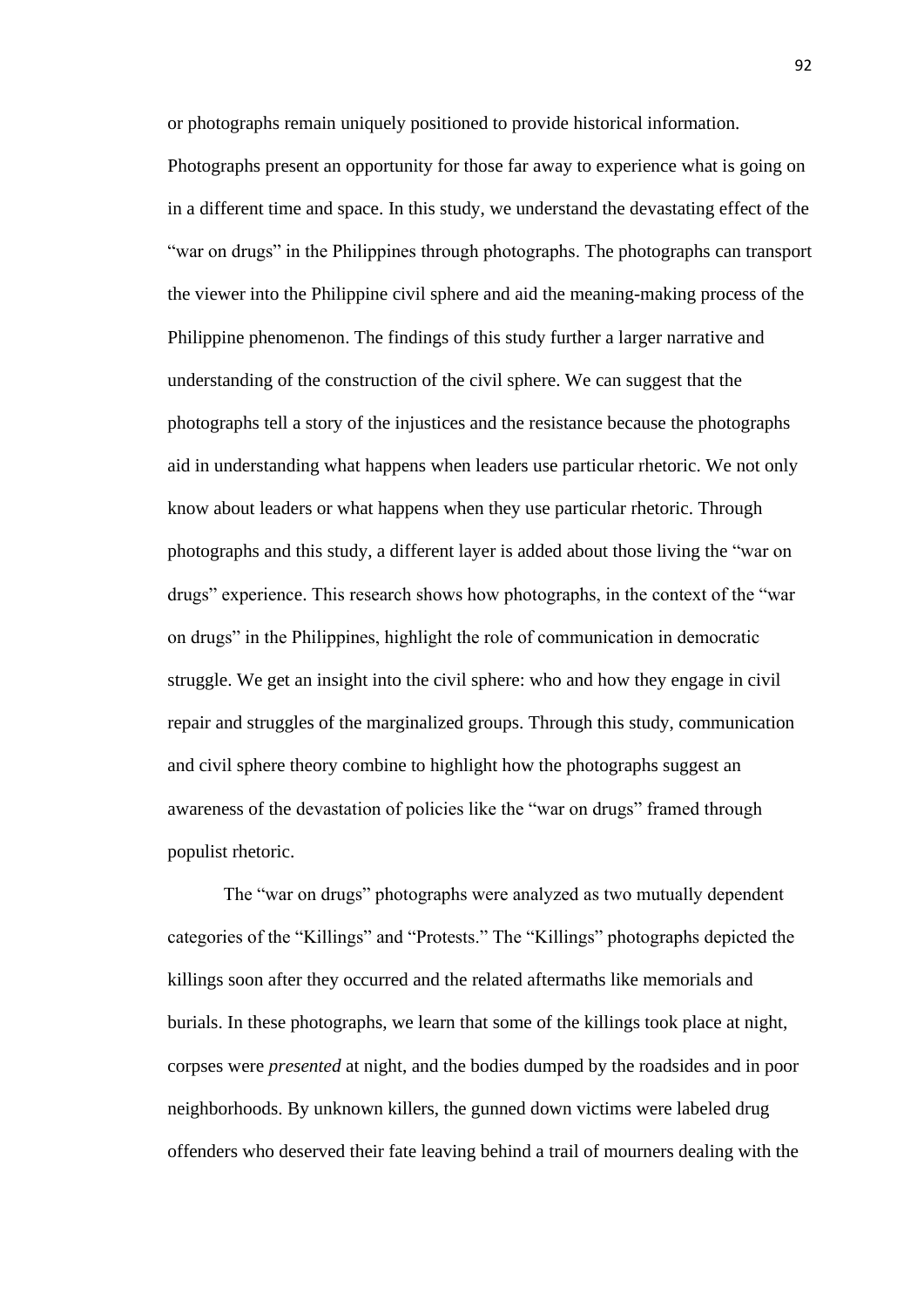or photographs remain uniquely positioned to provide historical information. Photographs present an opportunity for those far away to experience what is going on in a different time and space. In this study, we understand the devastating effect of the "war on drugs" in the Philippines through photographs. The photographs can transport the viewer into the Philippine civil sphere and aid the meaning-making process of the Philippine phenomenon. The findings of this study further a larger narrative and understanding of the construction of the civil sphere. We can suggest that the photographs tell a story of the injustices and the resistance because the photographs aid in understanding what happens when leaders use particular rhetoric. We not only know about leaders or what happens when they use particular rhetoric. Through photographs and this study, a different layer is added about those living the "war on drugs" experience. This research shows how photographs, in the context of the "war on drugs" in the Philippines, highlight the role of communication in democratic struggle. We get an insight into the civil sphere: who and how they engage in civil repair and struggles of the marginalized groups. Through this study, communication and civil sphere theory combine to highlight how the photographs suggest an awareness of the devastation of policies like the "war on drugs" framed through populist rhetoric.

The "war on drugs" photographs were analyzed as two mutually dependent categories of the "Killings" and "Protests." The "Killings" photographs depicted the killings soon after they occurred and the related aftermaths like memorials and burials. In these photographs, we learn that some of the killings took place at night, corpses were *presented* at night, and the bodies dumped by the roadsides and in poor neighborhoods. By unknown killers, the gunned down victims were labeled drug offenders who deserved their fate leaving behind a trail of mourners dealing with the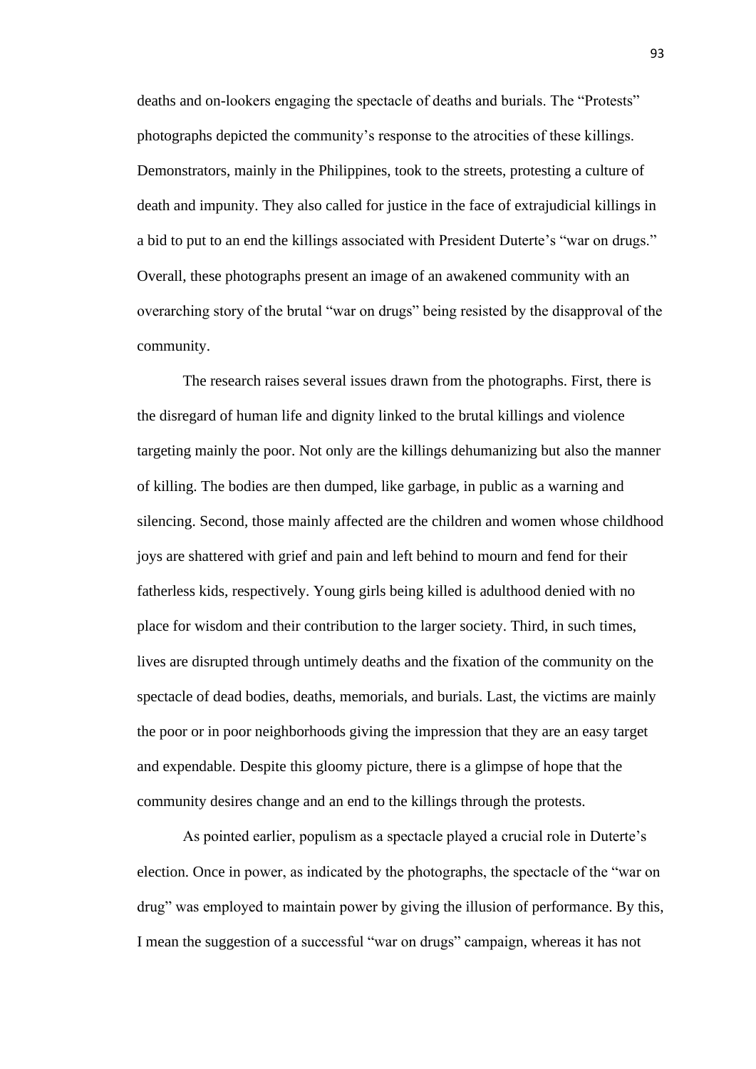deaths and on-lookers engaging the spectacle of deaths and burials. The "Protests" photographs depicted the community's response to the atrocities of these killings. Demonstrators, mainly in the Philippines, took to the streets, protesting a culture of death and impunity. They also called for justice in the face of extrajudicial killings in a bid to put to an end the killings associated with President Duterte's "war on drugs." Overall, these photographs present an image of an awakened community with an overarching story of the brutal "war on drugs" being resisted by the disapproval of the community.

The research raises several issues drawn from the photographs. First, there is the disregard of human life and dignity linked to the brutal killings and violence targeting mainly the poor. Not only are the killings dehumanizing but also the manner of killing. The bodies are then dumped, like garbage, in public as a warning and silencing. Second, those mainly affected are the children and women whose childhood joys are shattered with grief and pain and left behind to mourn and fend for their fatherless kids, respectively. Young girls being killed is adulthood denied with no place for wisdom and their contribution to the larger society. Third, in such times, lives are disrupted through untimely deaths and the fixation of the community on the spectacle of dead bodies, deaths, memorials, and burials. Last, the victims are mainly the poor or in poor neighborhoods giving the impression that they are an easy target and expendable. Despite this gloomy picture, there is a glimpse of hope that the community desires change and an end to the killings through the protests.

As pointed earlier, populism as a spectacle played a crucial role in Duterte's election. Once in power, as indicated by the photographs, the spectacle of the "war on drug" was employed to maintain power by giving the illusion of performance. By this, I mean the suggestion of a successful "war on drugs" campaign, whereas it has not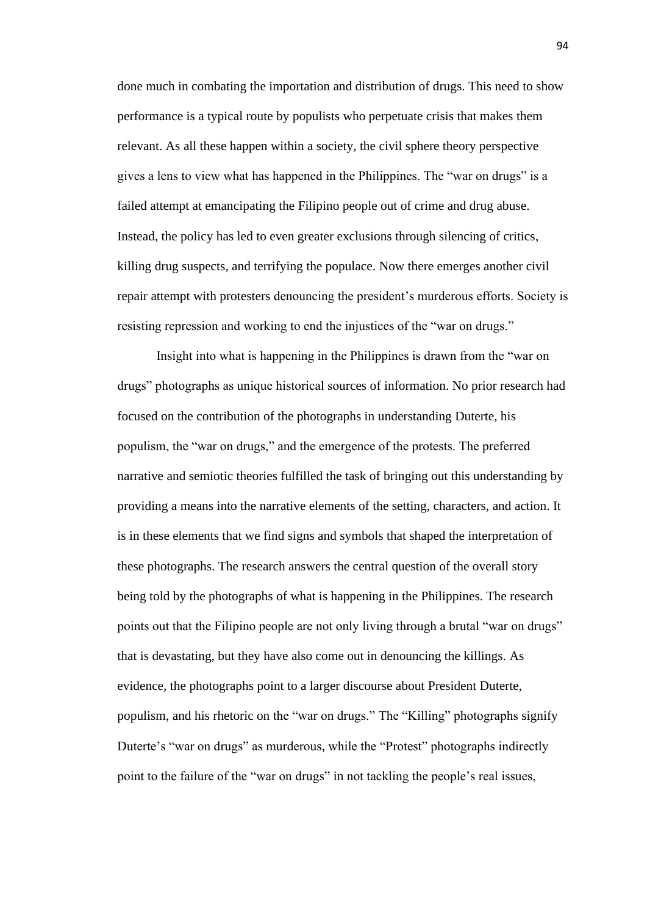done much in combating the importation and distribution of drugs. This need to show performance is a typical route by populists who perpetuate crisis that makes them relevant. As all these happen within a society, the civil sphere theory perspective gives a lens to view what has happened in the Philippines. The "war on drugs" is a failed attempt at emancipating the Filipino people out of crime and drug abuse. Instead, the policy has led to even greater exclusions through silencing of critics, killing drug suspects, and terrifying the populace. Now there emerges another civil repair attempt with protesters denouncing the president's murderous efforts. Society is resisting repression and working to end the injustices of the "war on drugs."

Insight into what is happening in the Philippines is drawn from the "war on drugs" photographs as unique historical sources of information. No prior research had focused on the contribution of the photographs in understanding Duterte, his populism, the "war on drugs," and the emergence of the protests. The preferred narrative and semiotic theories fulfilled the task of bringing out this understanding by providing a means into the narrative elements of the setting, characters, and action. It is in these elements that we find signs and symbols that shaped the interpretation of these photographs. The research answers the central question of the overall story being told by the photographs of what is happening in the Philippines. The research points out that the Filipino people are not only living through a brutal "war on drugs" that is devastating, but they have also come out in denouncing the killings. As evidence, the photographs point to a larger discourse about President Duterte, populism, and his rhetoric on the "war on drugs." The "Killing" photographs signify Duterte's "war on drugs" as murderous, while the "Protest" photographs indirectly point to the failure of the "war on drugs" in not tackling the people's real issues,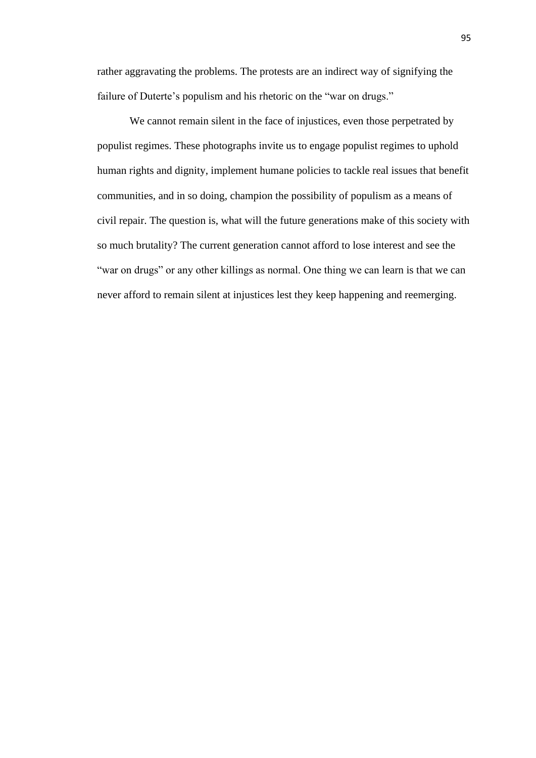rather aggravating the problems. The protests are an indirect way of signifying the failure of Duterte's populism and his rhetoric on the "war on drugs."

We cannot remain silent in the face of injustices, even those perpetrated by populist regimes. These photographs invite us to engage populist regimes to uphold human rights and dignity, implement humane policies to tackle real issues that benefit communities, and in so doing, champion the possibility of populism as a means of civil repair. The question is, what will the future generations make of this society with so much brutality? The current generation cannot afford to lose interest and see the "war on drugs" or any other killings as normal. One thing we can learn is that we can never afford to remain silent at injustices lest they keep happening and reemerging.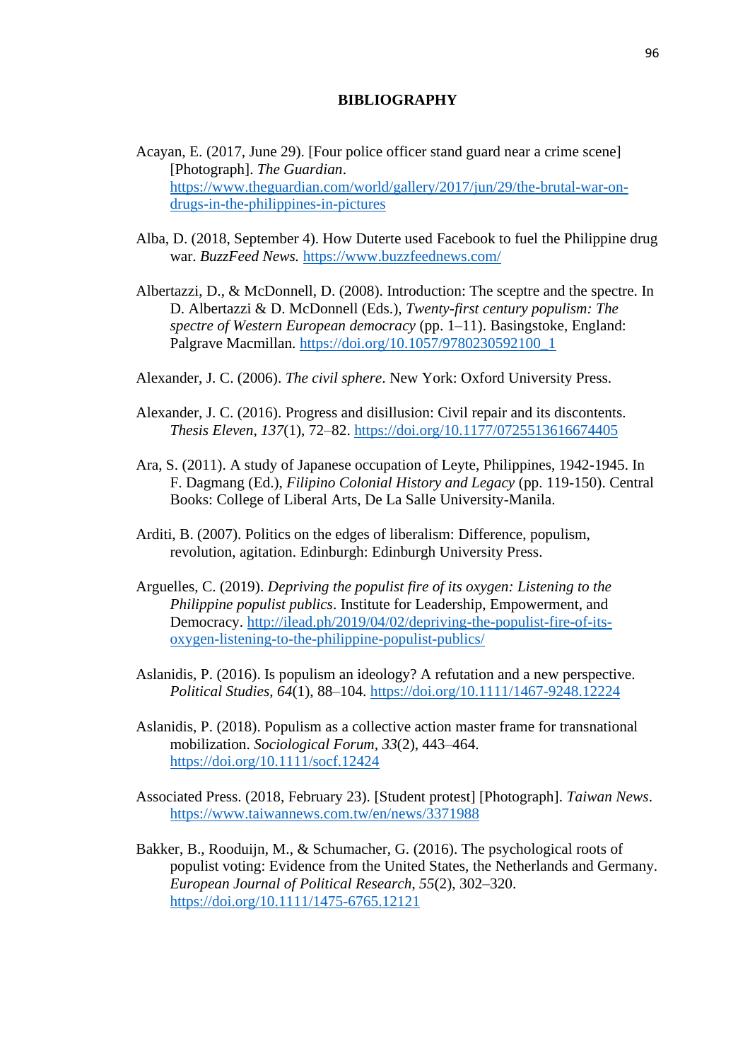# BIBLIOGRAPHY

Acayan, E. (2017, June 29). [Four police officer stand guard near a crime scene] [Photograph]. *The Guardian*. https://www.theguardian.com/world/gallery/2017/jun/29/the-brutal-war-on-drugs-in-the-philippines-in-pictures

Alba, D. (2018, September 4). How Duterte used Facebook to fuel the Philippine drug war. *BuzzFeed News.* https://www.buzzfeednews.com/

Albertazzi, D., & McDonnell, D. (2008). Introduction: The sceptre and the spectre. In D. Albertazzi & D. McDonnell (Eds.), *Twenty-first century populism: The spectre of Western European democracy* (pp. 1–11). Basingstoke, England: Palgrave Macmillan. https://doi.org/10.1057/9780230592100_1

Alexander, J. C. (2006). *The civil sphere*. New York: Oxford University Press.

Alexander, J. C. (2016). Progress and disillusion: Civil repair and its discontents. *Thesis Eleven*, *137*(1), 72–82. https://doi.org/10.1177/0725513616674405

Ara, S. (2011). A study of Japanese occupation of Leyte, Philippines, 1942-1945. In F. Dagmang (Ed.), *Filipino Colonial History and Legacy* (pp. 119-150). Central Books: College of Liberal Arts, De La Salle University-Manila.

Arditi, B. (2007). Politics on the edges of liberalism: Difference, populism, revolution, agitation. Edinburgh: Edinburgh University Press.

Arguelles, C. (2019). *Depriving the populist fire of its oxygen: Listening to the Philippine populist publics*. Institute for Leadership, Empowerment, and Democracy. http://ilead.ph/2019/04/02/depriving-the-populist-fire-of-its-oxygen-listening-to-the-philippine-populist-publics/

Aslanidis, P. (2016). Is populism an ideology? A refutation and a new perspective. *Political Studies*, *64*(1), 88–104. https://doi.org/10.1111/1467-9248.12224

Aslanidis, P. (2018). Populism as a collective action master frame for transnational mobilization. *Sociological Forum*, *33*(2), 443–464. https://doi.org/10.1111/socf.12424

Associated Press. (2018, February 23). [Student protest] [Photograph]. *Taiwan News*. https://www.taiwannews.com.tw/en/news/3371988

Bakker, B., Rooduijn, M., & Schumacher, G. (2016). The psychological roots of populist voting: Evidence from the United States, the Netherlands and Germany. *European Journal of Political Research*, *55*(2), 302–320. https://doi.org/10.1111/1475-6765.12121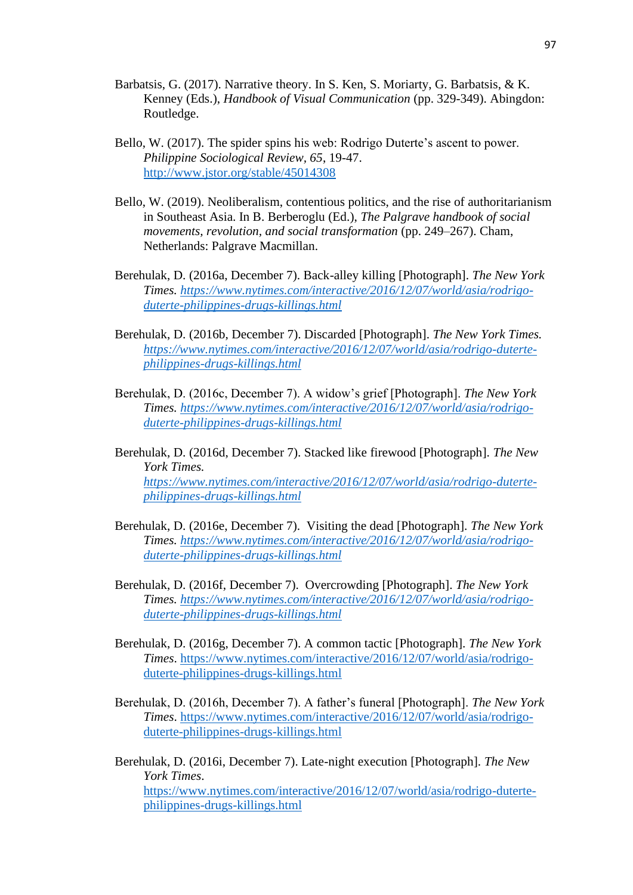Barbatsis, G. (2017). Narrative theory. In S. Ken, S. Moriarty, G. Barbatsis, & K. Kenney (Eds.), *Handbook of Visual Communication* (pp. 329-349). Abingdon: Routledge.

Bello, W. (2017). The spider spins his web: Rodrigo Duterte's ascent to power. *Philippine Sociological Review, 65*, 19-47. http://www.jstor.org/stable/45014308

Bello, W. (2019). Neoliberalism, contentious politics, and the rise of authoritarianism in Southeast Asia. In B. Berberoglu (Ed.), *The Palgrave handbook of social movements, revolution, and social transformation* (pp. 249–267). Cham, Netherlands: Palgrave Macmillan.

Berehulak, D. (2016a, December 7). Back-alley killing [Photograph]. *The New York Times. https://www.nytimes.com/interactive/2016/12/07/world/asia/rodrigo-duterte-philippines-drugs-killings.html*

Berehulak, D. (2016b, December 7). Discarded [Photograph]. *The New York Times. https://www.nytimes.com/interactive/2016/12/07/world/asia/rodrigo-duterte-philippines-drugs-killings.html*

Berehulak, D. (2016c, December 7). A widow's grief [Photograph]. *The New York Times. https://www.nytimes.com/interactive/2016/12/07/world/asia/rodrigo-duterte-philippines-drugs-killings.html*

Berehulak, D. (2016d, December 7). Stacked like firewood [Photograph]. *The New York Times. https://www.nytimes.com/interactive/2016/12/07/world/asia/rodrigo-duterte-philippines-drugs-killings.html*

Berehulak, D. (2016e, December 7). Visiting the dead [Photograph]. *The New York Times. https://www.nytimes.com/interactive/2016/12/07/world/asia/rodrigo-duterte-philippines-drugs-killings.html*

Berehulak, D. (2016f, December 7). Overcrowding [Photograph]. *The New York Times. https://www.nytimes.com/interactive/2016/12/07/world/asia/rodrigo-duterte-philippines-drugs-killings.html*

Berehulak, D. (2016g, December 7). A common tactic [Photograph]. *The New York Times*. https://www.nytimes.com/interactive/2016/12/07/world/asia/rodrigo-duterte-philippines-drugs-killings.html

Berehulak, D. (2016h, December 7). A father's funeral [Photograph]. *The New York Times*. https://www.nytimes.com/interactive/2016/12/07/world/asia/rodrigo-duterte-philippines-drugs-killings.html

Berehulak, D. (2016i, December 7). Late-night execution [Photograph]. *The New York Times*. https://www.nytimes.com/interactive/2016/12/07/world/asia/rodrigo-duterte-philippines-drugs-killings.html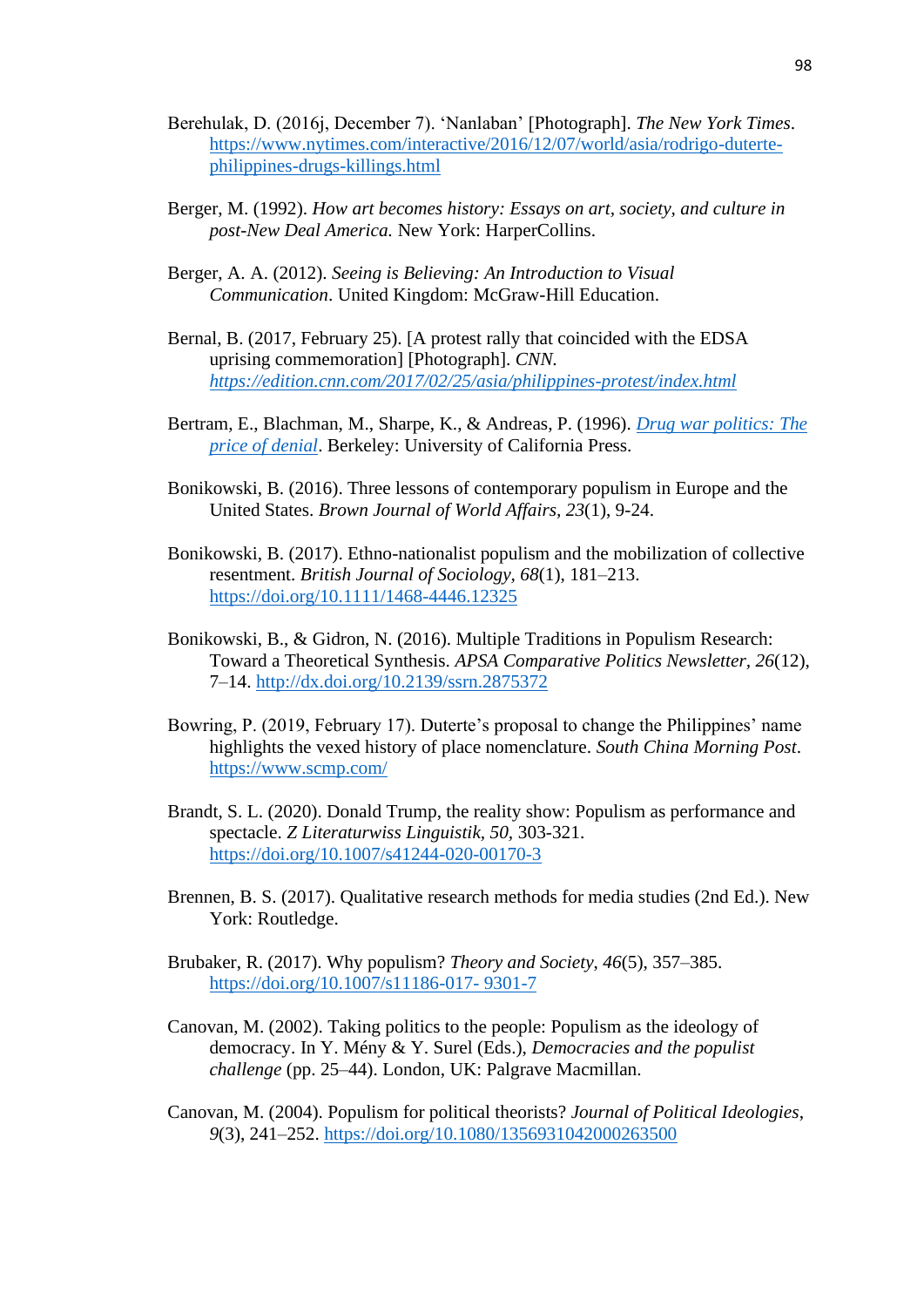Berehulak, D. (2016j, December 7). ‘Nanlaban’ [Photograph]. *The New York Times*. https://www.nytimes.com/interactive/2016/12/07/world/asia/rodrigo-duterte-philippines-drugs-killings.html

Berger, M. (1992). *How art becomes history: Essays on art, society, and culture in post-New Deal America.* New York: HarperCollins.

Berger, A. A. (2012). *Seeing is Believing: An Introduction to Visual Communication*. United Kingdom: McGraw-Hill Education.

Bernal, B. (2017, February 25). [A protest rally that coincided with the EDSA uprising commemoration] [Photograph]. *CNN.* *https://edition.cnn.com/2017/02/25/asia/philippines-protest/index.html*

Bertram, E., Blachman, M., Sharpe, K., & Andreas, P. (1996). *Drug war politics: The price of denial*. Berkeley: University of California Press.

Bonikowski, B. (2016). Three lessons of contemporary populism in Europe and the United States. *Brown Journal of World Affairs*, *23*(1), 9-24.

Bonikowski, B. (2017). Ethno-nationalist populism and the mobilization of collective resentment. *British Journal of Sociology*, *68*(1), 181–213. https://doi.org/10.1111/1468-4446.12325

Bonikowski, B., & Gidron, N. (2016). Multiple Traditions in Populism Research: Toward a Theoretical Synthesis. *APSA Comparative Politics Newsletter*, *26*(12), 7–14. http://dx.doi.org/10.2139/ssrn.2875372

Bowring, P. (2019, February 17). Duterte’s proposal to change the Philippines’ name highlights the vexed history of place nomenclature. *South China Morning Post*. https://www.scmp.com/

Brandt, S. L. (2020). Donald Trump, the reality show: Populism as performance and spectacle. *Z Literaturwiss Linguistik*, *50*, 303-321. https://doi.org/10.1007/s41244-020-00170-3

Brennen, B. S. (2017). Qualitative research methods for media studies (2nd Ed.). New York: Routledge.

Brubaker, R. (2017). Why populism? *Theory and Society*, *46*(5), 357–385. https://doi.org/10.1007/s11186-017- 9301-7

Canovan, M. (2002). Taking politics to the people: Populism as the ideology of democracy. In Y. Mény & Y. Surel (Eds.), *Democracies and the populist challenge* (pp. 25–44). London, UK: Palgrave Macmillan.

Canovan, M. (2004). Populism for political theorists? *Journal of Political Ideologies*, *9*(3), 241–252. https://doi.org/10.1080/1356931042000263500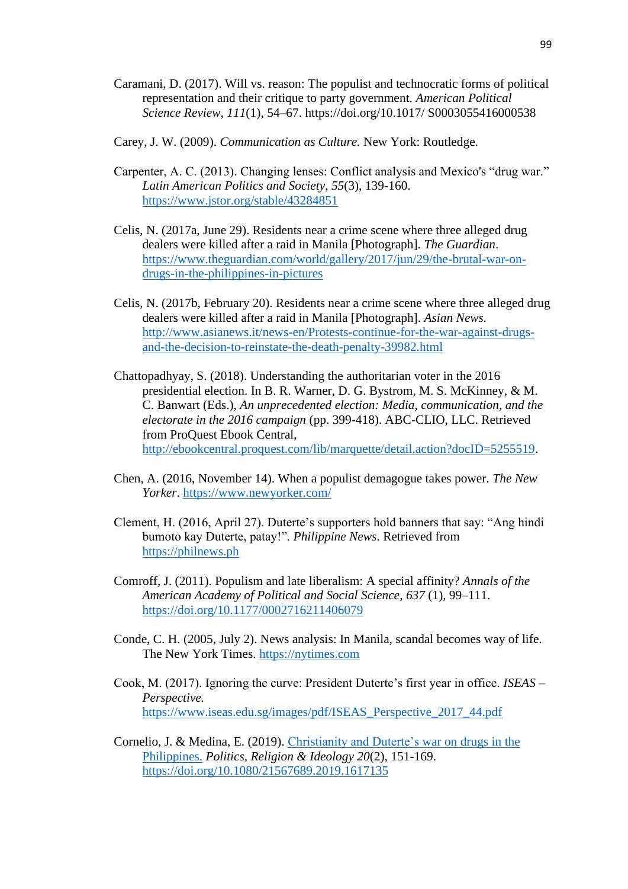Caramani, D. (2017). Will vs. reason: The populist and technocratic forms of political representation and their critique to party government. *American Political Science Review*, *111*(1), 54–67. https://doi.org/10.1017/ S0003055416000538

Carey, J. W. (2009). *Communication as Culture.* New York: Routledge.

Carpenter, A. C. (2013). Changing lenses: Conflict analysis and Mexico's "drug war." *Latin American Politics and Society*, *55*(3), 139-160. https://www.jstor.org/stable/43284851

Celis, N. (2017a, June 29). Residents near a crime scene where three alleged drug dealers were killed after a raid in Manila [Photograph]. *The Guardian*. https://www.theguardian.com/world/gallery/2017/jun/29/the-brutal-war-on-drugs-in-the-philippines-in-pictures

Celis, N. (2017b, February 20). Residents near a crime scene where three alleged drug dealers were killed after a raid in Manila [Photograph]. *Asian News.* http://www.asianews.it/news-en/Protests-continue-for-the-war-against-drugs-and-the-decision-to-reinstate-the-death-penalty-39982.html

Chattopadhyay, S. (2018). Understanding the authoritarian voter in the 2016 presidential election. In B. R. Warner, D. G. Bystrom, M. S. McKinney, & M. C. Banwart (Eds.), *An unprecedented election: Media, communication, and the electorate in the 2016 campaign* (pp. 399-418). ABC-CLIO, LLC. Retrieved from ProQuest Ebook Central, http://ebookcentral.proquest.com/lib/marquette/detail.action?docID=5255519.

Chen, A. (2016, November 14). When a populist demagogue takes power. *The New Yorker*. https://www.newyorker.com/

Clement, H. (2016, April 27). Duterte's supporters hold banners that say: "Ang hindi bumoto kay Duterte, patay!". *Philippine News*. Retrieved from https://philnews.ph

Comroff, J. (2011). Populism and late liberalism: A special affinity? *Annals of the American Academy of Political and Social Science*, *637* (1), 99–111. https://doi.org/10.1177/0002716211406079

Conde, C. H. (2005, July 2). News analysis: In Manila, scandal becomes way of life. The New York Times. https://nytimes.com

Cook, M. (2017). Ignoring the curve: President Duterte's first year in office. *ISEAS – Perspective.* https://www.iseas.edu.sg/images/pdf/ISEAS_Perspective_2017_44.pdf

Cornelio, J. & Medina, E. (2019). Christianity and Duterte's war on drugs in the Philippines. *Politics, Religion & Ideology* *20*(2), 151-169. https://doi.org/10.1080/21567689.2019.1617135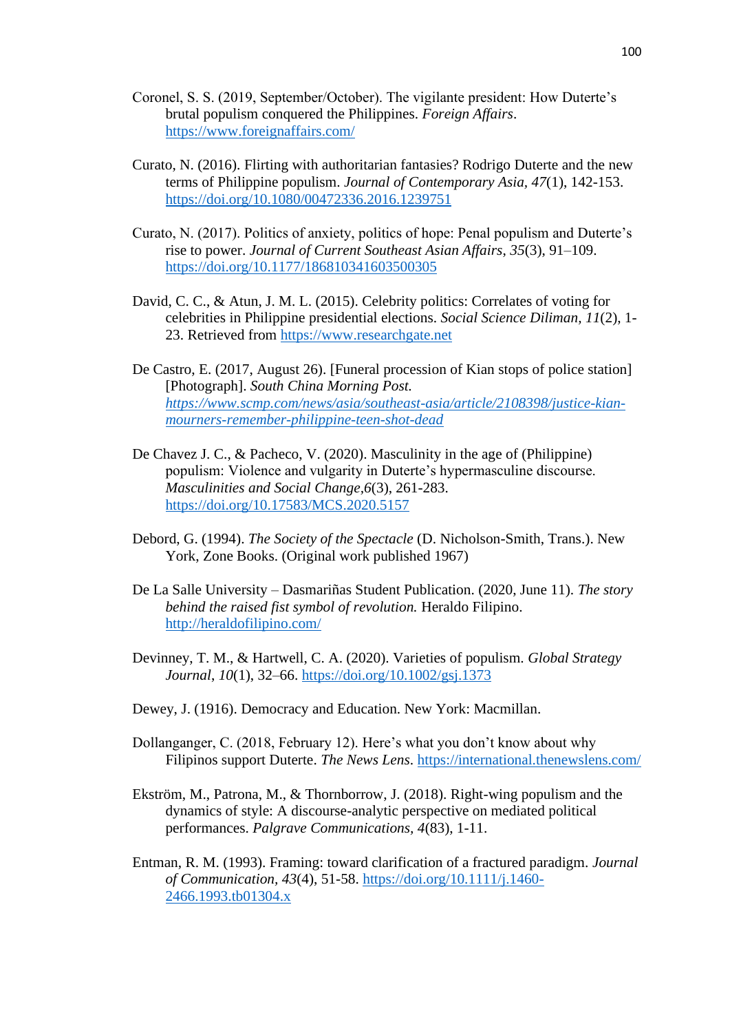Coronel, S. S. (2019, September/October). The vigilante president: How Duterte's brutal populism conquered the Philippines. *Foreign Affairs*. https://www.foreignaffairs.com/

Curato, N. (2016). Flirting with authoritarian fantasies? Rodrigo Duterte and the new terms of Philippine populism. *Journal of Contemporary Asia, 47*(1), 142-153. https://doi.org/10.1080/00472336.2016.1239751

Curato, N. (2017). Politics of anxiety, politics of hope: Penal populism and Duterte's rise to power. *Journal of Current Southeast Asian Affairs*, *35*(3), 91–109. https://doi.org/10.1177/186810341603500305

David, C. C., & Atun, J. M. L. (2015). Celebrity politics: Correlates of voting for celebrities in Philippine presidential elections. *Social Science Diliman, 11*(2), 1-23. Retrieved from https://www.researchgate.net

De Castro, E. (2017, August 26). [Funeral procession of Kian stops of police station] [Photograph]. *South China Morning Post. https://www.scmp.com/news/asia/southeast-asia/article/2108398/justice-kian-mourners-remember-philippine-teen-shot-dead*

De Chavez J. C., & Pacheco, V. (2020). Masculinity in the age of (Philippine) populism: Violence and vulgarity in Duterte's hypermasculine discourse. *Masculinities and Social Change,6*(3), 261-283. https://doi.org/10.17583/MCS.2020.5157

Debord, G. (1994). *The Society of the Spectacle* (D. Nicholson-Smith, Trans.). New York, Zone Books. (Original work published 1967)

De La Salle University – Dasmariñas Student Publication. (2020, June 11). *The story behind the raised fist symbol of revolution.* Heraldo Filipino. http://heraldofilipino.com/

Devinney, T. M., & Hartwell, C. A. (2020). Varieties of populism. *Global Strategy Journal*, *10*(1), 32–66. https://doi.org/10.1002/gsj.1373

Dewey, J. (1916). Democracy and Education. New York: Macmillan.

Dollanganger, C. (2018, February 12). Here's what you don't know about why Filipinos support Duterte. *The News Lens*. https://international.thenewslens.com/

Ekström, M., Patrona, M., & Thornborrow, J. (2018). Right-wing populism and the dynamics of style: A discourse-analytic perspective on mediated political performances. *Palgrave Communications*, *4*(83), 1-11.

Entman, R. M. (1993). Framing: toward clarification of a fractured paradigm. *Journal of Communication*, *43*(4), 51-58. https://doi.org/10.1111/j.1460-2466.1993.tb01304.x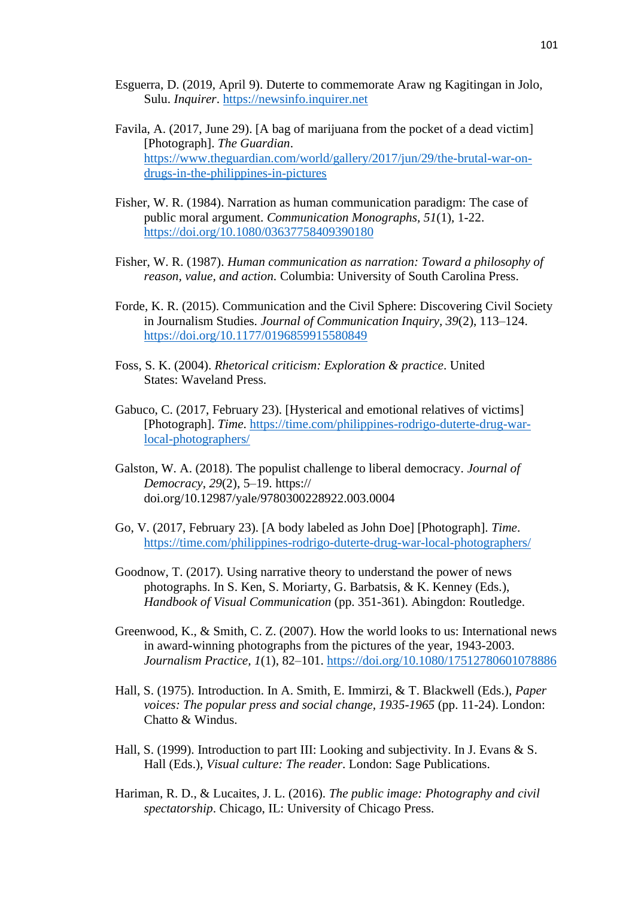Esguerra, D. (2019, April 9). Duterte to commemorate Araw ng Kagitingan in Jolo, Sulu. *Inquirer*. https://newsinfo.inquirer.net

Favila, A. (2017, June 29). [A bag of marijuana from the pocket of a dead victim] [Photograph]. *The Guardian*. https://www.theguardian.com/world/gallery/2017/jun/29/the-brutal-war-on-drugs-in-the-philippines-in-pictures

Fisher, W. R. (1984). Narration as human communication paradigm: The case of public moral argument. *Communication Monographs*, *51*(1), 1-22. https://doi.org/10.1080/03637758409390180

Fisher, W. R. (1987). *Human communication as narration: Toward a philosophy of reason, value, and action*. Columbia: University of South Carolina Press.

Forde, K. R. (2015). Communication and the Civil Sphere: Discovering Civil Society in Journalism Studies. *Journal of Communication Inquiry*, *39*(2), 113–124. https://doi.org/10.1177/0196859915580849

Foss, S. K. (2004). *Rhetorical criticism: Exploration & practice*. United States: Waveland Press.

Gabuco, C. (2017, February 23). [Hysterical and emotional relatives of victims] [Photograph]. *Time*. https://time.com/philippines-rodrigo-duterte-drug-war-local-photographers/

Galston, W. A. (2018). The populist challenge to liberal democracy. *Journal of Democracy*, *29*(2), 5–19. https:// doi.org/10.12987/yale/9780300228922.003.0004

Go, V. (2017, February 23). [A body labeled as John Doe] [Photograph]. *Time*. https://time.com/philippines-rodrigo-duterte-drug-war-local-photographers/

Goodnow, T. (2017). Using narrative theory to understand the power of news photographs. In S. Ken, S. Moriarty, G. Barbatsis, & K. Kenney (Eds.), *Handbook of Visual Communication* (pp. 351-361). Abingdon: Routledge.

Greenwood, K., & Smith, C. Z. (2007). How the world looks to us: International news in award-winning photographs from the pictures of the year, 1943-2003. *Journalism Practice*, *1*(1), 82–101. https://doi.org/10.1080/17512780601078886

Hall, S. (1975). Introduction. In A. Smith, E. Immirzi, & T. Blackwell (Eds.), *Paper voices: The popular press and social change, 1935-1965* (pp. 11-24). London: Chatto & Windus.

Hall, S. (1999). Introduction to part III: Looking and subjectivity. In J. Evans & S. Hall (Eds.), *Visual culture: The reader*. London: Sage Publications.

Hariman, R. D., & Lucaites, J. L. (2016). *The public image: Photography and civil spectatorship*. Chicago, IL: University of Chicago Press.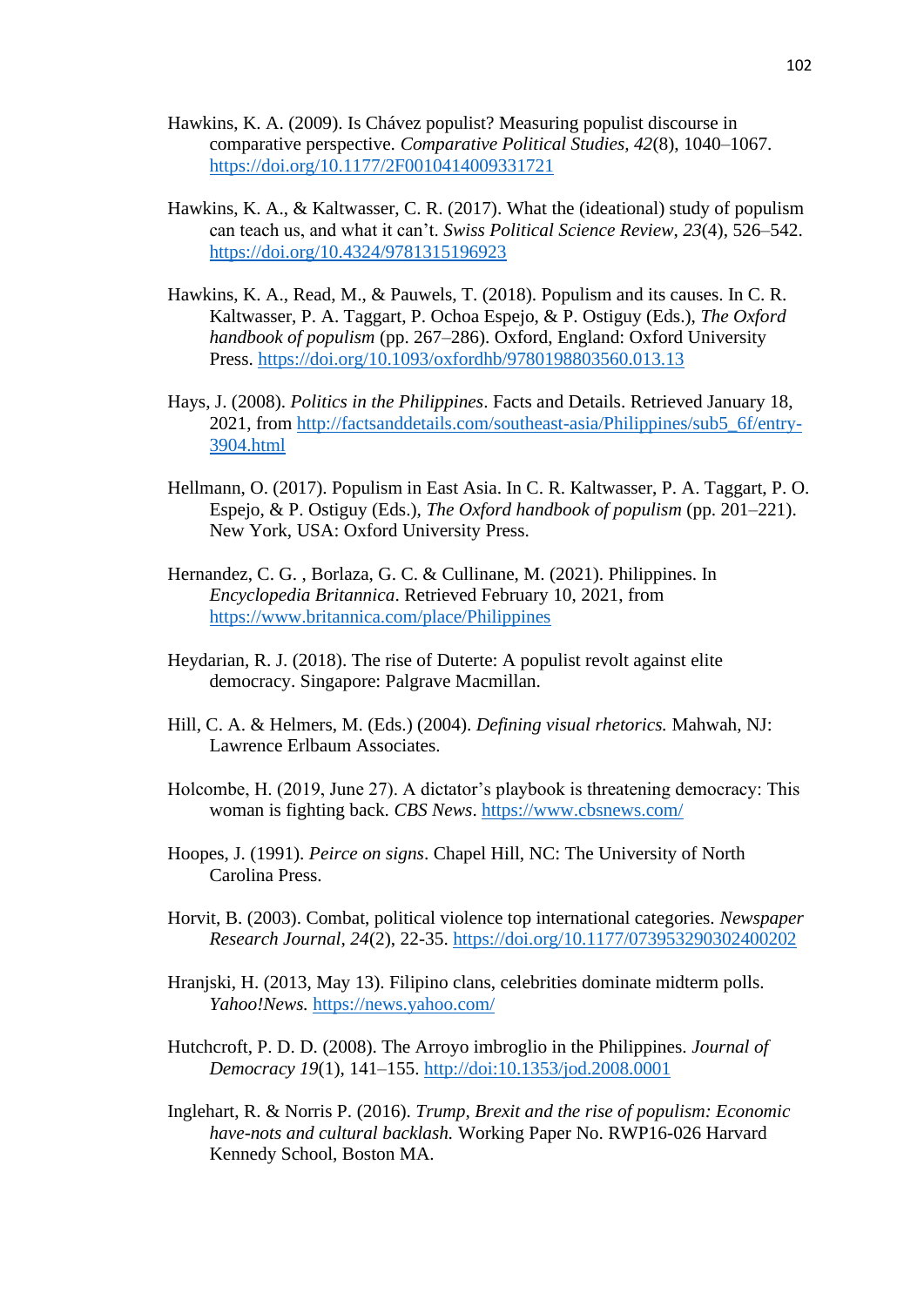Hawkins, K. A. (2009). Is Chávez populist? Measuring populist discourse in comparative perspective. *Comparative Political Studies*, *42*(8), 1040–1067. https://doi.org/10.1177/2F0010414009331721

Hawkins, K. A., & Kaltwasser, C. R. (2017). What the (ideational) study of populism can teach us, and what it can't. *Swiss Political Science Review*, *23*(4), 526–542. https://doi.org/10.4324/9781315196923

Hawkins, K. A., Read, M., & Pauwels, T. (2018). Populism and its causes. In C. R. Kaltwasser, P. A. Taggart, P. Ochoa Espejo, & P. Ostiguy (Eds.), *The Oxford handbook of populism* (pp. 267–286). Oxford, England: Oxford University Press. https://doi.org/10.1093/oxfordhb/9780198803560.013.13

Hays, J. (2008). *Politics in the Philippines*. Facts and Details. Retrieved January 18, 2021, from http://factsanddetails.com/southeast-asia/Philippines/sub5_6f/entry-3904.html

Hellmann, O. (2017). Populism in East Asia. In C. R. Kaltwasser, P. A. Taggart, P. O. Espejo, & P. Ostiguy (Eds.), *The Oxford handbook of populism* (pp. 201–221). New York, USA: Oxford University Press.

Hernandez, C. G. , Borlaza, G. C. & Cullinane, M. (2021). Philippines. In *Encyclopedia Britannica*. Retrieved February 10, 2021, from https://www.britannica.com/place/Philippines

Heydarian, R. J. (2018). The rise of Duterte: A populist revolt against elite democracy. Singapore: Palgrave Macmillan.

Hill, C. A. & Helmers, M. (Eds.) (2004). *Defining visual rhetorics.* Mahwah, NJ: Lawrence Erlbaum Associates.

Holcombe, H. (2019, June 27). A dictator's playbook is threatening democracy: This woman is fighting back. *CBS News*. https://www.cbsnews.com/

Hoopes, J. (1991). *Peirce on signs*. Chapel Hill, NC: The University of North Carolina Press.

Horvit, B. (2003). Combat, political violence top international categories. *Newspaper Research Journal*, *24*(2), 22-35. https://doi.org/10.1177/073953290302400202

Hranjski, H. (2013, May 13). Filipino clans, celebrities dominate midterm polls. *Yahoo!News.* https://news.yahoo.com/

Hutchcroft, P. D. D. (2008). The Arroyo imbroglio in the Philippines. *Journal of Democracy 19*(1), 141–155. http://doi:10.1353/jod.2008.0001

Inglehart, R. & Norris P. (2016). *Trump, Brexit and the rise of populism: Economic have-nots and cultural backlash.* Working Paper No. RWP16-026 Harvard Kennedy School, Boston MA.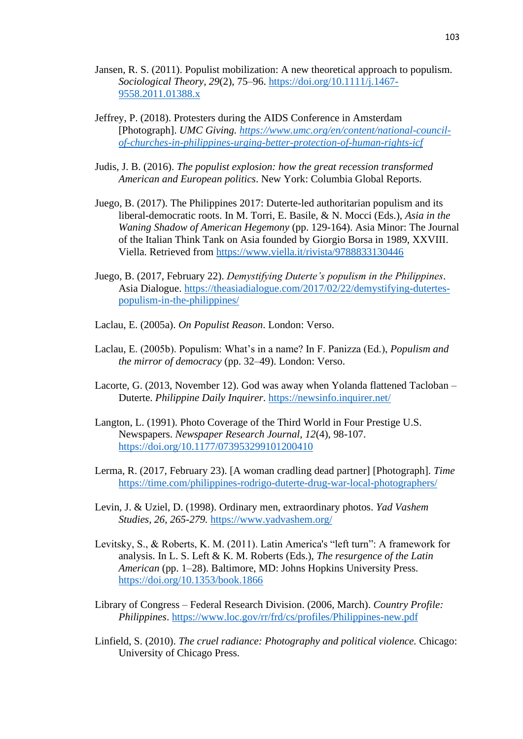Jansen, R. S. (2011). Populist mobilization: A new theoretical approach to populism. *Sociological Theory, 29*(2), 75–96. https://doi.org/10.1111/j.1467-9558.2011.01388.x

Jeffrey, P. (2018). Protesters during the AIDS Conference in Amsterdam [Photograph]. *UMC Giving. https://www.umc.org/en/content/national-council-of-churches-in-philippines-urging-better-protection-of-human-rights-icf*

Judis, J. B. (2016). *The populist explosion: how the great recession transformed American and European politics*. New York: Columbia Global Reports.

Juego, B. (2017). The Philippines 2017: Duterte-led authoritarian populism and its liberal-democratic roots. In M. Torri, E. Basile, & N. Mocci (Eds.), *Asia in the Waning Shadow of American Hegemony* (pp. 129-164). Asia Minor: The Journal of the Italian Think Tank on Asia founded by Giorgio Borsa in 1989, XXVIII. Viella. Retrieved from https://www.viella.it/rivista/9788833130446

Juego, B. (2017, February 22). *Demystifying Duterte's populism in the Philippines*. Asia Dialogue. https://theasiadialogue.com/2017/02/22/demystifying-dutertes-populism-in-the-philippines/

Laclau, E. (2005a). *On Populist Reason*. London: Verso.

Laclau, E. (2005b). Populism: What's in a name? In F. Panizza (Ed.), *Populism and the mirror of democracy* (pp. 32–49). London: Verso.

Lacorte, G. (2013, November 12). God was away when Yolanda flattened Tacloban – Duterte. *Philippine Daily Inquirer*. https://newsinfo.inquirer.net/

Langton, L. (1991). Photo Coverage of the Third World in Four Prestige U.S. Newspapers. *Newspaper Research Journal, 12*(4), 98-107. https://doi.org/10.1177/073953299101200410

Lerma, R. (2017, February 23). [A woman cradling dead partner] [Photograph]. *Time* https://time.com/philippines-rodrigo-duterte-drug-war-local-photographers/

Levin, J. & Uziel, D. (1998). Ordinary men, extraordinary photos. *Yad Vashem Studies, 26, 265-279.* https://www.yadvashem.org/

Levitsky, S., & Roberts, K. M. (2011). Latin America's "left turn": A framework for analysis. In L. S. Left & K. M. Roberts (Eds.), *The resurgence of the Latin American* (pp. 1–28). Baltimore, MD: Johns Hopkins University Press. https://doi.org/10.1353/book.1866

Library of Congress – Federal Research Division. (2006, March). *Country Profile: Philippines*. https://www.loc.gov/rr/frd/cs/profiles/Philippines-new.pdf

Linfield, S. (2010). *The cruel radiance: Photography and political violence.* Chicago: University of Chicago Press.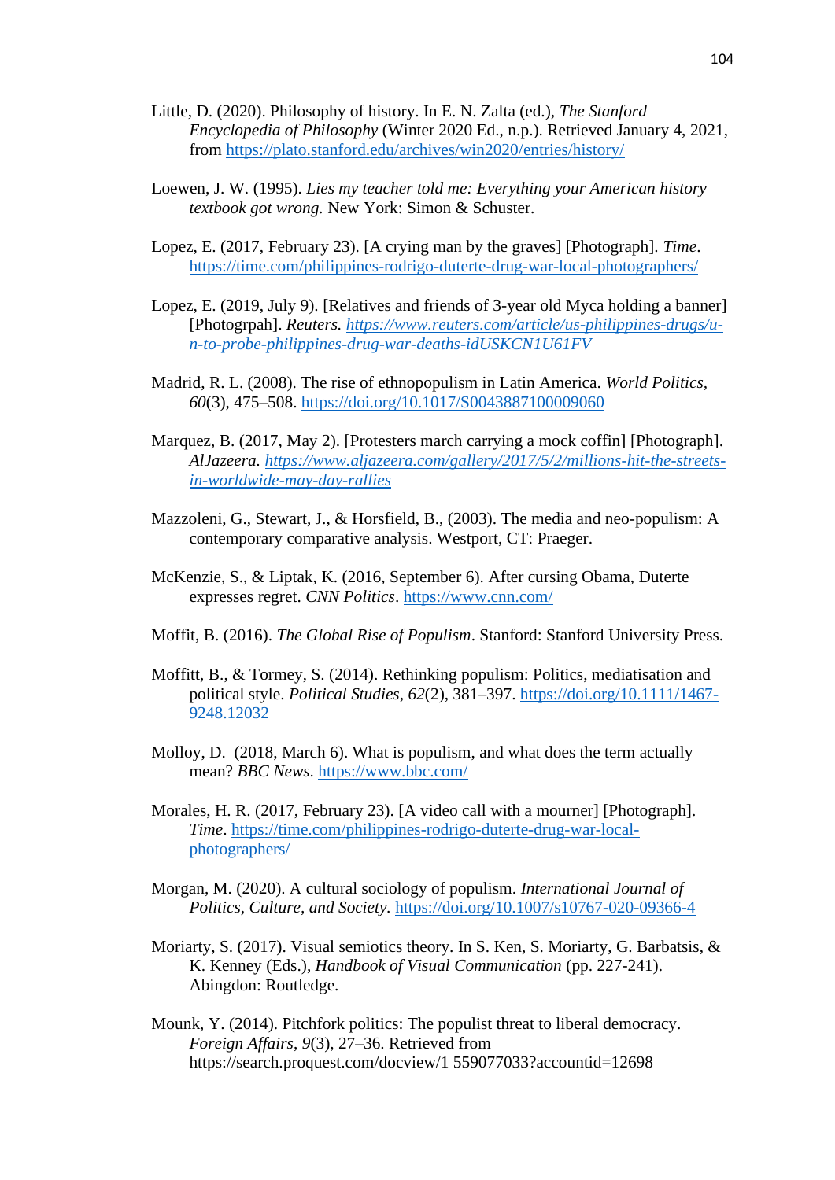Little, D. (2020). Philosophy of history. In E. N. Zalta (ed.), *The Stanford Encyclopedia of Philosophy* (Winter 2020 Ed., n.p.). Retrieved January 4, 2021, from https://plato.stanford.edu/archives/win2020/entries/history/

Loewen, J. W. (1995). *Lies my teacher told me: Everything your American history textbook got wrong.* New York: Simon & Schuster.

Lopez, E. (2017, February 23). [A crying man by the graves] [Photograph]. *Time*. https://time.com/philippines-rodrigo-duterte-drug-war-local-photographers/

Lopez, E. (2019, July 9). [Relatives and friends of 3-year old Myca holding a banner] [Photogrpah]. *Reuters. https://www.reuters.com/article/us-philippines-drugs/u-n-to-probe-philippines-drug-war-deaths-idUSKCN1U61FV*

Madrid, R. L. (2008). The rise of ethnopopulism in Latin America. *World Politics, 60*(3), 475–508. https://doi.org/10.1017/S0043887100009060

Marquez, B. (2017, May 2). [Protesters march carrying a mock coffin] [Photograph]. *AlJazeera. https://www.aljazeera.com/gallery/2017/5/2/millions-hit-the-streets-in-worldwide-may-day-rallies*

Mazzoleni, G., Stewart, J., & Horsfield, B., (2003). The media and neo-populism: A contemporary comparative analysis. Westport, CT: Praeger.

McKenzie, S., & Liptak, K. (2016, September 6). After cursing Obama, Duterte expresses regret. *CNN Politics*. https://www.cnn.com/

Moffit, B. (2016). *The Global Rise of Populism*. Stanford: Stanford University Press.

Moffitt, B., & Tormey, S. (2014). Rethinking populism: Politics, mediatisation and political style. *Political Studies*, *62*(2), 381–397. https://doi.org/10.1111/1467-9248.12032

Molloy, D. (2018, March 6). What is populism, and what does the term actually mean? *BBC News*. https://www.bbc.com/

Morales, H. R. (2017, February 23). [A video call with a mourner] [Photograph]. *Time*. https://time.com/philippines-rodrigo-duterte-drug-war-local-photographers/

Morgan, M. (2020). A cultural sociology of populism. *International Journal of Politics, Culture, and Society.* https://doi.org/10.1007/s10767-020-09366-4

Moriarty, S. (2017). Visual semiotics theory. In S. Ken, S. Moriarty, G. Barbatsis, & K. Kenney (Eds.), *Handbook of Visual Communication* (pp. 227-241). Abingdon: Routledge.

Mounk, Y. (2014). Pitchfork politics: The populist threat to liberal democracy. *Foreign Affairs*, *9*(3), 27–36. Retrieved from https://search.proquest.com/docview/1 559077033?accountid=12698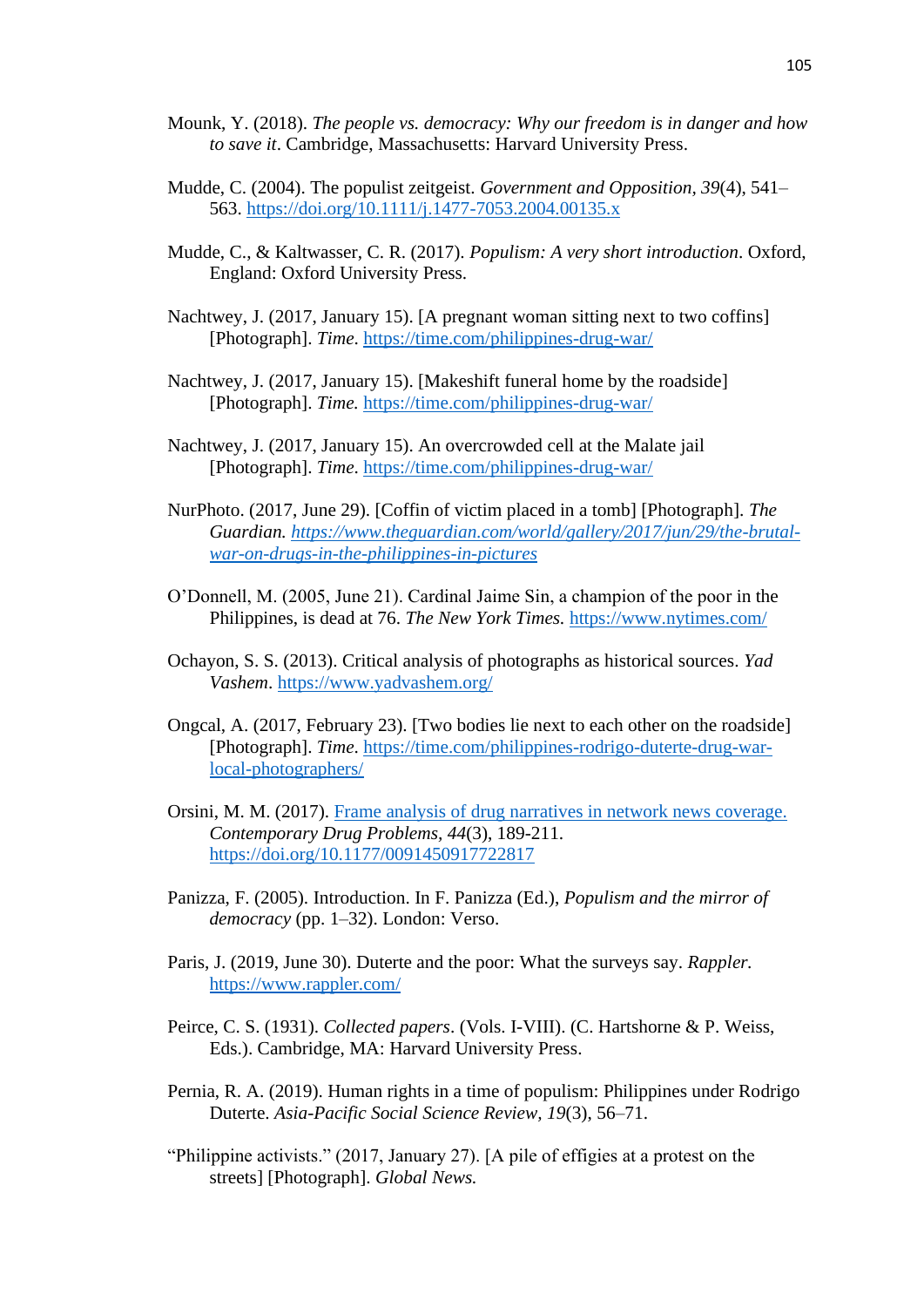Mounk, Y. (2018). *The people vs. democracy: Why our freedom is in danger and how to save it*. Cambridge, Massachusetts: Harvard University Press.

Mudde, C. (2004). The populist zeitgeist. *Government and Opposition*, *39*(4), 541–563. https://doi.org/10.1111/j.1477-7053.2004.00135.x

Mudde, C., & Kaltwasser, C. R. (2017). *Populism: A very short introduction*. Oxford, England: Oxford University Press.

Nachtwey, J. (2017, January 15). [A pregnant woman sitting next to two coffins] [Photograph]. *Time*. https://time.com/philippines-drug-war/

Nachtwey, J. (2017, January 15). [Makeshift funeral home by the roadside] [Photograph]. *Time*. https://time.com/philippines-drug-war/

Nachtwey, J. (2017, January 15). An overcrowded cell at the Malate jail [Photograph]. *Time*. https://time.com/philippines-drug-war/

NurPhoto. (2017, June 29). [Coffin of victim placed in a tomb] [Photograph]. *The Guardian*. *https://www.theguardian.com/world/gallery/2017/jun/29/the-brutal-war-on-drugs-in-the-philippines-in-pictures*

O'Donnell, M. (2005, June 21). Cardinal Jaime Sin, a champion of the poor in the Philippines, is dead at 76. *The New York Times*. https://www.nytimes.com/

Ochayon, S. S. (2013). Critical analysis of photographs as historical sources. *Yad Vashem*. https://www.yadvashem.org/

Ongcal, A. (2017, February 23). [Two bodies lie next to each other on the roadside] [Photograph]. *Time*. https://time.com/philippines-rodrigo-duterte-drug-war-local-photographers/

Orsini, M. M. (2017). Frame analysis of drug narratives in network news coverage. *Contemporary Drug Problems*, *44*(3), 189-211. https://doi.org/10.1177/0091450917722817

Panizza, F. (2005). Introduction. In F. Panizza (Ed.), *Populism and the mirror of democracy* (pp. 1–32). London: Verso.

Paris, J. (2019, June 30). Duterte and the poor: What the surveys say. *Rappler*. https://www.rappler.com/

Peirce, C. S. (1931). *Collected papers*. (Vols. I-VIII). (C. Hartshorne & P. Weiss, Eds.). Cambridge, MA: Harvard University Press.

Pernia, R. A. (2019). Human rights in a time of populism: Philippines under Rodrigo Duterte. *Asia-Pacific Social Science Review*, *19*(3), 56–71.

"Philippine activists." (2017, January 27). [A pile of effigies at a protest on the streets] [Photograph]. *Global News*.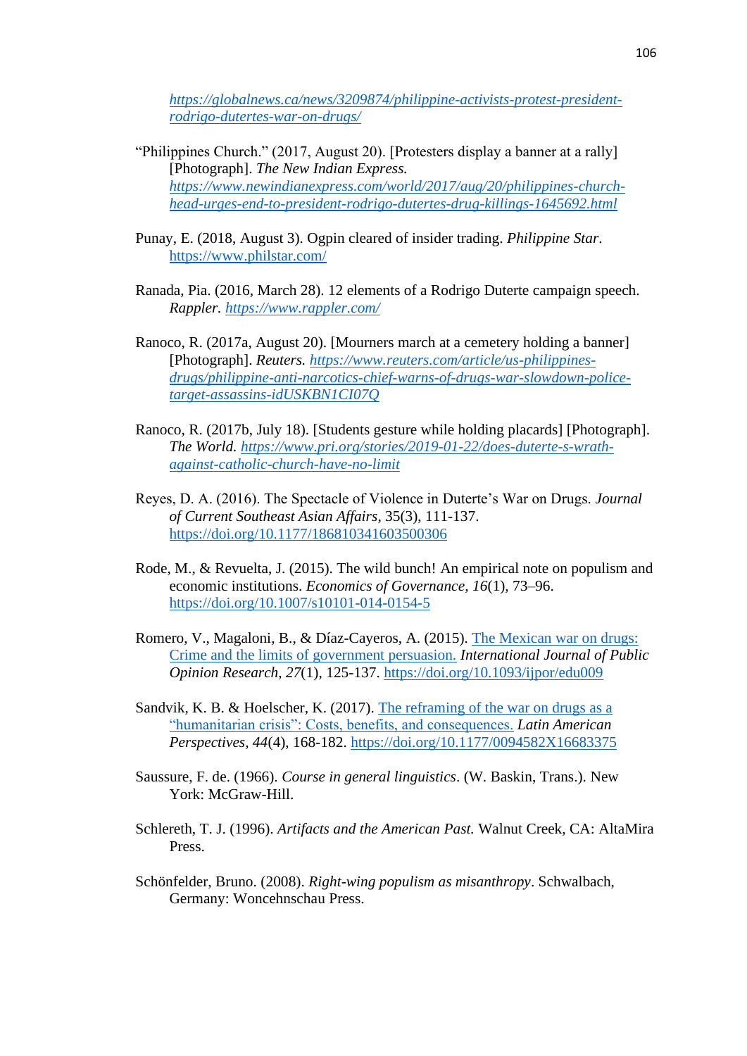https://globalnews.ca/news/3209874/philippine-activists-protest-president-rodrigo-dutertes-war-on-drugs/

"Philippines Church." (2017, August 20). [Protesters display a banner at a rally] [Photograph]. *The New Indian Express.* https://www.newindianexpress.com/world/2017/aug/20/philippines-church-head-urges-end-to-president-rodrigo-dutertes-drug-killings-1645692.html

Punay, E. (2018, August 3). Ogpin cleared of insider trading. *Philippine Star*. https://www.philstar.com/

Ranada, Pia. (2016, March 28). 12 elements of a Rodrigo Duterte campaign speech. *Rappler.* https://www.rappler.com/

Ranoco, R. (2017a, August 20). [Mourners march at a cemetery holding a banner] [Photograph]. *Reuters.* https://www.reuters.com/article/us-philippines-drugs/philippine-anti-narcotics-chief-warns-of-drugs-war-slowdown-police-target-assassins-idUSKBN1CI07Q

Ranoco, R. (2017b, July 18). [Students gesture while holding placards] [Photograph]. *The World.* https://www.pri.org/stories/2019-01-22/does-duterte-s-wrath-against-catholic-church-have-no-limit

Reyes, D. A. (2016). The Spectacle of Violence in Duterte's War on Drugs. *Journal of Current Southeast Asian Affairs*, 35(3), 111-137. https://doi.org/10.1177/186810341603500306

Rode, M., & Revuelta, J. (2015). The wild bunch! An empirical note on populism and economic institutions. *Economics of Governance*, *16*(1), 73–96. https://doi.org/10.1007/s10101-014-0154-5

Romero, V., Magaloni, B., & Díaz-Cayeros, A. (2015). The Mexican war on drugs: Crime and the limits of government persuasion. *International Journal of Public Opinion Research*, *27*(1), 125-137. https://doi.org/10.1093/ijpor/edu009

Sandvik, K. B. & Hoelscher, K. (2017). The reframing of the war on drugs as a "humanitarian crisis": Costs, benefits, and consequences. *Latin American Perspectives*, *44*(4), 168-182. https://doi.org/10.1177/0094582X16683375

Saussure, F. de. (1966). *Course in general linguistics*. (W. Baskin, Trans.). New York: McGraw-Hill.

Schlereth, T. J. (1996). *Artifacts and the American Past.* Walnut Creek, CA: AltaMira Press.

Schönfelder, Bruno. (2008). *Right-wing populism as misanthropy*. Schwalbach, Germany: Woncehnschau Press.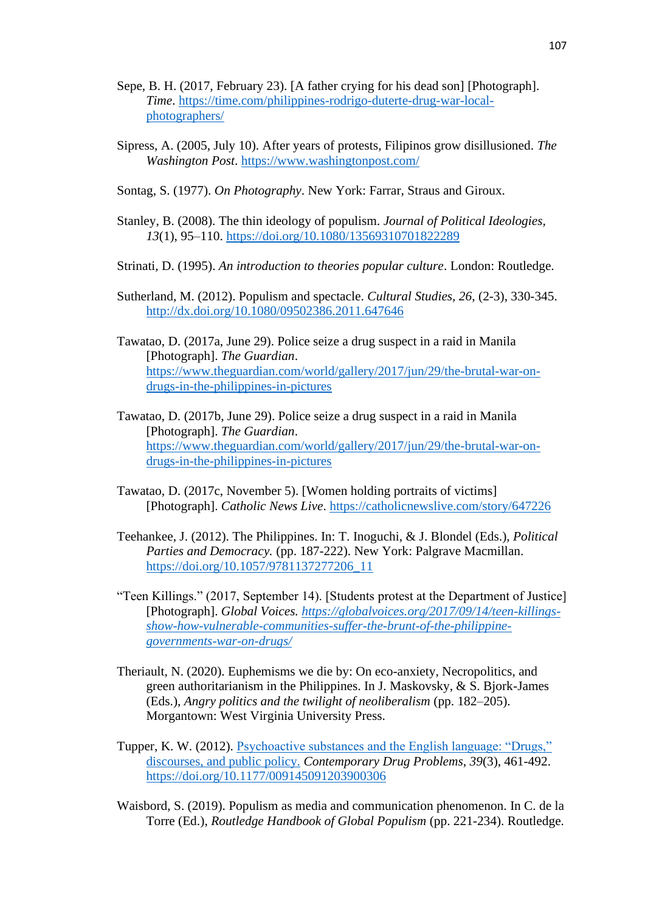Sepe, B. H. (2017, February 23). [A father crying for his dead son] [Photograph]. *Time*. https://time.com/philippines-rodrigo-duterte-drug-war-local-photographers/

Sipress, A. (2005, July 10). After years of protests, Filipinos grow disillusioned. *The Washington Post*. https://www.washingtonpost.com/

Sontag, S. (1977). *On Photography*. New York: Farrar, Straus and Giroux.

Stanley, B. (2008). The thin ideology of populism. *Journal of Political Ideologies, 13*(1), 95–110. https://doi.org/10.1080/13569310701822289

Strinati, D. (1995). *An introduction to theories popular culture*. London: Routledge.

Sutherland, M. (2012). Populism and spectacle. *Cultural Studies, 26*, (2-3), 330-345. http://dx.doi.org/10.1080/09502386.2011.647646

Tawatao, D. (2017a, June 29). Police seize a drug suspect in a raid in Manila [Photograph]. *The Guardian*. https://www.theguardian.com/world/gallery/2017/jun/29/the-brutal-war-on-drugs-in-the-philippines-in-pictures

Tawatao, D. (2017b, June 29). Police seize a drug suspect in a raid in Manila [Photograph]. *The Guardian*. https://www.theguardian.com/world/gallery/2017/jun/29/the-brutal-war-on-drugs-in-the-philippines-in-pictures

Tawatao, D. (2017c, November 5). [Women holding portraits of victims] [Photograph]. *Catholic News Live*. https://catholicnewslive.com/story/647226

Teehankee, J. (2012). The Philippines. In: T. Inoguchi, & J. Blondel (Eds.), *Political Parties and Democracy.* (pp. 187-222). New York: Palgrave Macmillan. https://doi.org/10.1057/9781137277206_11

"Teen Killings." (2017, September 14). [Students protest at the Department of Justice] [Photograph]. *Global Voices. https://globalvoices.org/2017/09/14/teen-killings-show-how-vulnerable-communities-suffer-the-brunt-of-the-philippine-governments-war-on-drugs/*

Theriault, N. (2020). Euphemisms we die by: On eco-anxiety, Necropolitics, and green authoritarianism in the Philippines. In J. Maskovsky, & S. Bjork-James (Eds.), *Angry politics and the twilight of neoliberalism* (pp. 182–205). Morgantown: West Virginia University Press.

Tupper, K. W. (2012). Psychoactive substances and the English language: "Drugs," discourses, and public policy. *Contemporary Drug Problems*, *39*(3), 461-492. https://doi.org/10.1177/009145091203900306

Waisbord, S. (2019). Populism as media and communication phenomenon. In C. de la Torre (Ed.), *Routledge Handbook of Global Populism* (pp. 221-234). Routledge.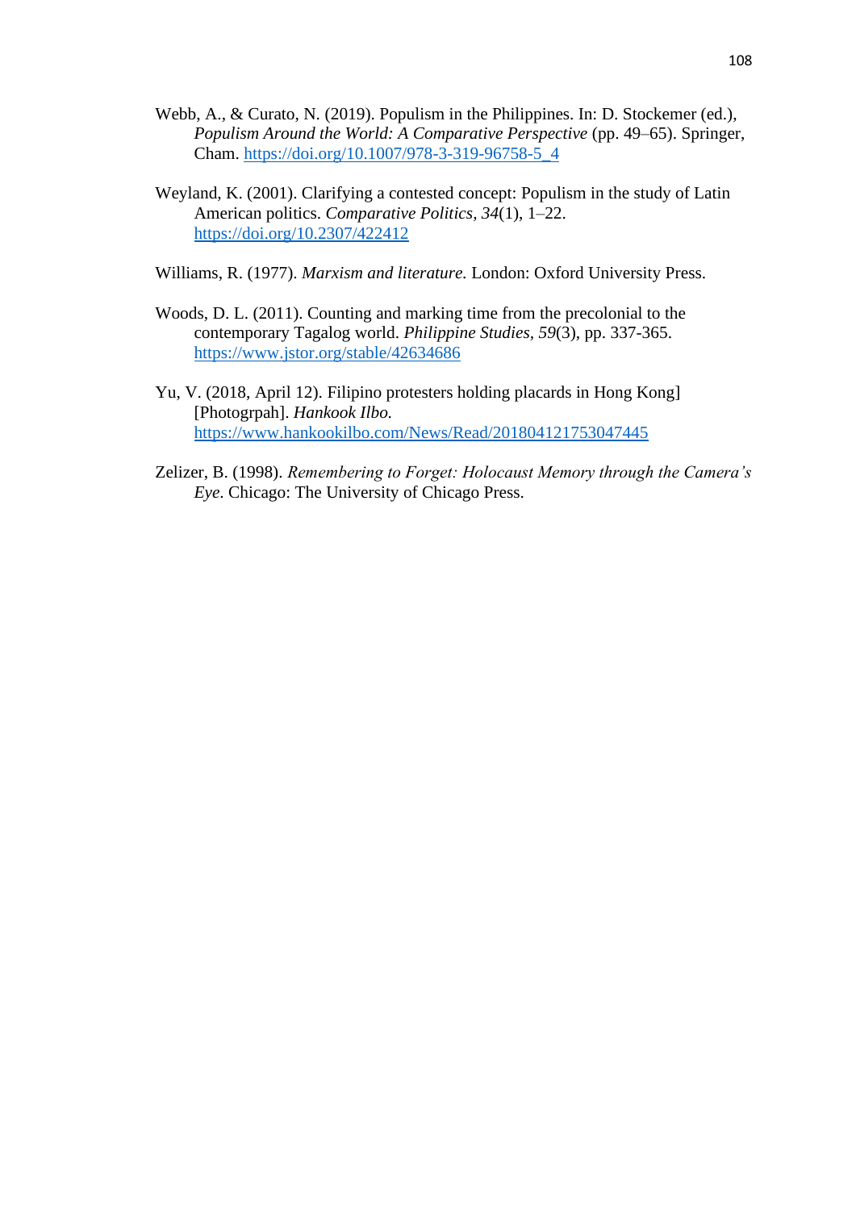Webb, A., & Curato, N. (2019). Populism in the Philippines. In: D. Stockemer (ed.), *Populism Around the World: A Comparative Perspective* (pp. 49–65). Springer, Cham. https://doi.org/10.1007/978-3-319-96758-5_4

Weyland, K. (2001). Clarifying a contested concept: Populism in the study of Latin American politics. *Comparative Politics, 34*(1), 1–22. https://doi.org/10.2307/422412

Williams, R. (1977). *Marxism and literature.* London: Oxford University Press.

Woods, D. L. (2011). Counting and marking time from the precolonial to the contemporary Tagalog world. *Philippine Studies, 59*(3), pp. 337-365. https://www.jstor.org/stable/42634686

Yu, V. (2018, April 12). Filipino protesters holding placards in Hong Kong] [Photogrpah]. *Hankook Ilbo.* https://www.hankookilbo.com/News/Read/201804121753047445

Zelizer, B. (1998). *Remembering to Forget: Holocaust Memory through the Camera's Eye*. Chicago: The University of Chicago Press.